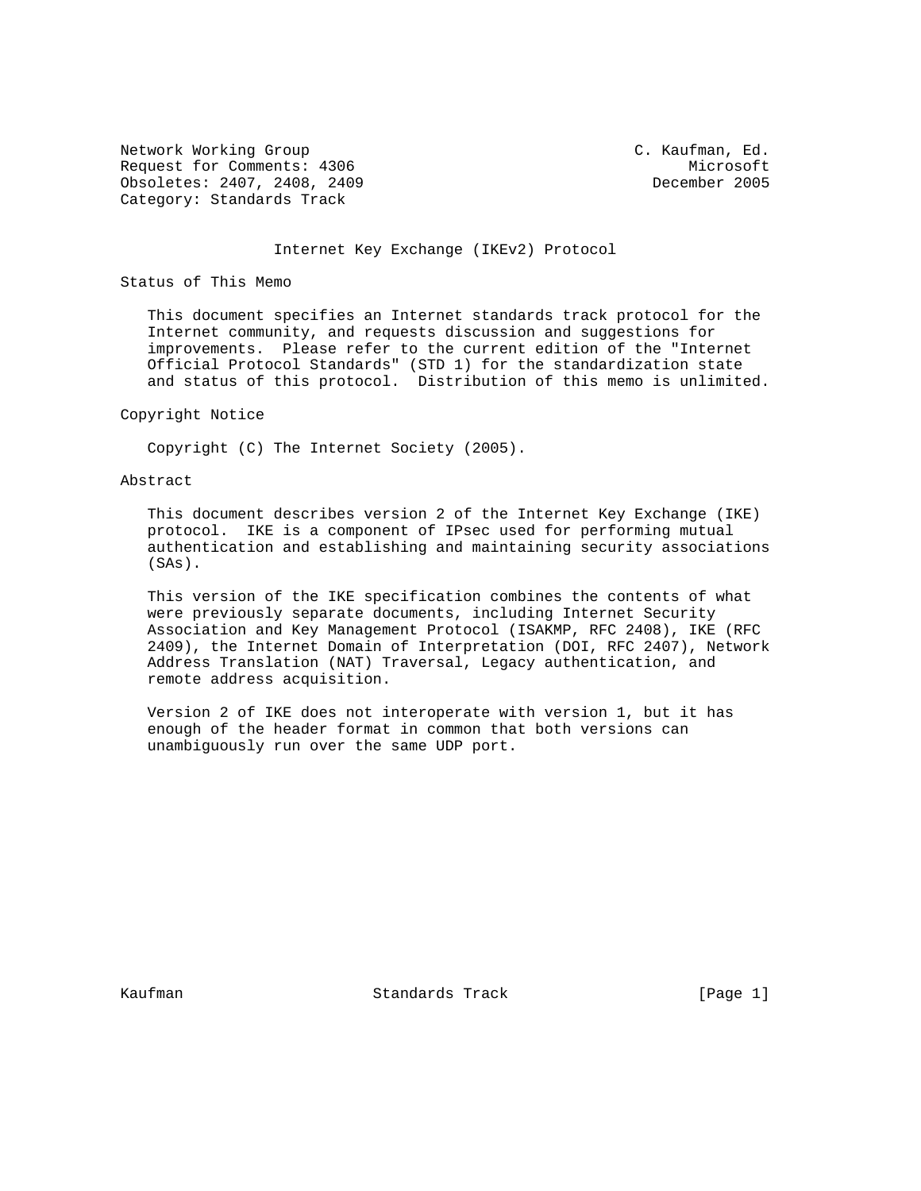Network Working Group C. Kaufman, Ed.
Request for Comments: 4306 Microsoft
Obsoletes: 2407, 2408, 2409 December 2005
Category: Standards Track

# Internet Key Exchange (IKEv2) Protocol

## Status of This Memo

This document specifies an Internet standards track protocol for the Internet community, and requests discussion and suggestions for improvements. Please refer to the current edition of the "Internet Official Protocol Standards" (STD 1) for the standardization state and status of this protocol. Distribution of this memo is unlimited.

## Copyright Notice

Copyright (C) The Internet Society (2005).

## Abstract

This document describes version 2 of the Internet Key Exchange (IKE) protocol. IKE is a component of IPsec used for performing mutual authentication and establishing and maintaining security associations (SAs).

This version of the IKE specification combines the contents of what were previously separate documents, including Internet Security Association and Key Management Protocol (ISAKMP, RFC 2408), IKE (RFC 2409), the Internet Domain of Interpretation (DOI, RFC 2407), Network Address Translation (NAT) Traversal, Legacy authentication, and remote address acquisition.

Version 2 of IKE does not interoperate with version 1, but it has enough of the header format in common that both versions can unambiguously run over the same UDP port.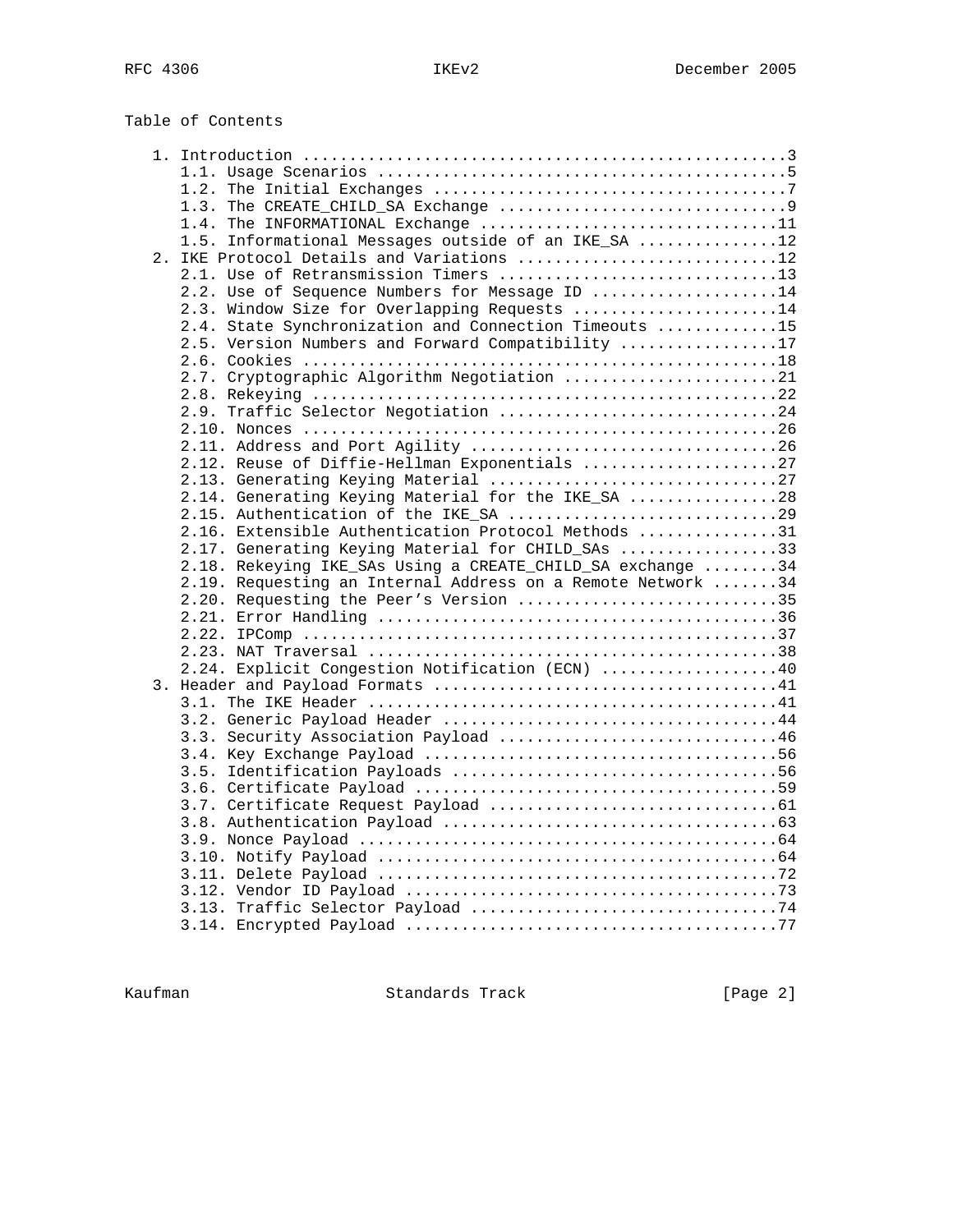## Table of Contents

1. Introduction ....................................................3
   1.1. Usage Scenarios ...........................................5
   1.2. The Initial Exchanges .....................................7
   1.3. The CREATE_CHILD_SA Exchange ..............................9
   1.4. The INFORMATIONAL Exchange ...............................11
   1.5. Informational Messages outside of an IKE_SA ..............12
2. IKE Protocol Details and Variations ...........................12
   2.1. Use of Retransmission Timers .............................13
   2.2. Use of Sequence Numbers for Message ID ...................14
   2.3. Window Size for Overlapping Requests .....................14
   2.4. State Synchronization and Connection Timeouts ............15
   2.5. Version Numbers and Forward Compatibility ................17
   2.6. Cookies ..................................................18
   2.7. Cryptographic Algorithm Negotiation ......................21
   2.8. Rekeying .................................................22
   2.9. Traffic Selector Negotiation .............................24
   2.10. Nonces ..................................................26
   2.11. Address and Port Agility ................................26
   2.12. Reuse of Diffie-Hellman Exponentials ....................27
   2.13. Generating Keying Material ..............................27
   2.14. Generating Keying Material for the IKE_SA ...............28
   2.15. Authentication of the IKE_SA ............................29
   2.16. Extensible Authentication Protocol Methods ..............31
   2.17. Generating Keying Material for CHILD_SAs ................33
   2.18. Rekeying IKE_SAs Using a CREATE_CHILD_SA exchange ........34
   2.19. Requesting an Internal Address on a Remote Network .......34
   2.20. Requesting the Peer's Version ...........................35
   2.21. Error Handling ..........................................36
   2.22. IPComp ..................................................37
   2.23. NAT Traversal ...........................................38
   2.24. Explicit Congestion Notification (ECN) ..................40
3. Header and Payload Formats ....................................41
   3.1. The IKE Header ...........................................41
   3.2. Generic Payload Header ...................................44
   3.3. Security Association Payload .............................46
   3.4. Key Exchange Payload .....................................56
   3.5. Identification Payloads ..................................56
   3.6. Certificate Payload ......................................59
   3.7. Certificate Request Payload ..............................61
   3.8. Authentication Payload ...................................63
   3.9. Nonce Payload ............................................64
   3.10. Notify Payload ..........................................64
   3.11. Delete Payload ..........................................72
   3.12. Vendor ID Payload .......................................73
   3.13. Traffic Selector Payload ................................74
   3.14. Encrypted Payload .......................................77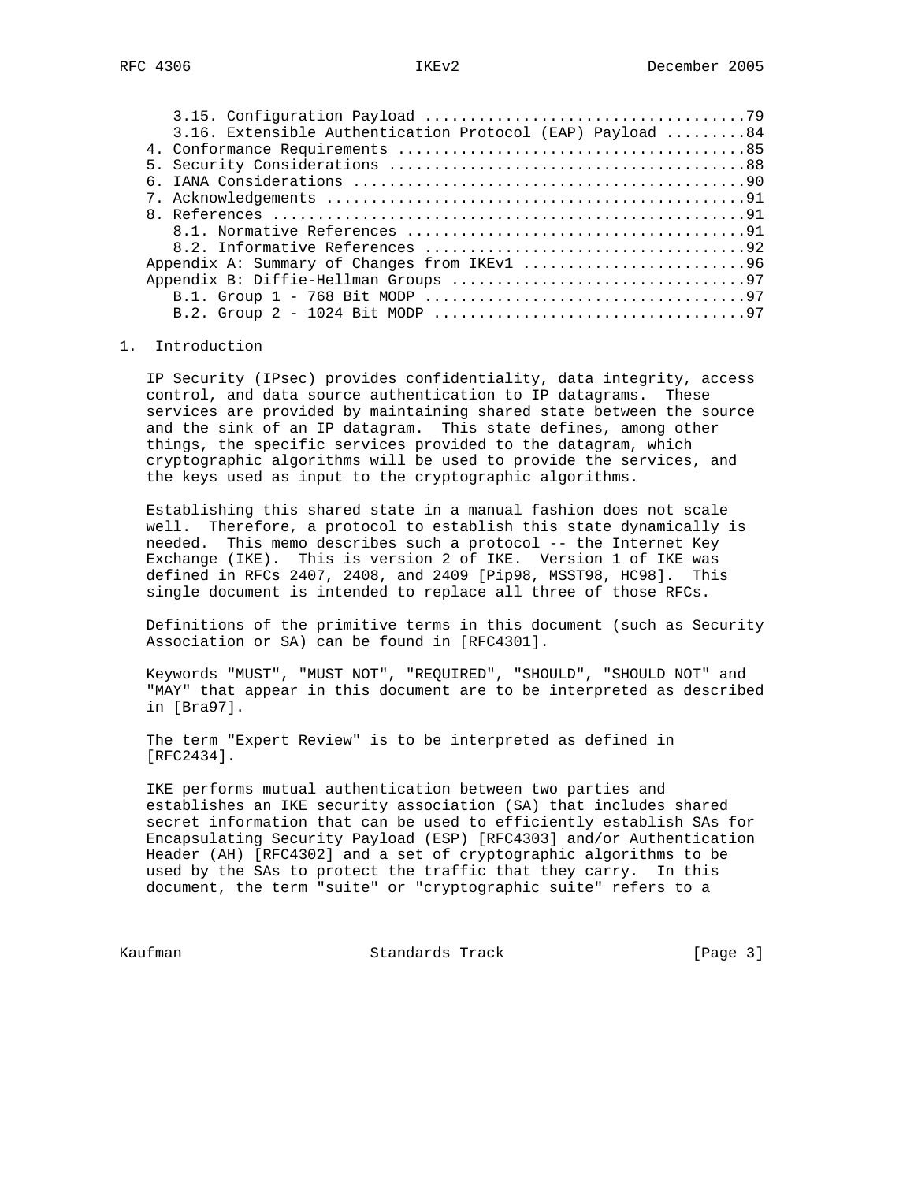3.15. Configuration Payload ...................................79
   3.16. Extensible Authentication Protocol (EAP) Payload .........84
4. Conformance Requirements ......................................85
5. Security Considerations .......................................88
6. IANA Considerations ...........................................90
7. Acknowledgements ..............................................91
8. References ....................................................91
   8.1. Normative References .....................................91
   8.2. Informative References ...................................92
Appendix A: Summary of Changes from IKEv1 ........................96
Appendix B: Diffie-Hellman Groups ................................97
   B.1. Group 1 - 768 Bit MODP ...................................97
   B.2. Group 2 - 1024 Bit MODP ..................................97

## 1. Introduction

IP Security (IPsec) provides confidentiality, data integrity, access control, and data source authentication to IP datagrams. These services are provided by maintaining shared state between the source and the sink of an IP datagram. This state defines, among other things, the specific services provided to the datagram, which cryptographic algorithms will be used to provide the services, and the keys used as input to the cryptographic algorithms.

Establishing this shared state in a manual fashion does not scale well. Therefore, a protocol to establish this state dynamically is needed. This memo describes such a protocol -- the Internet Key Exchange (IKE). This is version 2 of IKE. Version 1 of IKE was defined in RFCs 2407, 2408, and 2409 [Pip98, MSST98, HC98]. This single document is intended to replace all three of those RFCs.

Definitions of the primitive terms in this document (such as Security Association or SA) can be found in [RFC4301].

Keywords "MUST", "MUST NOT", "REQUIRED", "SHOULD", "SHOULD NOT" and "MAY" that appear in this document are to be interpreted as described in [Bra97].

The term "Expert Review" is to be interpreted as defined in [RFC2434].

IKE performs mutual authentication between two parties and establishes an IKE security association (SA) that includes shared secret information that can be used to efficiently establish SAs for Encapsulating Security Payload (ESP) [RFC4303] and/or Authentication Header (AH) [RFC4302] and a set of cryptographic algorithms to be used by the SAs to protect the traffic that they carry. In this document, the term "suite" or "cryptographic suite" refers to a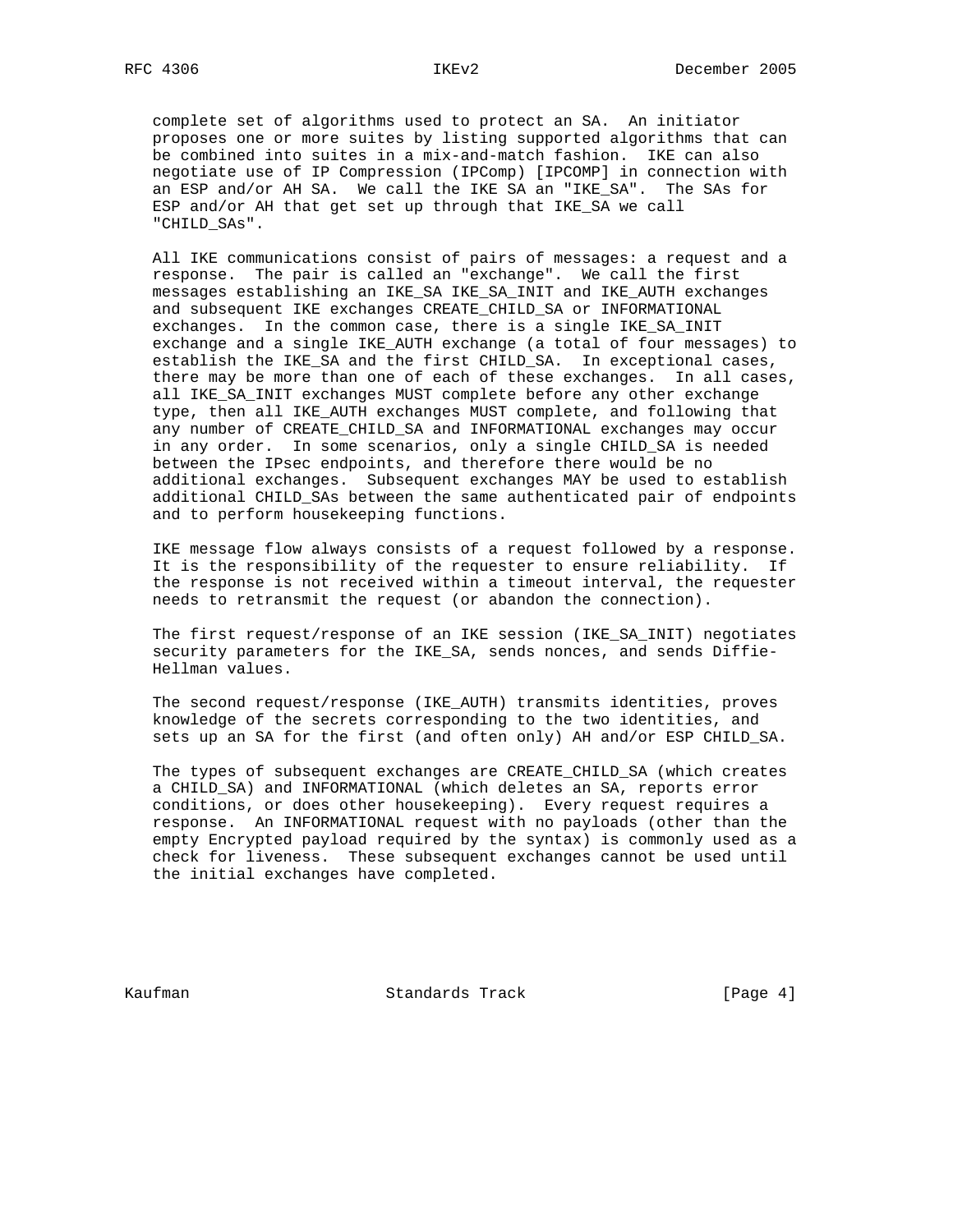complete set of algorithms used to protect an SA. An initiator proposes one or more suites by listing supported algorithms that can be combined into suites in a mix-and-match fashion. IKE can also negotiate use of IP Compression (IPComp) [IPCOMP] in connection with an ESP and/or AH SA. We call the IKE SA an "IKE_SA". The SAs for ESP and/or AH that get set up through that IKE_SA we call "CHILD_SAs".

All IKE communications consist of pairs of messages: a request and a response. The pair is called an "exchange". We call the first messages establishing an IKE_SA IKE_SA_INIT and IKE_AUTH exchanges and subsequent IKE exchanges CREATE_CHILD_SA or INFORMATIONAL exchanges. In the common case, there is a single IKE_SA_INIT exchange and a single IKE_AUTH exchange (a total of four messages) to establish the IKE_SA and the first CHILD_SA. In exceptional cases, there may be more than one of each of these exchanges. In all cases, all IKE_SA_INIT exchanges MUST complete before any other exchange type, then all IKE_AUTH exchanges MUST complete, and following that any number of CREATE_CHILD_SA and INFORMATIONAL exchanges may occur in any order. In some scenarios, only a single CHILD_SA is needed between the IPsec endpoints, and therefore there would be no additional exchanges. Subsequent exchanges MAY be used to establish additional CHILD_SAs between the same authenticated pair of endpoints and to perform housekeeping functions.

IKE message flow always consists of a request followed by a response. It is the responsibility of the requester to ensure reliability. If the response is not received within a timeout interval, the requester needs to retransmit the request (or abandon the connection).

The first request/response of an IKE session (IKE_SA_INIT) negotiates security parameters for the IKE_SA, sends nonces, and sends Diffie-Hellman values.

The second request/response (IKE_AUTH) transmits identities, proves knowledge of the secrets corresponding to the two identities, and sets up an SA for the first (and often only) AH and/or ESP CHILD_SA.

The types of subsequent exchanges are CREATE_CHILD_SA (which creates a CHILD_SA) and INFORMATIONAL (which deletes an SA, reports error conditions, or does other housekeeping). Every request requires a response. An INFORMATIONAL request with no payloads (other than the empty Encrypted payload required by the syntax) is commonly used as a check for liveness. These subsequent exchanges cannot be used until the initial exchanges have completed.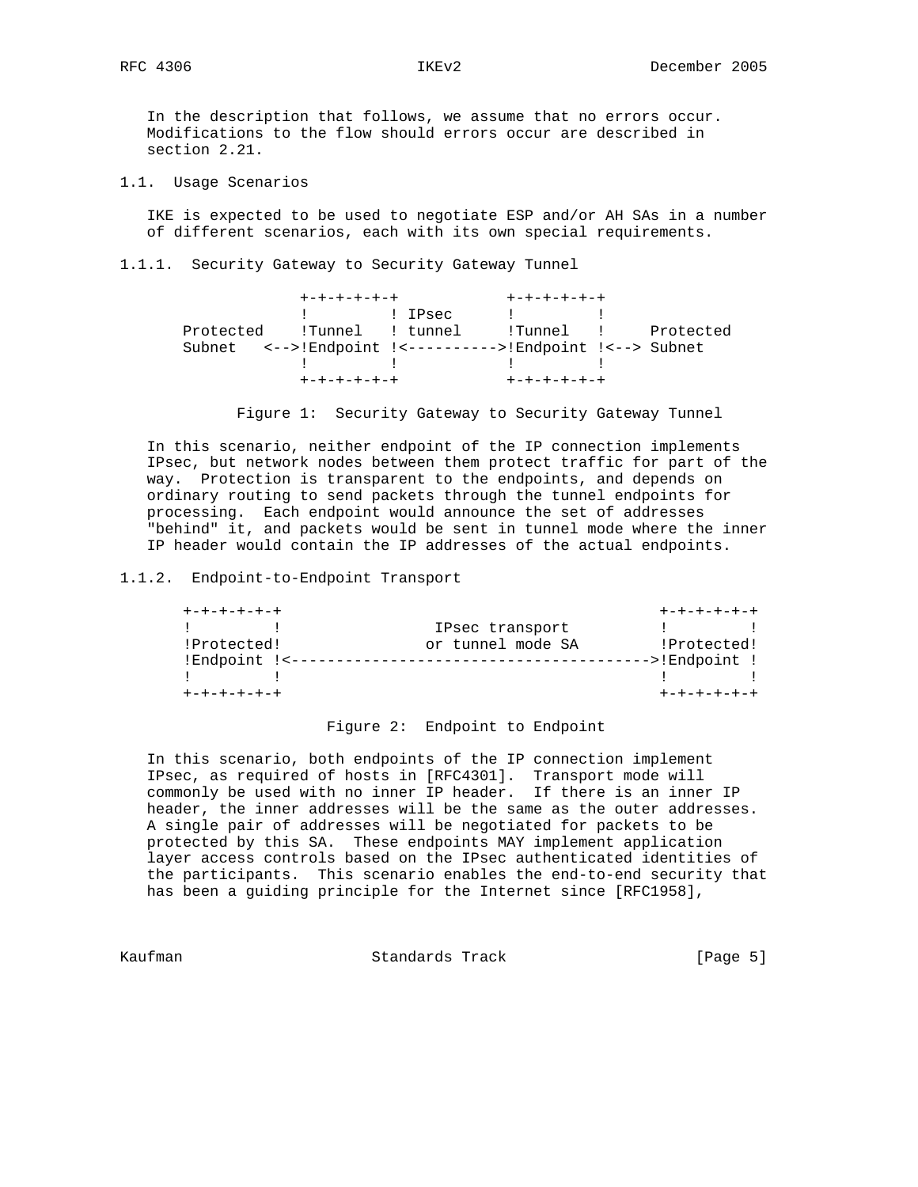In the description that follows, we assume that no errors occur. Modifications to the flow should errors occur are described in section 2.21.

### 1.1. Usage Scenarios

IKE is expected to be used to negotiate ESP and/or AH SAs in a number of different scenarios, each with its own special requirements.

#### 1.1.1. Security Gateway to Security Gateway Tunnel

```
                 +-+-+-+-+-+            +-+-+-+-+-+
                 !         ! IPsec      !         !
    Protected    !Tunnel   ! tunnel     !Tunnel   !     Protected
    Subnet   <-->!Endpoint !<---------->!Endpoint !<--> Subnet
                 !         !            !         !
                 +-+-+-+-+-+            +-+-+-+-+-+
```

Figure 1: Security Gateway to Security Gateway Tunnel

In this scenario, neither endpoint of the IP connection implements IPsec, but network nodes between them protect traffic for part of the way. Protection is transparent to the endpoints, and depends on ordinary routing to send packets through the tunnel endpoints for processing. Each endpoint would announce the set of addresses "behind" it, and packets would be sent in tunnel mode where the inner IP header would contain the IP addresses of the actual endpoints.

#### 1.1.2. Endpoint-to-Endpoint Transport

```
    +-+-+-+-+-+                                         +-+-+-+-+-+
    !         !                 IPsec transport         !         !
    !Protected!                 or tunnel mode SA       !Protected!
    !Endpoint !<--------------------------------------->!Endpoint !
    !         !                                         !         !
    +-+-+-+-+-+                                         +-+-+-+-+-+
```

Figure 2: Endpoint to Endpoint

In this scenario, both endpoints of the IP connection implement IPsec, as required of hosts in [RFC4301]. Transport mode will commonly be used with no inner IP header. If there is an inner IP header, the inner addresses will be the same as the outer addresses. A single pair of addresses will be negotiated for packets to be protected by this SA. These endpoints MAY implement application layer access controls based on the IPsec authenticated identities of the participants. This scenario enables the end-to-end security that has been a guiding principle for the Internet since [RFC1958],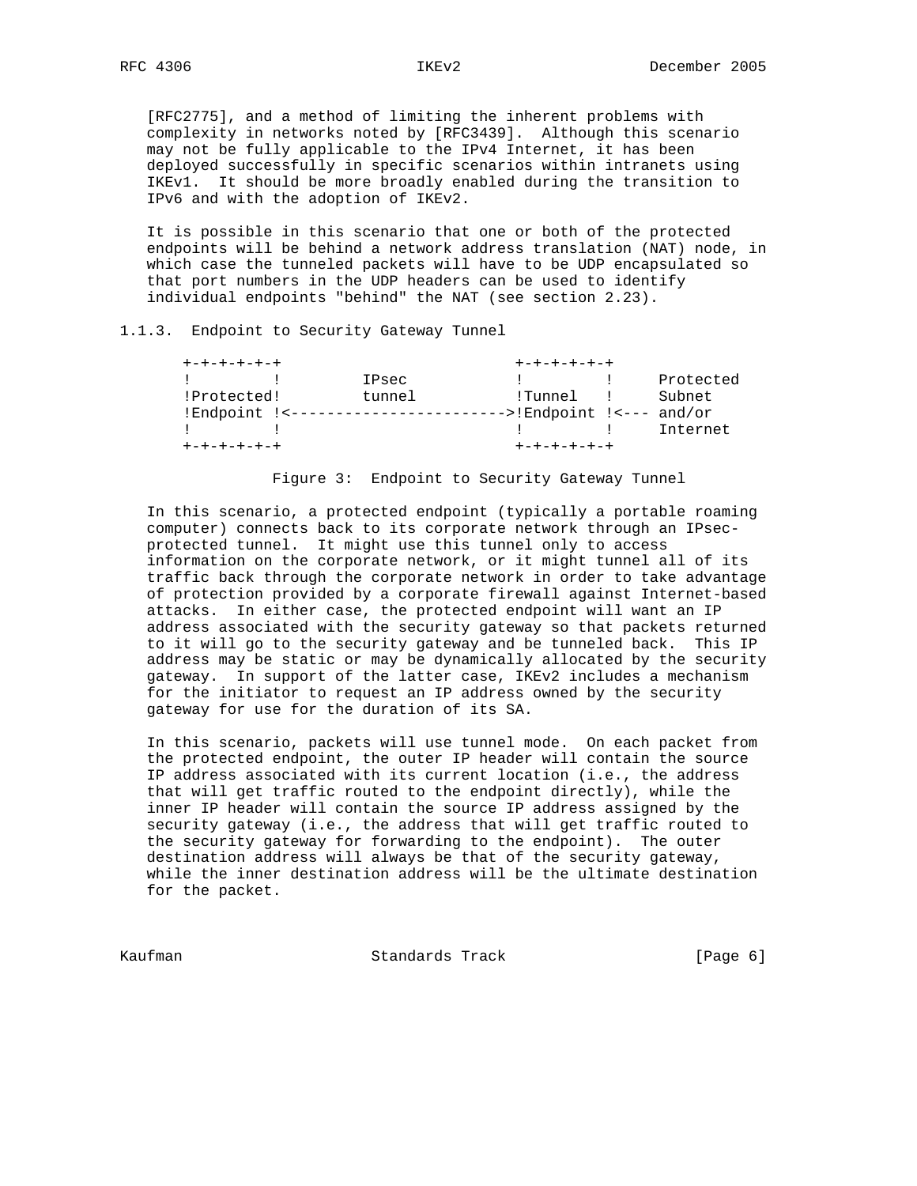[RFC2775], and a method of limiting the inherent problems with complexity in networks noted by [RFC3439]. Although this scenario may not be fully applicable to the IPv4 Internet, it has been deployed successfully in specific scenarios within intranets using IKEv1. It should be more broadly enabled during the transition to IPv6 and with the adoption of IKEv2.

It is possible in this scenario that one or both of the protected endpoints will be behind a network address translation (NAT) node, in which case the tunneled packets will have to be UDP encapsulated so that port numbers in the UDP headers can be used to identify individual endpoints "behind" the NAT (see section 2.23).

### 1.1.3. Endpoint to Security Gateway Tunnel

```
+-+-+-+-+-+                          +-+-+-+-+-+
!         !         IPsec            !         !     Protected
!Protected!         tunnel           !Tunnel   !     Subnet
!Endpoint !<------------------------>!Endpoint !<--- and/or
!         !                          !         !     Internet
+-+-+-+-+-+                          +-+-+-+-+-+
```

Figure 3: Endpoint to Security Gateway Tunnel

In this scenario, a protected endpoint (typically a portable roaming computer) connects back to its corporate network through an IPsec-protected tunnel. It might use this tunnel only to access information on the corporate network, or it might tunnel all of its traffic back through the corporate network in order to take advantage of protection provided by a corporate firewall against Internet-based attacks. In either case, the protected endpoint will want an IP address associated with the security gateway so that packets returned to it will go to the security gateway and be tunneled back. This IP address may be static or may be dynamically allocated by the security gateway. In support of the latter case, IKEv2 includes a mechanism for the initiator to request an IP address owned by the security gateway for use for the duration of its SA.

In this scenario, packets will use tunnel mode. On each packet from the protected endpoint, the outer IP header will contain the source IP address associated with its current location (i.e., the address that will get traffic routed to the endpoint directly), while the inner IP header will contain the source IP address assigned by the security gateway (i.e., the address that will get traffic routed to the security gateway for forwarding to the endpoint). The outer destination address will always be that of the security gateway, while the inner destination address will be the ultimate destination for the packet.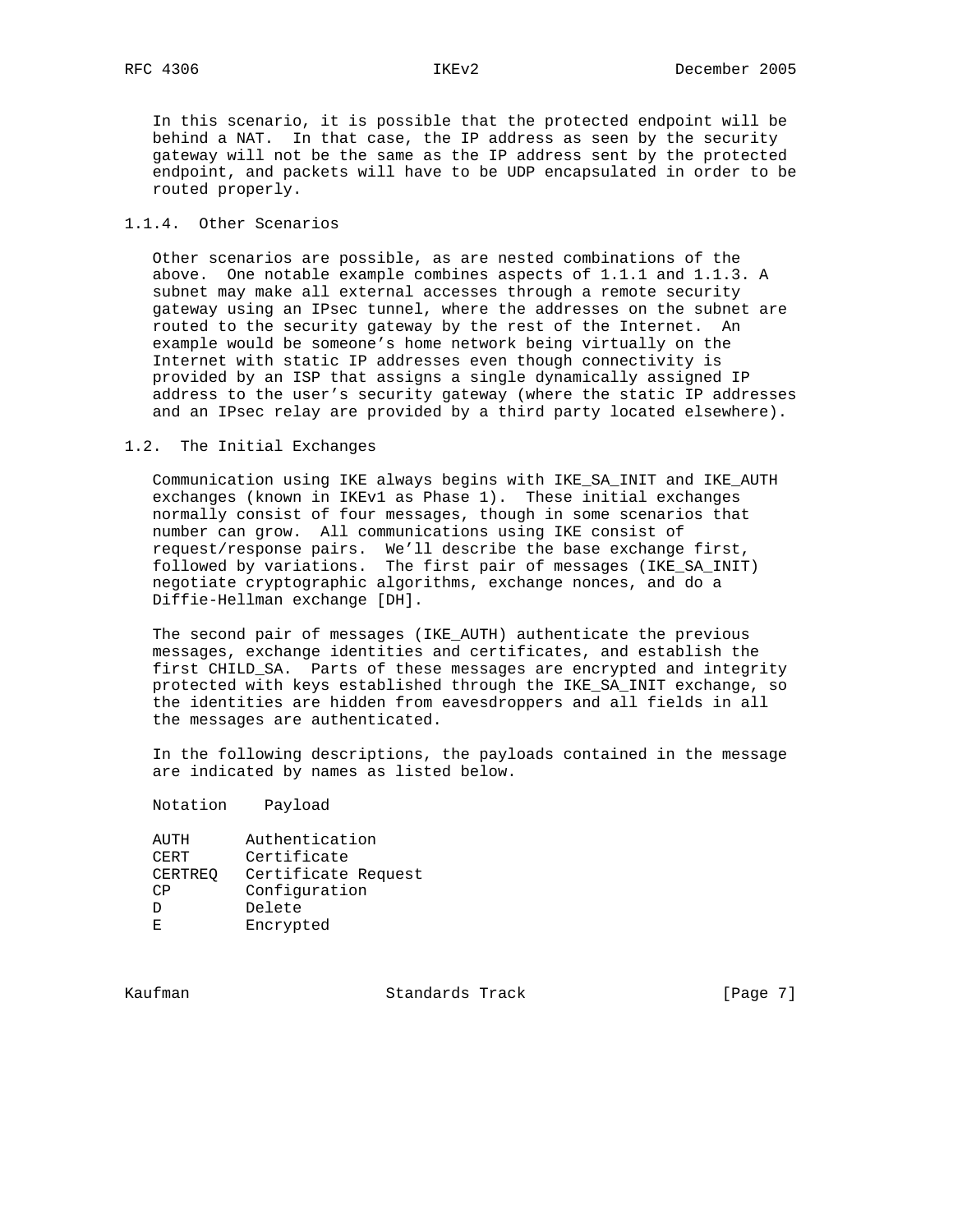In this scenario, it is possible that the protected endpoint will be behind a NAT. In that case, the IP address as seen by the security gateway will not be the same as the IP address sent by the protected endpoint, and packets will have to be UDP encapsulated in order to be routed properly.

#### 1.1.4. Other Scenarios

Other scenarios are possible, as are nested combinations of the above. One notable example combines aspects of 1.1.1 and 1.1.3. A subnet may make all external accesses through a remote security gateway using an IPsec tunnel, where the addresses on the subnet are routed to the security gateway by the rest of the Internet. An example would be someone's home network being virtually on the Internet with static IP addresses even though connectivity is provided by an ISP that assigns a single dynamically assigned IP address to the user's security gateway (where the static IP addresses and an IPsec relay are provided by a third party located elsewhere).

### 1.2. The Initial Exchanges

Communication using IKE always begins with IKE_SA_INIT and IKE_AUTH exchanges (known in IKEv1 as Phase 1). These initial exchanges normally consist of four messages, though in some scenarios that number can grow. All communications using IKE consist of request/response pairs. We'll describe the base exchange first, followed by variations. The first pair of messages (IKE_SA_INIT) negotiate cryptographic algorithms, exchange nonces, and do a Diffie-Hellman exchange [DH].

The second pair of messages (IKE_AUTH) authenticate the previous messages, exchange identities and certificates, and establish the first CHILD_SA. Parts of these messages are encrypted and integrity protected with keys established through the IKE_SA_INIT exchange, so the identities are hidden from eavesdroppers and all fields in all the messages are authenticated.

In the following descriptions, the payloads contained in the message are indicated by names as listed below.

| Notation | Payload |
|---|---|
| AUTH | Authentication |
| CERT | Certificate |
| CERTREQ | Certificate Request |
| CP | Configuration |
| D | Delete |
| E | Encrypted |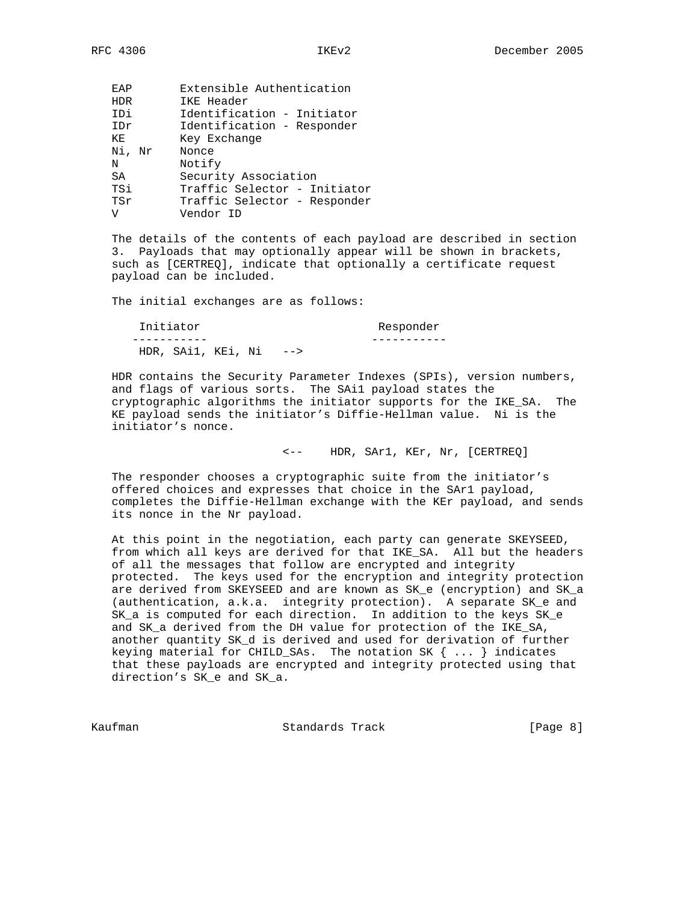```
EAP       Extensible Authentication
HDR       IKE Header
IDi       Identification - Initiator
IDr       Identification - Responder
KE        Key Exchange
Ni, Nr    Nonce
N         Notify
SA        Security Association
TSi       Traffic Selector - Initiator
TSr       Traffic Selector - Responder
V         Vendor ID
```

The details of the contents of each payload are described in section 3. Payloads that may optionally appear will be shown in brackets, such as [CERTREQ], indicate that optionally a certificate request payload can be included.

The initial exchanges are as follows:

```
    Initiator                          Responder
   -----------                        -----------
    HDR, SAi1, KEi, Ni   -->
```

HDR contains the Security Parameter Indexes (SPIs), version numbers, and flags of various sorts. The SAi1 payload states the cryptographic algorithms the initiator supports for the IKE_SA. The KE payload sends the initiator's Diffie-Hellman value. Ni is the initiator's nonce.

```
                         <--    HDR, SAr1, KEr, Nr, [CERTREQ]
```

The responder chooses a cryptographic suite from the initiator's offered choices and expresses that choice in the SAr1 payload, completes the Diffie-Hellman exchange with the KEr payload, and sends its nonce in the Nr payload.

At this point in the negotiation, each party can generate SKEYSEED, from which all keys are derived for that IKE_SA. All but the headers of all the messages that follow are encrypted and integrity protected. The keys used for the encryption and integrity protection are derived from SKEYSEED and are known as SK_e (encryption) and SK_a (authentication, a.k.a. integrity protection). A separate SK_e and SK_a is computed for each direction. In addition to the keys SK_e and SK_a derived from the DH value for protection of the IKE_SA, another quantity SK_d is derived and used for derivation of further keying material for CHILD_SAs. The notation SK { ... } indicates that these payloads are encrypted and integrity protected using that direction's SK_e and SK_a.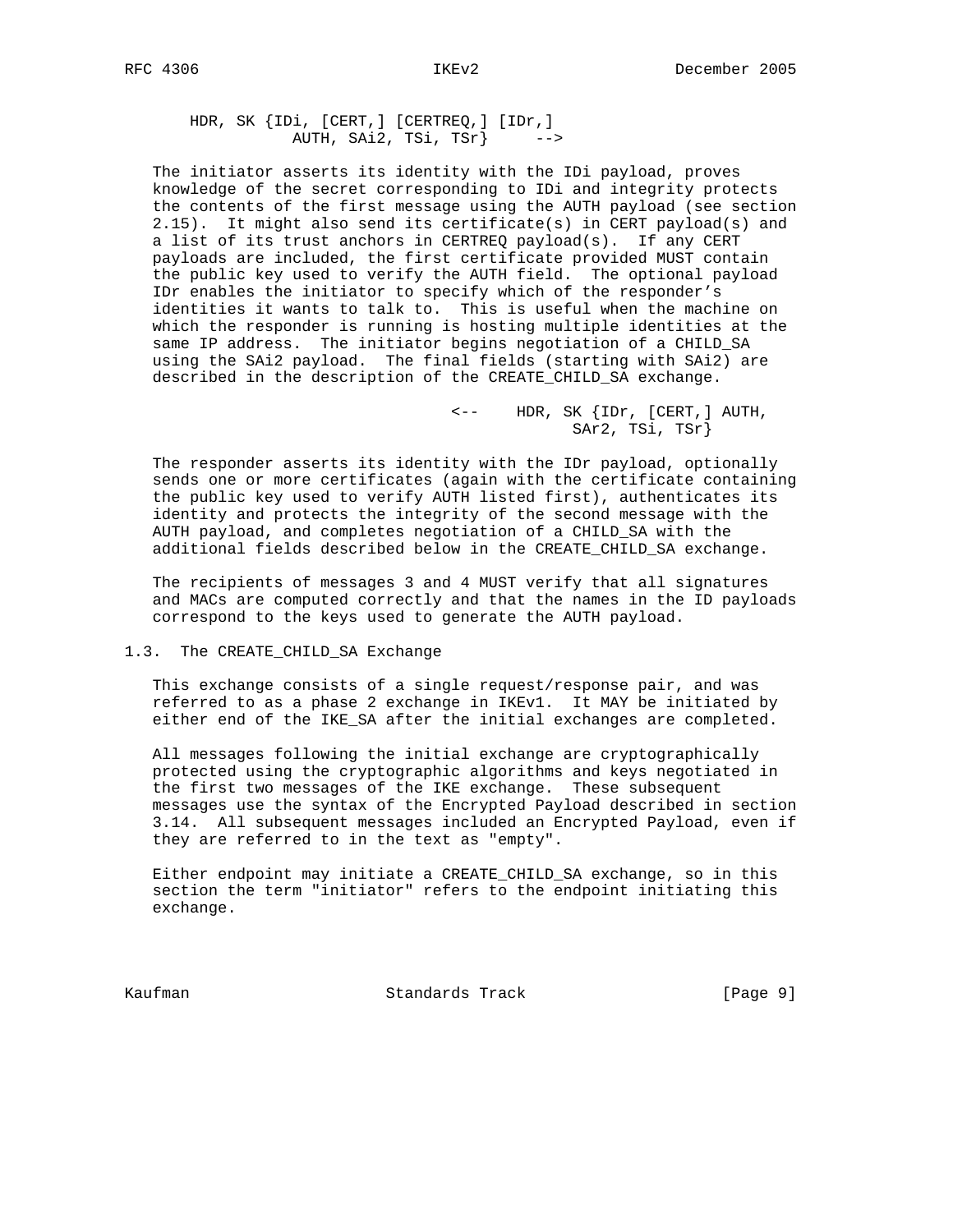```
HDR, SK {IDi, [CERT,] [CERTREQ,] [IDr,]
           AUTH, SAi2, TSi, TSr}     -->
```

The initiator asserts its identity with the IDi payload, proves knowledge of the secret corresponding to IDi and integrity protects the contents of the first message using the AUTH payload (see section 2.15). It might also send its certificate(s) in CERT payload(s) and a list of its trust anchors in CERTREQ payload(s). If any CERT payloads are included, the first certificate provided MUST contain the public key used to verify the AUTH field. The optional payload IDr enables the initiator to specify which of the responder's identities it wants to talk to. This is useful when the machine on which the responder is running is hosting multiple identities at the same IP address. The initiator begins negotiation of a CHILD_SA using the SAi2 payload. The final fields (starting with SAi2) are described in the description of the CREATE_CHILD_SA exchange.

```
                           <--    HDR, SK {IDr, [CERT,] AUTH,
                                           SAr2, TSi, TSr}
```

The responder asserts its identity with the IDr payload, optionally sends one or more certificates (again with the certificate containing the public key used to verify AUTH listed first), authenticates its identity and protects the integrity of the second message with the AUTH payload, and completes negotiation of a CHILD_SA with the additional fields described below in the CREATE_CHILD_SA exchange.

The recipients of messages 3 and 4 MUST verify that all signatures and MACs are computed correctly and that the names in the ID payloads correspond to the keys used to generate the AUTH payload.

## 1.3. The CREATE_CHILD_SA Exchange

This exchange consists of a single request/response pair, and was referred to as a phase 2 exchange in IKEv1. It MAY be initiated by either end of the IKE_SA after the initial exchanges are completed.

All messages following the initial exchange are cryptographically protected using the cryptographic algorithms and keys negotiated in the first two messages of the IKE exchange. These subsequent messages use the syntax of the Encrypted Payload described in section 3.14. All subsequent messages included an Encrypted Payload, even if they are referred to in the text as "empty".

Either endpoint may initiate a CREATE_CHILD_SA exchange, so in this section the term "initiator" refers to the endpoint initiating this exchange.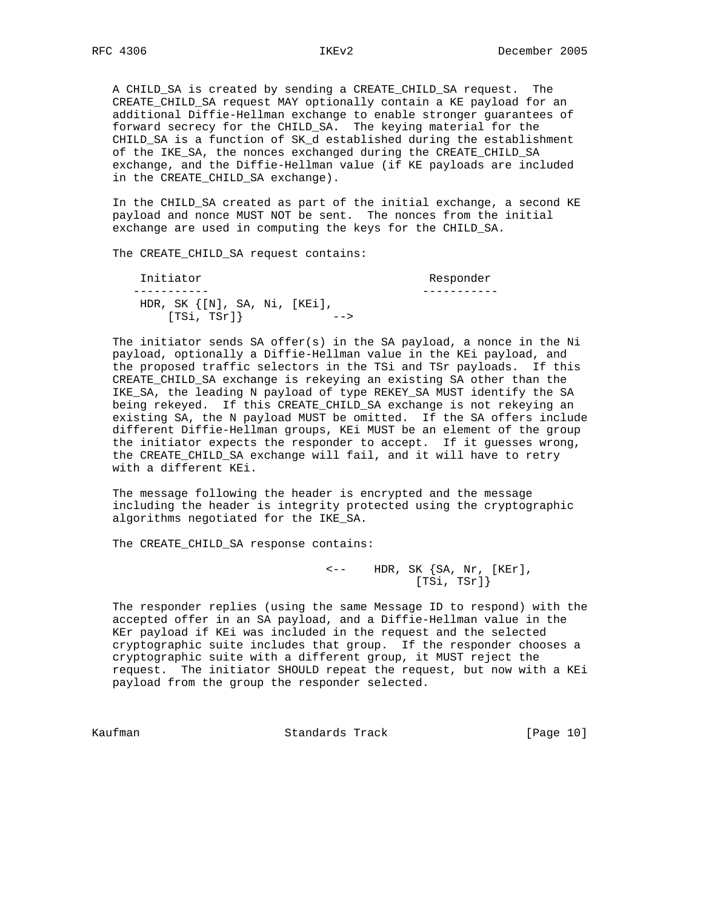A CHILD_SA is created by sending a CREATE_CHILD_SA request. The CREATE_CHILD_SA request MAY optionally contain a KE payload for an additional Diffie-Hellman exchange to enable stronger guarantees of forward secrecy for the CHILD_SA. The keying material for the CHILD_SA is a function of SK_d established during the establishment of the IKE_SA, the nonces exchanged during the CREATE_CHILD_SA exchange, and the Diffie-Hellman value (if KE payloads are included in the CREATE_CHILD_SA exchange).

In the CHILD_SA created as part of the initial exchange, a second KE payload and nonce MUST NOT be sent. The nonces from the initial exchange are used in computing the keys for the CHILD_SA.

The CREATE_CHILD_SA request contains:

```
    Initiator                                 Responder
   -----------                               -----------
    HDR, SK {[N], SA, Ni, [KEi],
        [TSi, TSr]}             -->
```

The initiator sends SA offer(s) in the SA payload, a nonce in the Ni payload, optionally a Diffie-Hellman value in the KEi payload, and the proposed traffic selectors in the TSi and TSr payloads. If this CREATE_CHILD_SA exchange is rekeying an existing SA other than the IKE_SA, the leading N payload of type REKEY_SA MUST identify the SA being rekeyed. If this CREATE_CHILD_SA exchange is not rekeying an existing SA, the N payload MUST be omitted. If the SA offers include different Diffie-Hellman groups, KEi MUST be an element of the group the initiator expects the responder to accept. If it guesses wrong, the CREATE_CHILD_SA exchange will fail, and it will have to retry with a different KEi.

The message following the header is encrypted and the message including the header is integrity protected using the cryptographic algorithms negotiated for the IKE_SA.

The CREATE_CHILD_SA response contains:

```
                               <--    HDR, SK {SA, Nr, [KEr],
                                            [TSi, TSr]}
```

The responder replies (using the same Message ID to respond) with the accepted offer in an SA payload, and a Diffie-Hellman value in the KEr payload if KEi was included in the request and the selected cryptographic suite includes that group. If the responder chooses a cryptographic suite with a different group, it MUST reject the request. The initiator SHOULD repeat the request, but now with a KEi payload from the group the responder selected.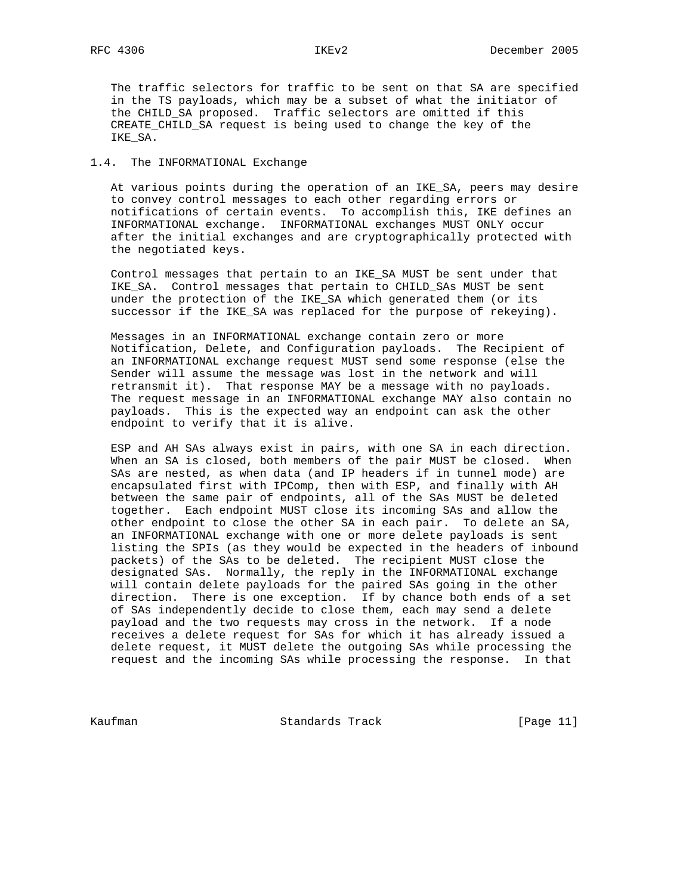The traffic selectors for traffic to be sent on that SA are specified in the TS payloads, which may be a subset of what the initiator of the CHILD_SA proposed. Traffic selectors are omitted if this CREATE_CHILD_SA request is being used to change the key of the IKE_SA.

### 1.4. The INFORMATIONAL Exchange

At various points during the operation of an IKE_SA, peers may desire to convey control messages to each other regarding errors or notifications of certain events. To accomplish this, IKE defines an INFORMATIONAL exchange. INFORMATIONAL exchanges MUST ONLY occur after the initial exchanges and are cryptographically protected with the negotiated keys.

Control messages that pertain to an IKE_SA MUST be sent under that IKE_SA. Control messages that pertain to CHILD_SAs MUST be sent under the protection of the IKE_SA which generated them (or its successor if the IKE_SA was replaced for the purpose of rekeying).

Messages in an INFORMATIONAL exchange contain zero or more Notification, Delete, and Configuration payloads. The Recipient of an INFORMATIONAL exchange request MUST send some response (else the Sender will assume the message was lost in the network and will retransmit it). That response MAY be a message with no payloads. The request message in an INFORMATIONAL exchange MAY also contain no payloads. This is the expected way an endpoint can ask the other endpoint to verify that it is alive.

ESP and AH SAs always exist in pairs, with one SA in each direction. When an SA is closed, both members of the pair MUST be closed. When SAs are nested, as when data (and IP headers if in tunnel mode) are encapsulated first with IPComp, then with ESP, and finally with AH between the same pair of endpoints, all of the SAs MUST be deleted together. Each endpoint MUST close its incoming SAs and allow the other endpoint to close the other SA in each pair. To delete an SA, an INFORMATIONAL exchange with one or more delete payloads is sent listing the SPIs (as they would be expected in the headers of inbound packets) of the SAs to be deleted. The recipient MUST close the designated SAs. Normally, the reply in the INFORMATIONAL exchange will contain delete payloads for the paired SAs going in the other direction. There is one exception. If by chance both ends of a set of SAs independently decide to close them, each may send a delete payload and the two requests may cross in the network. If a node receives a delete request for SAs for which it has already issued a delete request, it MUST delete the outgoing SAs while processing the request and the incoming SAs while processing the response. In that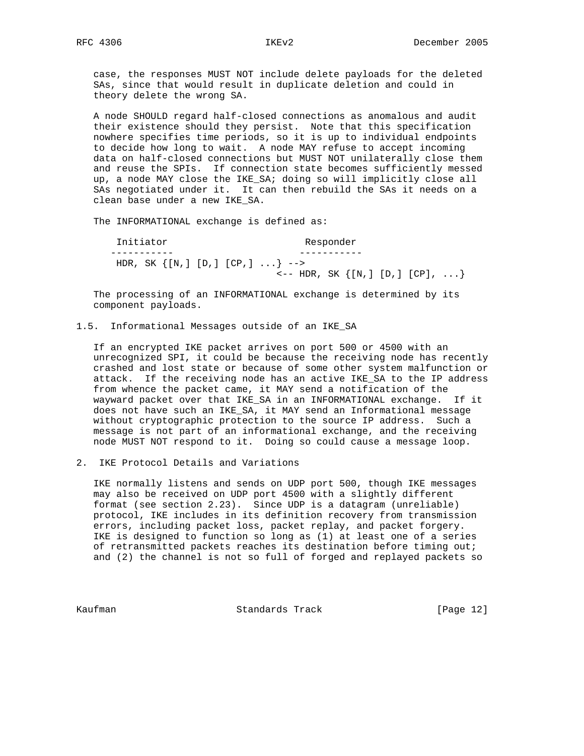case, the responses MUST NOT include delete payloads for the deleted SAs, since that would result in duplicate deletion and could in theory delete the wrong SA.

A node SHOULD regard half-closed connections as anomalous and audit their existence should they persist. Note that this specification nowhere specifies time periods, so it is up to individual endpoints to decide how long to wait. A node MAY refuse to accept incoming data on half-closed connections but MUST NOT unilaterally close them and reuse the SPIs. If connection state becomes sufficiently messed up, a node MAY close the IKE_SA; doing so will implicitly close all SAs negotiated under it. It can then rebuild the SAs it needs on a clean base under a new IKE_SA.

The INFORMATIONAL exchange is defined as:

```
    Initiator                         Responder
   -----------                       -----------
    HDR, SK {[N,] [D,] [CP,] ...} -->
                                <-- HDR, SK {[N,] [D,] [CP], ...}
```

The processing of an INFORMATIONAL exchange is determined by its component payloads.

### 1.5. Informational Messages outside of an IKE_SA

If an encrypted IKE packet arrives on port 500 or 4500 with an unrecognized SPI, it could be because the receiving node has recently crashed and lost state or because of some other system malfunction or attack. If the receiving node has an active IKE_SA to the IP address from whence the packet came, it MAY send a notification of the wayward packet over that IKE_SA in an INFORMATIONAL exchange. If it does not have such an IKE_SA, it MAY send an Informational message without cryptographic protection to the source IP address. Such a message is not part of an informational exchange, and the receiving node MUST NOT respond to it. Doing so could cause a message loop.

## 2. IKE Protocol Details and Variations

IKE normally listens and sends on UDP port 500, though IKE messages may also be received on UDP port 4500 with a slightly different format (see section 2.23). Since UDP is a datagram (unreliable) protocol, IKE includes in its definition recovery from transmission errors, including packet loss, packet replay, and packet forgery. IKE is designed to function so long as (1) at least one of a series of retransmitted packets reaches its destination before timing out; and (2) the channel is not so full of forged and replayed packets so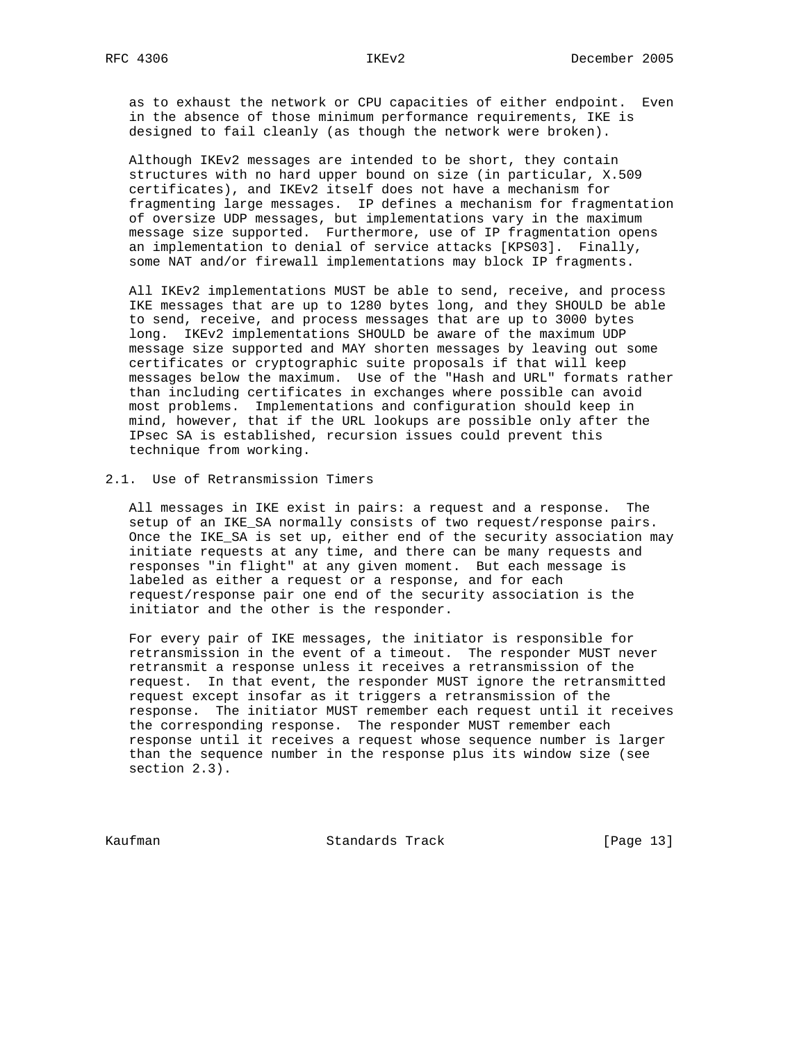as to exhaust the network or CPU capacities of either endpoint. Even in the absence of those minimum performance requirements, IKE is designed to fail cleanly (as though the network were broken).

Although IKEv2 messages are intended to be short, they contain structures with no hard upper bound on size (in particular, X.509 certificates), and IKEv2 itself does not have a mechanism for fragmenting large messages. IP defines a mechanism for fragmentation of oversize UDP messages, but implementations vary in the maximum message size supported. Furthermore, use of IP fragmentation opens an implementation to denial of service attacks [KPS03]. Finally, some NAT and/or firewall implementations may block IP fragments.

All IKEv2 implementations MUST be able to send, receive, and process IKE messages that are up to 1280 bytes long, and they SHOULD be able to send, receive, and process messages that are up to 3000 bytes long. IKEv2 implementations SHOULD be aware of the maximum UDP message size supported and MAY shorten messages by leaving out some certificates or cryptographic suite proposals if that will keep messages below the maximum. Use of the "Hash and URL" formats rather than including certificates in exchanges where possible can avoid most problems. Implementations and configuration should keep in mind, however, that if the URL lookups are possible only after the IPsec SA is established, recursion issues could prevent this technique from working.

## 2.1. Use of Retransmission Timers

All messages in IKE exist in pairs: a request and a response. The setup of an IKE_SA normally consists of two request/response pairs. Once the IKE_SA is set up, either end of the security association may initiate requests at any time, and there can be many requests and responses "in flight" at any given moment. But each message is labeled as either a request or a response, and for each request/response pair one end of the security association is the initiator and the other is the responder.

For every pair of IKE messages, the initiator is responsible for retransmission in the event of a timeout. The responder MUST never retransmit a response unless it receives a retransmission of the request. In that event, the responder MUST ignore the retransmitted request except insofar as it triggers a retransmission of the response. The initiator MUST remember each request until it receives the corresponding response. The responder MUST remember each response until it receives a request whose sequence number is larger than the sequence number in the response plus its window size (see section 2.3).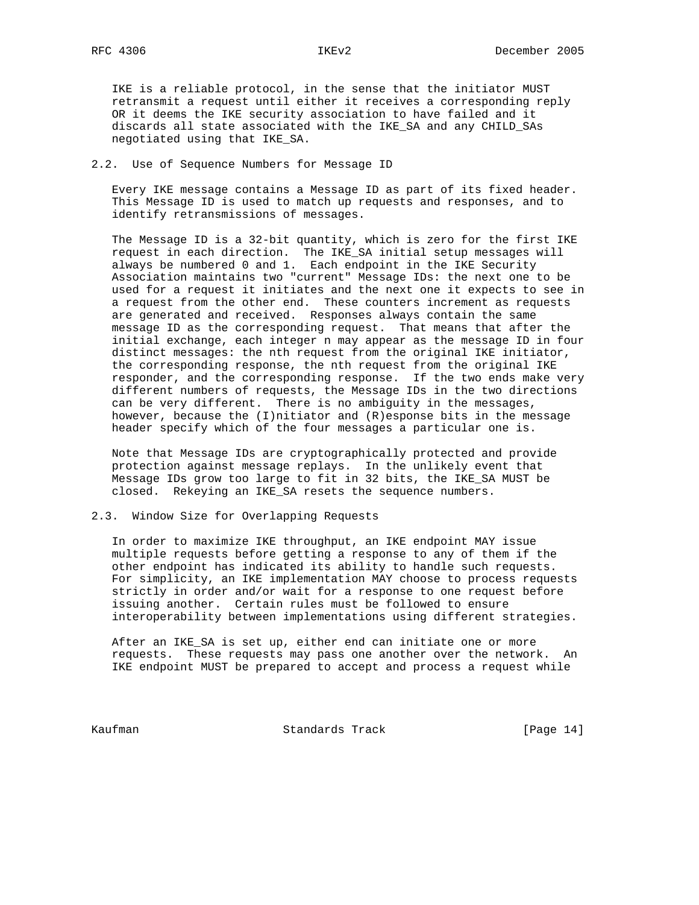IKE is a reliable protocol, in the sense that the initiator MUST retransmit a request until either it receives a corresponding reply OR it deems the IKE security association to have failed and it discards all state associated with the IKE_SA and any CHILD_SAs negotiated using that IKE_SA.

## 2.2. Use of Sequence Numbers for Message ID

Every IKE message contains a Message ID as part of its fixed header. This Message ID is used to match up requests and responses, and to identify retransmissions of messages.

The Message ID is a 32-bit quantity, which is zero for the first IKE request in each direction. The IKE_SA initial setup messages will always be numbered 0 and 1. Each endpoint in the IKE Security Association maintains two "current" Message IDs: the next one to be used for a request it initiates and the next one it expects to see in a request from the other end. These counters increment as requests are generated and received. Responses always contain the same message ID as the corresponding request. That means that after the initial exchange, each integer n may appear as the message ID in four distinct messages: the nth request from the original IKE initiator, the corresponding response, the nth request from the original IKE responder, and the corresponding response. If the two ends make very different numbers of requests, the Message IDs in the two directions can be very different. There is no ambiguity in the messages, however, because the (I)nitiator and (R)esponse bits in the message header specify which of the four messages a particular one is.

Note that Message IDs are cryptographically protected and provide protection against message replays. In the unlikely event that Message IDs grow too large to fit in 32 bits, the IKE_SA MUST be closed. Rekeying an IKE_SA resets the sequence numbers.

## 2.3. Window Size for Overlapping Requests

In order to maximize IKE throughput, an IKE endpoint MAY issue multiple requests before getting a response to any of them if the other endpoint has indicated its ability to handle such requests. For simplicity, an IKE implementation MAY choose to process requests strictly in order and/or wait for a response to one request before issuing another. Certain rules must be followed to ensure interoperability between implementations using different strategies.

After an IKE_SA is set up, either end can initiate one or more requests. These requests may pass one another over the network. An IKE endpoint MUST be prepared to accept and process a request while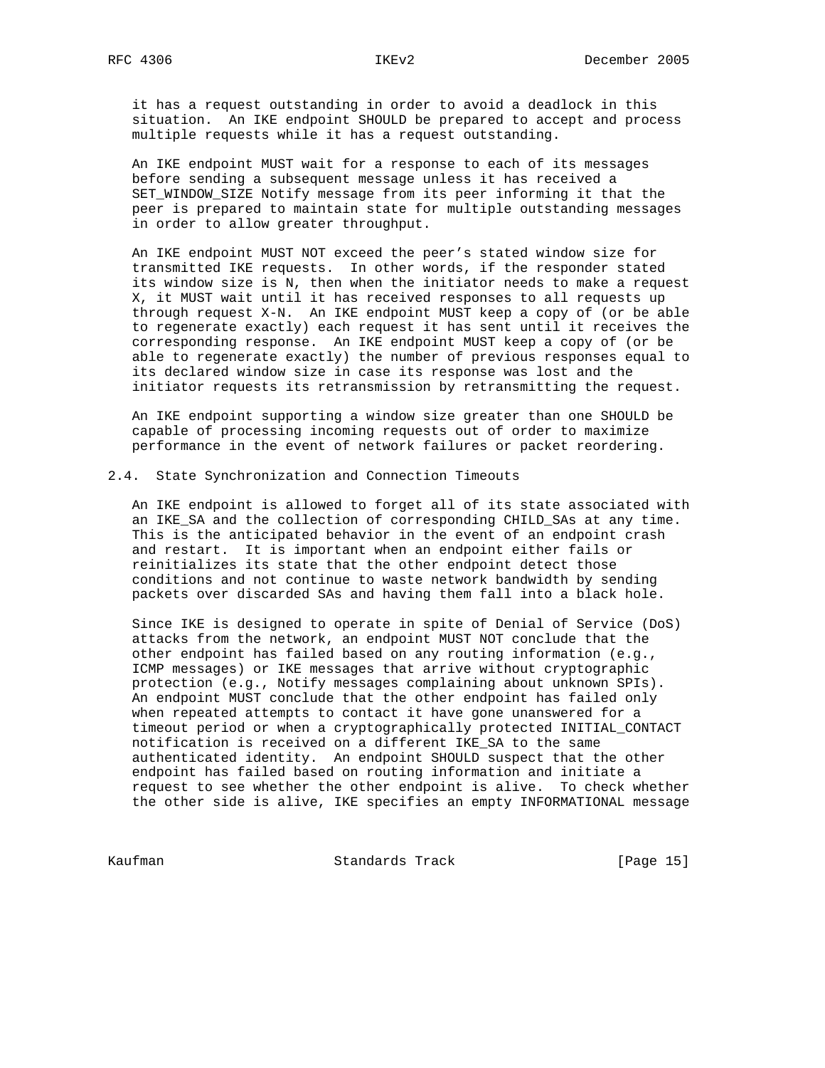it has a request outstanding in order to avoid a deadlock in this situation. An IKE endpoint SHOULD be prepared to accept and process multiple requests while it has a request outstanding.

An IKE endpoint MUST wait for a response to each of its messages before sending a subsequent message unless it has received a SET_WINDOW_SIZE Notify message from its peer informing it that the peer is prepared to maintain state for multiple outstanding messages in order to allow greater throughput.

An IKE endpoint MUST NOT exceed the peer's stated window size for transmitted IKE requests. In other words, if the responder stated its window size is N, then when the initiator needs to make a request X, it MUST wait until it has received responses to all requests up through request X-N. An IKE endpoint MUST keep a copy of (or be able to regenerate exactly) each request it has sent until it receives the corresponding response. An IKE endpoint MUST keep a copy of (or be able to regenerate exactly) the number of previous responses equal to its declared window size in case its response was lost and the initiator requests its retransmission by retransmitting the request.

An IKE endpoint supporting a window size greater than one SHOULD be capable of processing incoming requests out of order to maximize performance in the event of network failures or packet reordering.

## 2.4. State Synchronization and Connection Timeouts

An IKE endpoint is allowed to forget all of its state associated with an IKE_SA and the collection of corresponding CHILD_SAs at any time. This is the anticipated behavior in the event of an endpoint crash and restart. It is important when an endpoint either fails or reinitializes its state that the other endpoint detect those conditions and not continue to waste network bandwidth by sending packets over discarded SAs and having them fall into a black hole.

Since IKE is designed to operate in spite of Denial of Service (DoS) attacks from the network, an endpoint MUST NOT conclude that the other endpoint has failed based on any routing information (e.g., ICMP messages) or IKE messages that arrive without cryptographic protection (e.g., Notify messages complaining about unknown SPIs). An endpoint MUST conclude that the other endpoint has failed only when repeated attempts to contact it have gone unanswered for a timeout period or when a cryptographically protected INITIAL_CONTACT notification is received on a different IKE_SA to the same authenticated identity. An endpoint SHOULD suspect that the other endpoint has failed based on routing information and initiate a request to see whether the other endpoint is alive. To check whether the other side is alive, IKE specifies an empty INFORMATIONAL message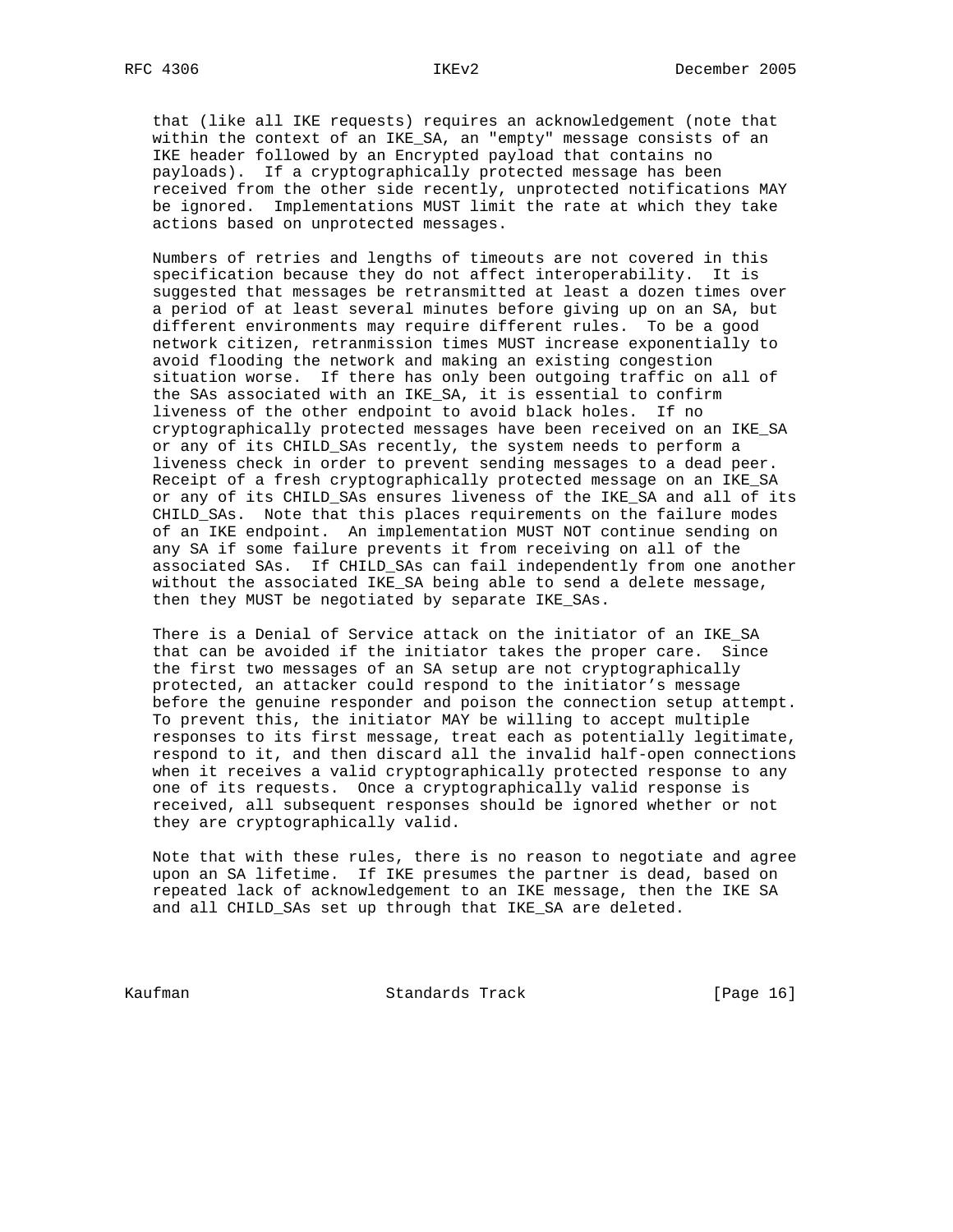that (like all IKE requests) requires an acknowledgement (note that within the context of an IKE_SA, an "empty" message consists of an IKE header followed by an Encrypted payload that contains no payloads). If a cryptographically protected message has been received from the other side recently, unprotected notifications MAY be ignored. Implementations MUST limit the rate at which they take actions based on unprotected messages.

Numbers of retries and lengths of timeouts are not covered in this specification because they do not affect interoperability. It is suggested that messages be retransmitted at least a dozen times over a period of at least several minutes before giving up on an SA, but different environments may require different rules. To be a good network citizen, retranmission times MUST increase exponentially to avoid flooding the network and making an existing congestion situation worse. If there has only been outgoing traffic on all of the SAs associated with an IKE_SA, it is essential to confirm liveness of the other endpoint to avoid black holes. If no cryptographically protected messages have been received on an IKE_SA or any of its CHILD_SAs recently, the system needs to perform a liveness check in order to prevent sending messages to a dead peer. Receipt of a fresh cryptographically protected message on an IKE_SA or any of its CHILD_SAs ensures liveness of the IKE_SA and all of its CHILD_SAs. Note that this places requirements on the failure modes of an IKE endpoint. An implementation MUST NOT continue sending on any SA if some failure prevents it from receiving on all of the associated SAs. If CHILD_SAs can fail independently from one another without the associated IKE_SA being able to send a delete message, then they MUST be negotiated by separate IKE_SAs.

There is a Denial of Service attack on the initiator of an IKE_SA that can be avoided if the initiator takes the proper care. Since the first two messages of an SA setup are not cryptographically protected, an attacker could respond to the initiator's message before the genuine responder and poison the connection setup attempt. To prevent this, the initiator MAY be willing to accept multiple responses to its first message, treat each as potentially legitimate, respond to it, and then discard all the invalid half-open connections when it receives a valid cryptographically protected response to any one of its requests. Once a cryptographically valid response is received, all subsequent responses should be ignored whether or not they are cryptographically valid.

Note that with these rules, there is no reason to negotiate and agree upon an SA lifetime. If IKE presumes the partner is dead, based on repeated lack of acknowledgement to an IKE message, then the IKE SA and all CHILD_SAs set up through that IKE_SA are deleted.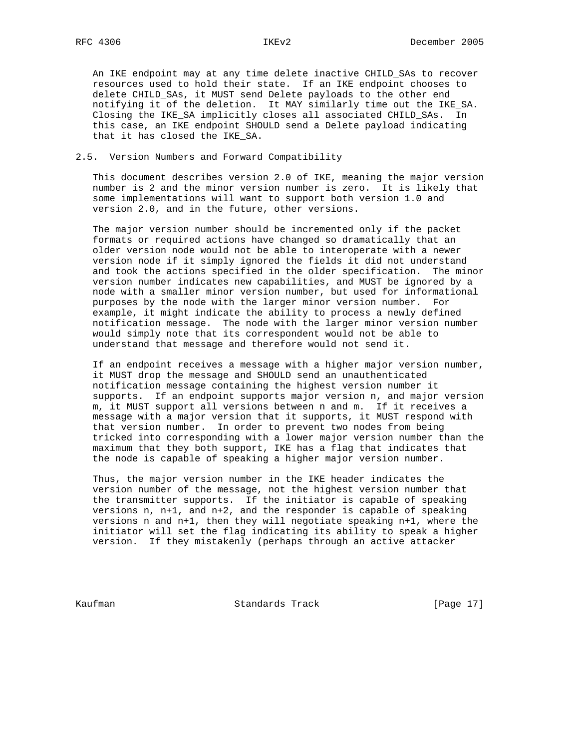An IKE endpoint may at any time delete inactive CHILD_SAs to recover resources used to hold their state. If an IKE endpoint chooses to delete CHILD_SAs, it MUST send Delete payloads to the other end notifying it of the deletion. It MAY similarly time out the IKE_SA. Closing the IKE_SA implicitly closes all associated CHILD_SAs. In this case, an IKE endpoint SHOULD send a Delete payload indicating that it has closed the IKE_SA.

## 2.5. Version Numbers and Forward Compatibility

This document describes version 2.0 of IKE, meaning the major version number is 2 and the minor version number is zero. It is likely that some implementations will want to support both version 1.0 and version 2.0, and in the future, other versions.

The major version number should be incremented only if the packet formats or required actions have changed so dramatically that an older version node would not be able to interoperate with a newer version node if it simply ignored the fields it did not understand and took the actions specified in the older specification. The minor version number indicates new capabilities, and MUST be ignored by a node with a smaller minor version number, but used for informational purposes by the node with the larger minor version number. For example, it might indicate the ability to process a newly defined notification message. The node with the larger minor version number would simply note that its correspondent would not be able to understand that message and therefore would not send it.

If an endpoint receives a message with a higher major version number, it MUST drop the message and SHOULD send an unauthenticated notification message containing the highest version number it supports. If an endpoint supports major version n, and major version m, it MUST support all versions between n and m. If it receives a message with a major version that it supports, it MUST respond with that version number. In order to prevent two nodes from being tricked into corresponding with a lower major version number than the maximum that they both support, IKE has a flag that indicates that the node is capable of speaking a higher major version number.

Thus, the major version number in the IKE header indicates the version number of the message, not the highest version number that the transmitter supports. If the initiator is capable of speaking versions n, n+1, and n+2, and the responder is capable of speaking versions n and n+1, then they will negotiate speaking n+1, where the initiator will set the flag indicating its ability to speak a higher version. If they mistakenly (perhaps through an active attacker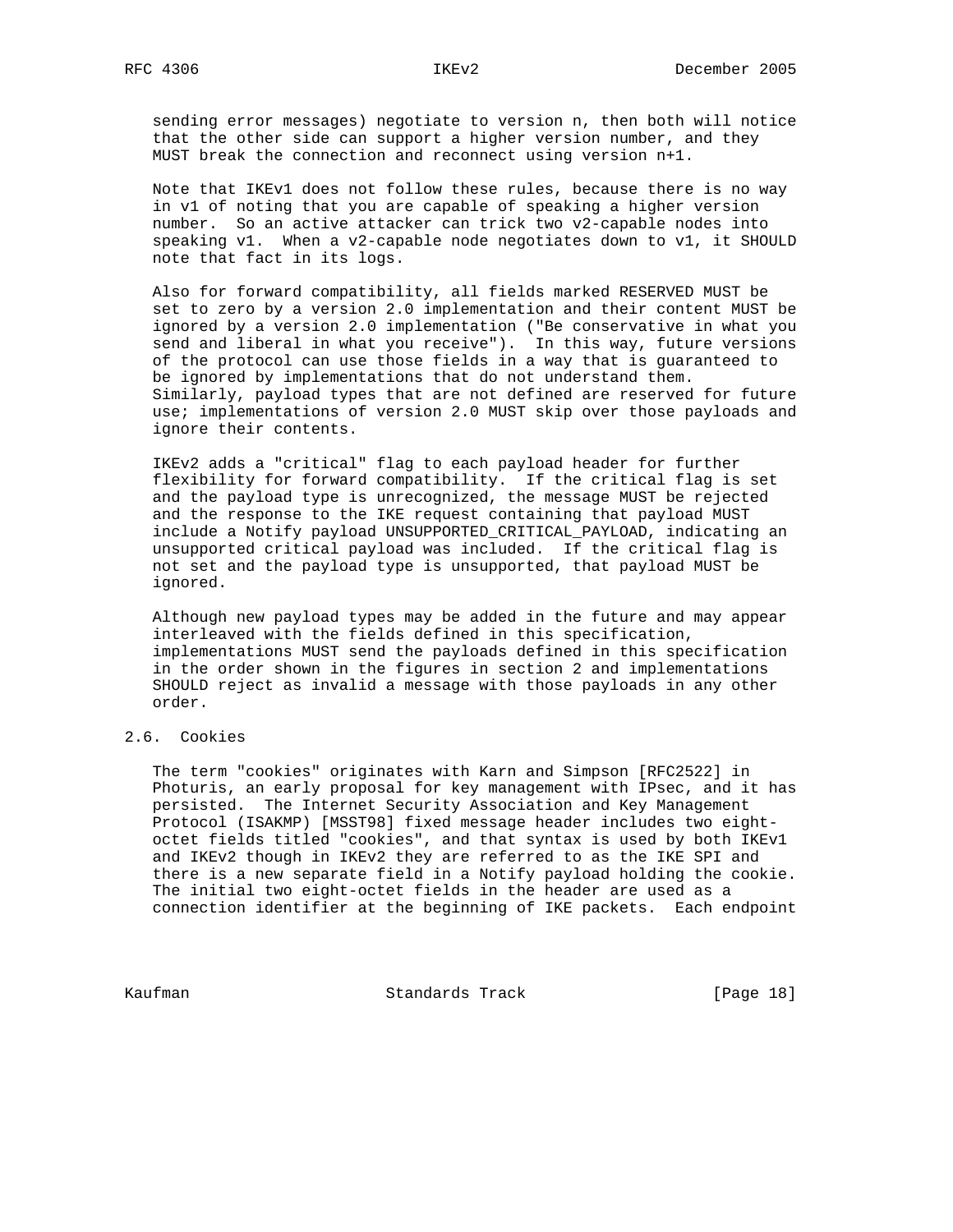sending error messages) negotiate to version n, then both will notice that the other side can support a higher version number, and they MUST break the connection and reconnect using version n+1.

Note that IKEv1 does not follow these rules, because there is no way in v1 of noting that you are capable of speaking a higher version number. So an active attacker can trick two v2-capable nodes into speaking v1. When a v2-capable node negotiates down to v1, it SHOULD note that fact in its logs.

Also for forward compatibility, all fields marked RESERVED MUST be set to zero by a version 2.0 implementation and their content MUST be ignored by a version 2.0 implementation ("Be conservative in what you send and liberal in what you receive"). In this way, future versions of the protocol can use those fields in a way that is guaranteed to be ignored by implementations that do not understand them. Similarly, payload types that are not defined are reserved for future use; implementations of version 2.0 MUST skip over those payloads and ignore their contents.

IKEv2 adds a "critical" flag to each payload header for further flexibility for forward compatibility. If the critical flag is set and the payload type is unrecognized, the message MUST be rejected and the response to the IKE request containing that payload MUST include a Notify payload UNSUPPORTED_CRITICAL_PAYLOAD, indicating an unsupported critical payload was included. If the critical flag is not set and the payload type is unsupported, that payload MUST be ignored.

Although new payload types may be added in the future and may appear interleaved with the fields defined in this specification, implementations MUST send the payloads defined in this specification in the order shown in the figures in section 2 and implementations SHOULD reject as invalid a message with those payloads in any other order.

## 2.6. Cookies

The term "cookies" originates with Karn and Simpson [RFC2522] in Photuris, an early proposal for key management with IPsec, and it has persisted. The Internet Security Association and Key Management Protocol (ISAKMP) [MSST98] fixed message header includes two eight-octet fields titled "cookies", and that syntax is used by both IKEv1 and IKEv2 though in IKEv2 they are referred to as the IKE SPI and there is a new separate field in a Notify payload holding the cookie. The initial two eight-octet fields in the header are used as a connection identifier at the beginning of IKE packets. Each endpoint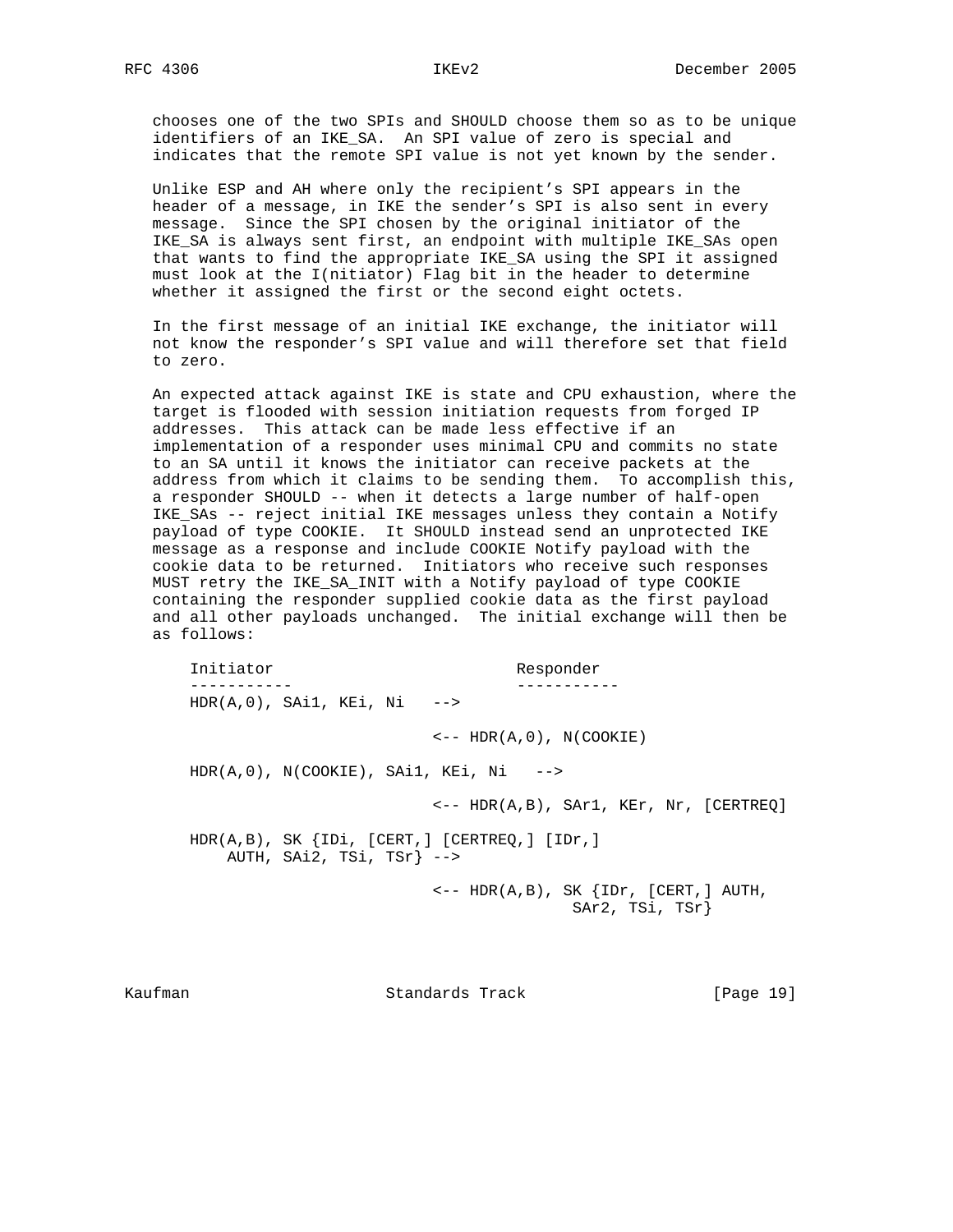chooses one of the two SPIs and SHOULD choose them so as to be unique identifiers of an IKE_SA. An SPI value of zero is special and indicates that the remote SPI value is not yet known by the sender.

Unlike ESP and AH where only the recipient's SPI appears in the header of a message, in IKE the sender's SPI is also sent in every message. Since the SPI chosen by the original initiator of the IKE_SA is always sent first, an endpoint with multiple IKE_SAs open that wants to find the appropriate IKE_SA using the SPI it assigned must look at the I(nitiator) Flag bit in the header to determine whether it assigned the first or the second eight octets.

In the first message of an initial IKE exchange, the initiator will not know the responder's SPI value and will therefore set that field to zero.

An expected attack against IKE is state and CPU exhaustion, where the target is flooded with session initiation requests from forged IP addresses. This attack can be made less effective if an implementation of a responder uses minimal CPU and commits no state to an SA until it knows the initiator can receive packets at the address from which it claims to be sending them. To accomplish this, a responder SHOULD -- when it detects a large number of half-open IKE_SAs -- reject initial IKE messages unless they contain a Notify payload of type COOKIE. It SHOULD instead send an unprotected IKE message as a response and include COOKIE Notify payload with the cookie data to be returned. Initiators who receive such responses MUST retry the IKE_SA_INIT with a Notify payload of type COOKIE containing the responder supplied cookie data as the first payload and all other payloads unchanged. The initial exchange will then be as follows:

```
Initiator                          Responder
-----------                        -----------
HDR(A,0), SAi1, KEi, Ni   -->

                          <-- HDR(A,0), N(COOKIE)

HDR(A,0), N(COOKIE), SAi1, KEi, Ni   -->

                          <-- HDR(A,B), SAr1, KEr, Nr, [CERTREQ]

HDR(A,B), SK {IDi, [CERT,] [CERTREQ,] [IDr,]
    AUTH, SAi2, TSi, TSr} -->

                          <-- HDR(A,B), SK {IDr, [CERT,] AUTH,
                                            SAr2, TSi, TSr}
```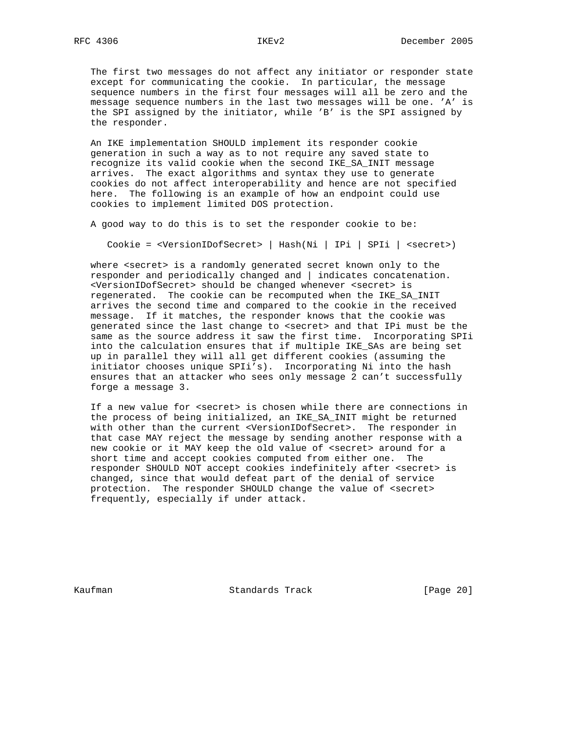The first two messages do not affect any initiator or responder state except for communicating the cookie. In particular, the message sequence numbers in the first four messages will all be zero and the message sequence numbers in the last two messages will be one. 'A' is the SPI assigned by the initiator, while 'B' is the SPI assigned by the responder.

An IKE implementation SHOULD implement its responder cookie generation in such a way as to not require any saved state to recognize its valid cookie when the second IKE_SA_INIT message arrives. The exact algorithms and syntax they use to generate cookies do not affect interoperability and hence are not specified here. The following is an example of how an endpoint could use cookies to implement limited DOS protection.

A good way to do this is to set the responder cookie to be:

```
Cookie = <VersionIDofSecret> | Hash(Ni | IPi | SPIi | <secret>)
```

where <secret> is a randomly generated secret known only to the responder and periodically changed and | indicates concatenation. <VersionIDofSecret> should be changed whenever <secret> is regenerated. The cookie can be recomputed when the IKE_SA_INIT arrives the second time and compared to the cookie in the received message. If it matches, the responder knows that the cookie was generated since the last change to <secret> and that IPi must be the same as the source address it saw the first time. Incorporating SPIi into the calculation ensures that if multiple IKE_SAs are being set up in parallel they will all get different cookies (assuming the initiator chooses unique SPIi's). Incorporating Ni into the hash ensures that an attacker who sees only message 2 can't successfully forge a message 3.

If a new value for <secret> is chosen while there are connections in the process of being initialized, an IKE_SA_INIT might be returned with other than the current <VersionIDofSecret>. The responder in that case MAY reject the message by sending another response with a new cookie or it MAY keep the old value of <secret> around for a short time and accept cookies computed from either one. The responder SHOULD NOT accept cookies indefinitely after <secret> is changed, since that would defeat part of the denial of service protection. The responder SHOULD change the value of <secret> frequently, especially if under attack.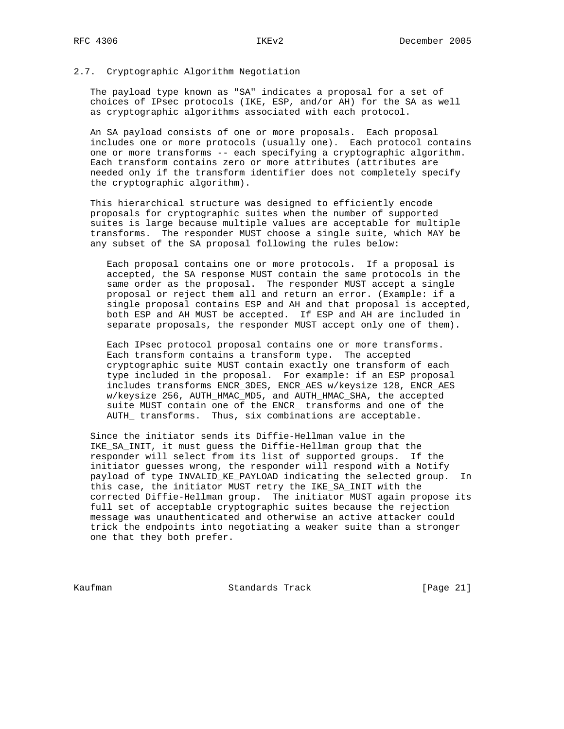## 2.7. Cryptographic Algorithm Negotiation

The payload type known as "SA" indicates a proposal for a set of choices of IPsec protocols (IKE, ESP, and/or AH) for the SA as well as cryptographic algorithms associated with each protocol.

An SA payload consists of one or more proposals. Each proposal includes one or more protocols (usually one). Each protocol contains one or more transforms -- each specifying a cryptographic algorithm. Each transform contains zero or more attributes (attributes are needed only if the transform identifier does not completely specify the cryptographic algorithm).

This hierarchical structure was designed to efficiently encode proposals for cryptographic suites when the number of supported suites is large because multiple values are acceptable for multiple transforms. The responder MUST choose a single suite, which MAY be any subset of the SA proposal following the rules below:

> Each proposal contains one or more protocols. If a proposal is accepted, the SA response MUST contain the same protocols in the same order as the proposal. The responder MUST accept a single proposal or reject them all and return an error. (Example: if a single proposal contains ESP and AH and that proposal is accepted, both ESP and AH MUST be accepted. If ESP and AH are included in separate proposals, the responder MUST accept only one of them).
>
> Each IPsec protocol proposal contains one or more transforms. Each transform contains a transform type. The accepted cryptographic suite MUST contain exactly one transform of each type included in the proposal. For example: if an ESP proposal includes transforms ENCR_3DES, ENCR_AES w/keysize 128, ENCR_AES w/keysize 256, AUTH_HMAC_MD5, and AUTH_HMAC_SHA, the accepted suite MUST contain one of the ENCR_ transforms and one of the AUTH_ transforms. Thus, six combinations are acceptable.

Since the initiator sends its Diffie-Hellman value in the IKE_SA_INIT, it must guess the Diffie-Hellman group that the responder will select from its list of supported groups. If the initiator guesses wrong, the responder will respond with a Notify payload of type INVALID_KE_PAYLOAD indicating the selected group. In this case, the initiator MUST retry the IKE_SA_INIT with the corrected Diffie-Hellman group. The initiator MUST again propose its full set of acceptable cryptographic suites because the rejection message was unauthenticated and otherwise an active attacker could trick the endpoints into negotiating a weaker suite than a stronger one that they both prefer.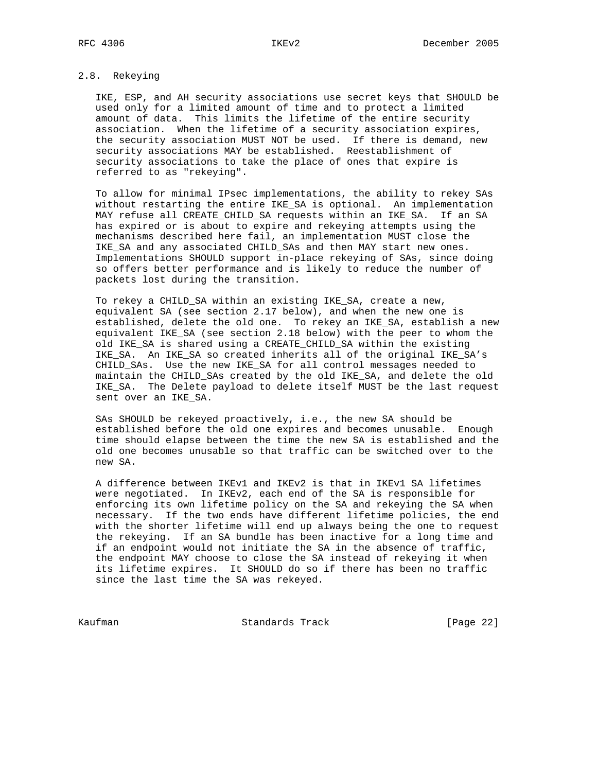### 2.8. Rekeying

IKE, ESP, and AH security associations use secret keys that SHOULD be used only for a limited amount of time and to protect a limited amount of data. This limits the lifetime of the entire security association. When the lifetime of a security association expires, the security association MUST NOT be used. If there is demand, new security associations MAY be established. Reestablishment of security associations to take the place of ones that expire is referred to as "rekeying".

To allow for minimal IPsec implementations, the ability to rekey SAs without restarting the entire IKE_SA is optional. An implementation MAY refuse all CREATE_CHILD_SA requests within an IKE_SA. If an SA has expired or is about to expire and rekeying attempts using the mechanisms described here fail, an implementation MUST close the IKE_SA and any associated CHILD_SAs and then MAY start new ones. Implementations SHOULD support in-place rekeying of SAs, since doing so offers better performance and is likely to reduce the number of packets lost during the transition.

To rekey a CHILD_SA within an existing IKE_SA, create a new, equivalent SA (see section 2.17 below), and when the new one is established, delete the old one. To rekey an IKE_SA, establish a new equivalent IKE_SA (see section 2.18 below) with the peer to whom the old IKE_SA is shared using a CREATE_CHILD_SA within the existing IKE_SA. An IKE_SA so created inherits all of the original IKE_SA's CHILD_SAs. Use the new IKE_SA for all control messages needed to maintain the CHILD_SAs created by the old IKE_SA, and delete the old IKE_SA. The Delete payload to delete itself MUST be the last request sent over an IKE_SA.

SAs SHOULD be rekeyed proactively, i.e., the new SA should be established before the old one expires and becomes unusable. Enough time should elapse between the time the new SA is established and the old one becomes unusable so that traffic can be switched over to the new SA.

A difference between IKEv1 and IKEv2 is that in IKEv1 SA lifetimes were negotiated. In IKEv2, each end of the SA is responsible for enforcing its own lifetime policy on the SA and rekeying the SA when necessary. If the two ends have different lifetime policies, the end with the shorter lifetime will end up always being the one to request the rekeying. If an SA bundle has been inactive for a long time and if an endpoint would not initiate the SA in the absence of traffic, the endpoint MAY choose to close the SA instead of rekeying it when its lifetime expires. It SHOULD do so if there has been no traffic since the last time the SA was rekeyed.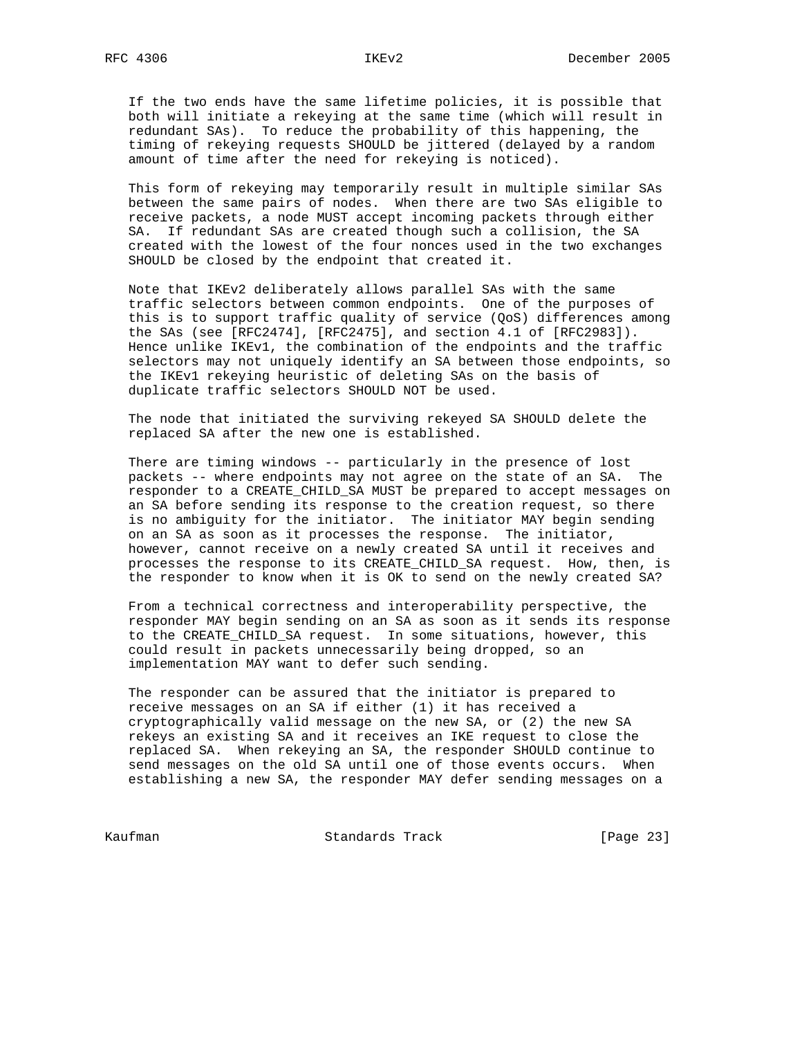If the two ends have the same lifetime policies, it is possible that both will initiate a rekeying at the same time (which will result in redundant SAs). To reduce the probability of this happening, the timing of rekeying requests SHOULD be jittered (delayed by a random amount of time after the need for rekeying is noticed).

This form of rekeying may temporarily result in multiple similar SAs between the same pairs of nodes. When there are two SAs eligible to receive packets, a node MUST accept incoming packets through either SA. If redundant SAs are created though such a collision, the SA created with the lowest of the four nonces used in the two exchanges SHOULD be closed by the endpoint that created it.

Note that IKEv2 deliberately allows parallel SAs with the same traffic selectors between common endpoints. One of the purposes of this is to support traffic quality of service (QoS) differences among the SAs (see [RFC2474], [RFC2475], and section 4.1 of [RFC2983]). Hence unlike IKEv1, the combination of the endpoints and the traffic selectors may not uniquely identify an SA between those endpoints, so the IKEv1 rekeying heuristic of deleting SAs on the basis of duplicate traffic selectors SHOULD NOT be used.

The node that initiated the surviving rekeyed SA SHOULD delete the replaced SA after the new one is established.

There are timing windows -- particularly in the presence of lost packets -- where endpoints may not agree on the state of an SA. The responder to a CREATE_CHILD_SA MUST be prepared to accept messages on an SA before sending its response to the creation request, so there is no ambiguity for the initiator. The initiator MAY begin sending on an SA as soon as it processes the response. The initiator, however, cannot receive on a newly created SA until it receives and processes the response to its CREATE_CHILD_SA request. How, then, is the responder to know when it is OK to send on the newly created SA?

From a technical correctness and interoperability perspective, the responder MAY begin sending on an SA as soon as it sends its response to the CREATE_CHILD_SA request. In some situations, however, this could result in packets unnecessarily being dropped, so an implementation MAY want to defer such sending.

The responder can be assured that the initiator is prepared to receive messages on an SA if either (1) it has received a cryptographically valid message on the new SA, or (2) the new SA rekeys an existing SA and it receives an IKE request to close the replaced SA. When rekeying an SA, the responder SHOULD continue to send messages on the old SA until one of those events occurs. When establishing a new SA, the responder MAY defer sending messages on a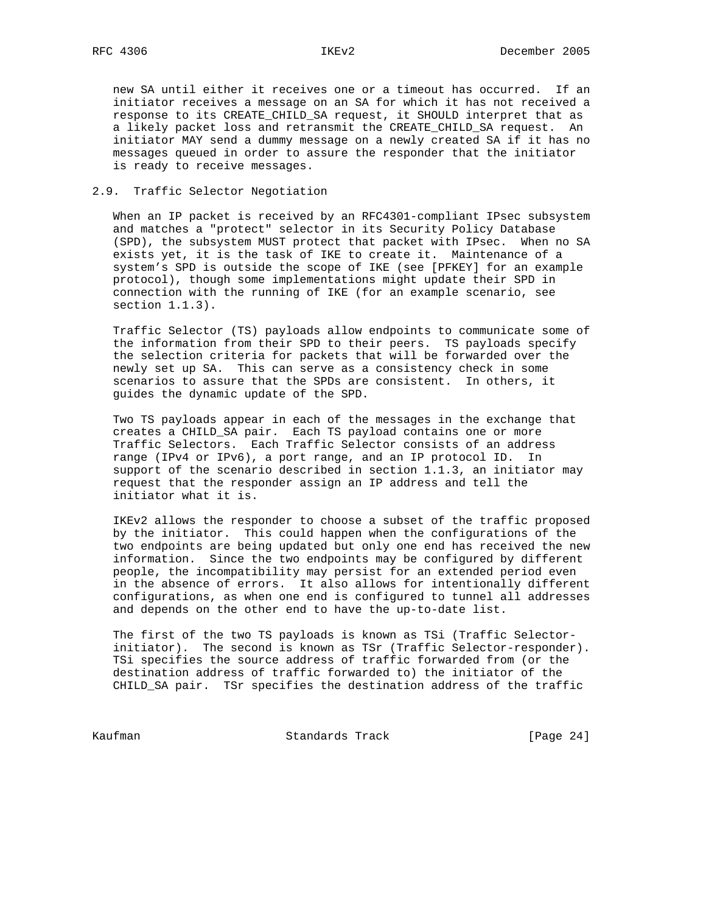new SA until either it receives one or a timeout has occurred. If an initiator receives a message on an SA for which it has not received a response to its CREATE_CHILD_SA request, it SHOULD interpret that as a likely packet loss and retransmit the CREATE_CHILD_SA request. An initiator MAY send a dummy message on a newly created SA if it has no messages queued in order to assure the responder that the initiator is ready to receive messages.

## 2.9. Traffic Selector Negotiation

When an IP packet is received by an RFC4301-compliant IPsec subsystem and matches a "protect" selector in its Security Policy Database (SPD), the subsystem MUST protect that packet with IPsec. When no SA exists yet, it is the task of IKE to create it. Maintenance of a system's SPD is outside the scope of IKE (see [PFKEY] for an example protocol), though some implementations might update their SPD in connection with the running of IKE (for an example scenario, see section 1.1.3).

Traffic Selector (TS) payloads allow endpoints to communicate some of the information from their SPD to their peers. TS payloads specify the selection criteria for packets that will be forwarded over the newly set up SA. This can serve as a consistency check in some scenarios to assure that the SPDs are consistent. In others, it guides the dynamic update of the SPD.

Two TS payloads appear in each of the messages in the exchange that creates a CHILD_SA pair. Each TS payload contains one or more Traffic Selectors. Each Traffic Selector consists of an address range (IPv4 or IPv6), a port range, and an IP protocol ID. In support of the scenario described in section 1.1.3, an initiator may request that the responder assign an IP address and tell the initiator what it is.

IKEv2 allows the responder to choose a subset of the traffic proposed by the initiator. This could happen when the configurations of the two endpoints are being updated but only one end has received the new information. Since the two endpoints may be configured by different people, the incompatibility may persist for an extended period even in the absence of errors. It also allows for intentionally different configurations, as when one end is configured to tunnel all addresses and depends on the other end to have the up-to-date list.

The first of the two TS payloads is known as TSi (Traffic Selector-initiator). The second is known as TSr (Traffic Selector-responder). TSi specifies the source address of traffic forwarded from (or the destination address of traffic forwarded to) the initiator of the CHILD_SA pair. TSr specifies the destination address of the traffic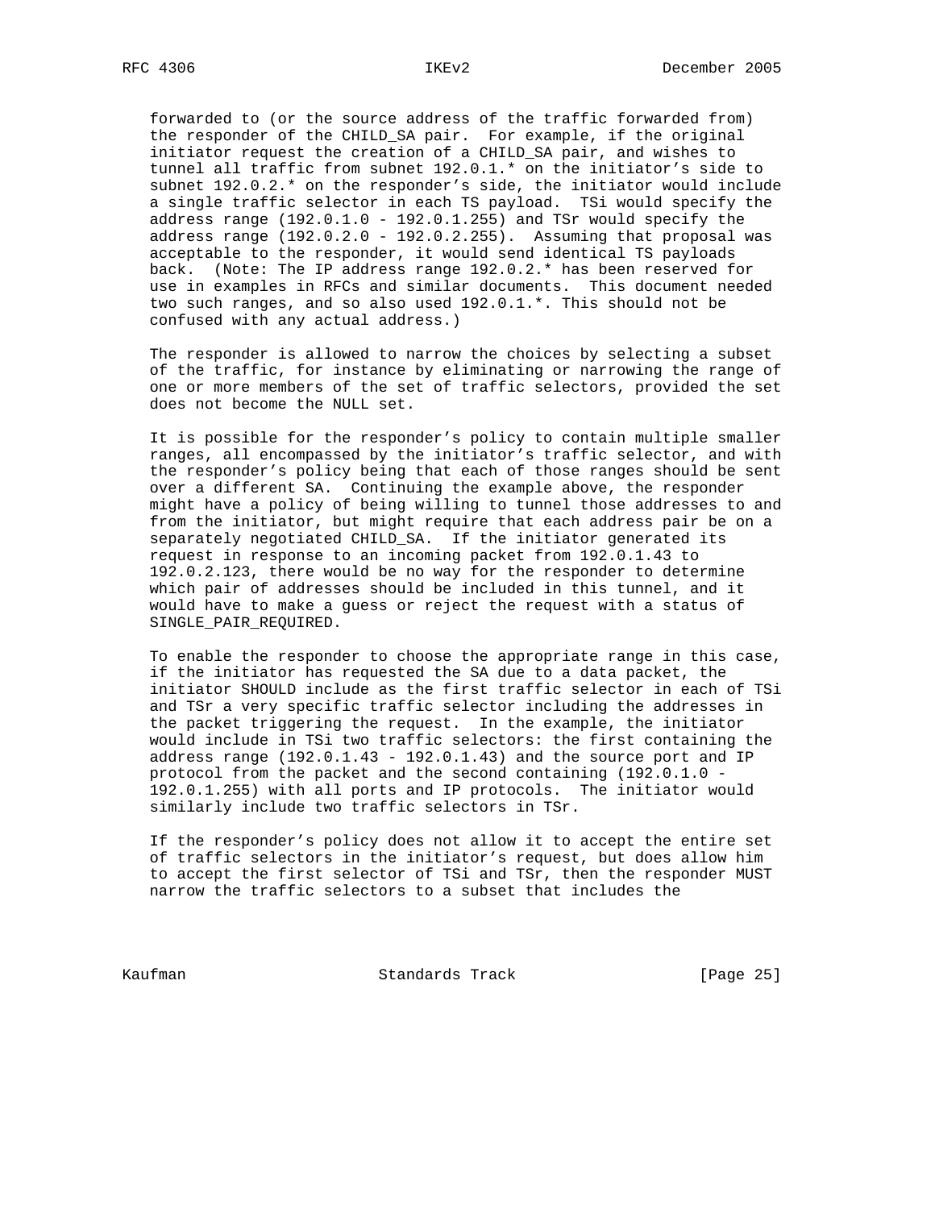forwarded to (or the source address of the traffic forwarded from) the responder of the CHILD_SA pair. For example, if the original initiator request the creation of a CHILD_SA pair, and wishes to tunnel all traffic from subnet 192.0.1.* on the initiator's side to subnet 192.0.2.* on the responder's side, the initiator would include a single traffic selector in each TS payload. TSi would specify the address range (192.0.1.0 - 192.0.1.255) and TSr would specify the address range (192.0.2.0 - 192.0.2.255). Assuming that proposal was acceptable to the responder, it would send identical TS payloads back. (Note: The IP address range 192.0.2.* has been reserved for use in examples in RFCs and similar documents. This document needed two such ranges, and so also used 192.0.1.*. This should not be confused with any actual address.)

The responder is allowed to narrow the choices by selecting a subset of the traffic, for instance by eliminating or narrowing the range of one or more members of the set of traffic selectors, provided the set does not become the NULL set.

It is possible for the responder's policy to contain multiple smaller ranges, all encompassed by the initiator's traffic selector, and with the responder's policy being that each of those ranges should be sent over a different SA. Continuing the example above, the responder might have a policy of being willing to tunnel those addresses to and from the initiator, but might require that each address pair be on a separately negotiated CHILD_SA. If the initiator generated its request in response to an incoming packet from 192.0.1.43 to 192.0.2.123, there would be no way for the responder to determine which pair of addresses should be included in this tunnel, and it would have to make a guess or reject the request with a status of SINGLE_PAIR_REQUIRED.

To enable the responder to choose the appropriate range in this case, if the initiator has requested the SA due to a data packet, the initiator SHOULD include as the first traffic selector in each of TSi and TSr a very specific traffic selector including the addresses in the packet triggering the request. In the example, the initiator would include in TSi two traffic selectors: the first containing the address range (192.0.1.43 - 192.0.1.43) and the source port and IP protocol from the packet and the second containing (192.0.1.0 - 192.0.1.255) with all ports and IP protocols. The initiator would similarly include two traffic selectors in TSr.

If the responder's policy does not allow it to accept the entire set of traffic selectors in the initiator's request, but does allow him to accept the first selector of TSi and TSr, then the responder MUST narrow the traffic selectors to a subset that includes the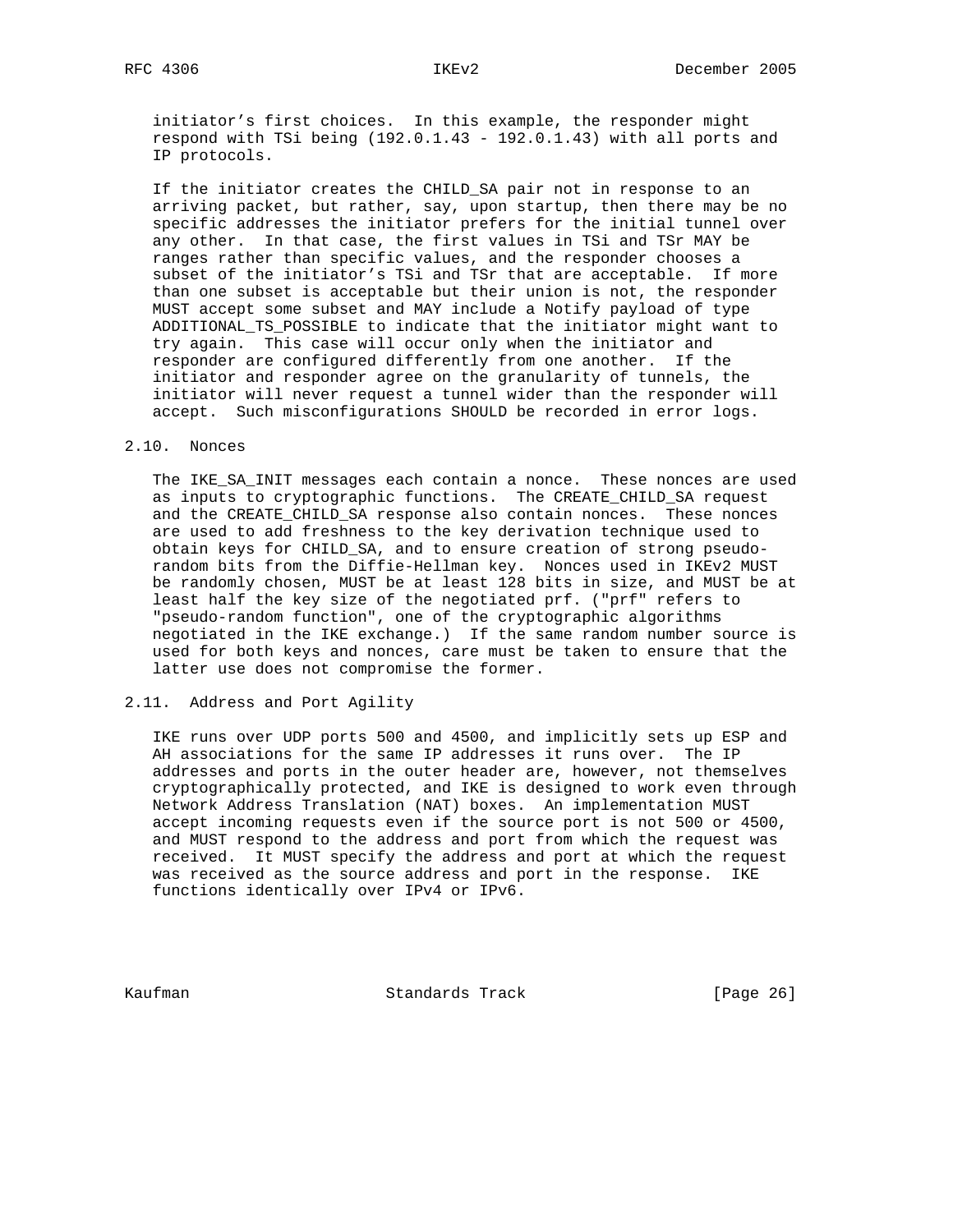initiator's first choices. In this example, the responder might respond with TSi being (192.0.1.43 - 192.0.1.43) with all ports and IP protocols.

If the initiator creates the CHILD_SA pair not in response to an arriving packet, but rather, say, upon startup, then there may be no specific addresses the initiator prefers for the initial tunnel over any other. In that case, the first values in TSi and TSr MAY be ranges rather than specific values, and the responder chooses a subset of the initiator's TSi and TSr that are acceptable. If more than one subset is acceptable but their union is not, the responder MUST accept some subset and MAY include a Notify payload of type ADDITIONAL_TS_POSSIBLE to indicate that the initiator might want to try again. This case will occur only when the initiator and responder are configured differently from one another. If the initiator and responder agree on the granularity of tunnels, the initiator will never request a tunnel wider than the responder will accept. Such misconfigurations SHOULD be recorded in error logs.

## 2.10. Nonces

The IKE_SA_INIT messages each contain a nonce. These nonces are used as inputs to cryptographic functions. The CREATE_CHILD_SA request and the CREATE_CHILD_SA response also contain nonces. These nonces are used to add freshness to the key derivation technique used to obtain keys for CHILD_SA, and to ensure creation of strong pseudo-random bits from the Diffie-Hellman key. Nonces used in IKEv2 MUST be randomly chosen, MUST be at least 128 bits in size, and MUST be at least half the key size of the negotiated prf. ("prf" refers to "pseudo-random function", one of the cryptographic algorithms negotiated in the IKE exchange.) If the same random number source is used for both keys and nonces, care must be taken to ensure that the latter use does not compromise the former.

## 2.11. Address and Port Agility

IKE runs over UDP ports 500 and 4500, and implicitly sets up ESP and AH associations for the same IP addresses it runs over. The IP addresses and ports in the outer header are, however, not themselves cryptographically protected, and IKE is designed to work even through Network Address Translation (NAT) boxes. An implementation MUST accept incoming requests even if the source port is not 500 or 4500, and MUST respond to the address and port from which the request was received. It MUST specify the address and port at which the request was received as the source address and port in the response. IKE functions identically over IPv4 or IPv6.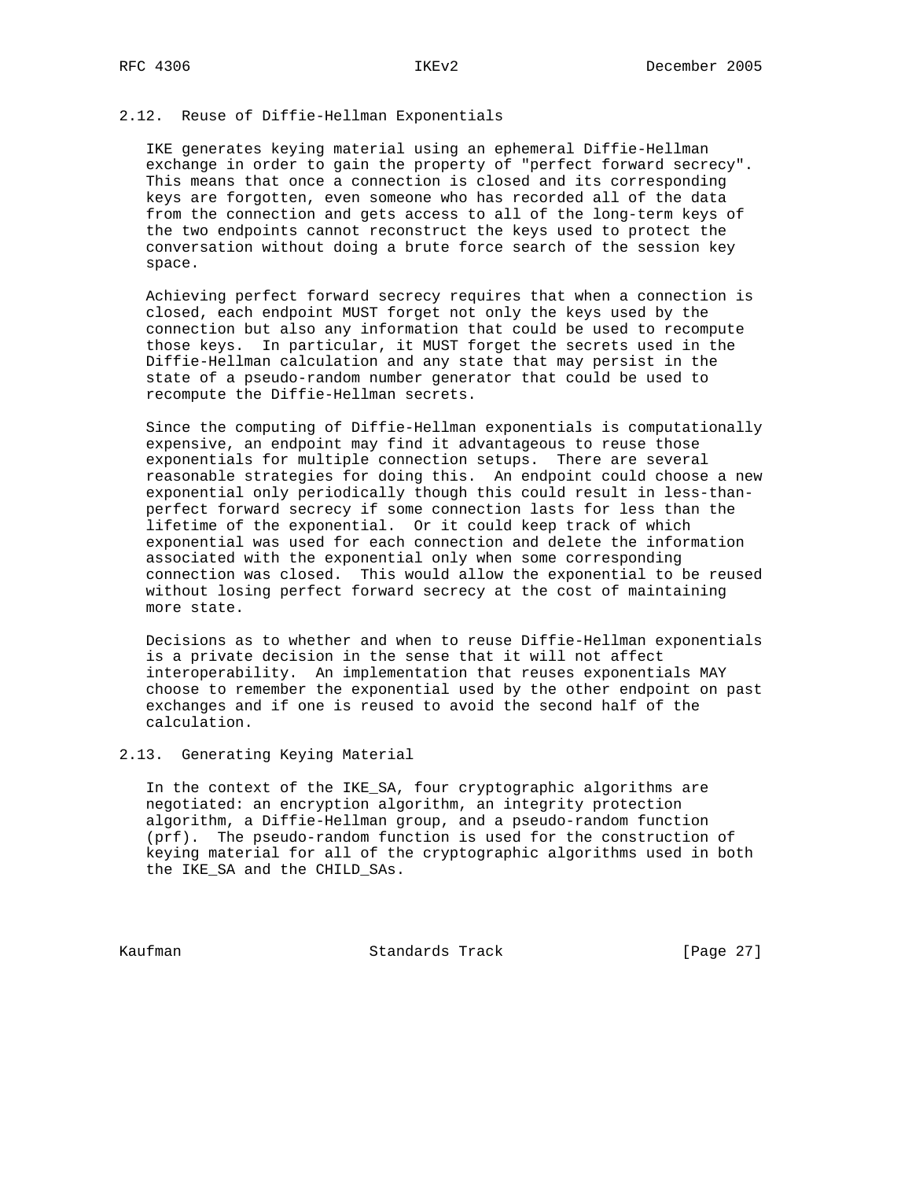## 2.12. Reuse of Diffie-Hellman Exponentials

IKE generates keying material using an ephemeral Diffie-Hellman exchange in order to gain the property of "perfect forward secrecy". This means that once a connection is closed and its corresponding keys are forgotten, even someone who has recorded all of the data from the connection and gets access to all of the long-term keys of the two endpoints cannot reconstruct the keys used to protect the conversation without doing a brute force search of the session key space.

Achieving perfect forward secrecy requires that when a connection is closed, each endpoint MUST forget not only the keys used by the connection but also any information that could be used to recompute those keys. In particular, it MUST forget the secrets used in the Diffie-Hellman calculation and any state that may persist in the state of a pseudo-random number generator that could be used to recompute the Diffie-Hellman secrets.

Since the computing of Diffie-Hellman exponentials is computationally expensive, an endpoint may find it advantageous to reuse those exponentials for multiple connection setups. There are several reasonable strategies for doing this. An endpoint could choose a new exponential only periodically though this could result in less-than-perfect forward secrecy if some connection lasts for less than the lifetime of the exponential. Or it could keep track of which exponential was used for each connection and delete the information associated with the exponential only when some corresponding connection was closed. This would allow the exponential to be reused without losing perfect forward secrecy at the cost of maintaining more state.

Decisions as to whether and when to reuse Diffie-Hellman exponentials is a private decision in the sense that it will not affect interoperability. An implementation that reuses exponentials MAY choose to remember the exponential used by the other endpoint on past exchanges and if one is reused to avoid the second half of the calculation.

## 2.13. Generating Keying Material

In the context of the IKE_SA, four cryptographic algorithms are negotiated: an encryption algorithm, an integrity protection algorithm, a Diffie-Hellman group, and a pseudo-random function (prf). The pseudo-random function is used for the construction of keying material for all of the cryptographic algorithms used in both the IKE_SA and the CHILD_SAs.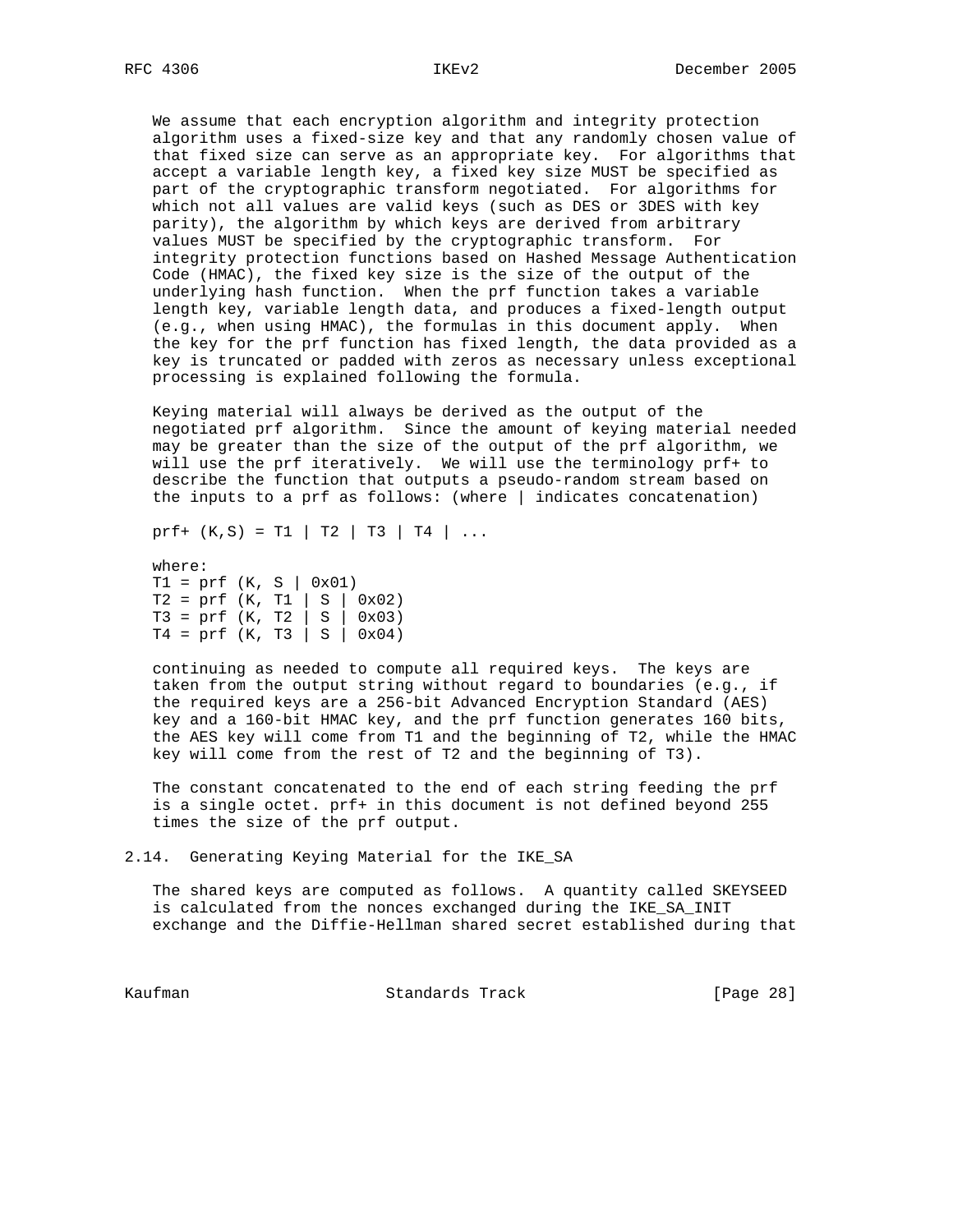We assume that each encryption algorithm and integrity protection algorithm uses a fixed-size key and that any randomly chosen value of that fixed size can serve as an appropriate key. For algorithms that accept a variable length key, a fixed key size MUST be specified as part of the cryptographic transform negotiated. For algorithms for which not all values are valid keys (such as DES or 3DES with key parity), the algorithm by which keys are derived from arbitrary values MUST be specified by the cryptographic transform. For integrity protection functions based on Hashed Message Authentication Code (HMAC), the fixed key size is the size of the output of the underlying hash function. When the prf function takes a variable length key, variable length data, and produces a fixed-length output (e.g., when using HMAC), the formulas in this document apply. When the key for the prf function has fixed length, the data provided as a key is truncated or padded with zeros as necessary unless exceptional processing is explained following the formula.

Keying material will always be derived as the output of the negotiated prf algorithm. Since the amount of keying material needed may be greater than the size of the output of the prf algorithm, we will use the prf iteratively. We will use the terminology prf+ to describe the function that outputs a pseudo-random stream based on the inputs to a prf as follows: (where | indicates concatenation)

```
prf+ (K,S) = T1 | T2 | T3 | T4 | ...

where:
T1 = prf (K, S | 0x01)
T2 = prf (K, T1 | S | 0x02)
T3 = prf (K, T2 | S | 0x03)
T4 = prf (K, T3 | S | 0x04)
```

continuing as needed to compute all required keys. The keys are taken from the output string without regard to boundaries (e.g., if the required keys are a 256-bit Advanced Encryption Standard (AES) key and a 160-bit HMAC key, and the prf function generates 160 bits, the AES key will come from T1 and the beginning of T2, while the HMAC key will come from the rest of T2 and the beginning of T3).

The constant concatenated to the end of each string feeding the prf is a single octet. prf+ in this document is not defined beyond 255 times the size of the prf output.

## 2.14. Generating Keying Material for the IKE_SA

The shared keys are computed as follows. A quantity called SKEYSEED is calculated from the nonces exchanged during the IKE_SA_INIT exchange and the Diffie-Hellman shared secret established during that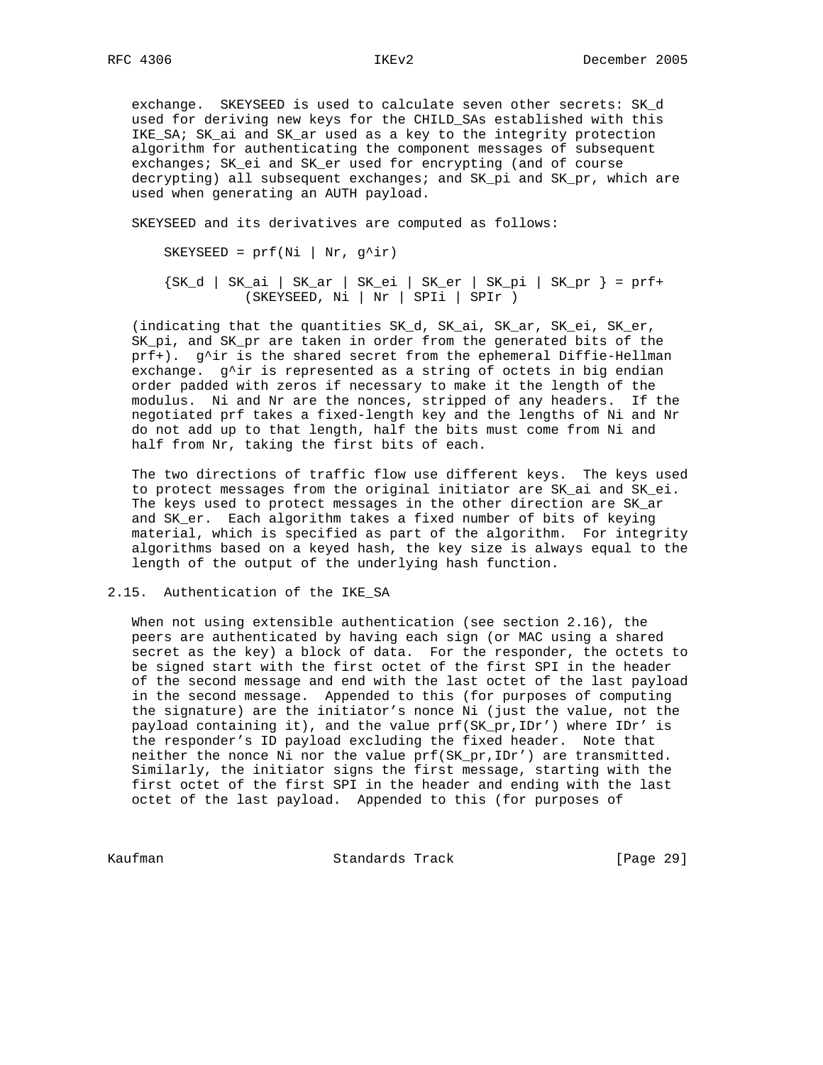exchange. SKEYSEED is used to calculate seven other secrets: SK_d used for deriving new keys for the CHILD_SAs established with this IKE_SA; SK_ai and SK_ar used as a key to the integrity protection algorithm for authenticating the component messages of subsequent exchanges; SK_ei and SK_er used for encrypting (and of course decrypting) all subsequent exchanges; and SK_pi and SK_pr, which are used when generating an AUTH payload.

SKEYSEED and its derivatives are computed as follows:

```
SKEYSEED = prf(Ni | Nr, g^ir)

{SK_d | SK_ai | SK_ar | SK_ei | SK_er | SK_pi | SK_pr } = prf+
          (SKEYSEED, Ni | Nr | SPIi | SPIr )
```

(indicating that the quantities SK_d, SK_ai, SK_ar, SK_ei, SK_er, SK_pi, and SK_pr are taken in order from the generated bits of the prf+). g^ir is the shared secret from the ephemeral Diffie-Hellman exchange. g^ir is represented as a string of octets in big endian order padded with zeros if necessary to make it the length of the modulus. Ni and Nr are the nonces, stripped of any headers. If the negotiated prf takes a fixed-length key and the lengths of Ni and Nr do not add up to that length, half the bits must come from Ni and half from Nr, taking the first bits of each.

The two directions of traffic flow use different keys. The keys used to protect messages from the original initiator are SK_ai and SK_ei. The keys used to protect messages in the other direction are SK_ar and SK_er. Each algorithm takes a fixed number of bits of keying material, which is specified as part of the algorithm. For integrity algorithms based on a keyed hash, the key size is always equal to the length of the output of the underlying hash function.

## 2.15. Authentication of the IKE_SA

When not using extensible authentication (see section 2.16), the peers are authenticated by having each sign (or MAC using a shared secret as the key) a block of data. For the responder, the octets to be signed start with the first octet of the first SPI in the header of the second message and end with the last octet of the last payload in the second message. Appended to this (for purposes of computing the signature) are the initiator's nonce Ni (just the value, not the payload containing it), and the value prf(SK_pr,IDr') where IDr' is the responder's ID payload excluding the fixed header. Note that neither the nonce Ni nor the value prf(SK_pr,IDr') are transmitted. Similarly, the initiator signs the first message, starting with the first octet of the first SPI in the header and ending with the last octet of the last payload. Appended to this (for purposes of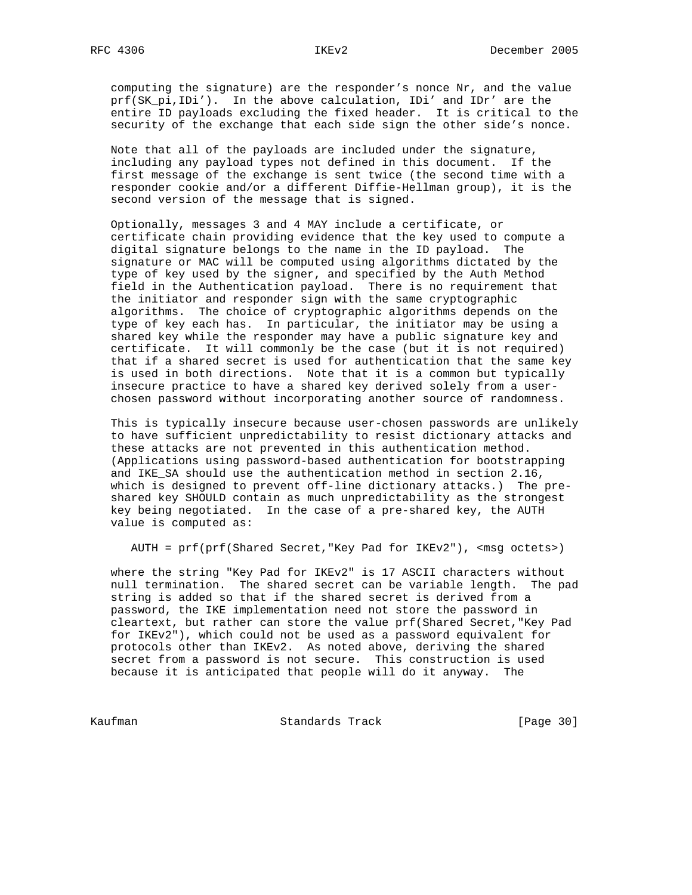computing the signature) are the responder's nonce Nr, and the value prf(SK_pi,IDi'). In the above calculation, IDi' and IDr' are the entire ID payloads excluding the fixed header. It is critical to the security of the exchange that each side sign the other side's nonce.

Note that all of the payloads are included under the signature, including any payload types not defined in this document. If the first message of the exchange is sent twice (the second time with a responder cookie and/or a different Diffie-Hellman group), it is the second version of the message that is signed.

Optionally, messages 3 and 4 MAY include a certificate, or certificate chain providing evidence that the key used to compute a digital signature belongs to the name in the ID payload. The signature or MAC will be computed using algorithms dictated by the type of key used by the signer, and specified by the Auth Method field in the Authentication payload. There is no requirement that the initiator and responder sign with the same cryptographic algorithms. The choice of cryptographic algorithms depends on the type of key each has. In particular, the initiator may be using a shared key while the responder may have a public signature key and certificate. It will commonly be the case (but it is not required) that if a shared secret is used for authentication that the same key is used in both directions. Note that it is a common but typically insecure practice to have a shared key derived solely from a user-chosen password without incorporating another source of randomness.

This is typically insecure because user-chosen passwords are unlikely to have sufficient unpredictability to resist dictionary attacks and these attacks are not prevented in this authentication method. (Applications using password-based authentication for bootstrapping and IKE_SA should use the authentication method in section 2.16, which is designed to prevent off-line dictionary attacks.) The pre-shared key SHOULD contain as much unpredictability as the strongest key being negotiated. In the case of a pre-shared key, the AUTH value is computed as:

```
AUTH = prf(prf(Shared Secret,"Key Pad for IKEv2"), <msg octets>)
```

where the string "Key Pad for IKEv2" is 17 ASCII characters without null termination. The shared secret can be variable length. The pad string is added so that if the shared secret is derived from a password, the IKE implementation need not store the password in cleartext, but rather can store the value prf(Shared Secret,"Key Pad for IKEv2"), which could not be used as a password equivalent for protocols other than IKEv2. As noted above, deriving the shared secret from a password is not secure. This construction is used because it is anticipated that people will do it anyway. The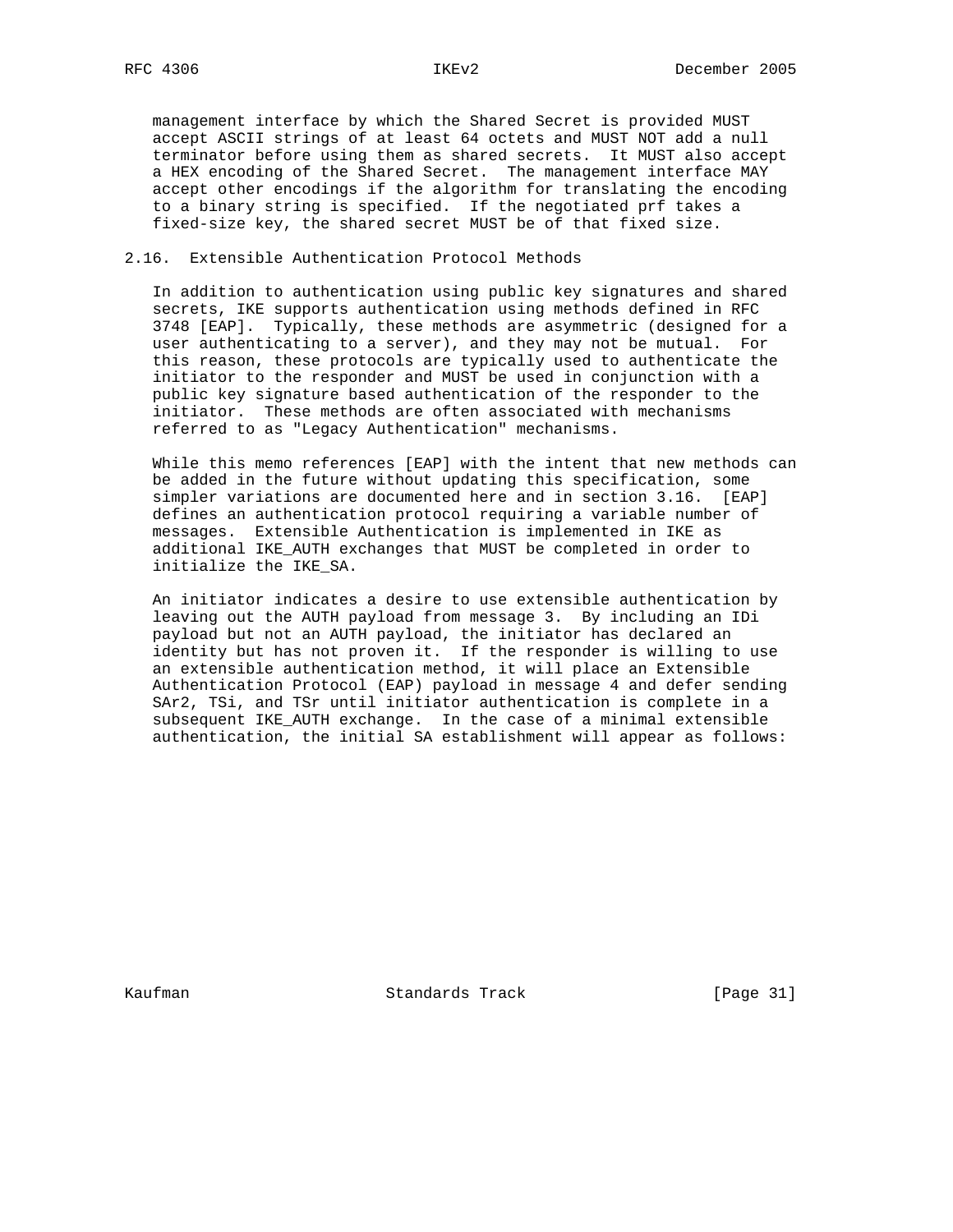management interface by which the Shared Secret is provided MUST accept ASCII strings of at least 64 octets and MUST NOT add a null terminator before using them as shared secrets. It MUST also accept a HEX encoding of the Shared Secret. The management interface MAY accept other encodings if the algorithm for translating the encoding to a binary string is specified. If the negotiated prf takes a fixed-size key, the shared secret MUST be of that fixed size.

## 2.16. Extensible Authentication Protocol Methods

In addition to authentication using public key signatures and shared secrets, IKE supports authentication using methods defined in RFC 3748 [EAP]. Typically, these methods are asymmetric (designed for a user authenticating to a server), and they may not be mutual. For this reason, these protocols are typically used to authenticate the initiator to the responder and MUST be used in conjunction with a public key signature based authentication of the responder to the initiator. These methods are often associated with mechanisms referred to as "Legacy Authentication" mechanisms.

While this memo references [EAP] with the intent that new methods can be added in the future without updating this specification, some simpler variations are documented here and in section 3.16. [EAP] defines an authentication protocol requiring a variable number of messages. Extensible Authentication is implemented in IKE as additional IKE_AUTH exchanges that MUST be completed in order to initialize the IKE_SA.

An initiator indicates a desire to use extensible authentication by leaving out the AUTH payload from message 3. By including an IDi payload but not an AUTH payload, the initiator has declared an identity but has not proven it. If the responder is willing to use an extensible authentication method, it will place an Extensible Authentication Protocol (EAP) payload in message 4 and defer sending SAr2, TSi, and TSr until initiator authentication is complete in a subsequent IKE_AUTH exchange. In the case of a minimal extensible authentication, the initial SA establishment will appear as follows: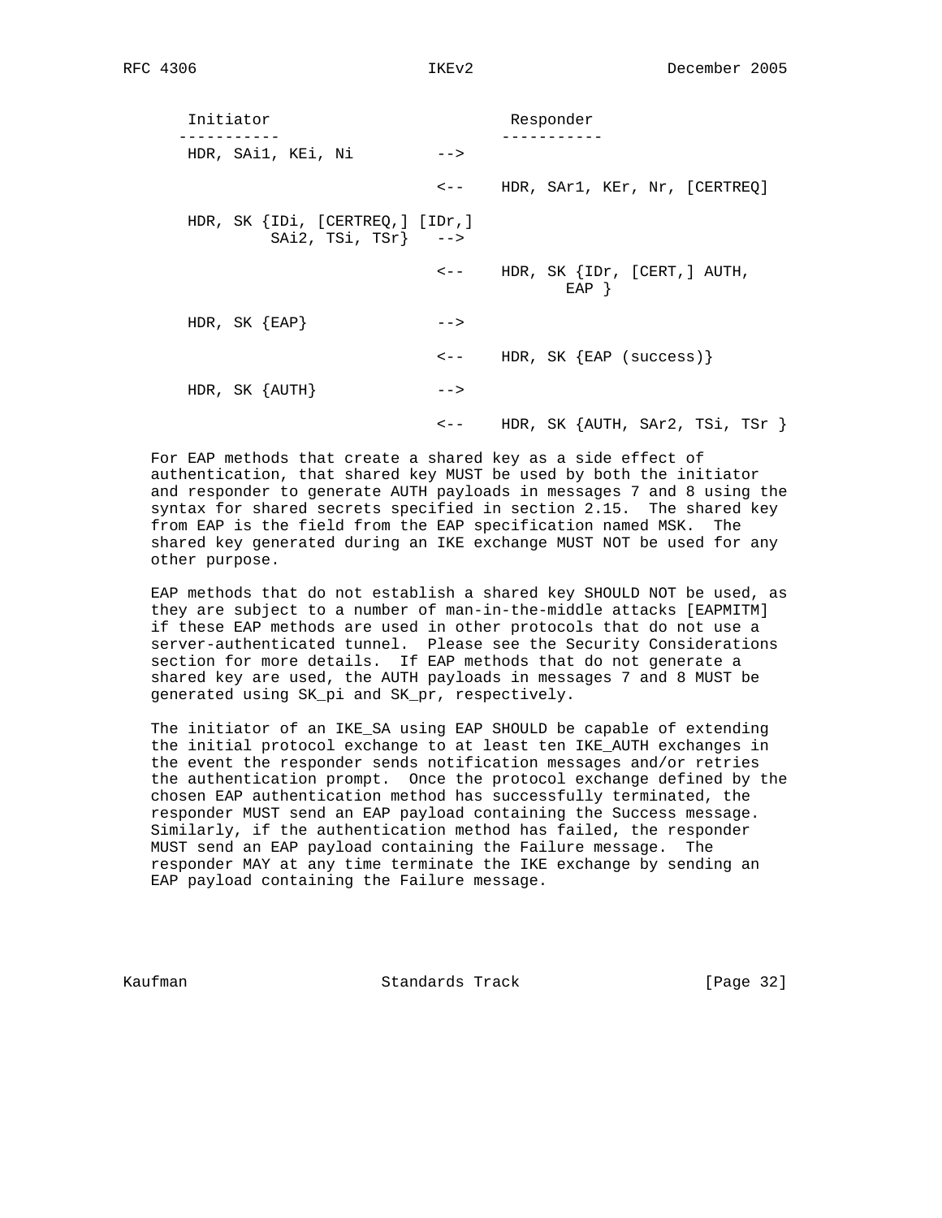```
    Initiator                         Responder
   -----------                       -----------
    HDR, SAi1, KEi, Ni         -->

                               <--    HDR, SAr1, KEr, Nr, [CERTREQ]

    HDR, SK {IDi, [CERTREQ,] [IDr,]
             SAi2, TSi, TSr}   -->

                               <--    HDR, SK {IDr, [CERT,] AUTH,
                                              EAP }

    HDR, SK {EAP}              -->

                               <--    HDR, SK {EAP (success)}

    HDR, SK {AUTH}             -->

                               <--    HDR, SK {AUTH, SAr2, TSi, TSr }
```

For EAP methods that create a shared key as a side effect of authentication, that shared key MUST be used by both the initiator and responder to generate AUTH payloads in messages 7 and 8 using the syntax for shared secrets specified in section 2.15. The shared key from EAP is the field from the EAP specification named MSK. The shared key generated during an IKE exchange MUST NOT be used for any other purpose.

EAP methods that do not establish a shared key SHOULD NOT be used, as they are subject to a number of man-in-the-middle attacks [EAPMITM] if these EAP methods are used in other protocols that do not use a server-authenticated tunnel. Please see the Security Considerations section for more details. If EAP methods that do not generate a shared key are used, the AUTH payloads in messages 7 and 8 MUST be generated using SK_pi and SK_pr, respectively.

The initiator of an IKE_SA using EAP SHOULD be capable of extending the initial protocol exchange to at least ten IKE_AUTH exchanges in the event the responder sends notification messages and/or retries the authentication prompt. Once the protocol exchange defined by the chosen EAP authentication method has successfully terminated, the responder MUST send an EAP payload containing the Success message. Similarly, if the authentication method has failed, the responder MUST send an EAP payload containing the Failure message. The responder MAY at any time terminate the IKE exchange by sending an EAP payload containing the Failure message.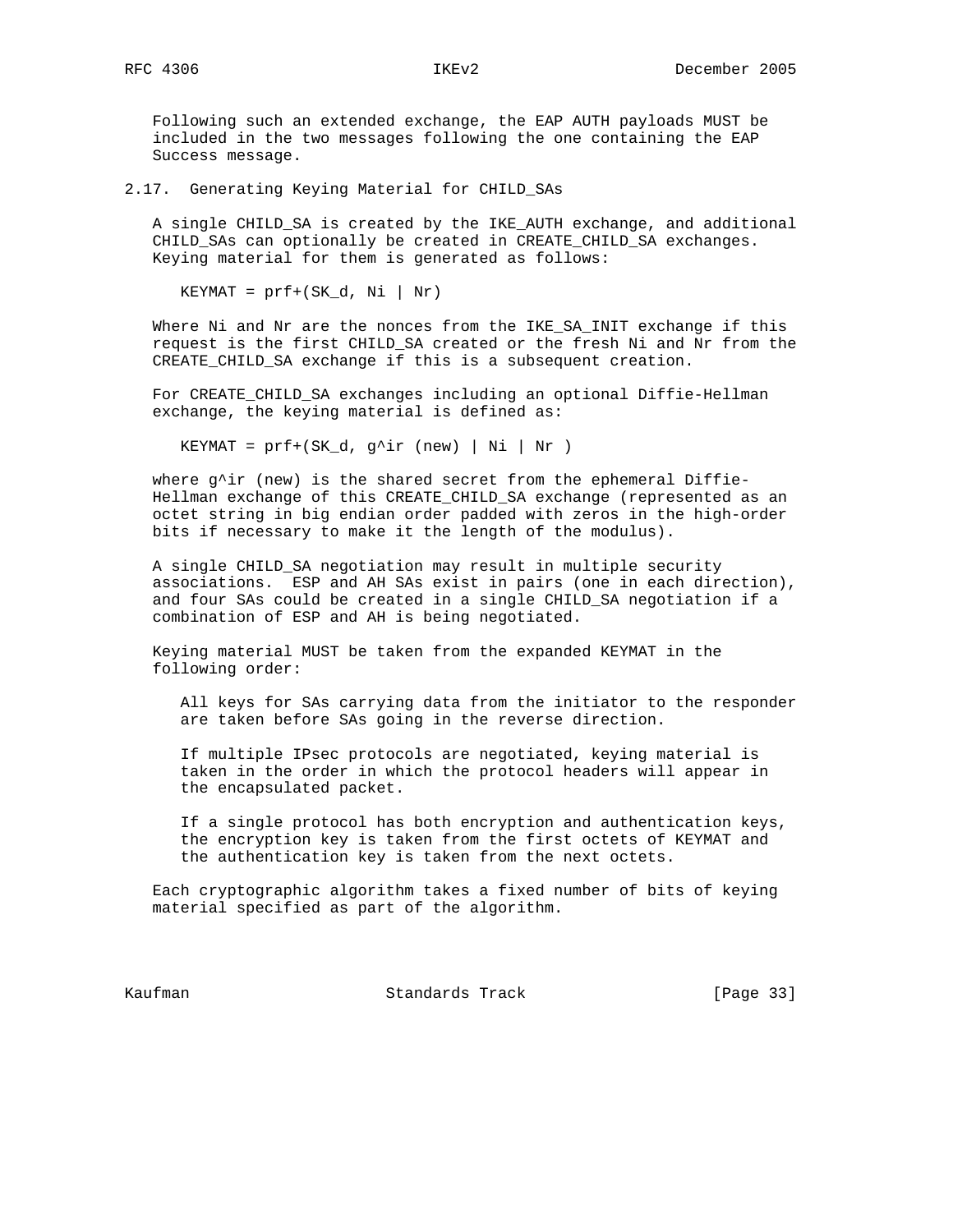Following such an extended exchange, the EAP AUTH payloads MUST be included in the two messages following the one containing the EAP Success message.

## 2.17. Generating Keying Material for CHILD_SAs

A single CHILD_SA is created by the IKE_AUTH exchange, and additional CHILD_SAs can optionally be created in CREATE_CHILD_SA exchanges. Keying material for them is generated as follows:

```
KEYMAT = prf+(SK_d, Ni | Nr)
```

Where Ni and Nr are the nonces from the IKE_SA_INIT exchange if this request is the first CHILD_SA created or the fresh Ni and Nr from the CREATE_CHILD_SA exchange if this is a subsequent creation.

For CREATE_CHILD_SA exchanges including an optional Diffie-Hellman exchange, the keying material is defined as:

```
KEYMAT = prf+(SK_d, g^ir (new) | Ni | Nr )
```

where g^ir (new) is the shared secret from the ephemeral Diffie-Hellman exchange of this CREATE_CHILD_SA exchange (represented as an octet string in big endian order padded with zeros in the high-order bits if necessary to make it the length of the modulus).

A single CHILD_SA negotiation may result in multiple security associations. ESP and AH SAs exist in pairs (one in each direction), and four SAs could be created in a single CHILD_SA negotiation if a combination of ESP and AH is being negotiated.

Keying material MUST be taken from the expanded KEYMAT in the following order:

All keys for SAs carrying data from the initiator to the responder are taken before SAs going in the reverse direction.

If multiple IPsec protocols are negotiated, keying material is taken in the order in which the protocol headers will appear in the encapsulated packet.

If a single protocol has both encryption and authentication keys, the encryption key is taken from the first octets of KEYMAT and the authentication key is taken from the next octets.

Each cryptographic algorithm takes a fixed number of bits of keying material specified as part of the algorithm.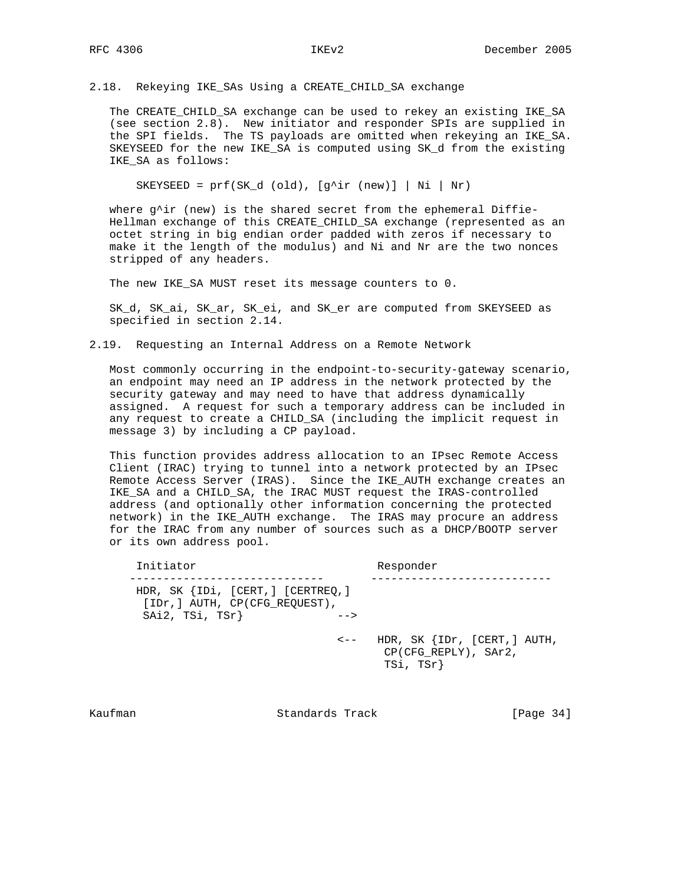## 2.18. Rekeying IKE_SAs Using a CREATE_CHILD_SA exchange

The CREATE_CHILD_SA exchange can be used to rekey an existing IKE_SA (see section 2.8). New initiator and responder SPIs are supplied in the SPI fields. The TS payloads are omitted when rekeying an IKE_SA. SKEYSEED for the new IKE_SA is computed using SK_d from the existing IKE_SA as follows:

```
SKEYSEED = prf(SK_d (old), [g^ir (new)] | Ni | Nr)
```

where g^ir (new) is the shared secret from the ephemeral Diffie-Hellman exchange of this CREATE_CHILD_SA exchange (represented as an octet string in big endian order padded with zeros if necessary to make it the length of the modulus) and Ni and Nr are the two nonces stripped of any headers.

The new IKE_SA MUST reset its message counters to 0.

SK_d, SK_ai, SK_ar, SK_ei, and SK_er are computed from SKEYSEED as specified in section 2.14.

## 2.19. Requesting an Internal Address on a Remote Network

Most commonly occurring in the endpoint-to-security-gateway scenario, an endpoint may need an IP address in the network protected by the security gateway and may need to have that address dynamically assigned. A request for such a temporary address can be included in any request to create a CHILD_SA (including the implicit request in message 3) by including a CP payload.

This function provides address allocation to an IPsec Remote Access Client (IRAC) trying to tunnel into a network protected by an IPsec Remote Access Server (IRAS). Since the IKE_AUTH exchange creates an IKE_SA and a CHILD_SA, the IRAC MUST request the IRAS-controlled address (and optionally other information concerning the protected network) in the IKE_AUTH exchange. The IRAS may procure an address for the IRAC from any number of sources such as a DHCP/BOOTP server or its own address pool.

```
 Initiator                              Responder
-----------------------------       ---------------------------
 HDR, SK {IDi, [CERT,] [CERTREQ,]
  [IDr,] AUTH, CP(CFG_REQUEST),
  SAi2, TSi, TSr}              -->

                               <--   HDR, SK {IDr, [CERT,] AUTH,
                                      CP(CFG_REPLY), SAr2,
                                      TSi, TSr}
```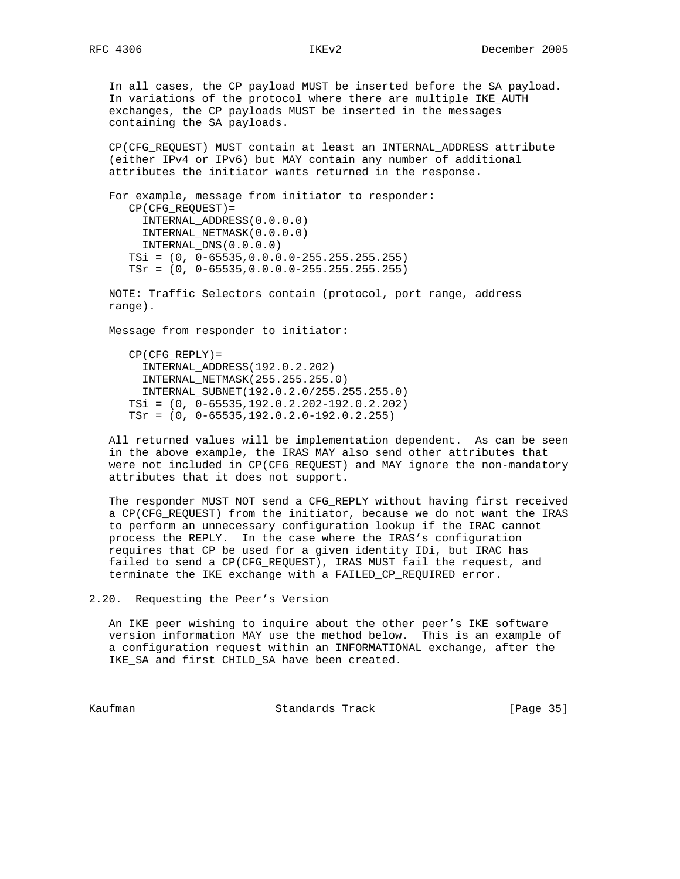In all cases, the CP payload MUST be inserted before the SA payload. In variations of the protocol where there are multiple IKE_AUTH exchanges, the CP payloads MUST be inserted in the messages containing the SA payloads.

CP(CFG_REQUEST) MUST contain at least an INTERNAL_ADDRESS attribute (either IPv4 or IPv6) but MAY contain any number of additional attributes the initiator wants returned in the response.

For example, message from initiator to responder:

```
   CP(CFG_REQUEST)=
     INTERNAL_ADDRESS(0.0.0.0)
     INTERNAL_NETMASK(0.0.0.0)
     INTERNAL_DNS(0.0.0.0)
   TSi = (0, 0-65535,0.0.0.0-255.255.255.255)
   TSr = (0, 0-65535,0.0.0.0-255.255.255.255)
```

NOTE: Traffic Selectors contain (protocol, port range, address range).

Message from responder to initiator:

```
   CP(CFG_REPLY)=
     INTERNAL_ADDRESS(192.0.2.202)
     INTERNAL_NETMASK(255.255.255.0)
     INTERNAL_SUBNET(192.0.2.0/255.255.255.0)
   TSi = (0, 0-65535,192.0.2.202-192.0.2.202)
   TSr = (0, 0-65535,192.0.2.0-192.0.2.255)
```

All returned values will be implementation dependent. As can be seen in the above example, the IRAS MAY also send other attributes that were not included in CP(CFG_REQUEST) and MAY ignore the non-mandatory attributes that it does not support.

The responder MUST NOT send a CFG_REPLY without having first received a CP(CFG_REQUEST) from the initiator, because we do not want the IRAS to perform an unnecessary configuration lookup if the IRAC cannot process the REPLY. In the case where the IRAS's configuration requires that CP be used for a given identity IDi, but IRAC has failed to send a CP(CFG_REQUEST), IRAS MUST fail the request, and terminate the IKE exchange with a FAILED_CP_REQUIRED error.

## 2.20. Requesting the Peer's Version

An IKE peer wishing to inquire about the other peer's IKE software version information MAY use the method below. This is an example of a configuration request within an INFORMATIONAL exchange, after the IKE_SA and first CHILD_SA have been created.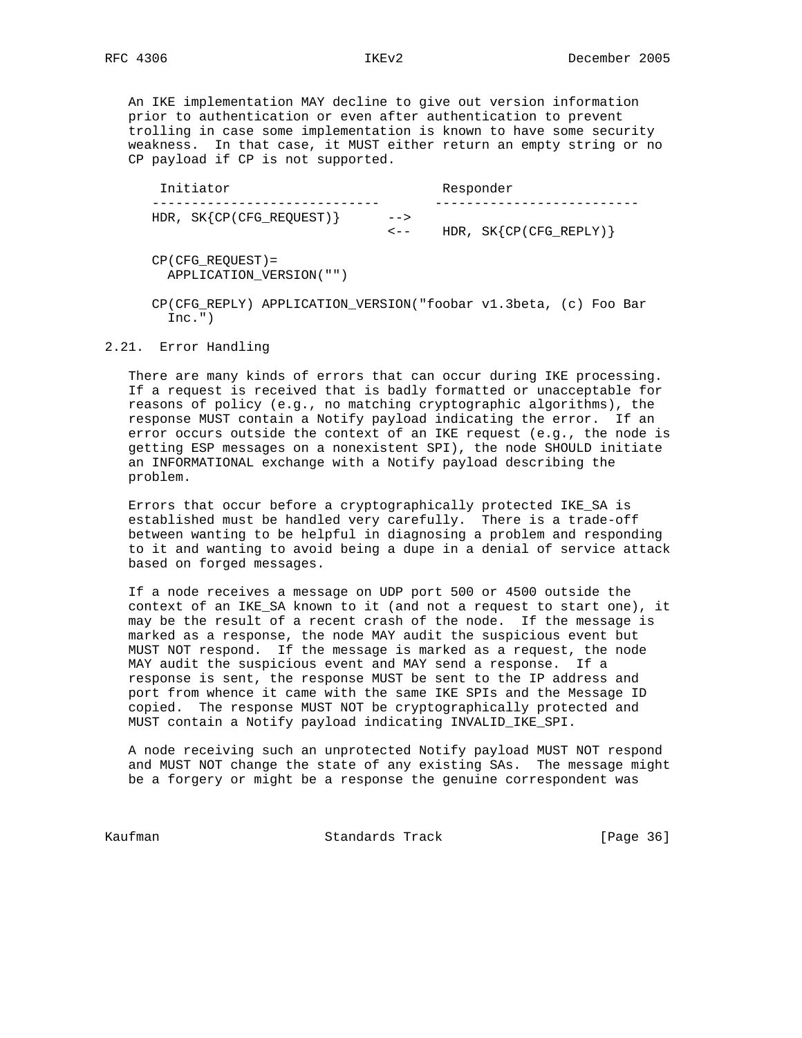An IKE implementation MAY decline to give out version information prior to authentication or even after authentication to prevent trolling in case some implementation is known to have some security weakness. In that case, it MUST either return an empty string or no CP payload if CP is not supported.

```
 Initiator                           Responder
-----------------------------       --------------------------
HDR, SK{CP(CFG_REQUEST)}      -->
                              <--    HDR, SK{CP(CFG_REPLY)}

CP(CFG_REQUEST)=
  APPLICATION_VERSION("")

CP(CFG_REPLY) APPLICATION_VERSION("foobar v1.3beta, (c) Foo Bar
  Inc.")
```

### 2.21. Error Handling

There are many kinds of errors that can occur during IKE processing. If a request is received that is badly formatted or unacceptable for reasons of policy (e.g., no matching cryptographic algorithms), the response MUST contain a Notify payload indicating the error. If an error occurs outside the context of an IKE request (e.g., the node is getting ESP messages on a nonexistent SPI), the node SHOULD initiate an INFORMATIONAL exchange with a Notify payload describing the problem.

Errors that occur before a cryptographically protected IKE_SA is established must be handled very carefully. There is a trade-off between wanting to be helpful in diagnosing a problem and responding to it and wanting to avoid being a dupe in a denial of service attack based on forged messages.

If a node receives a message on UDP port 500 or 4500 outside the context of an IKE_SA known to it (and not a request to start one), it may be the result of a recent crash of the node. If the message is marked as a response, the node MAY audit the suspicious event but MUST NOT respond. If the message is marked as a request, the node MAY audit the suspicious event and MAY send a response. If a response is sent, the response MUST be sent to the IP address and port from whence it came with the same IKE SPIs and the Message ID copied. The response MUST NOT be cryptographically protected and MUST contain a Notify payload indicating INVALID_IKE_SPI.

A node receiving such an unprotected Notify payload MUST NOT respond and MUST NOT change the state of any existing SAs. The message might be a forgery or might be a response the genuine correspondent was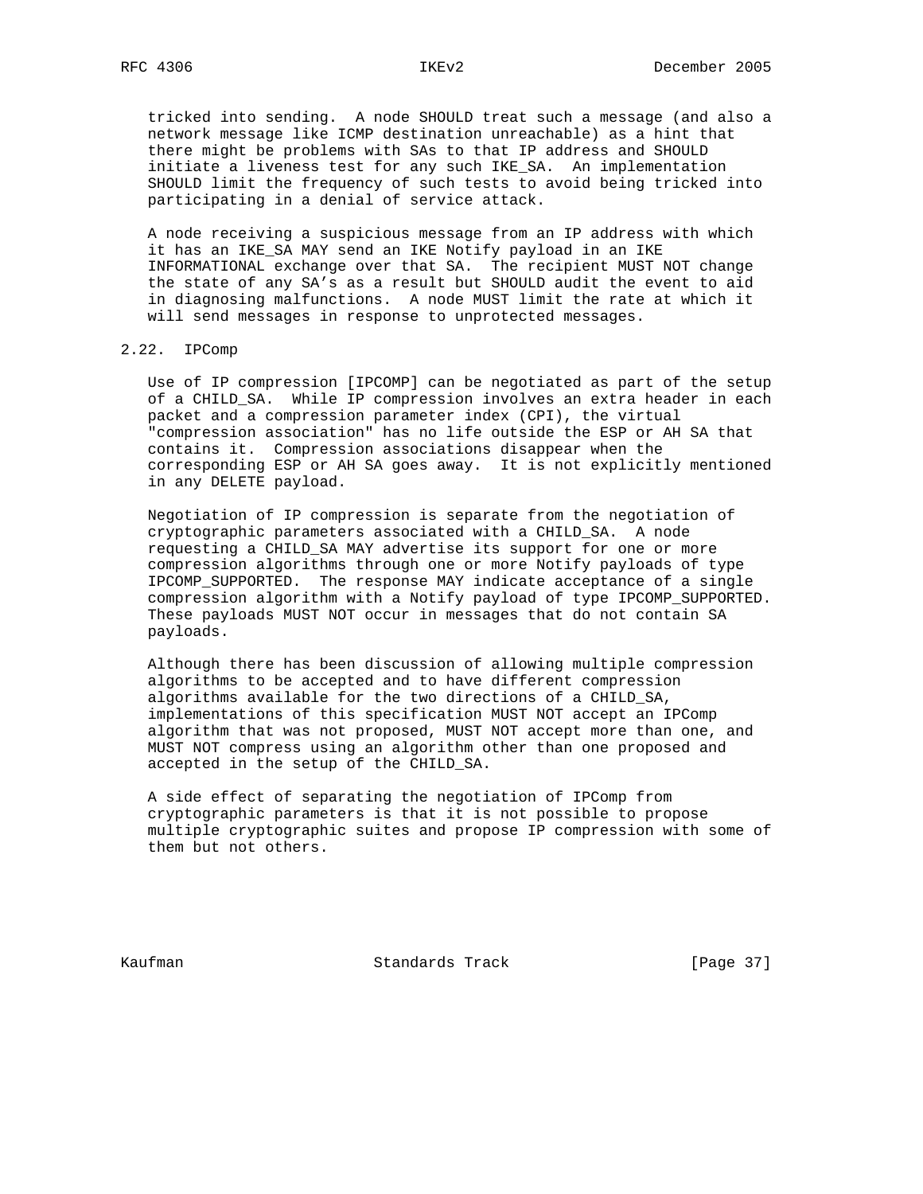tricked into sending. A node SHOULD treat such a message (and also a network message like ICMP destination unreachable) as a hint that there might be problems with SAs to that IP address and SHOULD initiate a liveness test for any such IKE_SA. An implementation SHOULD limit the frequency of such tests to avoid being tricked into participating in a denial of service attack.

A node receiving a suspicious message from an IP address with which it has an IKE_SA MAY send an IKE Notify payload in an IKE INFORMATIONAL exchange over that SA. The recipient MUST NOT change the state of any SA's as a result but SHOULD audit the event to aid in diagnosing malfunctions. A node MUST limit the rate at which it will send messages in response to unprotected messages.

## 2.22. IPComp

Use of IP compression [IPCOMP] can be negotiated as part of the setup of a CHILD_SA. While IP compression involves an extra header in each packet and a compression parameter index (CPI), the virtual "compression association" has no life outside the ESP or AH SA that contains it. Compression associations disappear when the corresponding ESP or AH SA goes away. It is not explicitly mentioned in any DELETE payload.

Negotiation of IP compression is separate from the negotiation of cryptographic parameters associated with a CHILD_SA. A node requesting a CHILD_SA MAY advertise its support for one or more compression algorithms through one or more Notify payloads of type IPCOMP_SUPPORTED. The response MAY indicate acceptance of a single compression algorithm with a Notify payload of type IPCOMP_SUPPORTED. These payloads MUST NOT occur in messages that do not contain SA payloads.

Although there has been discussion of allowing multiple compression algorithms to be accepted and to have different compression algorithms available for the two directions of a CHILD_SA, implementations of this specification MUST NOT accept an IPComp algorithm that was not proposed, MUST NOT accept more than one, and MUST NOT compress using an algorithm other than one proposed and accepted in the setup of the CHILD_SA.

A side effect of separating the negotiation of IPComp from cryptographic parameters is that it is not possible to propose multiple cryptographic suites and propose IP compression with some of them but not others.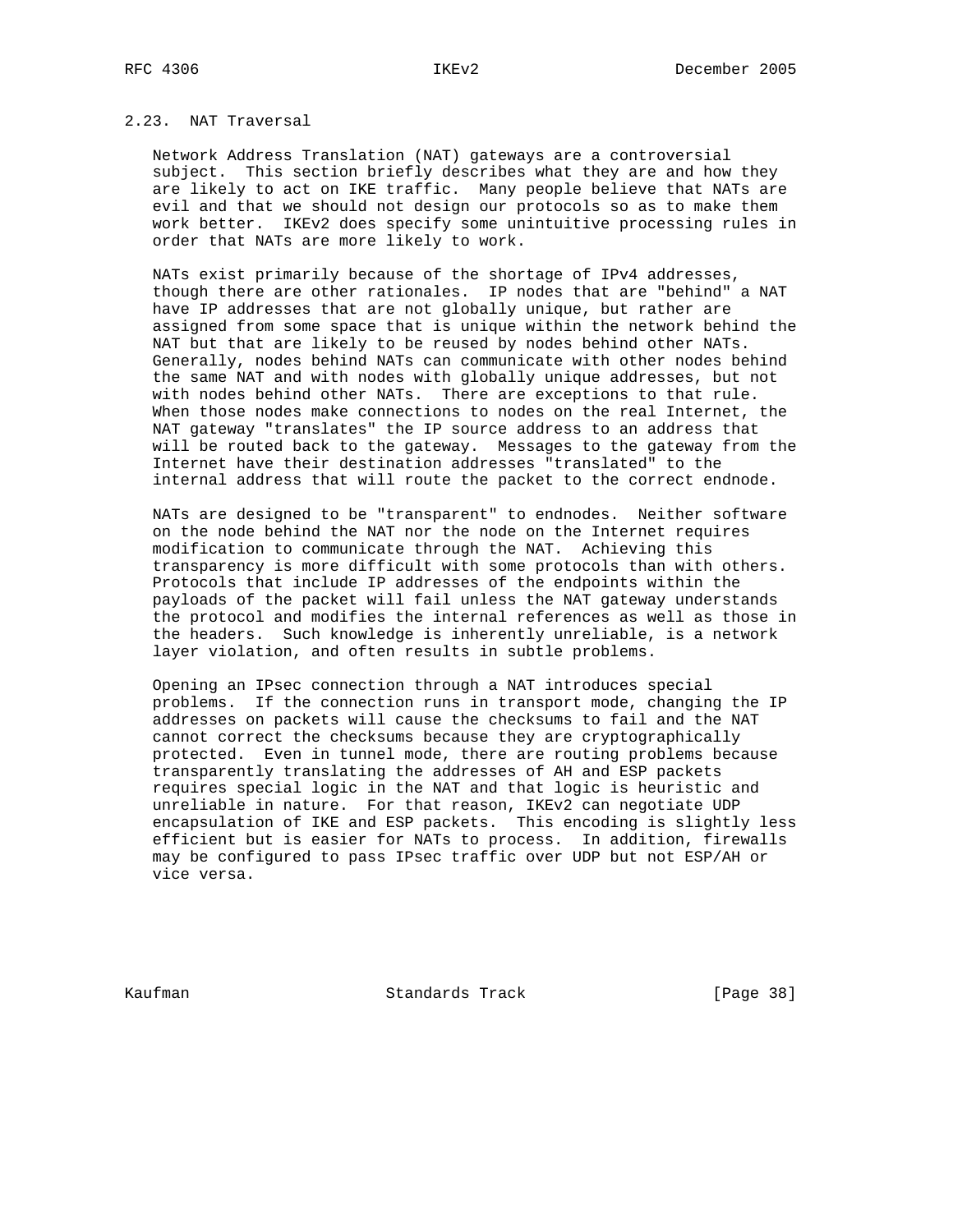### 2.23. NAT Traversal

Network Address Translation (NAT) gateways are a controversial subject. This section briefly describes what they are and how they are likely to act on IKE traffic. Many people believe that NATs are evil and that we should not design our protocols so as to make them work better. IKEv2 does specify some unintuitive processing rules in order that NATs are more likely to work.

NATs exist primarily because of the shortage of IPv4 addresses, though there are other rationales. IP nodes that are "behind" a NAT have IP addresses that are not globally unique, but rather are assigned from some space that is unique within the network behind the NAT but that are likely to be reused by nodes behind other NATs. Generally, nodes behind NATs can communicate with other nodes behind the same NAT and with nodes with globally unique addresses, but not with nodes behind other NATs. There are exceptions to that rule. When those nodes make connections to nodes on the real Internet, the NAT gateway "translates" the IP source address to an address that will be routed back to the gateway. Messages to the gateway from the Internet have their destination addresses "translated" to the internal address that will route the packet to the correct endnode.

NATs are designed to be "transparent" to endnodes. Neither software on the node behind the NAT nor the node on the Internet requires modification to communicate through the NAT. Achieving this transparency is more difficult with some protocols than with others. Protocols that include IP addresses of the endpoints within the payloads of the packet will fail unless the NAT gateway understands the protocol and modifies the internal references as well as those in the headers. Such knowledge is inherently unreliable, is a network layer violation, and often results in subtle problems.

Opening an IPsec connection through a NAT introduces special problems. If the connection runs in transport mode, changing the IP addresses on packets will cause the checksums to fail and the NAT cannot correct the checksums because they are cryptographically protected. Even in tunnel mode, there are routing problems because transparently translating the addresses of AH and ESP packets requires special logic in the NAT and that logic is heuristic and unreliable in nature. For that reason, IKEv2 can negotiate UDP encapsulation of IKE and ESP packets. This encoding is slightly less efficient but is easier for NATs to process. In addition, firewalls may be configured to pass IPsec traffic over UDP but not ESP/AH or vice versa.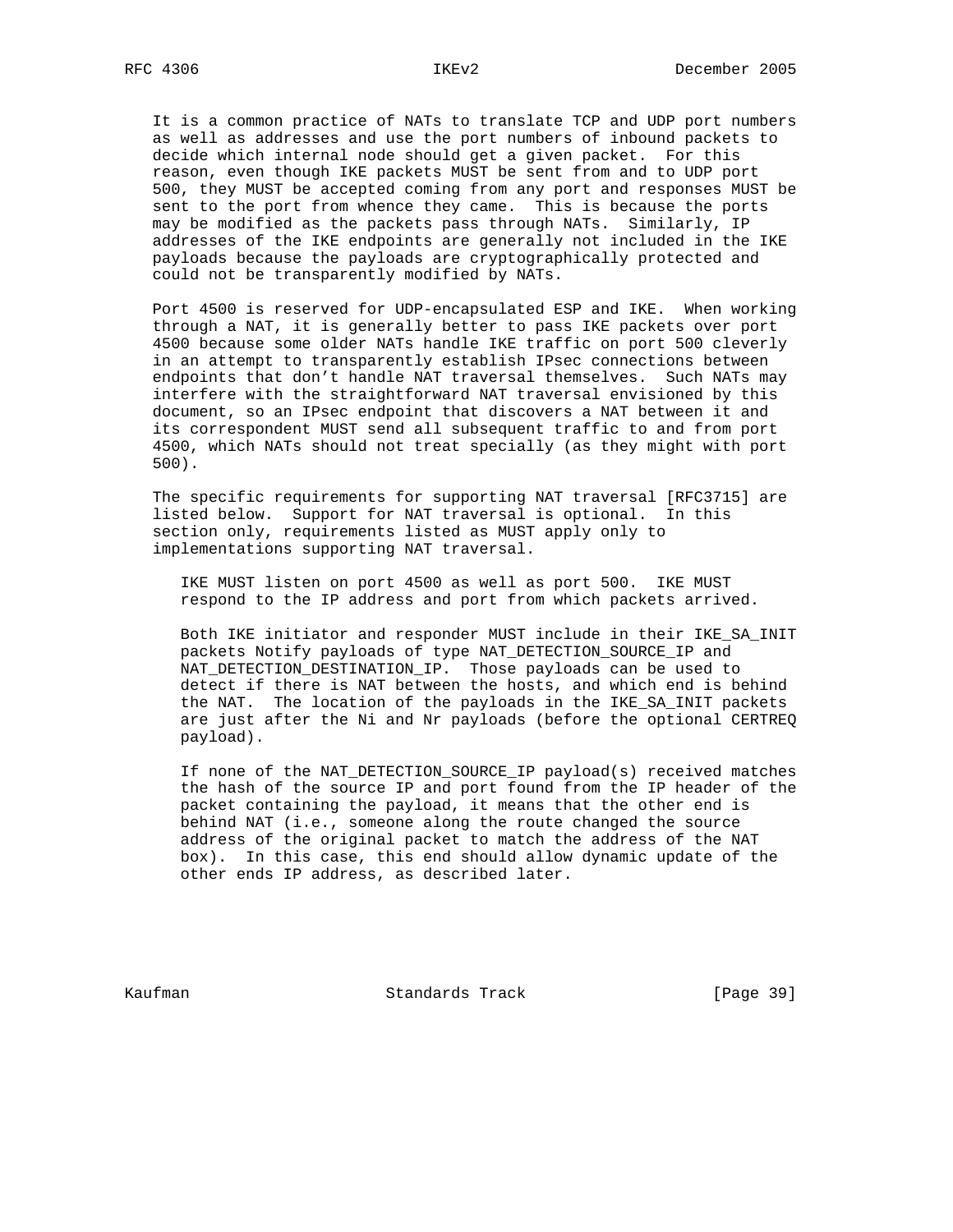It is a common practice of NATs to translate TCP and UDP port numbers as well as addresses and use the port numbers of inbound packets to decide which internal node should get a given packet. For this reason, even though IKE packets MUST be sent from and to UDP port 500, they MUST be accepted coming from any port and responses MUST be sent to the port from whence they came. This is because the ports may be modified as the packets pass through NATs. Similarly, IP addresses of the IKE endpoints are generally not included in the IKE payloads because the payloads are cryptographically protected and could not be transparently modified by NATs.

Port 4500 is reserved for UDP-encapsulated ESP and IKE. When working through a NAT, it is generally better to pass IKE packets over port 4500 because some older NATs handle IKE traffic on port 500 cleverly in an attempt to transparently establish IPsec connections between endpoints that don't handle NAT traversal themselves. Such NATs may interfere with the straightforward NAT traversal envisioned by this document, so an IPsec endpoint that discovers a NAT between it and its correspondent MUST send all subsequent traffic to and from port 4500, which NATs should not treat specially (as they might with port 500).

The specific requirements for supporting NAT traversal [RFC3715] are listed below. Support for NAT traversal is optional. In this section only, requirements listed as MUST apply only to implementations supporting NAT traversal.

IKE MUST listen on port 4500 as well as port 500. IKE MUST respond to the IP address and port from which packets arrived.

Both IKE initiator and responder MUST include in their IKE_SA_INIT packets Notify payloads of type NAT_DETECTION_SOURCE_IP and NAT_DETECTION_DESTINATION_IP. Those payloads can be used to detect if there is NAT between the hosts, and which end is behind the NAT. The location of the payloads in the IKE_SA_INIT packets are just after the Ni and Nr payloads (before the optional CERTREQ payload).

If none of the NAT_DETECTION_SOURCE_IP payload(s) received matches the hash of the source IP and port found from the IP header of the packet containing the payload, it means that the other end is behind NAT (i.e., someone along the route changed the source address of the original packet to match the address of the NAT box). In this case, this end should allow dynamic update of the other ends IP address, as described later.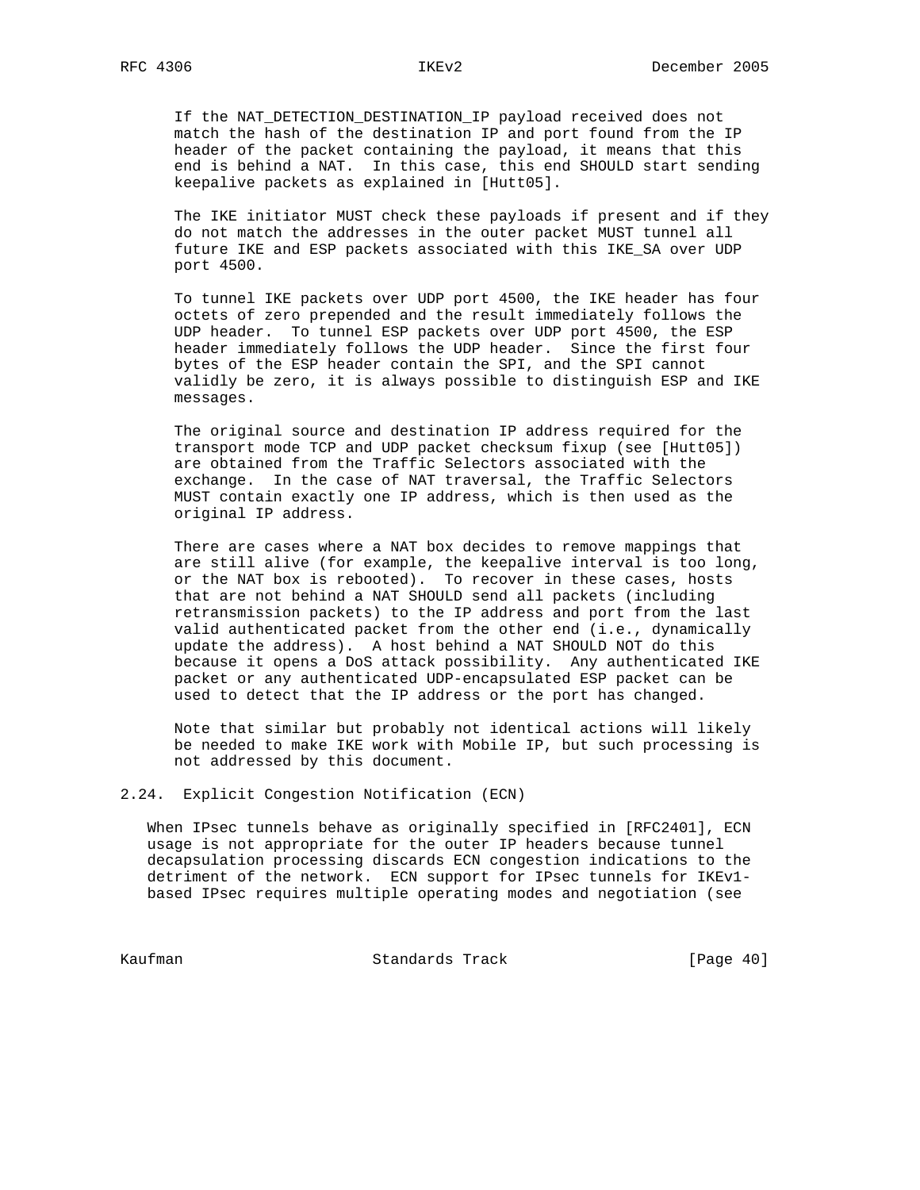If the NAT_DETECTION_DESTINATION_IP payload received does not match the hash of the destination IP and port found from the IP header of the packet containing the payload, it means that this end is behind a NAT. In this case, this end SHOULD start sending keepalive packets as explained in [Hutt05].

The IKE initiator MUST check these payloads if present and if they do not match the addresses in the outer packet MUST tunnel all future IKE and ESP packets associated with this IKE_SA over UDP port 4500.

To tunnel IKE packets over UDP port 4500, the IKE header has four octets of zero prepended and the result immediately follows the UDP header. To tunnel ESP packets over UDP port 4500, the ESP header immediately follows the UDP header. Since the first four bytes of the ESP header contain the SPI, and the SPI cannot validly be zero, it is always possible to distinguish ESP and IKE messages.

The original source and destination IP address required for the transport mode TCP and UDP packet checksum fixup (see [Hutt05]) are obtained from the Traffic Selectors associated with the exchange. In the case of NAT traversal, the Traffic Selectors MUST contain exactly one IP address, which is then used as the original IP address.

There are cases where a NAT box decides to remove mappings that are still alive (for example, the keepalive interval is too long, or the NAT box is rebooted). To recover in these cases, hosts that are not behind a NAT SHOULD send all packets (including retransmission packets) to the IP address and port from the last valid authenticated packet from the other end (i.e., dynamically update the address). A host behind a NAT SHOULD NOT do this because it opens a DoS attack possibility. Any authenticated IKE packet or any authenticated UDP-encapsulated ESP packet can be used to detect that the IP address or the port has changed.

Note that similar but probably not identical actions will likely be needed to make IKE work with Mobile IP, but such processing is not addressed by this document.

### 2.24. Explicit Congestion Notification (ECN)

When IPsec tunnels behave as originally specified in [RFC2401], ECN usage is not appropriate for the outer IP headers because tunnel decapsulation processing discards ECN congestion indications to the detriment of the network. ECN support for IPsec tunnels for IKEv1-based IPsec requires multiple operating modes and negotiation (see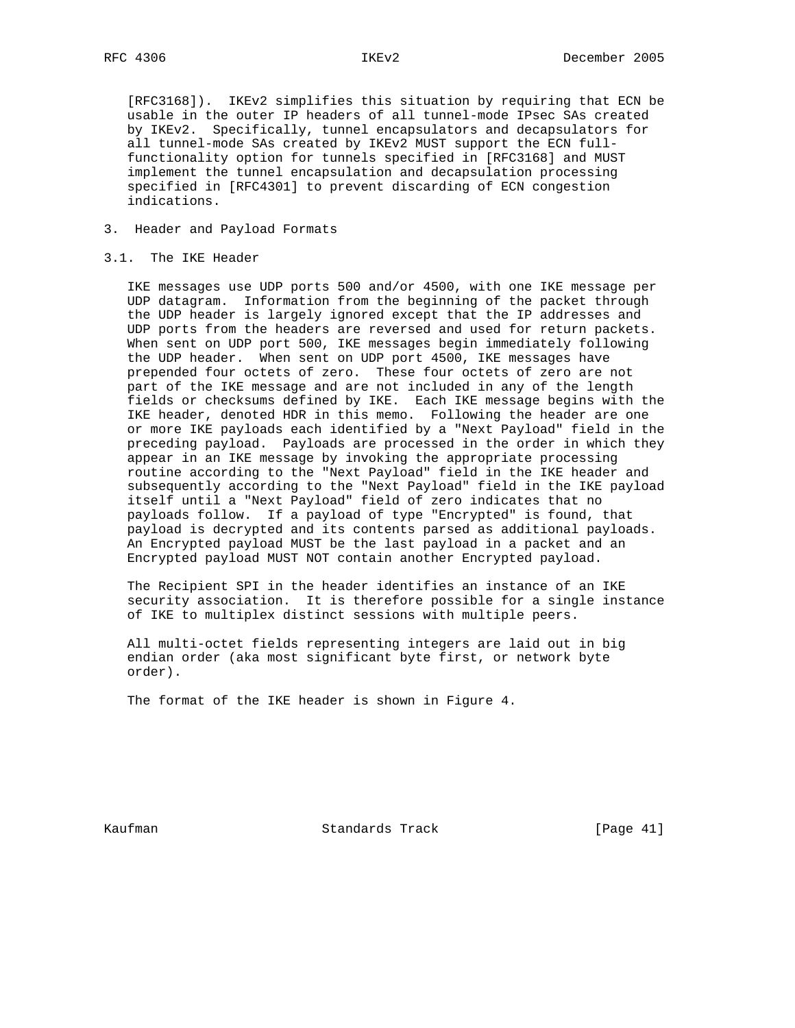[RFC3168]). IKEv2 simplifies this situation by requiring that ECN be usable in the outer IP headers of all tunnel-mode IPsec SAs created by IKEv2. Specifically, tunnel encapsulators and decapsulators for all tunnel-mode SAs created by IKEv2 MUST support the ECN full-functionality option for tunnels specified in [RFC3168] and MUST implement the tunnel encapsulation and decapsulation processing specified in [RFC4301] to prevent discarding of ECN congestion indications.

## 3. Header and Payload Formats

### 3.1. The IKE Header

IKE messages use UDP ports 500 and/or 4500, with one IKE message per UDP datagram. Information from the beginning of the packet through the UDP header is largely ignored except that the IP addresses and UDP ports from the headers are reversed and used for return packets. When sent on UDP port 500, IKE messages begin immediately following the UDP header. When sent on UDP port 4500, IKE messages have prepended four octets of zero. These four octets of zero are not part of the IKE message and are not included in any of the length fields or checksums defined by IKE. Each IKE message begins with the IKE header, denoted HDR in this memo. Following the header are one or more IKE payloads each identified by a "Next Payload" field in the preceding payload. Payloads are processed in the order in which they appear in an IKE message by invoking the appropriate processing routine according to the "Next Payload" field in the IKE header and subsequently according to the "Next Payload" field in the IKE payload itself until a "Next Payload" field of zero indicates that no payloads follow. If a payload of type "Encrypted" is found, that payload is decrypted and its contents parsed as additional payloads. An Encrypted payload MUST be the last payload in a packet and an Encrypted payload MUST NOT contain another Encrypted payload.

The Recipient SPI in the header identifies an instance of an IKE security association. It is therefore possible for a single instance of IKE to multiplex distinct sessions with multiple peers.

All multi-octet fields representing integers are laid out in big endian order (aka most significant byte first, or network byte order).

The format of the IKE header is shown in Figure 4.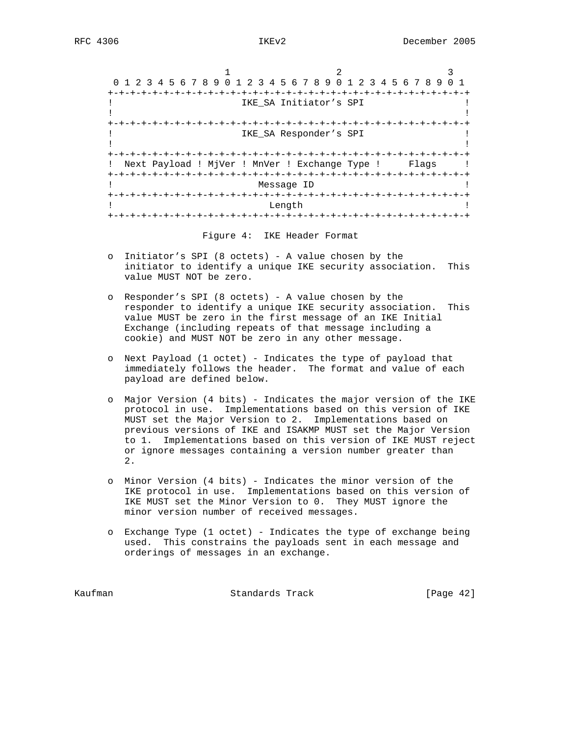```
                     1                   2                   3
 0 1 2 3 4 5 6 7 8 9 0 1 2 3 4 5 6 7 8 9 0 1 2 3 4 5 6 7 8 9 0 1
+-+-+-+-+-+-+-+-+-+-+-+-+-+-+-+-+-+-+-+-+-+-+-+-+-+-+-+-+-+-+-+-+
!                       IKE_SA Initiator's SPI                  !
!                                                               !
+-+-+-+-+-+-+-+-+-+-+-+-+-+-+-+-+-+-+-+-+-+-+-+-+-+-+-+-+-+-+-+-+
!                       IKE_SA Responder's SPI                  !
!                                                               !
+-+-+-+-+-+-+-+-+-+-+-+-+-+-+-+-+-+-+-+-+-+-+-+-+-+-+-+-+-+-+-+-+
!  Next Payload ! MjVer ! MnVer ! Exchange Type !     Flags     !
+-+-+-+-+-+-+-+-+-+-+-+-+-+-+-+-+-+-+-+-+-+-+-+-+-+-+-+-+-+-+-+-+
!                          Message ID                           !
+-+-+-+-+-+-+-+-+-+-+-+-+-+-+-+-+-+-+-+-+-+-+-+-+-+-+-+-+-+-+-+-+
!                            Length                             !
+-+-+-+-+-+-+-+-+-+-+-+-+-+-+-+-+-+-+-+-+-+-+-+-+-+-+-+-+-+-+-+-+
```

Figure 4: IKE Header Format

- Initiator's SPI (8 octets) - A value chosen by the initiator to identify a unique IKE security association. This value MUST NOT be zero.

- Responder's SPI (8 octets) - A value chosen by the responder to identify a unique IKE security association. This value MUST be zero in the first message of an IKE Initial Exchange (including repeats of that message including a cookie) and MUST NOT be zero in any other message.

- Next Payload (1 octet) - Indicates the type of payload that immediately follows the header. The format and value of each payload are defined below.

- Major Version (4 bits) - Indicates the major version of the IKE protocol in use. Implementations based on this version of IKE MUST set the Major Version to 2. Implementations based on previous versions of IKE and ISAKMP MUST set the Major Version to 1. Implementations based on this version of IKE MUST reject or ignore messages containing a version number greater than 2.

- Minor Version (4 bits) - Indicates the minor version of the IKE protocol in use. Implementations based on this version of IKE MUST set the Minor Version to 0. They MUST ignore the minor version number of received messages.

- Exchange Type (1 octet) - Indicates the type of exchange being used. This constrains the payloads sent in each message and orderings of messages in an exchange.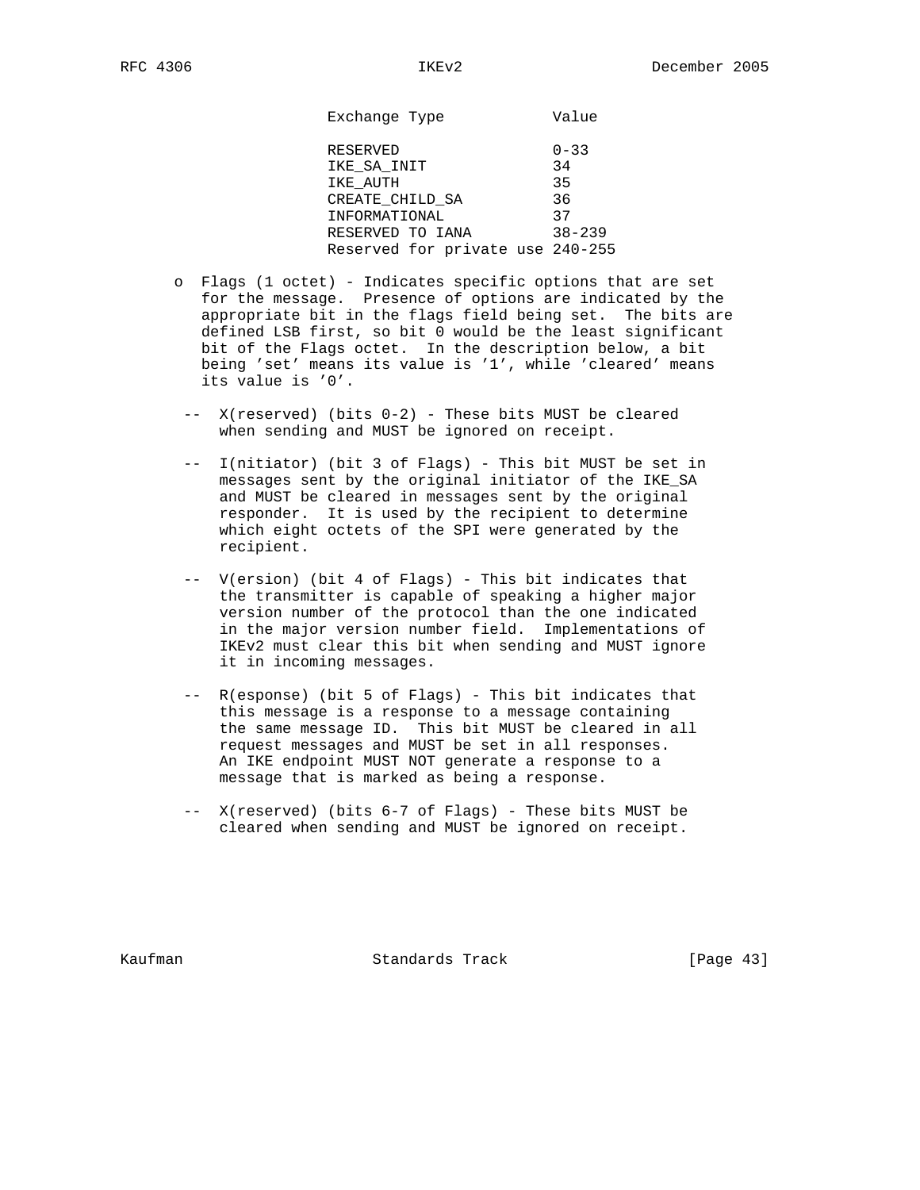| Exchange Type | Value |
|---|---|
| RESERVED | 0-33 |
| IKE_SA_INIT | 34 |
| IKE_AUTH | 35 |
| CREATE_CHILD_SA | 36 |
| INFORMATIONAL | 37 |
| RESERVED TO IANA | 38-239 |
| Reserved for private use | 240-255 |

- Flags (1 octet) - Indicates specific options that are set for the message. Presence of options are indicated by the appropriate bit in the flags field being set. The bits are defined LSB first, so bit 0 would be the least significant bit of the Flags octet. In the description below, a bit being 'set' means its value is '1', while 'cleared' means its value is '0'.

  - X(reserved) (bits 0-2) - These bits MUST be cleared when sending and MUST be ignored on receipt.

  - I(nitiator) (bit 3 of Flags) - This bit MUST be set in messages sent by the original initiator of the IKE_SA and MUST be cleared in messages sent by the original responder. It is used by the recipient to determine which eight octets of the SPI were generated by the recipient.

  - V(ersion) (bit 4 of Flags) - This bit indicates that the transmitter is capable of speaking a higher major version number of the protocol than the one indicated in the major version number field. Implementations of IKEv2 must clear this bit when sending and MUST ignore it in incoming messages.

  - R(esponse) (bit 5 of Flags) - This bit indicates that this message is a response to a message containing the same message ID. This bit MUST be cleared in all request messages and MUST be set in all responses. An IKE endpoint MUST NOT generate a response to a message that is marked as being a response.

  - X(reserved) (bits 6-7 of Flags) - These bits MUST be cleared when sending and MUST be ignored on receipt.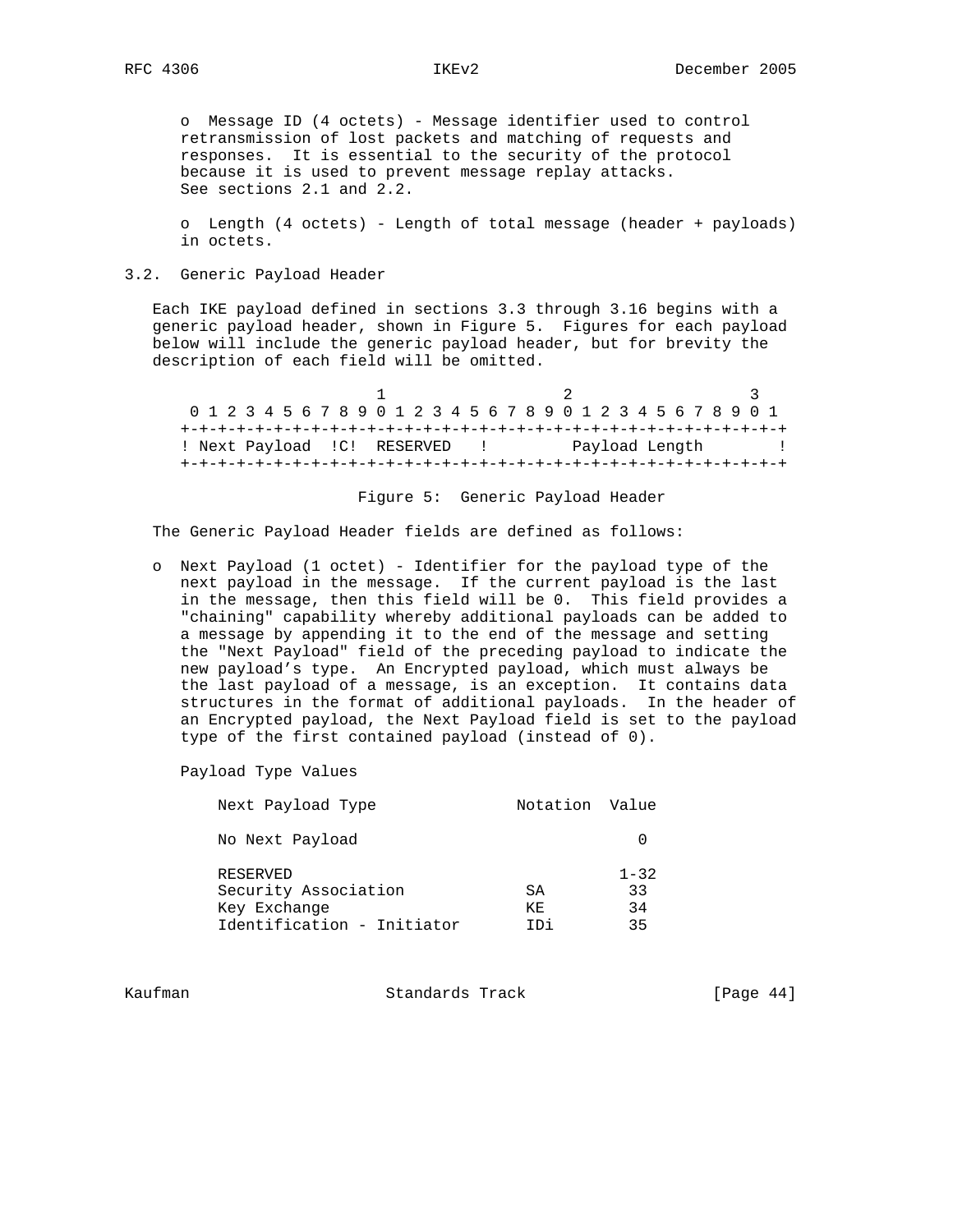o  Message ID (4 octets) - Message identifier used to control retransmission of lost packets and matching of requests and responses.  It is essential to the security of the protocol because it is used to prevent message replay attacks. See sections 2.1 and 2.2.

o  Length (4 octets) - Length of total message (header + payloads) in octets.

## 3.2. Generic Payload Header

Each IKE payload defined in sections 3.3 through 3.16 begins with a generic payload header, shown in Figure 5.  Figures for each payload below will include the generic payload header, but for brevity the description of each field will be omitted.

```
                     1                   2                   3
 0 1 2 3 4 5 6 7 8 9 0 1 2 3 4 5 6 7 8 9 0 1 2 3 4 5 6 7 8 9 0 1
+-+-+-+-+-+-+-+-+-+-+-+-+-+-+-+-+-+-+-+-+-+-+-+-+-+-+-+-+-+-+-+-+
! Next Payload  !C!  RESERVED   !         Payload Length        !
+-+-+-+-+-+-+-+-+-+-+-+-+-+-+-+-+-+-+-+-+-+-+-+-+-+-+-+-+-+-+-+-+
```

Figure 5:  Generic Payload Header

The Generic Payload Header fields are defined as follows:

o  Next Payload (1 octet) - Identifier for the payload type of the next payload in the message.  If the current payload is the last in the message, then this field will be 0.  This field provides a "chaining" capability whereby additional payloads can be added to a message by appending it to the end of the message and setting the "Next Payload" field of the preceding payload to indicate the new payload's type.  An Encrypted payload, which must always be the last payload of a message, is an exception.  It contains data structures in the format of additional payloads.  In the header of an Encrypted payload, the Next Payload field is set to the payload type of the first contained payload (instead of 0).

Payload Type Values

| Next Payload Type | Notation | Value |
|---|---|---|
| No Next Payload | | 0 |
| RESERVED | | 1-32 |
| Security Association | SA | 33 |
| Key Exchange | KE | 34 |
| Identification - Initiator | IDi | 35 |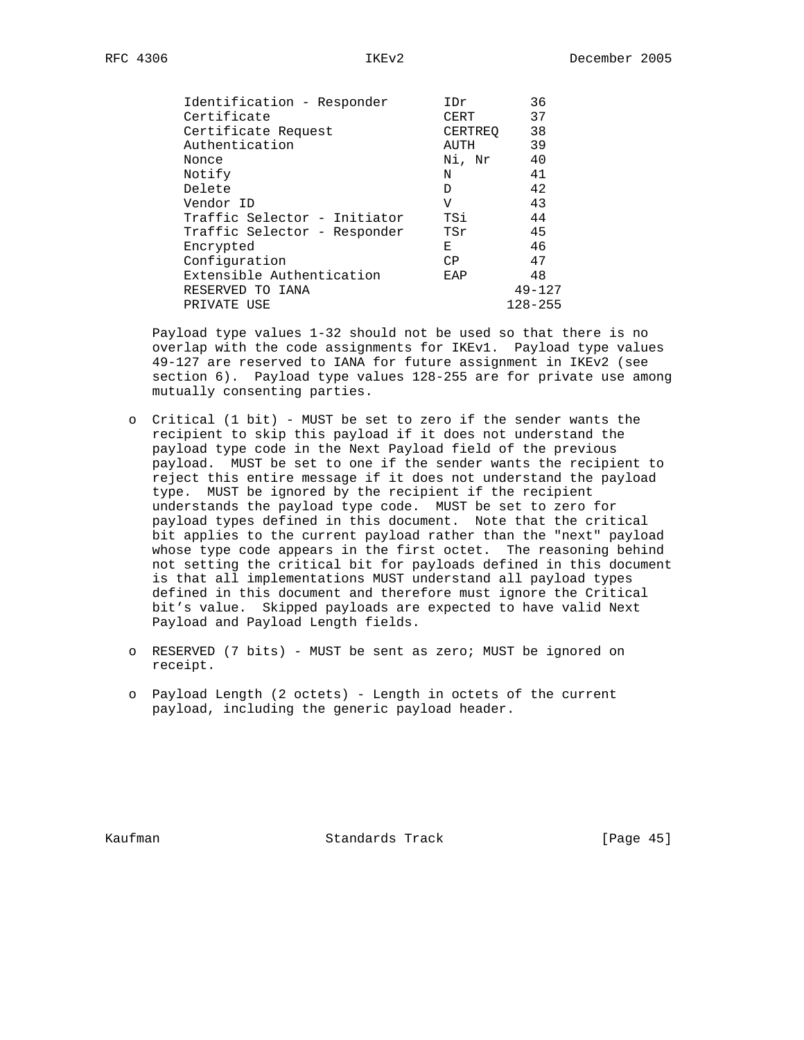| Next Payload Type | Notation | Value |
|---|---|---|
| Identification - Responder | IDr | 36 |
| Certificate | CERT | 37 |
| Certificate Request | CERTREQ | 38 |
| Authentication | AUTH | 39 |
| Nonce | Ni, Nr | 40 |
| Notify | N | 41 |
| Delete | D | 42 |
| Vendor ID | V | 43 |
| Traffic Selector - Initiator | TSi | 44 |
| Traffic Selector - Responder | TSr | 45 |
| Encrypted | E | 46 |
| Configuration | CP | 47 |
| Extensible Authentication | EAP | 48 |
| RESERVED TO IANA | | 49-127 |
| PRIVATE USE | | 128-255 |

Payload type values 1-32 should not be used so that there is no overlap with the code assignments for IKEv1. Payload type values 49-127 are reserved to IANA for future assignment in IKEv2 (see section 6). Payload type values 128-255 are for private use among mutually consenting parties.

- Critical (1 bit) - MUST be set to zero if the sender wants the recipient to skip this payload if it does not understand the payload type code in the Next Payload field of the previous payload. MUST be set to one if the sender wants the recipient to reject this entire message if it does not understand the payload type. MUST be ignored by the recipient if the recipient understands the payload type code. MUST be set to zero for payload types defined in this document. Note that the critical bit applies to the current payload rather than the "next" payload whose type code appears in the first octet. The reasoning behind not setting the critical bit for payloads defined in this document is that all implementations MUST understand all payload types defined in this document and therefore must ignore the Critical bit's value. Skipped payloads are expected to have valid Next Payload and Payload Length fields.

- RESERVED (7 bits) - MUST be sent as zero; MUST be ignored on receipt.

- Payload Length (2 octets) - Length in octets of the current payload, including the generic payload header.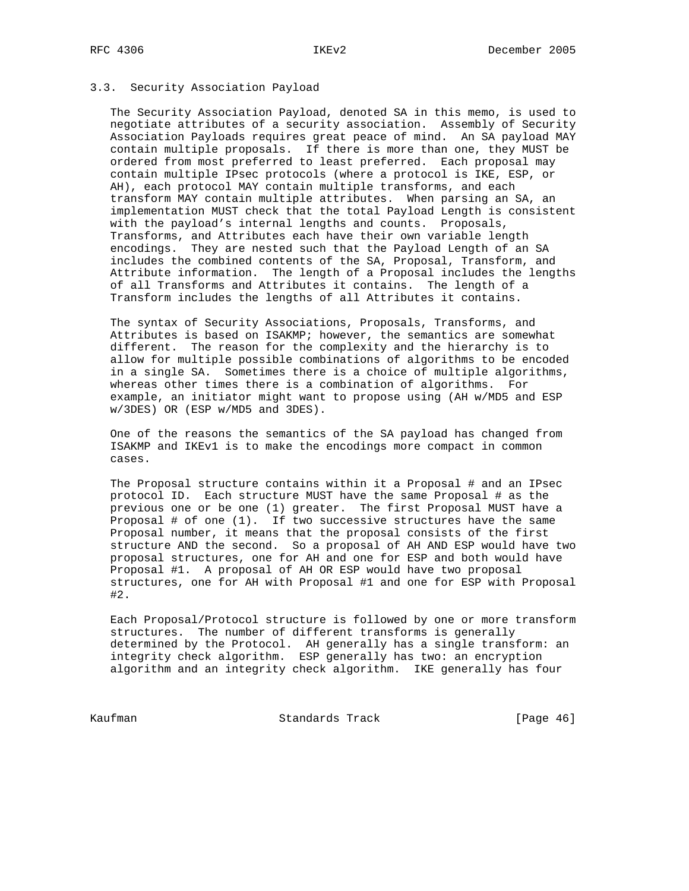### 3.3. Security Association Payload

The Security Association Payload, denoted SA in this memo, is used to negotiate attributes of a security association. Assembly of Security Association Payloads requires great peace of mind. An SA payload MAY contain multiple proposals. If there is more than one, they MUST be ordered from most preferred to least preferred. Each proposal may contain multiple IPsec protocols (where a protocol is IKE, ESP, or AH), each protocol MAY contain multiple transforms, and each transform MAY contain multiple attributes. When parsing an SA, an implementation MUST check that the total Payload Length is consistent with the payload's internal lengths and counts. Proposals, Transforms, and Attributes each have their own variable length encodings. They are nested such that the Payload Length of an SA includes the combined contents of the SA, Proposal, Transform, and Attribute information. The length of a Proposal includes the lengths of all Transforms and Attributes it contains. The length of a Transform includes the lengths of all Attributes it contains.

The syntax of Security Associations, Proposals, Transforms, and Attributes is based on ISAKMP; however, the semantics are somewhat different. The reason for the complexity and the hierarchy is to allow for multiple possible combinations of algorithms to be encoded in a single SA. Sometimes there is a choice of multiple algorithms, whereas other times there is a combination of algorithms. For example, an initiator might want to propose using (AH w/MD5 and ESP w/3DES) OR (ESP w/MD5 and 3DES).

One of the reasons the semantics of the SA payload has changed from ISAKMP and IKEv1 is to make the encodings more compact in common cases.

The Proposal structure contains within it a Proposal # and an IPsec protocol ID. Each structure MUST have the same Proposal # as the previous one or be one (1) greater. The first Proposal MUST have a Proposal # of one (1). If two successive structures have the same Proposal number, it means that the proposal consists of the first structure AND the second. So a proposal of AH AND ESP would have two proposal structures, one for AH and one for ESP and both would have Proposal #1. A proposal of AH OR ESP would have two proposal structures, one for AH with Proposal #1 and one for ESP with Proposal #2.

Each Proposal/Protocol structure is followed by one or more transform structures. The number of different transforms is generally determined by the Protocol. AH generally has a single transform: an integrity check algorithm. ESP generally has two: an encryption algorithm and an integrity check algorithm. IKE generally has four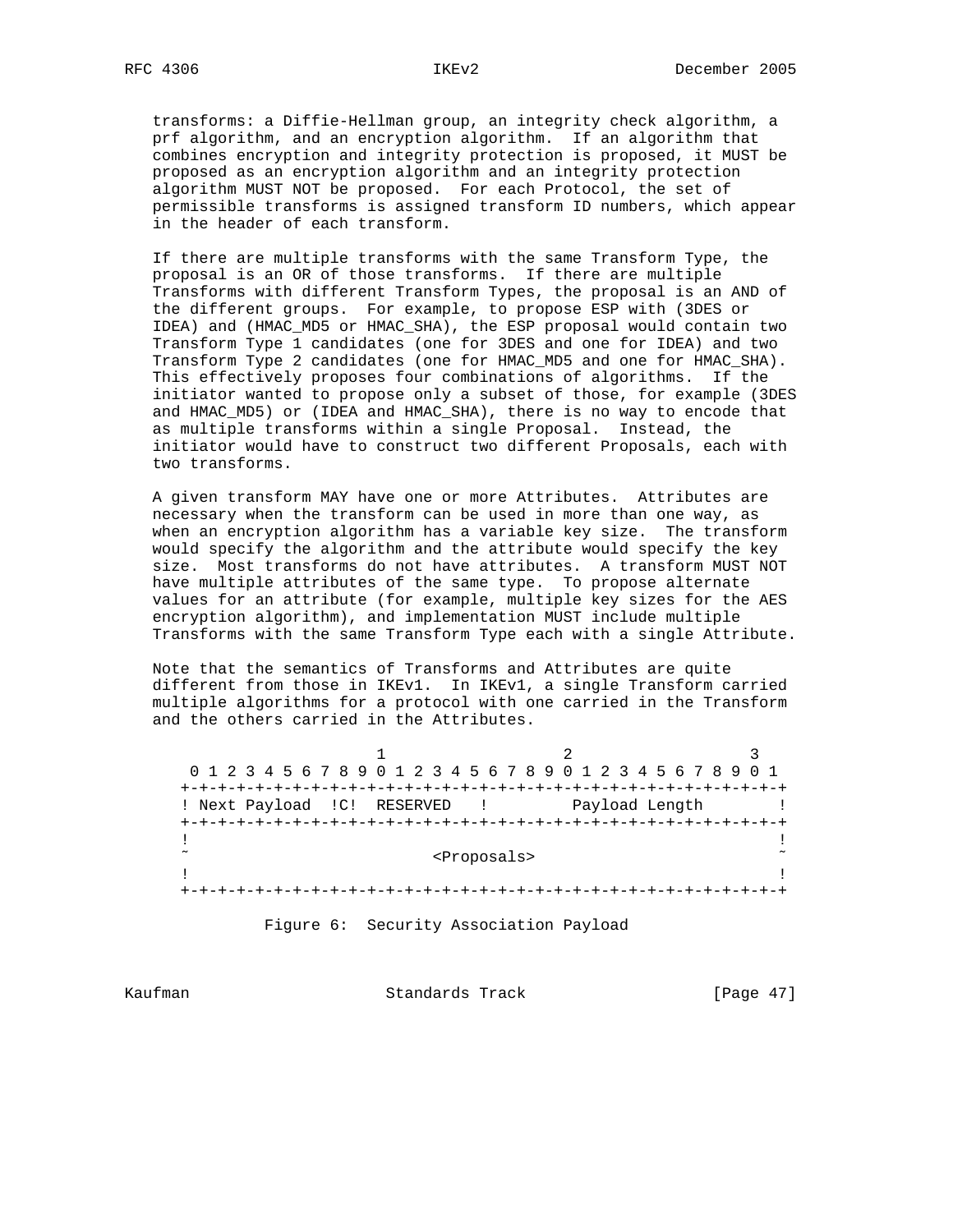transforms: a Diffie-Hellman group, an integrity check algorithm, a prf algorithm, and an encryption algorithm. If an algorithm that combines encryption and integrity protection is proposed, it MUST be proposed as an encryption algorithm and an integrity protection algorithm MUST NOT be proposed. For each Protocol, the set of permissible transforms is assigned transform ID numbers, which appear in the header of each transform.

If there are multiple transforms with the same Transform Type, the proposal is an OR of those transforms. If there are multiple Transforms with different Transform Types, the proposal is an AND of the different groups. For example, to propose ESP with (3DES or IDEA) and (HMAC_MD5 or HMAC_SHA), the ESP proposal would contain two Transform Type 1 candidates (one for 3DES and one for IDEA) and two Transform Type 2 candidates (one for HMAC_MD5 and one for HMAC_SHA). This effectively proposes four combinations of algorithms. If the initiator wanted to propose only a subset of those, for example (3DES and HMAC_MD5) or (IDEA and HMAC_SHA), there is no way to encode that as multiple transforms within a single Proposal. Instead, the initiator would have to construct two different Proposals, each with two transforms.

A given transform MAY have one or more Attributes. Attributes are necessary when the transform can be used in more than one way, as when an encryption algorithm has a variable key size. The transform would specify the algorithm and the attribute would specify the key size. Most transforms do not have attributes. A transform MUST NOT have multiple attributes of the same type. To propose alternate values for an attribute (for example, multiple key sizes for the AES encryption algorithm), and implementation MUST include multiple Transforms with the same Transform Type each with a single Attribute.

Note that the semantics of Transforms and Attributes are quite different from those in IKEv1. In IKEv1, a single Transform carried multiple algorithms for a protocol with one carried in the Transform and the others carried in the Attributes.

```
                     1                   2                   3
 0 1 2 3 4 5 6 7 8 9 0 1 2 3 4 5 6 7 8 9 0 1 2 3 4 5 6 7 8 9 0 1
+-+-+-+-+-+-+-+-+-+-+-+-+-+-+-+-+-+-+-+-+-+-+-+-+-+-+-+-+-+-+-+-+
! Next Payload  !C!  RESERVED   !         Payload Length        !
+-+-+-+-+-+-+-+-+-+-+-+-+-+-+-+-+-+-+-+-+-+-+-+-+-+-+-+-+-+-+-+-+
!                                                               !
~                          <Proposals>                          ~
!                                                               !
+-+-+-+-+-+-+-+-+-+-+-+-+-+-+-+-+-+-+-+-+-+-+-+-+-+-+-+-+-+-+-+-+
```

Figure 6: Security Association Payload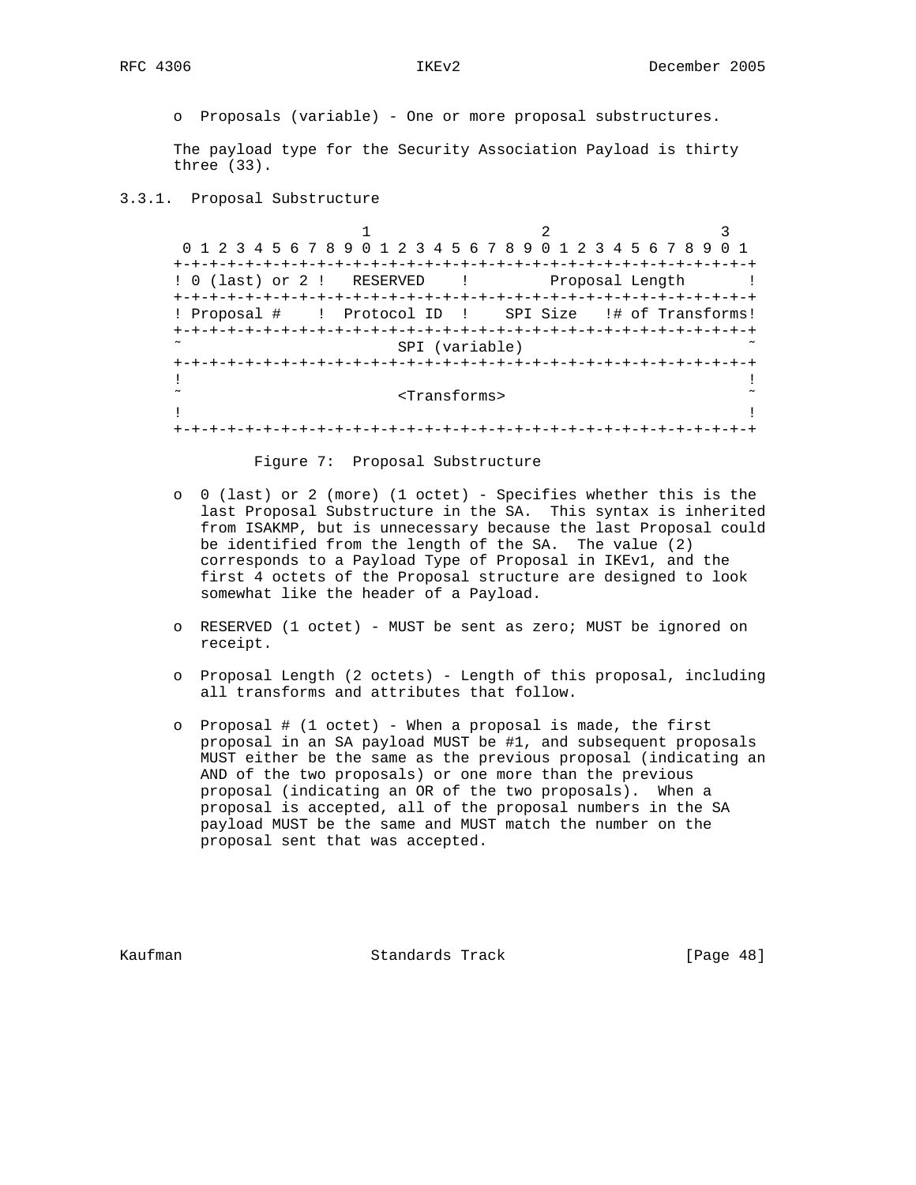o Proposals (variable) - One or more proposal substructures.

The payload type for the Security Association Payload is thirty three (33).

### 3.3.1. Proposal Substructure

```
                     1                   2                   3
 0 1 2 3 4 5 6 7 8 9 0 1 2 3 4 5 6 7 8 9 0 1 2 3 4 5 6 7 8 9 0 1
+-+-+-+-+-+-+-+-+-+-+-+-+-+-+-+-+-+-+-+-+-+-+-+-+-+-+-+-+-+-+-+-+
! 0 (last) or 2 !   RESERVED    !         Proposal Length       !
+-+-+-+-+-+-+-+-+-+-+-+-+-+-+-+-+-+-+-+-+-+-+-+-+-+-+-+-+-+-+-+-+
! Proposal #    !  Protocol ID  !    SPI Size   !# of Transforms!
+-+-+-+-+-+-+-+-+-+-+-+-+-+-+-+-+-+-+-+-+-+-+-+-+-+-+-+-+-+-+-+-+
~                        SPI (variable)                         ~
+-+-+-+-+-+-+-+-+-+-+-+-+-+-+-+-+-+-+-+-+-+-+-+-+-+-+-+-+-+-+-+-+
!                                                               !
~                        <Transforms>                           ~
!                                                               !
+-+-+-+-+-+-+-+-+-+-+-+-+-+-+-+-+-+-+-+-+-+-+-+-+-+-+-+-+-+-+-+-+
```

Figure 7: Proposal Substructure

- o 0 (last) or 2 (more) (1 octet) - Specifies whether this is the last Proposal Substructure in the SA. This syntax is inherited from ISAKMP, but is unnecessary because the last Proposal could be identified from the length of the SA. The value (2) corresponds to a Payload Type of Proposal in IKEv1, and the first 4 octets of the Proposal structure are designed to look somewhat like the header of a Payload.

- o RESERVED (1 octet) - MUST be sent as zero; MUST be ignored on receipt.

- o Proposal Length (2 octets) - Length of this proposal, including all transforms and attributes that follow.

- o Proposal # (1 octet) - When a proposal is made, the first proposal in an SA payload MUST be #1, and subsequent proposals MUST either be the same as the previous proposal (indicating an AND of the two proposals) or one more than the previous proposal (indicating an OR of the two proposals). When a proposal is accepted, all of the proposal numbers in the SA payload MUST be the same and MUST match the number on the proposal sent that was accepted.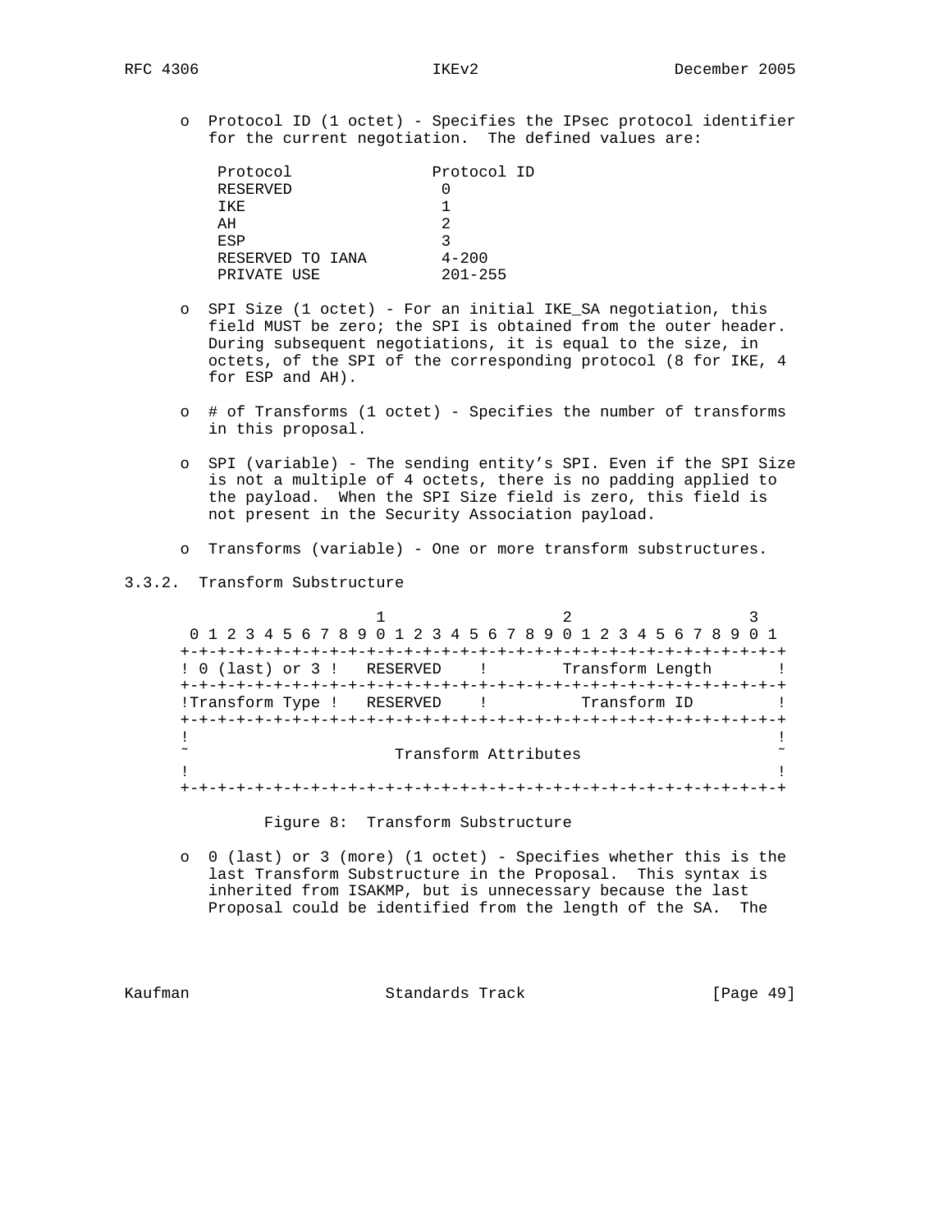- Protocol ID (1 octet) - Specifies the IPsec protocol identifier for the current negotiation. The defined values are:

| Protocol | Protocol ID |
|---|---|
| RESERVED | 0 |
| IKE | 1 |
| AH | 2 |
| ESP | 3 |
| RESERVED TO IANA | 4-200 |
| PRIVATE USE | 201-255 |

- SPI Size (1 octet) - For an initial IKE_SA negotiation, this field MUST be zero; the SPI is obtained from the outer header. During subsequent negotiations, it is equal to the size, in octets, of the SPI of the corresponding protocol (8 for IKE, 4 for ESP and AH).

- # of Transforms (1 octet) - Specifies the number of transforms in this proposal.

- SPI (variable) - The sending entity's SPI. Even if the SPI Size is not a multiple of 4 octets, there is no padding applied to the payload. When the SPI Size field is zero, this field is not present in the Security Association payload.

- Transforms (variable) - One or more transform substructures.

### 3.3.2. Transform Substructure

```
                     1                   2                   3
 0 1 2 3 4 5 6 7 8 9 0 1 2 3 4 5 6 7 8 9 0 1 2 3 4 5 6 7 8 9 0 1
+-+-+-+-+-+-+-+-+-+-+-+-+-+-+-+-+-+-+-+-+-+-+-+-+-+-+-+-+-+-+-+-+
! 0 (last) or 3 !   RESERVED    !        Transform Length       !
+-+-+-+-+-+-+-+-+-+-+-+-+-+-+-+-+-+-+-+-+-+-+-+-+-+-+-+-+-+-+-+-+
!Transform Type !   RESERVED    !          Transform ID         !
+-+-+-+-+-+-+-+-+-+-+-+-+-+-+-+-+-+-+-+-+-+-+-+-+-+-+-+-+-+-+-+-+
!                                                               !
~                      Transform Attributes                     ~
!                                                               !
+-+-+-+-+-+-+-+-+-+-+-+-+-+-+-+-+-+-+-+-+-+-+-+-+-+-+-+-+-+-+-+-+
```

Figure 8: Transform Substructure

- 0 (last) or 3 (more) (1 octet) - Specifies whether this is the last Transform Substructure in the Proposal. This syntax is inherited from ISAKMP, but is unnecessary because the last Proposal could be identified from the length of the SA. The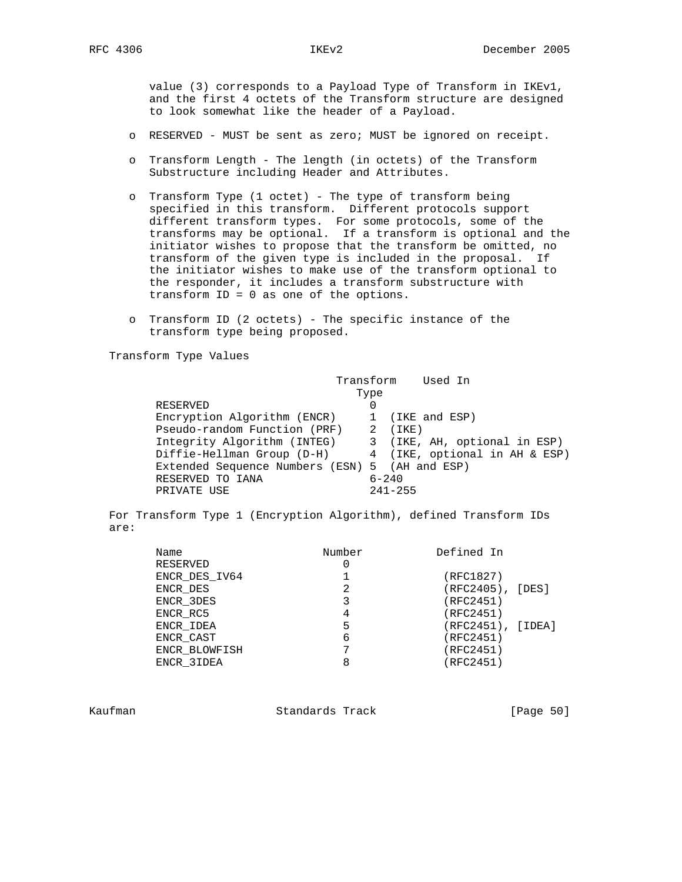value (3) corresponds to a Payload Type of Transform in IKEv1, and the first 4 octets of the Transform structure are designed to look somewhat like the header of a Payload.

- RESERVED - MUST be sent as zero; MUST be ignored on receipt.
- Transform Length - The length (in octets) of the Transform Substructure including Header and Attributes.
- Transform Type (1 octet) - The type of transform being specified in this transform. Different protocols support different transform types. For some protocols, some of the transforms may be optional. If a transform is optional and the initiator wishes to propose that the transform be omitted, no transform of the given type is included in the proposal. If the initiator wishes to make use of the transform optional to the responder, it includes a transform substructure with transform ID = 0 as one of the options.
- Transform ID (2 octets) - The specific instance of the transform type being proposed.

Transform Type Values

| | Transform Type | Used In |
|---|---|---|
| RESERVED | 0 | |
| Encryption Algorithm (ENCR) | 1 | (IKE and ESP) |
| Pseudo-random Function (PRF) | 2 | (IKE) |
| Integrity Algorithm (INTEG) | 3 | (IKE, AH, optional in ESP) |
| Diffie-Hellman Group (D-H) | 4 | (IKE, optional in AH & ESP) |
| Extended Sequence Numbers (ESN) | 5 | (AH and ESP) |
| RESERVED TO IANA | 6-240 | |
| PRIVATE USE | 241-255 | |

For Transform Type 1 (Encryption Algorithm), defined Transform IDs are:

| Name | Number | Defined In |
|---|---|---|
| RESERVED | 0 | |
| ENCR_DES_IV64 | 1 | (RFC1827) |
| ENCR_DES | 2 | (RFC2405), [DES] |
| ENCR_3DES | 3 | (RFC2451) |
| ENCR_RC5 | 4 | (RFC2451) |
| ENCR_IDEA | 5 | (RFC2451), [IDEA] |
| ENCR_CAST | 6 | (RFC2451) |
| ENCR_BLOWFISH | 7 | (RFC2451) |
| ENCR_3IDEA | 8 | (RFC2451) |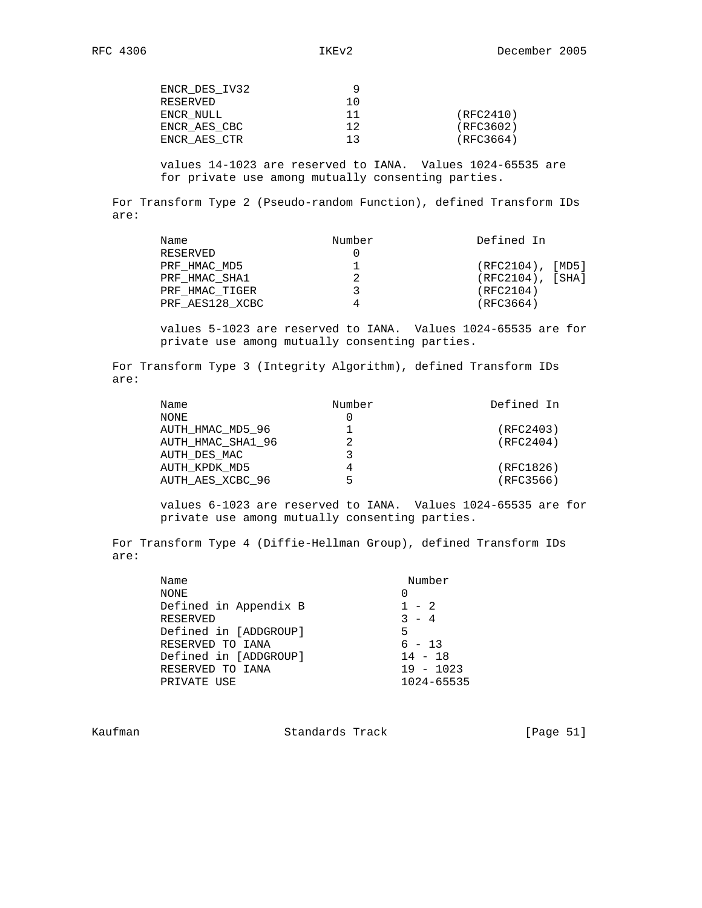| Name | Number | Defined In |
|---|---|---|
| ENCR_DES_IV32 | 9 | |
| RESERVED | 10 | |
| ENCR_NULL | 11 | (RFC2410) |
| ENCR_AES_CBC | 12 | (RFC3602) |
| ENCR_AES_CTR | 13 | (RFC3664) |

values 14-1023 are reserved to IANA. Values 1024-65535 are for private use among mutually consenting parties.

For Transform Type 2 (Pseudo-random Function), defined Transform IDs are:

| Name | Number | Defined In |
|---|---|---|
| RESERVED | 0 | |
| PRF_HMAC_MD5 | 1 | (RFC2104), [MD5] |
| PRF_HMAC_SHA1 | 2 | (RFC2104), [SHA] |
| PRF_HMAC_TIGER | 3 | (RFC2104) |
| PRF_AES128_XCBC | 4 | (RFC3664) |

values 5-1023 are reserved to IANA. Values 1024-65535 are for private use among mutually consenting parties.

For Transform Type 3 (Integrity Algorithm), defined Transform IDs are:

| Name | Number | Defined In |
|---|---|---|
| NONE | 0 | |
| AUTH_HMAC_MD5_96 | 1 | (RFC2403) |
| AUTH_HMAC_SHA1_96 | 2 | (RFC2404) |
| AUTH_DES_MAC | 3 | |
| AUTH_KPDK_MD5 | 4 | (RFC1826) |
| AUTH_AES_XCBC_96 | 5 | (RFC3566) |

values 6-1023 are reserved to IANA. Values 1024-65535 are for private use among mutually consenting parties.

For Transform Type 4 (Diffie-Hellman Group), defined Transform IDs are:

| Name | Number |
|---|---|
| NONE | 0 |
| Defined in Appendix B | 1 - 2 |
| RESERVED | 3 - 4 |
| Defined in [ADDGROUP] | 5 |
| RESERVED TO IANA | 6 - 13 |
| Defined in [ADDGROUP] | 14 - 18 |
| RESERVED TO IANA | 19 - 1023 |
| PRIVATE USE | 1024-65535 |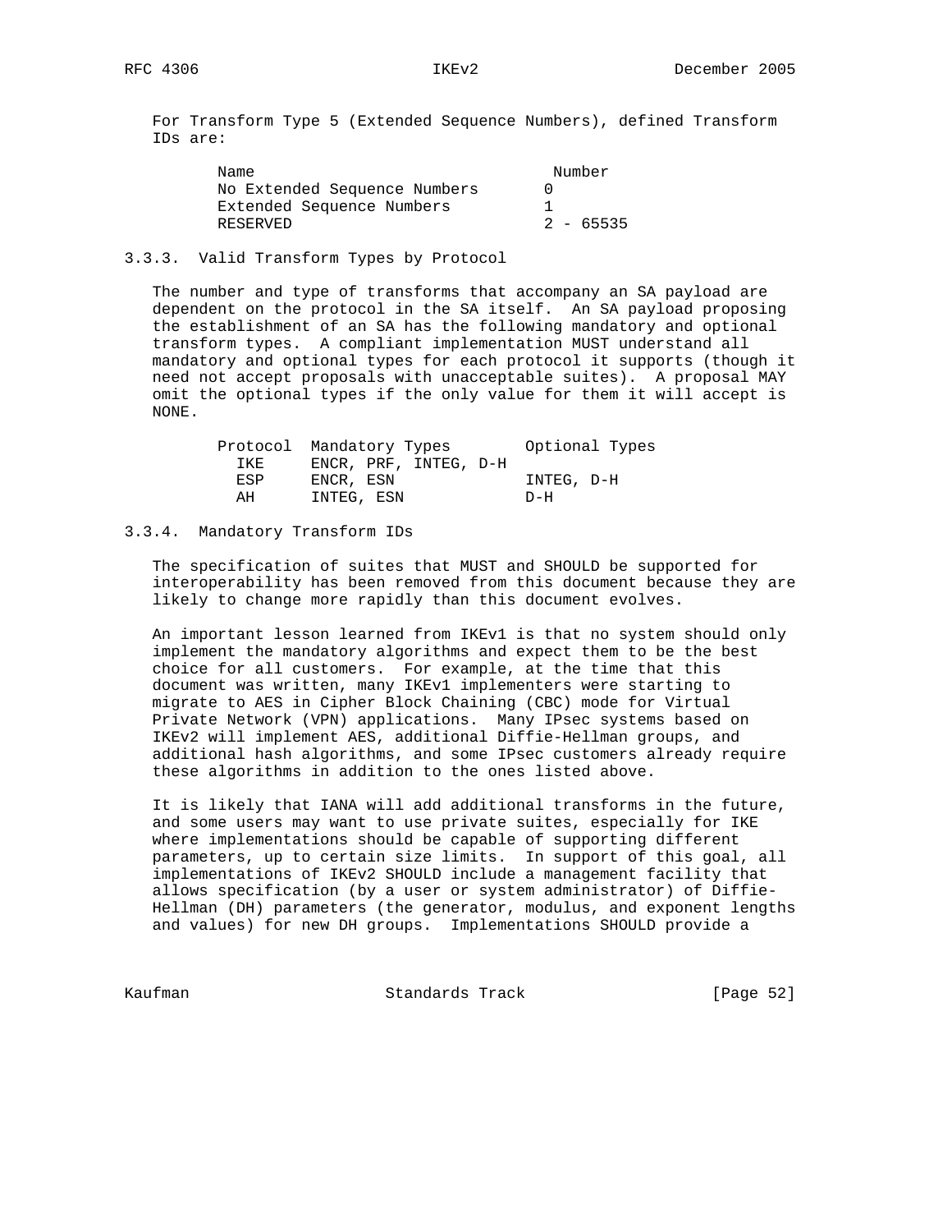For Transform Type 5 (Extended Sequence Numbers), defined Transform IDs are:

| Name | Number |
|---|---|
| No Extended Sequence Numbers | 0 |
| Extended Sequence Numbers | 1 |
| RESERVED | 2 - 65535 |

### 3.3.3. Valid Transform Types by Protocol

The number and type of transforms that accompany an SA payload are dependent on the protocol in the SA itself. An SA payload proposing the establishment of an SA has the following mandatory and optional transform types. A compliant implementation MUST understand all mandatory and optional types for each protocol it supports (though it need not accept proposals with unacceptable suites). A proposal MAY omit the optional types if the only value for them it will accept is NONE.

| Protocol | Mandatory Types | Optional Types |
|---|---|---|
| IKE | ENCR, PRF, INTEG, D-H | |
| ESP | ENCR, ESN | INTEG, D-H |
| AH | INTEG, ESN | D-H |

### 3.3.4. Mandatory Transform IDs

The specification of suites that MUST and SHOULD be supported for interoperability has been removed from this document because they are likely to change more rapidly than this document evolves.

An important lesson learned from IKEv1 is that no system should only implement the mandatory algorithms and expect them to be the best choice for all customers. For example, at the time that this document was written, many IKEv1 implementers were starting to migrate to AES in Cipher Block Chaining (CBC) mode for Virtual Private Network (VPN) applications. Many IPsec systems based on IKEv2 will implement AES, additional Diffie-Hellman groups, and additional hash algorithms, and some IPsec customers already require these algorithms in addition to the ones listed above.

It is likely that IANA will add additional transforms in the future, and some users may want to use private suites, especially for IKE where implementations should be capable of supporting different parameters, up to certain size limits. In support of this goal, all implementations of IKEv2 SHOULD include a management facility that allows specification (by a user or system administrator) of Diffie-Hellman (DH) parameters (the generator, modulus, and exponent lengths and values) for new DH groups. Implementations SHOULD provide a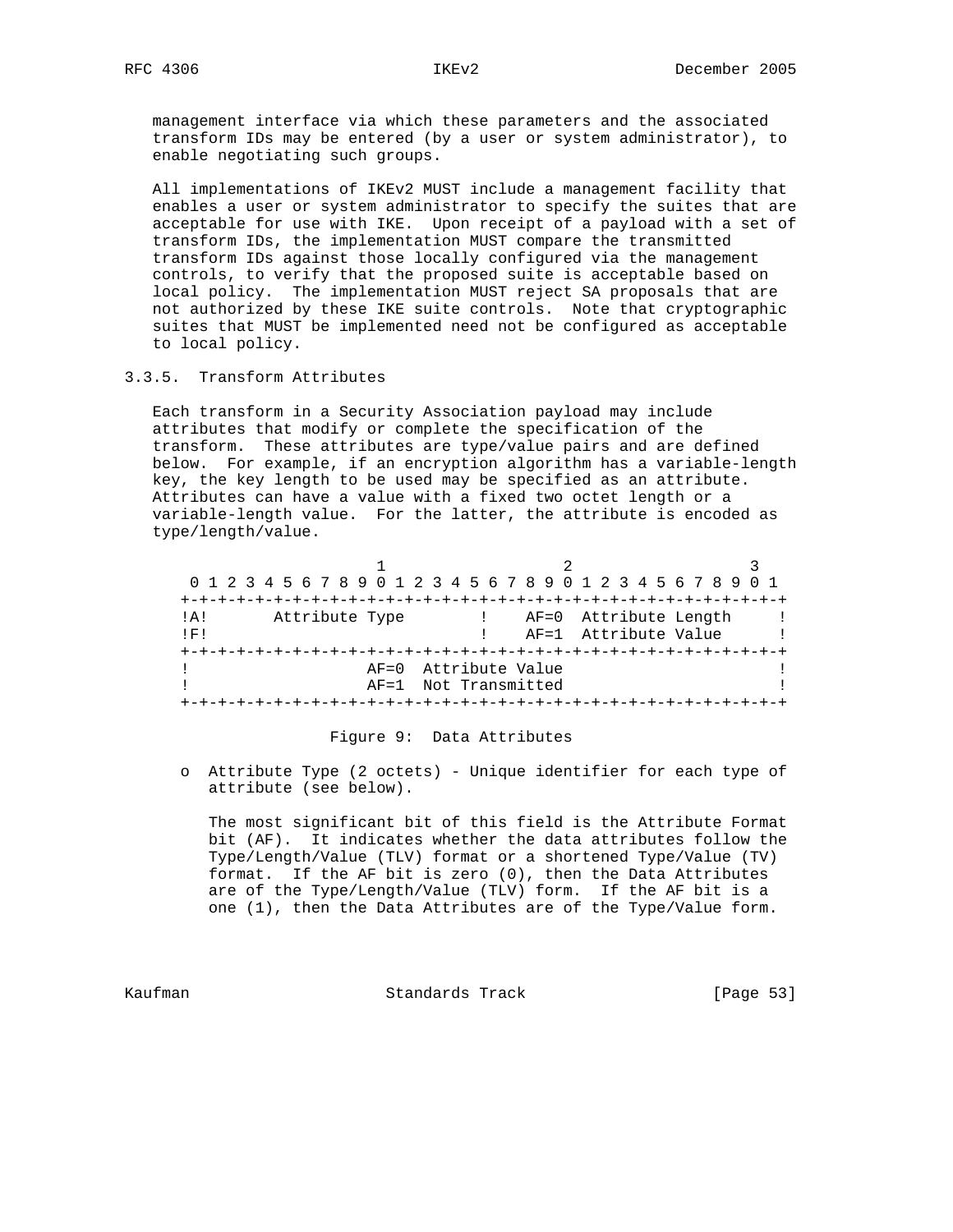management interface via which these parameters and the associated transform IDs may be entered (by a user or system administrator), to enable negotiating such groups.

All implementations of IKEv2 MUST include a management facility that enables a user or system administrator to specify the suites that are acceptable for use with IKE. Upon receipt of a payload with a set of transform IDs, the implementation MUST compare the transmitted transform IDs against those locally configured via the management controls, to verify that the proposed suite is acceptable based on local policy. The implementation MUST reject SA proposals that are not authorized by these IKE suite controls. Note that cryptographic suites that MUST be implemented need not be configured as acceptable to local policy.

### 3.3.5. Transform Attributes

Each transform in a Security Association payload may include attributes that modify or complete the specification of the transform. These attributes are type/value pairs and are defined below. For example, if an encryption algorithm has a variable-length key, the key length to be used may be specified as an attribute. Attributes can have a value with a fixed two octet length or a variable-length value. For the latter, the attribute is encoded as type/length/value.

```
                     1                   2                   3
 0 1 2 3 4 5 6 7 8 9 0 1 2 3 4 5 6 7 8 9 0 1 2 3 4 5 6 7 8 9 0 1
+-+-+-+-+-+-+-+-+-+-+-+-+-+-+-+-+-+-+-+-+-+-+-+-+-+-+-+-+-+-+-+-+
!A!       Attribute Type        !    AF=0  Attribute Length     !
!F!                             !    AF=1  Attribute Value      !
+-+-+-+-+-+-+-+-+-+-+-+-+-+-+-+-+-+-+-+-+-+-+-+-+-+-+-+-+-+-+-+-+
!                   AF=0  Attribute Value                       !
!                   AF=1  Not Transmitted                       !
+-+-+-+-+-+-+-+-+-+-+-+-+-+-+-+-+-+-+-+-+-+-+-+-+-+-+-+-+-+-+-+-+
```

Figure 9: Data Attributes

- Attribute Type (2 octets) - Unique identifier for each type of attribute (see below).

  The most significant bit of this field is the Attribute Format bit (AF). It indicates whether the data attributes follow the Type/Length/Value (TLV) format or a shortened Type/Value (TV) format. If the AF bit is zero (0), then the Data Attributes are of the Type/Length/Value (TLV) form. If the AF bit is a one (1), then the Data Attributes are of the Type/Value form.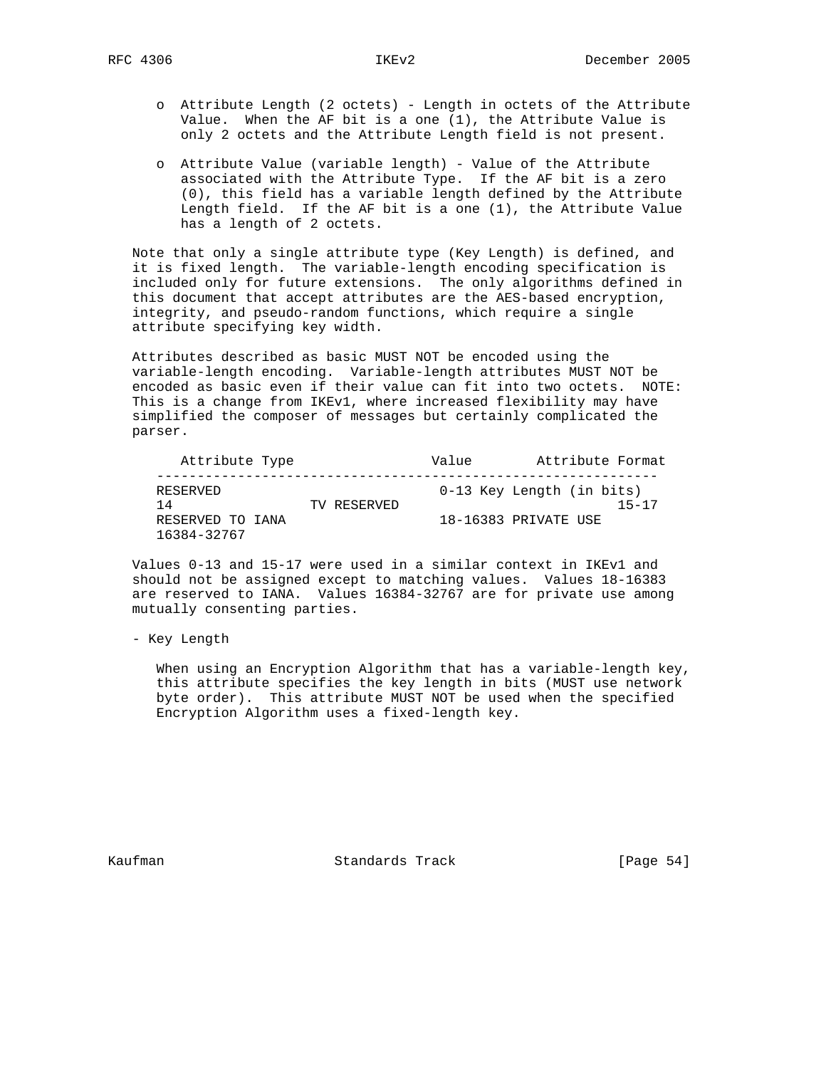o Attribute Length (2 octets) - Length in octets of the Attribute Value. When the AF bit is a one (1), the Attribute Value is only 2 octets and the Attribute Length field is not present.

o Attribute Value (variable length) - Value of the Attribute associated with the Attribute Type. If the AF bit is a zero (0), this field has a variable length defined by the Attribute Length field. If the AF bit is a one (1), the Attribute Value has a length of 2 octets.

Note that only a single attribute type (Key Length) is defined, and it is fixed length. The variable-length encoding specification is included only for future extensions. The only algorithms defined in this document that accept attributes are the AES-based encryption, integrity, and pseudo-random functions, which require a single attribute specifying key width.

Attributes described as basic MUST NOT be encoded using the variable-length encoding. Variable-length attributes MUST NOT be encoded as basic even if their value can fit into two octets. NOTE: This is a change from IKEv1, where increased flexibility may have simplified the composer of messages but certainly complicated the parser.

```
   Attribute Type                 Value        Attribute Format
--------------------------------------------------------------
RESERVED                           0-13 Key Length (in bits)
14                TV RESERVED                            15-17
RESERVED TO IANA                   18-16383 PRIVATE USE
16384-32767
```

Values 0-13 and 15-17 were used in a similar context in IKEv1 and should not be assigned except to matching values. Values 18-16383 are reserved to IANA. Values 16384-32767 are for private use among mutually consenting parties.

- Key Length

  When using an Encryption Algorithm that has a variable-length key, this attribute specifies the key length in bits (MUST use network byte order). This attribute MUST NOT be used when the specified Encryption Algorithm uses a fixed-length key.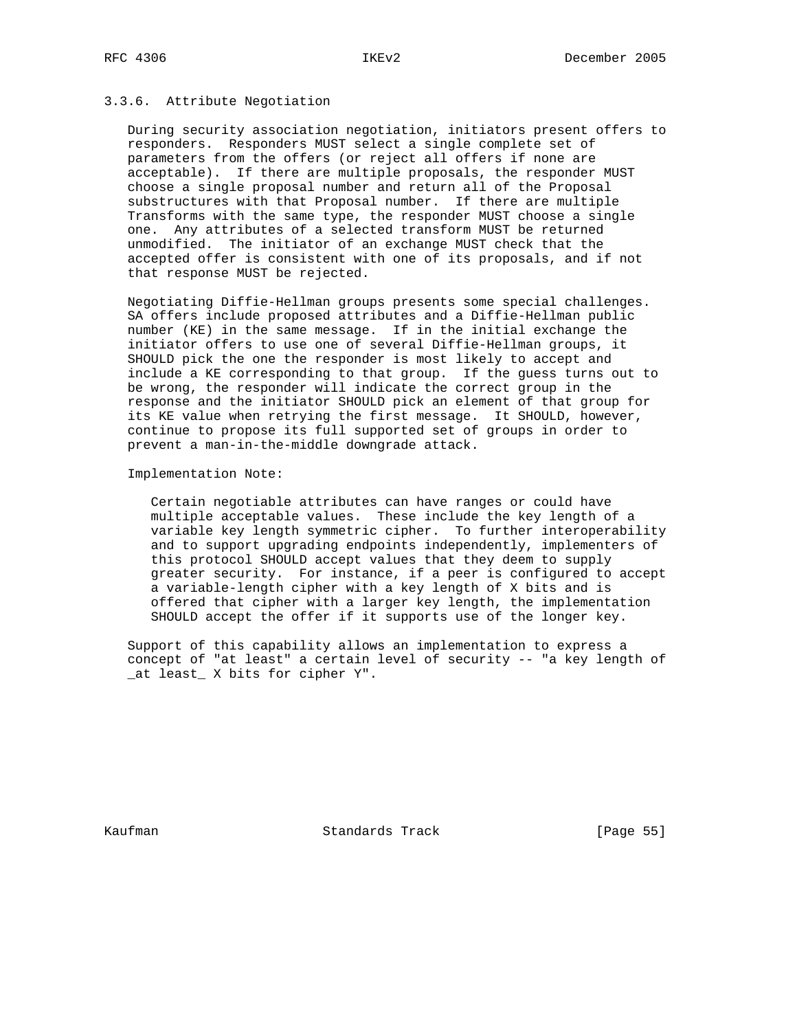### 3.3.6. Attribute Negotiation

During security association negotiation, initiators present offers to responders. Responders MUST select a single complete set of parameters from the offers (or reject all offers if none are acceptable). If there are multiple proposals, the responder MUST choose a single proposal number and return all of the Proposal substructures with that Proposal number. If there are multiple Transforms with the same type, the responder MUST choose a single one. Any attributes of a selected transform MUST be returned unmodified. The initiator of an exchange MUST check that the accepted offer is consistent with one of its proposals, and if not that response MUST be rejected.

Negotiating Diffie-Hellman groups presents some special challenges. SA offers include proposed attributes and a Diffie-Hellman public number (KE) in the same message. If in the initial exchange the initiator offers to use one of several Diffie-Hellman groups, it SHOULD pick the one the responder is most likely to accept and include a KE corresponding to that group. If the guess turns out to be wrong, the responder will indicate the correct group in the response and the initiator SHOULD pick an element of that group for its KE value when retrying the first message. It SHOULD, however, continue to propose its full supported set of groups in order to prevent a man-in-the-middle downgrade attack.

Implementation Note:

> Certain negotiable attributes can have ranges or could have multiple acceptable values. These include the key length of a variable key length symmetric cipher. To further interoperability and to support upgrading endpoints independently, implementers of this protocol SHOULD accept values that they deem to supply greater security. For instance, if a peer is configured to accept a variable-length cipher with a key length of X bits and is offered that cipher with a larger key length, the implementation SHOULD accept the offer if it supports use of the longer key.

Support of this capability allows an implementation to express a concept of "at least" a certain level of security -- "a key length of _at least_ X bits for cipher Y".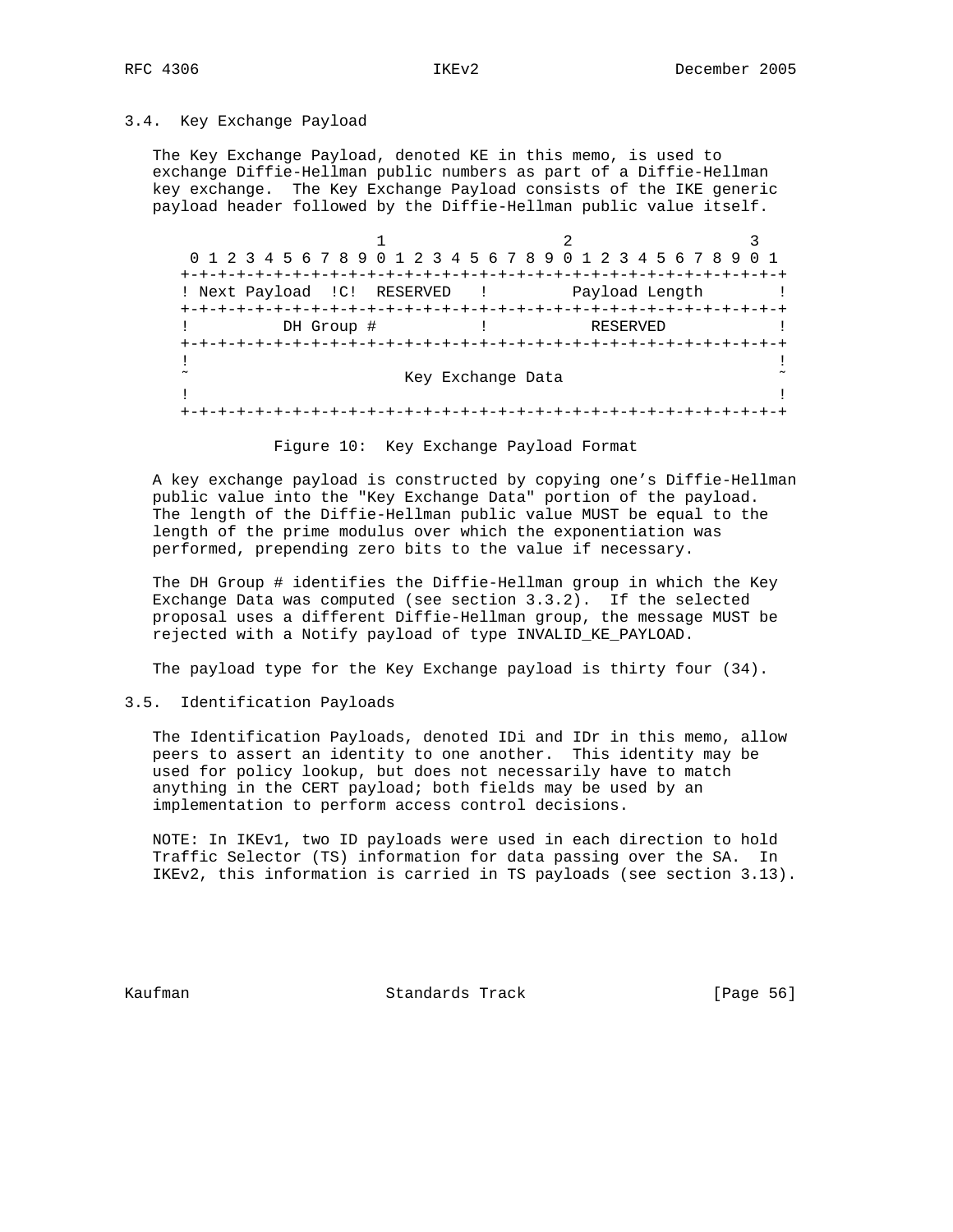### 3.4. Key Exchange Payload

The Key Exchange Payload, denoted KE in this memo, is used to exchange Diffie-Hellman public numbers as part of a Diffie-Hellman key exchange. The Key Exchange Payload consists of the IKE generic payload header followed by the Diffie-Hellman public value itself.

```
                     1                   2                   3
 0 1 2 3 4 5 6 7 8 9 0 1 2 3 4 5 6 7 8 9 0 1 2 3 4 5 6 7 8 9 0 1
+-+-+-+-+-+-+-+-+-+-+-+-+-+-+-+-+-+-+-+-+-+-+-+-+-+-+-+-+-+-+-+-+
! Next Payload  !C!  RESERVED   !         Payload Length        !
+-+-+-+-+-+-+-+-+-+-+-+-+-+-+-+-+-+-+-+-+-+-+-+-+-+-+-+-+-+-+-+-+
!          DH Group #           !           RESERVED            !
+-+-+-+-+-+-+-+-+-+-+-+-+-+-+-+-+-+-+-+-+-+-+-+-+-+-+-+-+-+-+-+-+
!                                                               !
~                       Key Exchange Data                       ~
!                                                               !
+-+-+-+-+-+-+-+-+-+-+-+-+-+-+-+-+-+-+-+-+-+-+-+-+-+-+-+-+-+-+-+-+
```

Figure 10: Key Exchange Payload Format

A key exchange payload is constructed by copying one's Diffie-Hellman public value into the "Key Exchange Data" portion of the payload. The length of the Diffie-Hellman public value MUST be equal to the length of the prime modulus over which the exponentiation was performed, prepending zero bits to the value if necessary.

The DH Group # identifies the Diffie-Hellman group in which the Key Exchange Data was computed (see section 3.3.2). If the selected proposal uses a different Diffie-Hellman group, the message MUST be rejected with a Notify payload of type INVALID_KE_PAYLOAD.

The payload type for the Key Exchange payload is thirty four (34).

### 3.5. Identification Payloads

The Identification Payloads, denoted IDi and IDr in this memo, allow peers to assert an identity to one another. This identity may be used for policy lookup, but does not necessarily have to match anything in the CERT payload; both fields may be used by an implementation to perform access control decisions.

NOTE: In IKEv1, two ID payloads were used in each direction to hold Traffic Selector (TS) information for data passing over the SA. In IKEv2, this information is carried in TS payloads (see section 3.13).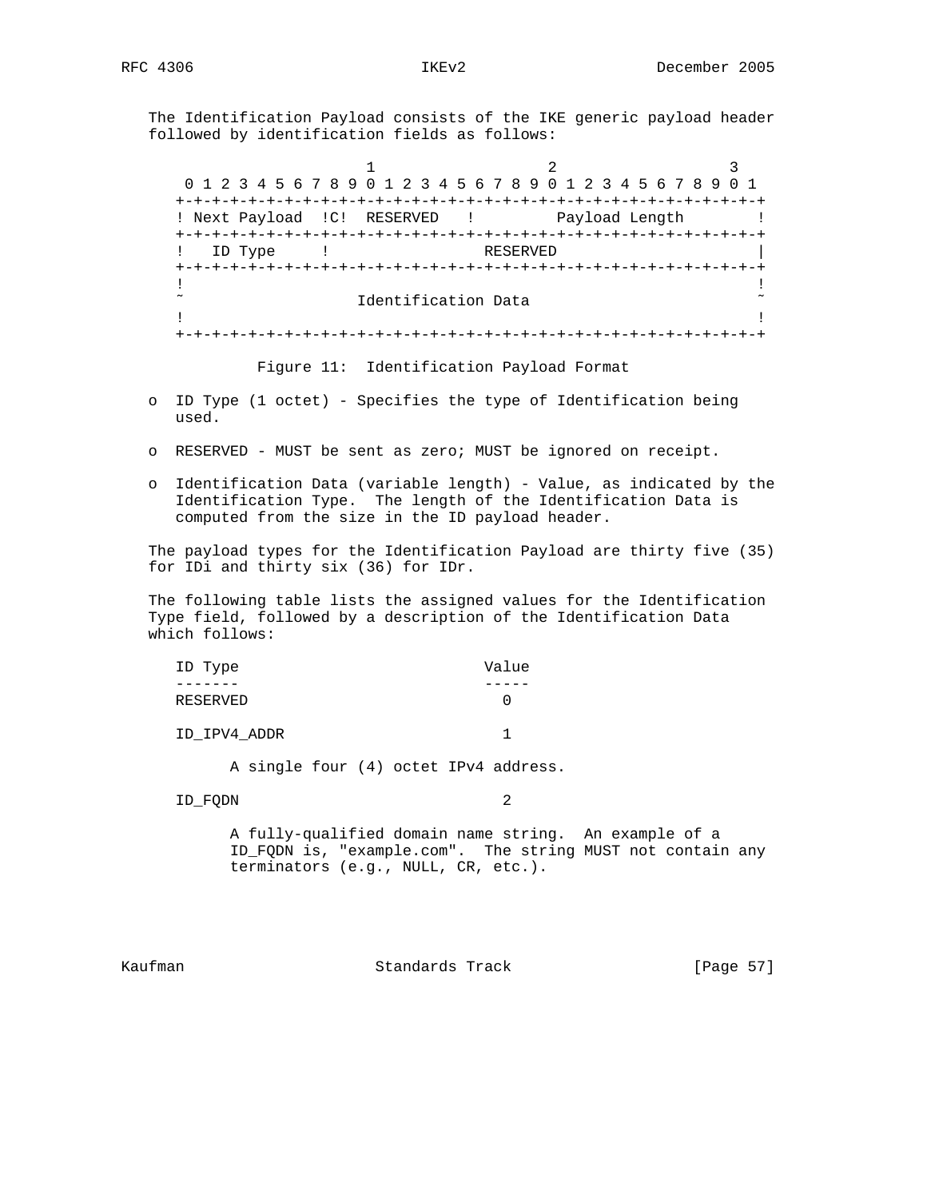The Identification Payload consists of the IKE generic payload header followed by identification fields as follows:

```
                     1                   2                   3
 0 1 2 3 4 5 6 7 8 9 0 1 2 3 4 5 6 7 8 9 0 1 2 3 4 5 6 7 8 9 0 1
+-+-+-+-+-+-+-+-+-+-+-+-+-+-+-+-+-+-+-+-+-+-+-+-+-+-+-+-+-+-+-+-+
! Next Payload  !C!  RESERVED   !         Payload Length        !
+-+-+-+-+-+-+-+-+-+-+-+-+-+-+-+-+-+-+-+-+-+-+-+-+-+-+-+-+-+-+-+-+
!   ID Type     !                 RESERVED                      |
+-+-+-+-+-+-+-+-+-+-+-+-+-+-+-+-+-+-+-+-+-+-+-+-+-+-+-+-+-+-+-+-+
!                                                               !
~                   Identification Data                         ~
!                                                               !
+-+-+-+-+-+-+-+-+-+-+-+-+-+-+-+-+-+-+-+-+-+-+-+-+-+-+-+-+-+-+-+-+
```

Figure 11: Identification Payload Format

- ID Type (1 octet) - Specifies the type of Identification being used.
- RESERVED - MUST be sent as zero; MUST be ignored on receipt.
- Identification Data (variable length) - Value, as indicated by the Identification Type. The length of the Identification Data is computed from the size in the ID payload header.

The payload types for the Identification Payload are thirty five (35) for IDi and thirty six (36) for IDr.

The following table lists the assigned values for the Identification Type field, followed by a description of the Identification Data which follows:

| ID Type | Value |
|---|---|
| RESERVED | 0 |
| ID_IPV4_ADDR | 1 |

A single four (4) octet IPv4 address.

| ID Type | Value |
|---|---|
| ID_FQDN | 2 |

A fully-qualified domain name string. An example of a ID_FQDN is, "example.com". The string MUST not contain any terminators (e.g., NULL, CR, etc.).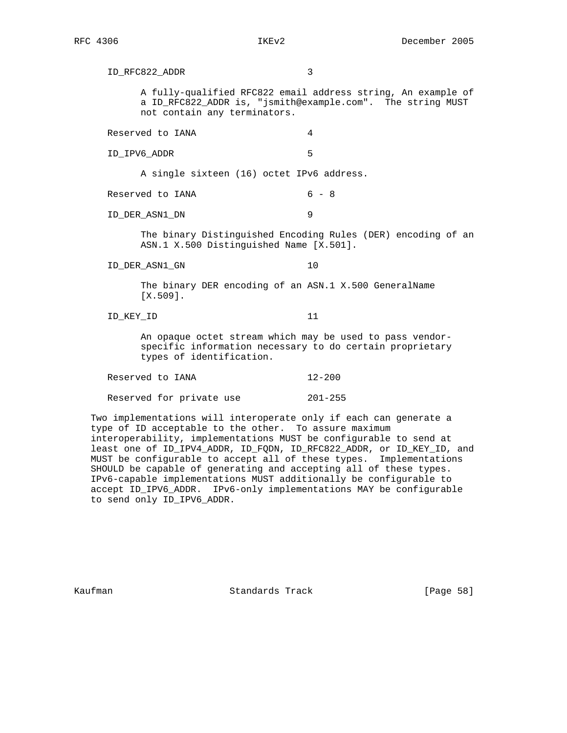ID_RFC822_ADDR                      3

A fully-qualified RFC822 email address string, An example of a ID_RFC822_ADDR is, "jsmith@example.com". The string MUST not contain any terminators.

Reserved to IANA                    4

ID_IPV6_ADDR                        5

A single sixteen (16) octet IPv6 address.

Reserved to IANA                    6 - 8

ID_DER_ASN1_DN                      9

The binary Distinguished Encoding Rules (DER) encoding of an ASN.1 X.500 Distinguished Name [X.501].

ID_DER_ASN1_GN                      10

The binary DER encoding of an ASN.1 X.500 GeneralName [X.509].

ID_KEY_ID                           11

An opaque octet stream which may be used to pass vendor-specific information necessary to do certain proprietary types of identification.

Reserved to IANA                    12-200

Reserved for private use            201-255

Two implementations will interoperate only if each can generate a type of ID acceptable to the other. To assure maximum interoperability, implementations MUST be configurable to send at least one of ID_IPV4_ADDR, ID_FQDN, ID_RFC822_ADDR, or ID_KEY_ID, and MUST be configurable to accept all of these types. Implementations SHOULD be capable of generating and accepting all of these types. IPv6-capable implementations MUST additionally be configurable to accept ID_IPV6_ADDR. IPv6-only implementations MAY be configurable to send only ID_IPV6_ADDR.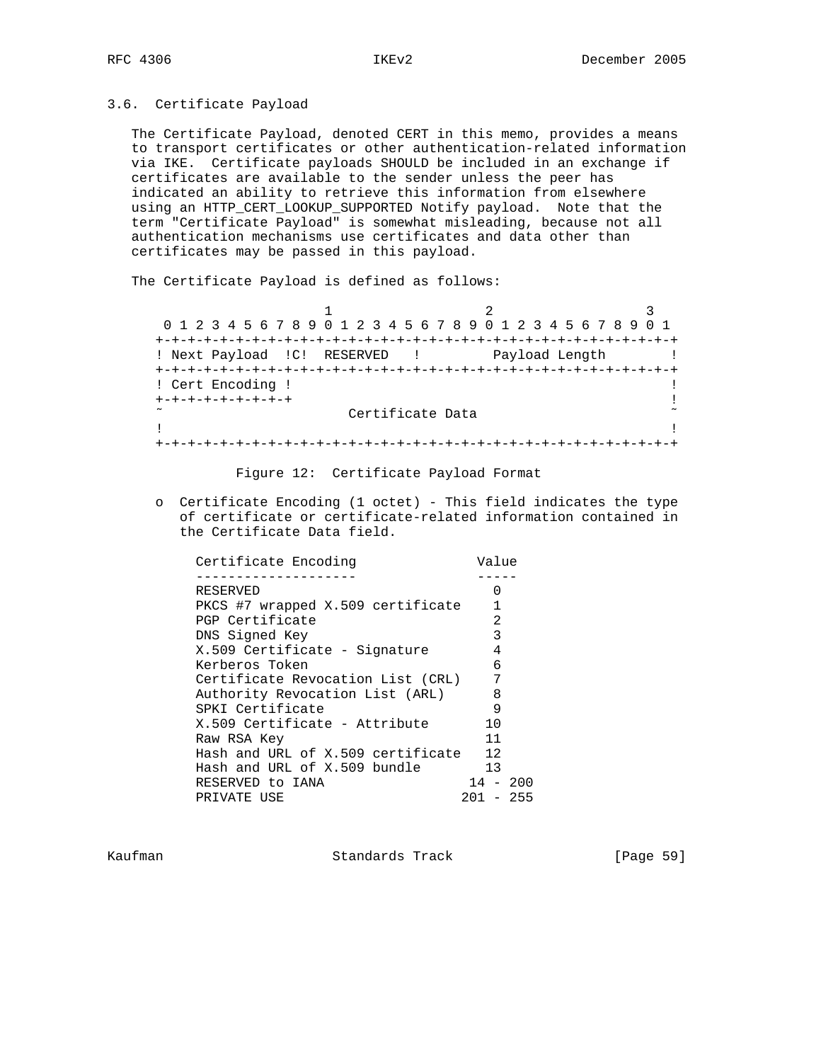### 3.6. Certificate Payload

The Certificate Payload, denoted CERT in this memo, provides a means to transport certificates or other authentication-related information via IKE. Certificate payloads SHOULD be included in an exchange if certificates are available to the sender unless the peer has indicated an ability to retrieve this information from elsewhere using an HTTP_CERT_LOOKUP_SUPPORTED Notify payload. Note that the term "Certificate Payload" is somewhat misleading, because not all authentication mechanisms use certificates and data other than certificates may be passed in this payload.

The Certificate Payload is defined as follows:

```
                     1                   2                   3
 0 1 2 3 4 5 6 7 8 9 0 1 2 3 4 5 6 7 8 9 0 1 2 3 4 5 6 7 8 9 0 1
+-+-+-+-+-+-+-+-+-+-+-+-+-+-+-+-+-+-+-+-+-+-+-+-+-+-+-+-+-+-+-+-+
! Next Payload  !C!  RESERVED   !         Payload Length        !
+-+-+-+-+-+-+-+-+-+-+-+-+-+-+-+-+-+-+-+-+-+-+-+-+-+-+-+-+-+-+-+-+
! Cert Encoding !                                               !
+-+-+-+-+-+-+-+-+                                               !
~                       Certificate Data                        ~
!                                                               !
+-+-+-+-+-+-+-+-+-+-+-+-+-+-+-+-+-+-+-+-+-+-+-+-+-+-+-+-+-+-+-+-+
```

Figure 12: Certificate Payload Format

- Certificate Encoding (1 octet) - This field indicates the type of certificate or certificate-related information contained in the Certificate Data field.

| Certificate Encoding | Value |
| --- | --- |
| RESERVED | 0 |
| PKCS #7 wrapped X.509 certificate | 1 |
| PGP Certificate | 2 |
| DNS Signed Key | 3 |
| X.509 Certificate - Signature | 4 |
| Kerberos Token | 6 |
| Certificate Revocation List (CRL) | 7 |
| Authority Revocation List (ARL) | 8 |
| SPKI Certificate | 9 |
| X.509 Certificate - Attribute | 10 |
| Raw RSA Key | 11 |
| Hash and URL of X.509 certificate | 12 |
| Hash and URL of X.509 bundle | 13 |
| RESERVED to IANA | 14 - 200 |
| PRIVATE USE | 201 - 255 |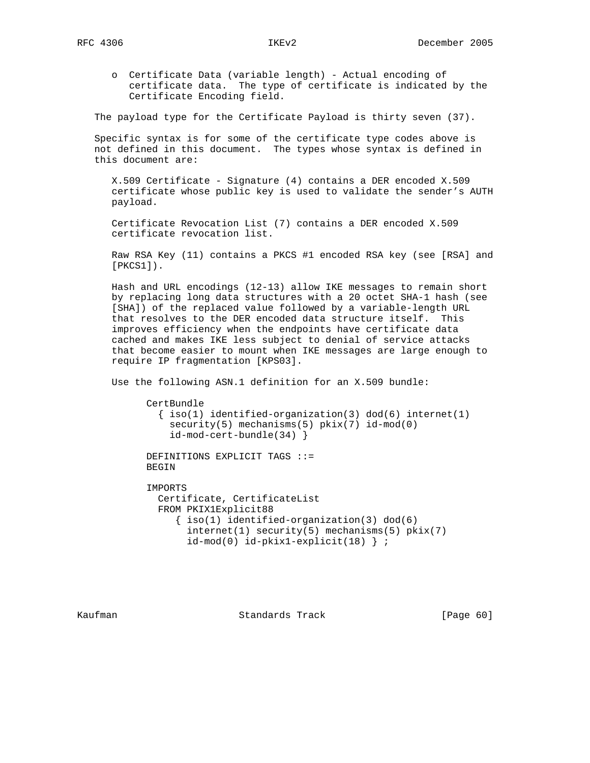o Certificate Data (variable length) - Actual encoding of certificate data. The type of certificate is indicated by the Certificate Encoding field.

The payload type for the Certificate Payload is thirty seven (37).

Specific syntax is for some of the certificate type codes above is not defined in this document. The types whose syntax is defined in this document are:

X.509 Certificate - Signature (4) contains a DER encoded X.509 certificate whose public key is used to validate the sender's AUTH payload.

Certificate Revocation List (7) contains a DER encoded X.509 certificate revocation list.

Raw RSA Key (11) contains a PKCS #1 encoded RSA key (see [RSA] and [PKCS1]).

Hash and URL encodings (12-13) allow IKE messages to remain short by replacing long data structures with a 20 octet SHA-1 hash (see [SHA]) of the replaced value followed by a variable-length URL that resolves to the DER encoded data structure itself. This improves efficiency when the endpoints have certificate data cached and makes IKE less subject to denial of service attacks that become easier to mount when IKE messages are large enough to require IP fragmentation [KPS03].

Use the following ASN.1 definition for an X.509 bundle:

```
CertBundle
  { iso(1) identified-organization(3) dod(6) internet(1)
    security(5) mechanisms(5) pkix(7) id-mod(0)
    id-mod-cert-bundle(34) }

DEFINITIONS EXPLICIT TAGS ::=
BEGIN

IMPORTS
  Certificate, CertificateList
  FROM PKIX1Explicit88
     { iso(1) identified-organization(3) dod(6)
       internet(1) security(5) mechanisms(5) pkix(7)
       id-mod(0) id-pkix1-explicit(18) } ;
```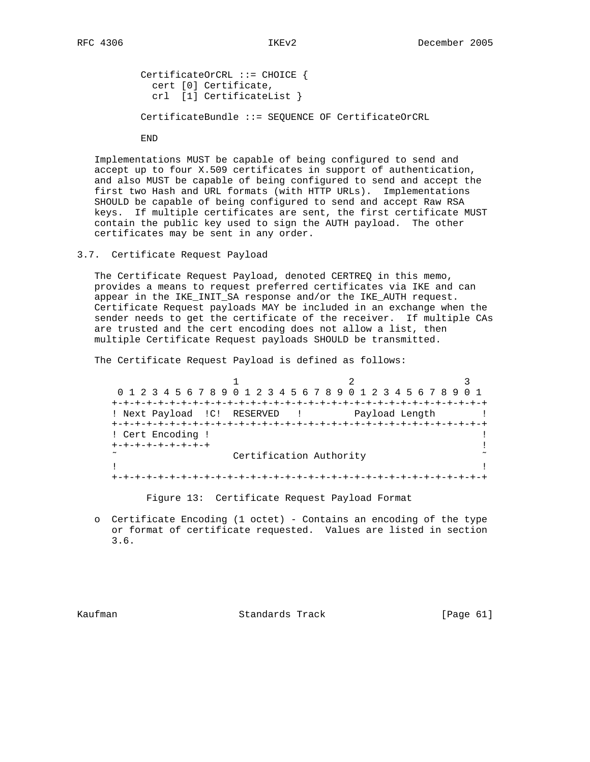```
CertificateOrCRL ::= CHOICE {
  cert [0] Certificate,
  crl  [1] CertificateList }

CertificateBundle ::= SEQUENCE OF CertificateOrCRL

END
```

Implementations MUST be capable of being configured to send and accept up to four X.509 certificates in support of authentication, and also MUST be capable of being configured to send and accept the first two Hash and URL formats (with HTTP URLs). Implementations SHOULD be capable of being configured to send and accept Raw RSA keys. If multiple certificates are sent, the first certificate MUST contain the public key used to sign the AUTH payload. The other certificates may be sent in any order.

## 3.7. Certificate Request Payload

The Certificate Request Payload, denoted CERTREQ in this memo, provides a means to request preferred certificates via IKE and can appear in the IKE_INIT_SA response and/or the IKE_AUTH request. Certificate Request payloads MAY be included in an exchange when the sender needs to get the certificate of the receiver. If multiple CAs are trusted and the cert encoding does not allow a list, then multiple Certificate Request payloads SHOULD be transmitted.

The Certificate Request Payload is defined as follows:

```
                     1                   2                   3
 0 1 2 3 4 5 6 7 8 9 0 1 2 3 4 5 6 7 8 9 0 1 2 3 4 5 6 7 8 9 0 1
+-+-+-+-+-+-+-+-+-+-+-+-+-+-+-+-+-+-+-+-+-+-+-+-+-+-+-+-+-+-+-+-+
! Next Payload  !C!  RESERVED   !         Payload Length        !
+-+-+-+-+-+-+-+-+-+-+-+-+-+-+-+-+-+-+-+-+-+-+-+-+-+-+-+-+-+-+-+-+
! Cert Encoding !                                               !
+-+-+-+-+-+-+-+-+                                               !
~                    Certification Authority                    ~
!                                                               !
+-+-+-+-+-+-+-+-+-+-+-+-+-+-+-+-+-+-+-+-+-+-+-+-+-+-+-+-+-+-+-+-+
```

Figure 13: Certificate Request Payload Format

- Certificate Encoding (1 octet) - Contains an encoding of the type or format of certificate requested. Values are listed in section 3.6.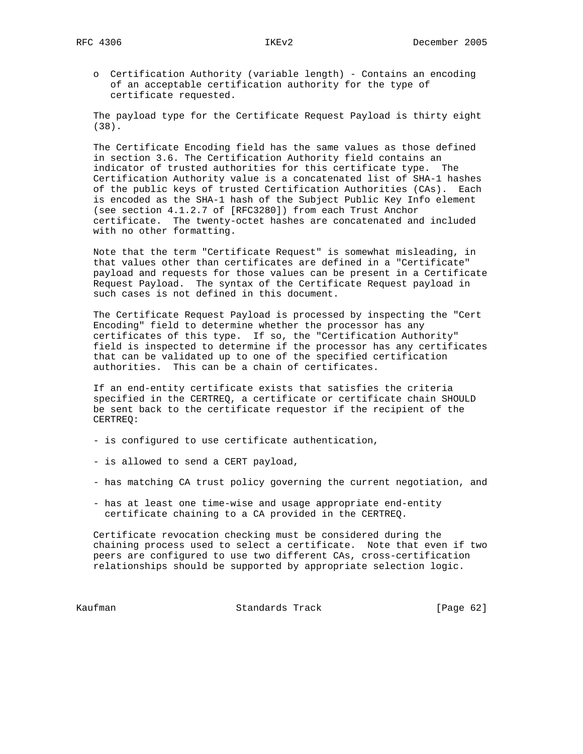o Certification Authority (variable length) - Contains an encoding of an acceptable certification authority for the type of certificate requested.

The payload type for the Certificate Request Payload is thirty eight (38).

The Certificate Encoding field has the same values as those defined in section 3.6. The Certification Authority field contains an indicator of trusted authorities for this certificate type. The Certification Authority value is a concatenated list of SHA-1 hashes of the public keys of trusted Certification Authorities (CAs). Each is encoded as the SHA-1 hash of the Subject Public Key Info element (see section 4.1.2.7 of [RFC3280]) from each Trust Anchor certificate. The twenty-octet hashes are concatenated and included with no other formatting.

Note that the term "Certificate Request" is somewhat misleading, in that values other than certificates are defined in a "Certificate" payload and requests for those values can be present in a Certificate Request Payload. The syntax of the Certificate Request payload in such cases is not defined in this document.

The Certificate Request Payload is processed by inspecting the "Cert Encoding" field to determine whether the processor has any certificates of this type. If so, the "Certification Authority" field is inspected to determine if the processor has any certificates that can be validated up to one of the specified certification authorities. This can be a chain of certificates.

If an end-entity certificate exists that satisfies the criteria specified in the CERTREQ, a certificate or certificate chain SHOULD be sent back to the certificate requestor if the recipient of the CERTREQ:

- is configured to use certificate authentication,
- is allowed to send a CERT payload,
- has matching CA trust policy governing the current negotiation, and
- has at least one time-wise and usage appropriate end-entity certificate chaining to a CA provided in the CERTREQ.

Certificate revocation checking must be considered during the chaining process used to select a certificate. Note that even if two peers are configured to use two different CAs, cross-certification relationships should be supported by appropriate selection logic.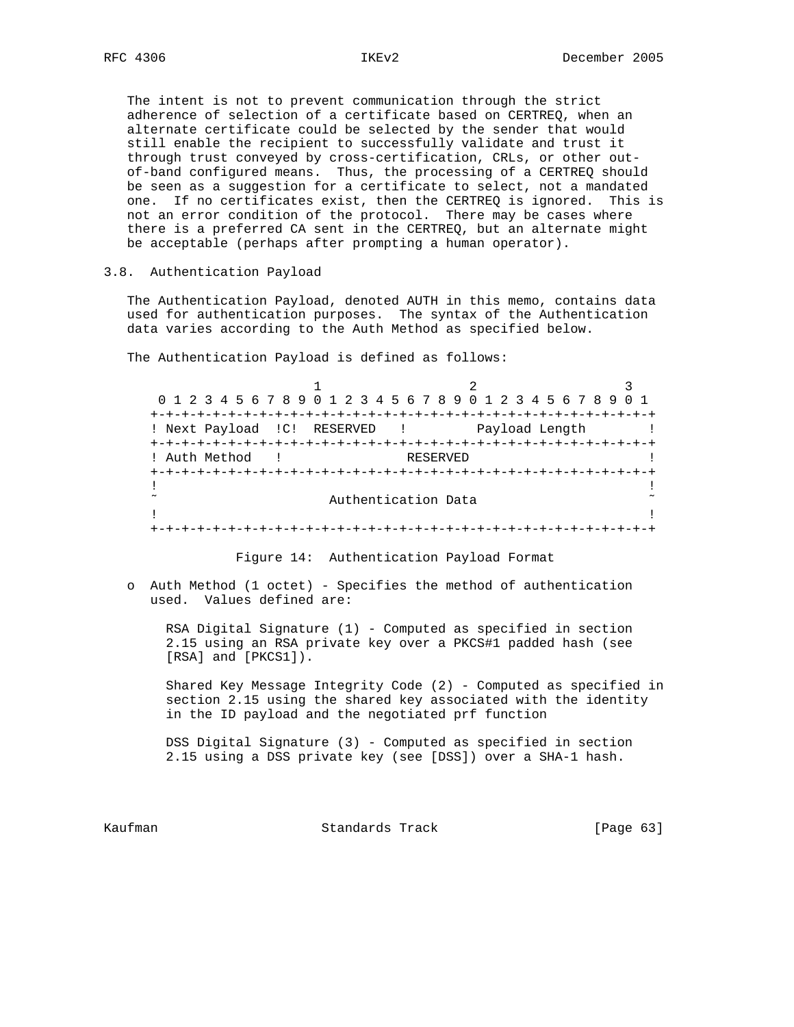The intent is not to prevent communication through the strict adherence of selection of a certificate based on CERTREQ, when an alternate certificate could be selected by the sender that would still enable the recipient to successfully validate and trust it through trust conveyed by cross-certification, CRLs, or other out-of-band configured means. Thus, the processing of a CERTREQ should be seen as a suggestion for a certificate to select, not a mandated one. If no certificates exist, then the CERTREQ is ignored. This is not an error condition of the protocol. There may be cases where there is a preferred CA sent in the CERTREQ, but an alternate might be acceptable (perhaps after prompting a human operator).

## 3.8. Authentication Payload

The Authentication Payload, denoted AUTH in this memo, contains data used for authentication purposes. The syntax of the Authentication data varies according to the Auth Method as specified below.

The Authentication Payload is defined as follows:

```
                     1                   2                   3
 0 1 2 3 4 5 6 7 8 9 0 1 2 3 4 5 6 7 8 9 0 1 2 3 4 5 6 7 8 9 0 1
+-+-+-+-+-+-+-+-+-+-+-+-+-+-+-+-+-+-+-+-+-+-+-+-+-+-+-+-+-+-+-+-+
! Next Payload  !C!  RESERVED   !         Payload Length        !
+-+-+-+-+-+-+-+-+-+-+-+-+-+-+-+-+-+-+-+-+-+-+-+-+-+-+-+-+-+-+-+-+
! Auth Method   !                RESERVED                       !
+-+-+-+-+-+-+-+-+-+-+-+-+-+-+-+-+-+-+-+-+-+-+-+-+-+-+-+-+-+-+-+-+
!                                                               !
~                      Authentication Data                      ~
!                                                               !
+-+-+-+-+-+-+-+-+-+-+-+-+-+-+-+-+-+-+-+-+-+-+-+-+-+-+-+-+-+-+-+-+
```

Figure 14: Authentication Payload Format

- Auth Method (1 octet) - Specifies the method of authentication used. Values defined are:

  RSA Digital Signature (1) - Computed as specified in section 2.15 using an RSA private key over a PKCS#1 padded hash (see [RSA] and [PKCS1]).

  Shared Key Message Integrity Code (2) - Computed as specified in section 2.15 using the shared key associated with the identity in the ID payload and the negotiated prf function

  DSS Digital Signature (3) - Computed as specified in section 2.15 using a DSS private key (see [DSS]) over a SHA-1 hash.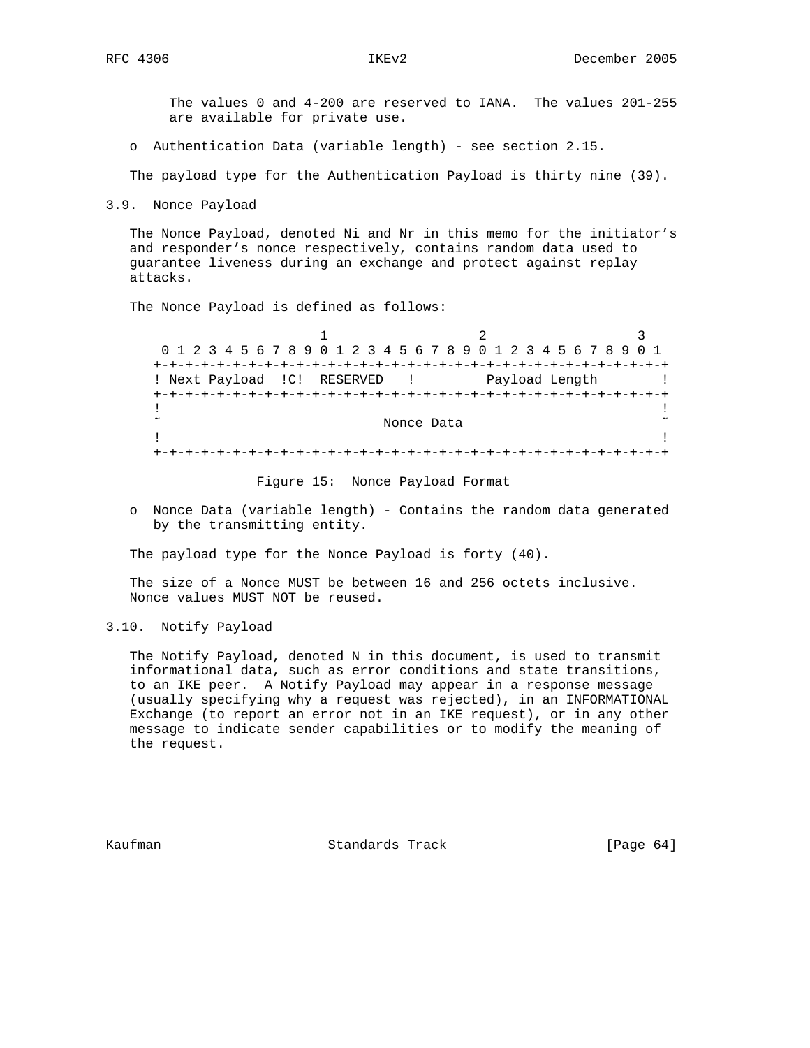The values 0 and 4-200 are reserved to IANA. The values 201-255 are available for private use.

- Authentication Data (variable length) - see section 2.15.

The payload type for the Authentication Payload is thirty nine (39).

## 3.9. Nonce Payload

The Nonce Payload, denoted Ni and Nr in this memo for the initiator's and responder's nonce respectively, contains random data used to guarantee liveness during an exchange and protect against replay attacks.

The Nonce Payload is defined as follows:

```
                     1                   2                   3
 0 1 2 3 4 5 6 7 8 9 0 1 2 3 4 5 6 7 8 9 0 1 2 3 4 5 6 7 8 9 0 1
+-+-+-+-+-+-+-+-+-+-+-+-+-+-+-+-+-+-+-+-+-+-+-+-+-+-+-+-+-+-+-+-+
! Next Payload  !C!  RESERVED   !         Payload Length        !
+-+-+-+-+-+-+-+-+-+-+-+-+-+-+-+-+-+-+-+-+-+-+-+-+-+-+-+-+-+-+-+-+
!                                                               !
~                            Nonce Data                         ~
!                                                               !
+-+-+-+-+-+-+-+-+-+-+-+-+-+-+-+-+-+-+-+-+-+-+-+-+-+-+-+-+-+-+-+-+
```

Figure 15: Nonce Payload Format

- Nonce Data (variable length) - Contains the random data generated by the transmitting entity.

The payload type for the Nonce Payload is forty (40).

The size of a Nonce MUST be between 16 and 256 octets inclusive. Nonce values MUST NOT be reused.

## 3.10. Notify Payload

The Notify Payload, denoted N in this document, is used to transmit informational data, such as error conditions and state transitions, to an IKE peer. A Notify Payload may appear in a response message (usually specifying why a request was rejected), in an INFORMATIONAL Exchange (to report an error not in an IKE request), or in any other message to indicate sender capabilities or to modify the meaning of the request.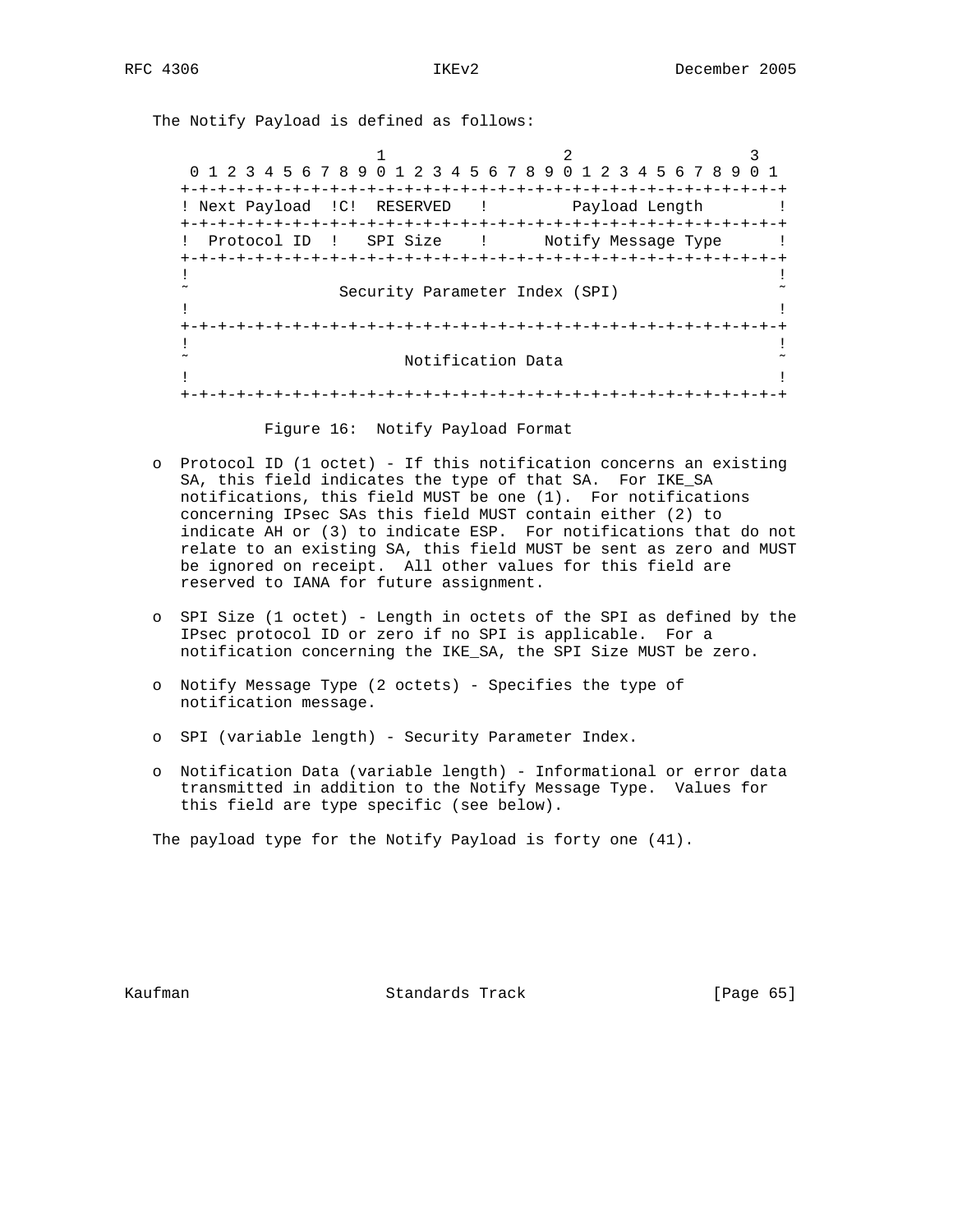The Notify Payload is defined as follows:

```
                        1                   2                   3
    0 1 2 3 4 5 6 7 8 9 0 1 2 3 4 5 6 7 8 9 0 1 2 3 4 5 6 7 8 9 0 1
   +-+-+-+-+-+-+-+-+-+-+-+-+-+-+-+-+-+-+-+-+-+-+-+-+-+-+-+-+-+-+-+-+
   ! Next Payload  !C!  RESERVED   !         Payload Length        !
   +-+-+-+-+-+-+-+-+-+-+-+-+-+-+-+-+-+-+-+-+-+-+-+-+-+-+-+-+-+-+-+-+
   !  Protocol ID  !   SPI Size    !      Notify Message Type      !
   +-+-+-+-+-+-+-+-+-+-+-+-+-+-+-+-+-+-+-+-+-+-+-+-+-+-+-+-+-+-+-+-+
   !                                                               !
   ~                Security Parameter Index (SPI)                 ~
   !                                                               !
   +-+-+-+-+-+-+-+-+-+-+-+-+-+-+-+-+-+-+-+-+-+-+-+-+-+-+-+-+-+-+-+-+
   !                                                               !
   ~                       Notification Data                       ~
   !                                                               !
   +-+-+-+-+-+-+-+-+-+-+-+-+-+-+-+-+-+-+-+-+-+-+-+-+-+-+-+-+-+-+-+-+
```

Figure 16: Notify Payload Format

- Protocol ID (1 octet) - If this notification concerns an existing SA, this field indicates the type of that SA. For IKE_SA notifications, this field MUST be one (1). For notifications concerning IPsec SAs this field MUST contain either (2) to indicate AH or (3) to indicate ESP. For notifications that do not relate to an existing SA, this field MUST be sent as zero and MUST be ignored on receipt. All other values for this field are reserved to IANA for future assignment.

- SPI Size (1 octet) - Length in octets of the SPI as defined by the IPsec protocol ID or zero if no SPI is applicable. For a notification concerning the IKE_SA, the SPI Size MUST be zero.

- Notify Message Type (2 octets) - Specifies the type of notification message.

- SPI (variable length) - Security Parameter Index.

- Notification Data (variable length) - Informational or error data transmitted in addition to the Notify Message Type. Values for this field are type specific (see below).

The payload type for the Notify Payload is forty one (41).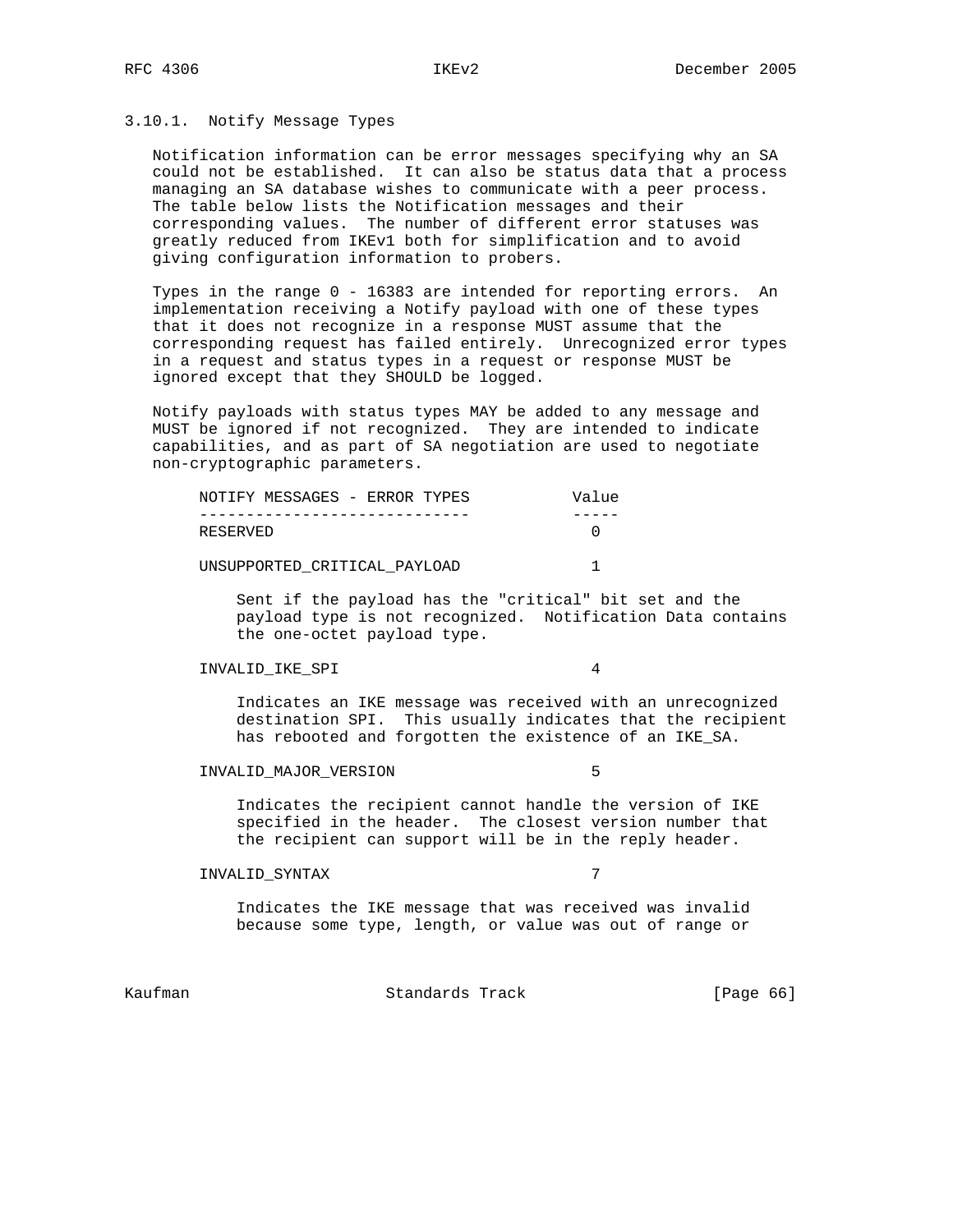### 3.10.1. Notify Message Types

Notification information can be error messages specifying why an SA could not be established. It can also be status data that a process managing an SA database wishes to communicate with a peer process. The table below lists the Notification messages and their corresponding values. The number of different error statuses was greatly reduced from IKEv1 both for simplification and to avoid giving configuration information to probers.

Types in the range 0 - 16383 are intended for reporting errors. An implementation receiving a Notify payload with one of these types that it does not recognize in a response MUST assume that the corresponding request has failed entirely. Unrecognized error types in a request and status types in a request or response MUST be ignored except that they SHOULD be logged.

Notify payloads with status types MAY be added to any message and MUST be ignored if not recognized. They are intended to indicate capabilities, and as part of SA negotiation are used to negotiate non-cryptographic parameters.

```
NOTIFY MESSAGES - ERROR TYPES           Value
-----------------------------           -----
RESERVED                                  0

UNSUPPORTED_CRITICAL_PAYLOAD              1

    Sent if the payload has the "critical" bit set and the
    payload type is not recognized.  Notification Data contains
    the one-octet payload type.

INVALID_IKE_SPI                           4

    Indicates an IKE message was received with an unrecognized
    destination SPI.  This usually indicates that the recipient
    has rebooted and forgotten the existence of an IKE_SA.

INVALID_MAJOR_VERSION                     5

    Indicates the recipient cannot handle the version of IKE
    specified in the header.  The closest version number that
    the recipient can support will be in the reply header.

INVALID_SYNTAX                            7

    Indicates the IKE message that was received was invalid
    because some type, length, or value was out of range or
```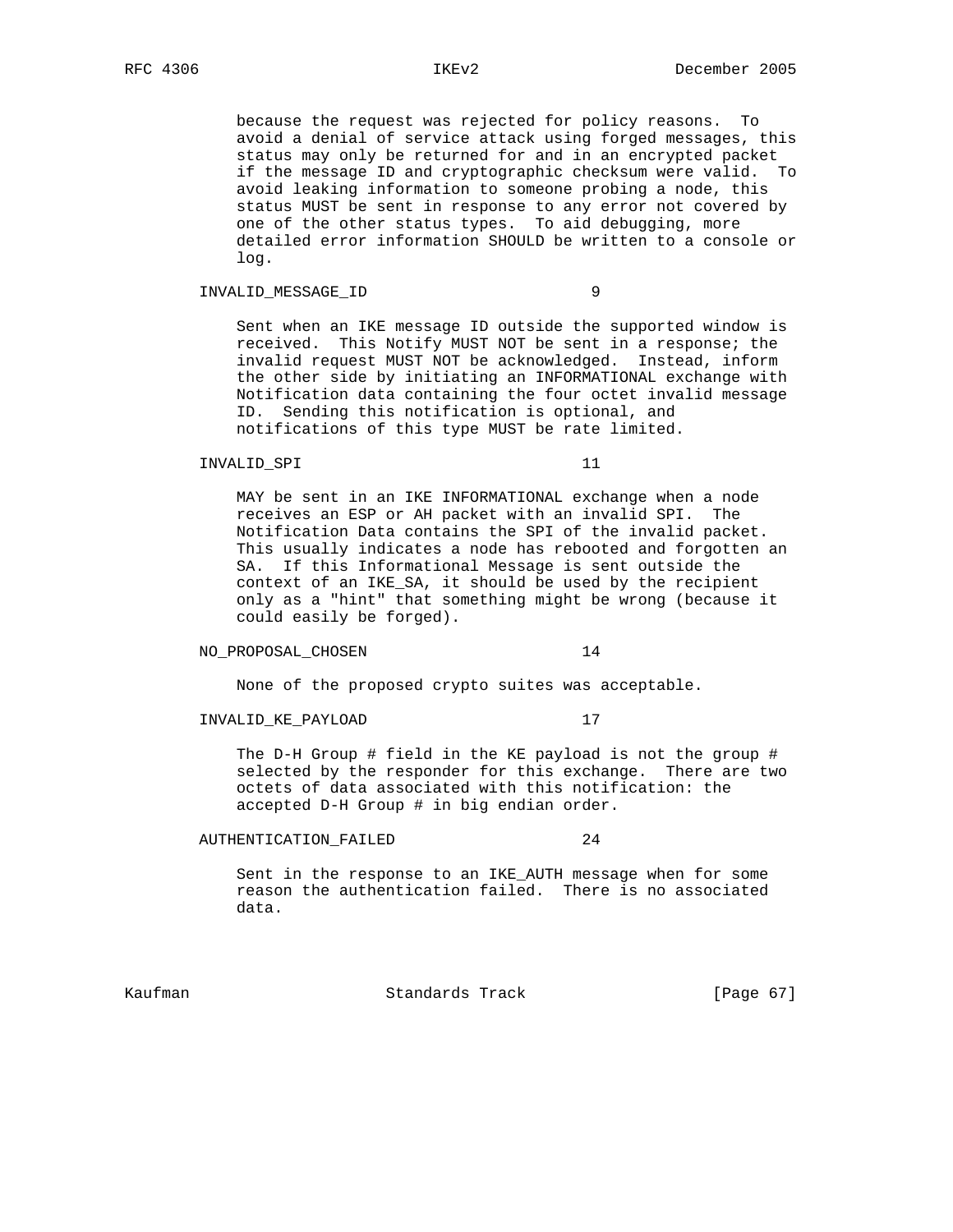because the request was rejected for policy reasons. To avoid a denial of service attack using forged messages, this status may only be returned for and in an encrypted packet if the message ID and cryptographic checksum were valid. To avoid leaking information to someone probing a node, this status MUST be sent in response to any error not covered by one of the other status types. To aid debugging, more detailed error information SHOULD be written to a console or log.

INVALID_MESSAGE_ID 9

Sent when an IKE message ID outside the supported window is received. This Notify MUST NOT be sent in a response; the invalid request MUST NOT be acknowledged. Instead, inform the other side by initiating an INFORMATIONAL exchange with Notification data containing the four octet invalid message ID. Sending this notification is optional, and notifications of this type MUST be rate limited.

INVALID_SPI 11

MAY be sent in an IKE INFORMATIONAL exchange when a node receives an ESP or AH packet with an invalid SPI. The Notification Data contains the SPI of the invalid packet. This usually indicates a node has rebooted and forgotten an SA. If this Informational Message is sent outside the context of an IKE_SA, it should be used by the recipient only as a "hint" that something might be wrong (because it could easily be forged).

NO_PROPOSAL_CHOSEN 14

None of the proposed crypto suites was acceptable.

INVALID_KE_PAYLOAD 17

The D-H Group # field in the KE payload is not the group # selected by the responder for this exchange. There are two octets of data associated with this notification: the accepted D-H Group # in big endian order.

AUTHENTICATION_FAILED 24

Sent in the response to an IKE_AUTH message when for some reason the authentication failed. There is no associated data.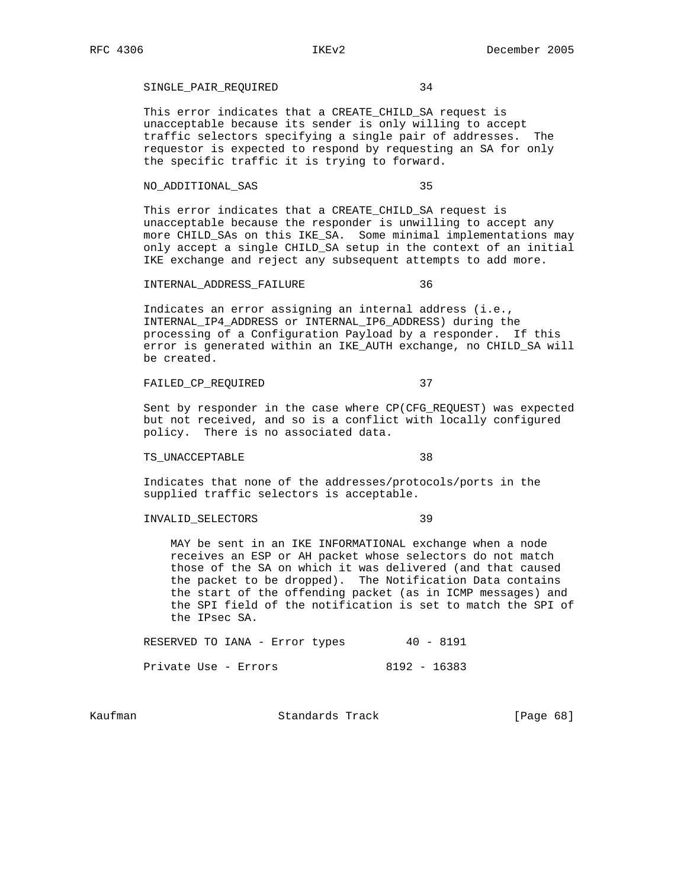SINGLE_PAIR_REQUIRED 34

This error indicates that a CREATE_CHILD_SA request is unacceptable because its sender is only willing to accept traffic selectors specifying a single pair of addresses. The requestor is expected to respond by requesting an SA for only the specific traffic it is trying to forward.

NO_ADDITIONAL_SAS 35

This error indicates that a CREATE_CHILD_SA request is unacceptable because the responder is unwilling to accept any more CHILD_SAs on this IKE_SA. Some minimal implementations may only accept a single CHILD_SA setup in the context of an initial IKE exchange and reject any subsequent attempts to add more.

INTERNAL_ADDRESS_FAILURE 36

Indicates an error assigning an internal address (i.e., INTERNAL_IP4_ADDRESS or INTERNAL_IP6_ADDRESS) during the processing of a Configuration Payload by a responder. If this error is generated within an IKE_AUTH exchange, no CHILD_SA will be created.

FAILED_CP_REQUIRED 37

Sent by responder in the case where CP(CFG_REQUEST) was expected but not received, and so is a conflict with locally configured policy. There is no associated data.

TS_UNACCEPTABLE 38

Indicates that none of the addresses/protocols/ports in the supplied traffic selectors is acceptable.

INVALID_SELECTORS 39

MAY be sent in an IKE INFORMATIONAL exchange when a node receives an ESP or AH packet whose selectors do not match those of the SA on which it was delivered (and that caused the packet to be dropped). The Notification Data contains the start of the offending packet (as in ICMP messages) and the SPI field of the notification is set to match the SPI of the IPsec SA.

RESERVED TO IANA - Error types 40 - 8191

Private Use - Errors 8192 - 16383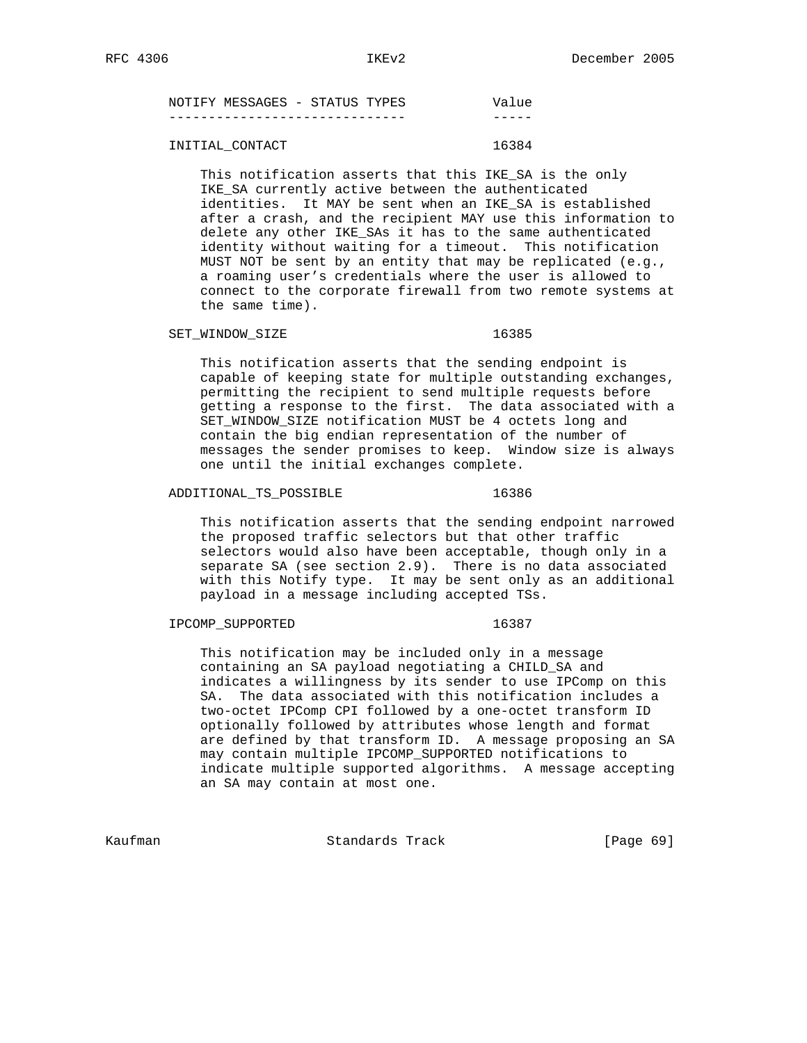| NOTIFY MESSAGES - STATUS TYPES | Value |
| --- | --- |

INITIAL_CONTACT 16384

This notification asserts that this IKE_SA is the only IKE_SA currently active between the authenticated identities. It MAY be sent when an IKE_SA is established after a crash, and the recipient MAY use this information to delete any other IKE_SAs it has to the same authenticated identity without waiting for a timeout. This notification MUST NOT be sent by an entity that may be replicated (e.g., a roaming user's credentials where the user is allowed to connect to the corporate firewall from two remote systems at the same time).

SET_WINDOW_SIZE 16385

This notification asserts that the sending endpoint is capable of keeping state for multiple outstanding exchanges, permitting the recipient to send multiple requests before getting a response to the first. The data associated with a SET_WINDOW_SIZE notification MUST be 4 octets long and contain the big endian representation of the number of messages the sender promises to keep. Window size is always one until the initial exchanges complete.

ADDITIONAL_TS_POSSIBLE 16386

This notification asserts that the sending endpoint narrowed the proposed traffic selectors but that other traffic selectors would also have been acceptable, though only in a separate SA (see section 2.9). There is no data associated with this Notify type. It may be sent only as an additional payload in a message including accepted TSs.

IPCOMP_SUPPORTED 16387

This notification may be included only in a message containing an SA payload negotiating a CHILD_SA and indicates a willingness by its sender to use IPComp on this SA. The data associated with this notification includes a two-octet IPComp CPI followed by a one-octet transform ID optionally followed by attributes whose length and format are defined by that transform ID. A message proposing an SA may contain multiple IPCOMP_SUPPORTED notifications to indicate multiple supported algorithms. A message accepting an SA may contain at most one.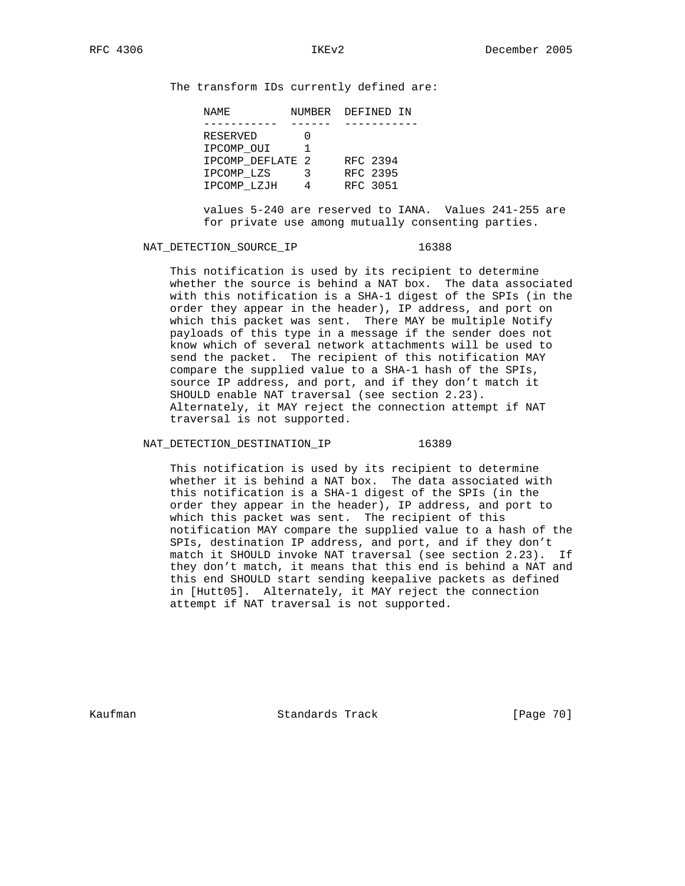The transform IDs currently defined are:

| NAME | NUMBER | DEFINED IN |
|---|---|---|
| RESERVED | 0 | |
| IPCOMP_OUI | 1 | |
| IPCOMP_DEFLATE | 2 | RFC 2394 |
| IPCOMP_LZS | 3 | RFC 2395 |
| IPCOMP_LZJH | 4 | RFC 3051 |

values 5-240 are reserved to IANA. Values 241-255 are for private use among mutually consenting parties.

NAT_DETECTION_SOURCE_IP 16388

This notification is used by its recipient to determine whether the source is behind a NAT box. The data associated with this notification is a SHA-1 digest of the SPIs (in the order they appear in the header), IP address, and port on which this packet was sent. There MAY be multiple Notify payloads of this type in a message if the sender does not know which of several network attachments will be used to send the packet. The recipient of this notification MAY compare the supplied value to a SHA-1 hash of the SPIs, source IP address, and port, and if they don't match it SHOULD enable NAT traversal (see section 2.23). Alternately, it MAY reject the connection attempt if NAT traversal is not supported.

NAT_DETECTION_DESTINATION_IP 16389

This notification is used by its recipient to determine whether it is behind a NAT box. The data associated with this notification is a SHA-1 digest of the SPIs (in the order they appear in the header), IP address, and port to which this packet was sent. The recipient of this notification MAY compare the supplied value to a hash of the SPIs, destination IP address, and port, and if they don't match it SHOULD invoke NAT traversal (see section 2.23). If they don't match, it means that this end is behind a NAT and this end SHOULD start sending keepalive packets as defined in [Hutt05]. Alternately, it MAY reject the connection attempt if NAT traversal is not supported.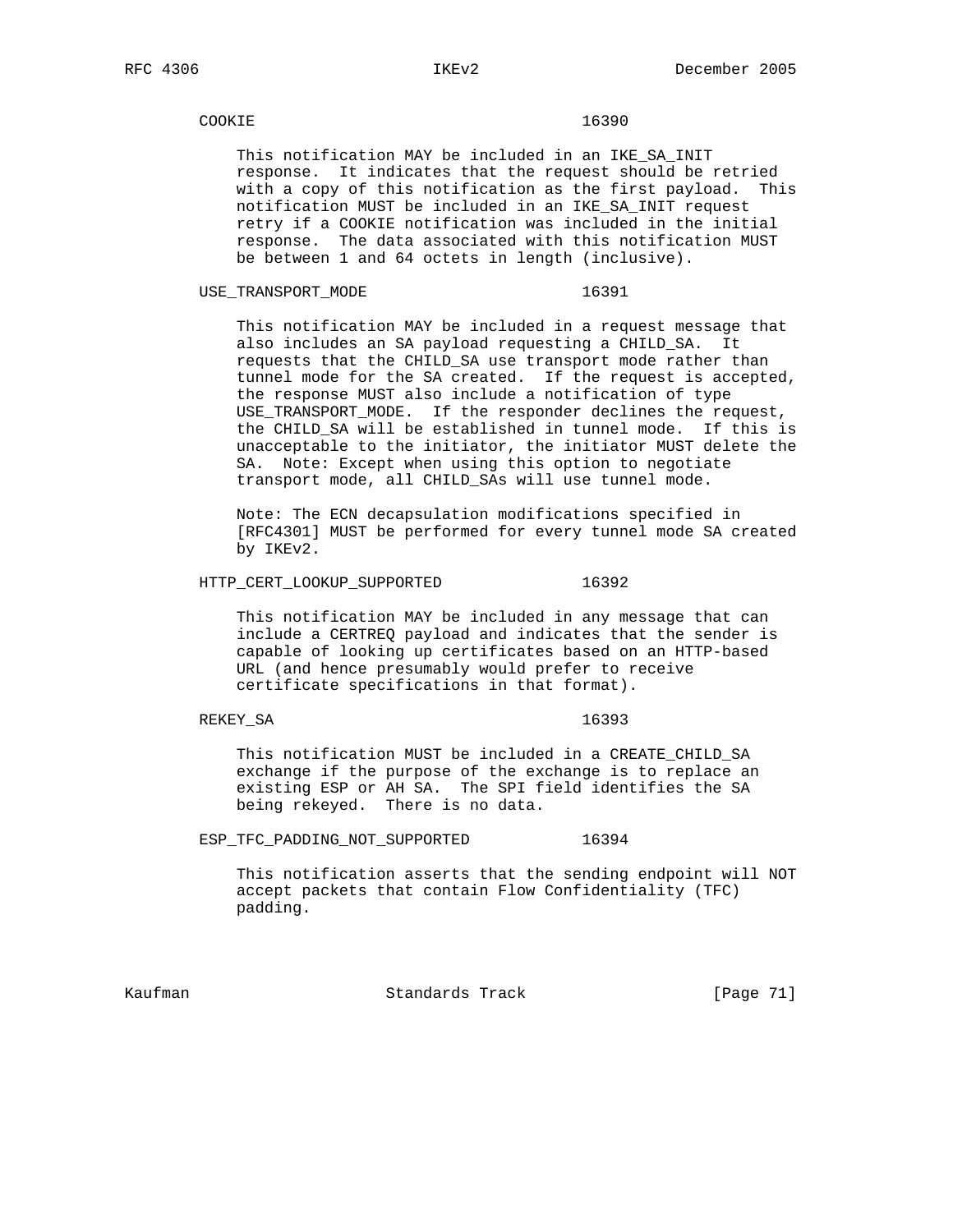COOKIE                                  16390

This notification MAY be included in an IKE_SA_INIT response. It indicates that the request should be retried with a copy of this notification as the first payload. This notification MUST be included in an IKE_SA_INIT request retry if a COOKIE notification was included in the initial response. The data associated with this notification MUST be between 1 and 64 octets in length (inclusive).

USE_TRANSPORT_MODE                      16391

This notification MAY be included in a request message that also includes an SA payload requesting a CHILD_SA. It requests that the CHILD_SA use transport mode rather than tunnel mode for the SA created. If the request is accepted, the response MUST also include a notification of type USE_TRANSPORT_MODE. If the responder declines the request, the CHILD_SA will be established in tunnel mode. If this is unacceptable to the initiator, the initiator MUST delete the SA. Note: Except when using this option to negotiate transport mode, all CHILD_SAs will use tunnel mode.

Note: The ECN decapsulation modifications specified in [RFC4301] MUST be performed for every tunnel mode SA created by IKEv2.

HTTP_CERT_LOOKUP_SUPPORTED              16392

This notification MAY be included in any message that can include a CERTREQ payload and indicates that the sender is capable of looking up certificates based on an HTTP-based URL (and hence presumably would prefer to receive certificate specifications in that format).

REKEY_SA                                16393

This notification MUST be included in a CREATE_CHILD_SA exchange if the purpose of the exchange is to replace an existing ESP or AH SA. The SPI field identifies the SA being rekeyed. There is no data.

ESP_TFC_PADDING_NOT_SUPPORTED           16394

This notification asserts that the sending endpoint will NOT accept packets that contain Flow Confidentiality (TFC) padding.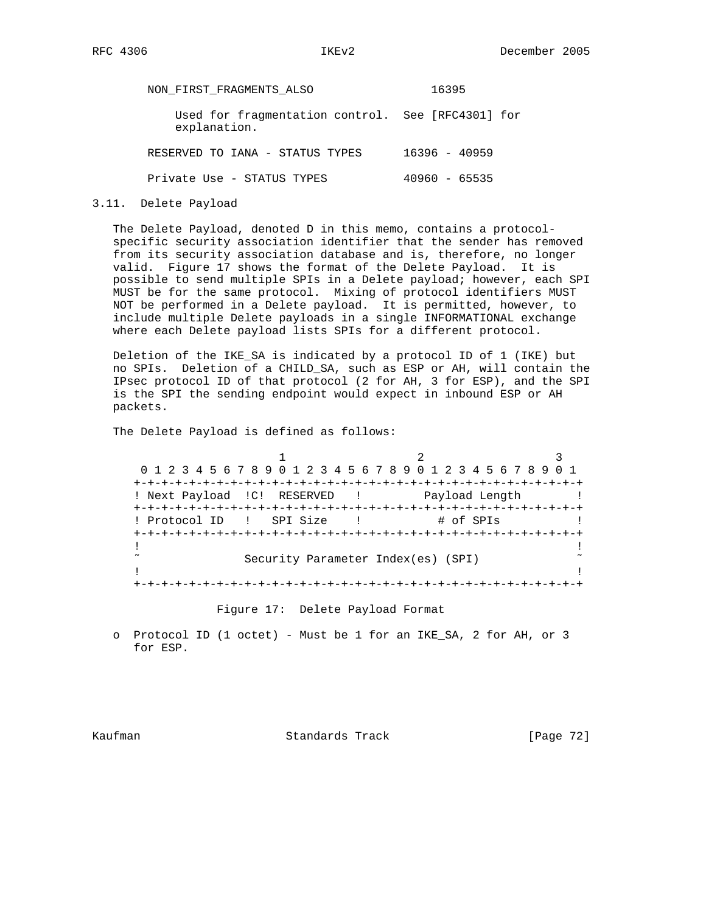```
NON_FIRST_FRAGMENTS_ALSO              16395

    Used for fragmentation control.  See [RFC4301] for
    explanation.

RESERVED TO IANA - STATUS TYPES      16396 - 40959

Private Use - STATUS TYPES           40960 - 65535
```

### 3.11. Delete Payload

The Delete Payload, denoted D in this memo, contains a protocol-specific security association identifier that the sender has removed from its security association database and is, therefore, no longer valid. Figure 17 shows the format of the Delete Payload. It is possible to send multiple SPIs in a Delete payload; however, each SPI MUST be for the same protocol. Mixing of protocol identifiers MUST NOT be performed in a Delete payload. It is permitted, however, to include multiple Delete payloads in a single INFORMATIONAL exchange where each Delete payload lists SPIs for a different protocol.

Deletion of the IKE_SA is indicated by a protocol ID of 1 (IKE) but no SPIs. Deletion of a CHILD_SA, such as ESP or AH, will contain the IPsec protocol ID of that protocol (2 for AH, 3 for ESP), and the SPI is the SPI the sending endpoint would expect in inbound ESP or AH packets.

The Delete Payload is defined as follows:

```
                     1                   2                   3
 0 1 2 3 4 5 6 7 8 9 0 1 2 3 4 5 6 7 8 9 0 1 2 3 4 5 6 7 8 9 0 1
+-+-+-+-+-+-+-+-+-+-+-+-+-+-+-+-+-+-+-+-+-+-+-+-+-+-+-+-+-+-+-+-+
! Next Payload  !C!  RESERVED   !         Payload Length        !
+-+-+-+-+-+-+-+-+-+-+-+-+-+-+-+-+-+-+-+-+-+-+-+-+-+-+-+-+-+-+-+-+
! Protocol ID   !   SPI Size    !           # of SPIs           !
+-+-+-+-+-+-+-+-+-+-+-+-+-+-+-+-+-+-+-+-+-+-+-+-+-+-+-+-+-+-+-+-+
!                                                               !
~               Security Parameter Index(es) (SPI)              ~
!                                                               !
+-+-+-+-+-+-+-+-+-+-+-+-+-+-+-+-+-+-+-+-+-+-+-+-+-+-+-+-+-+-+-+-+
```

Figure 17: Delete Payload Format

- Protocol ID (1 octet) - Must be 1 for an IKE_SA, 2 for AH, or 3 for ESP.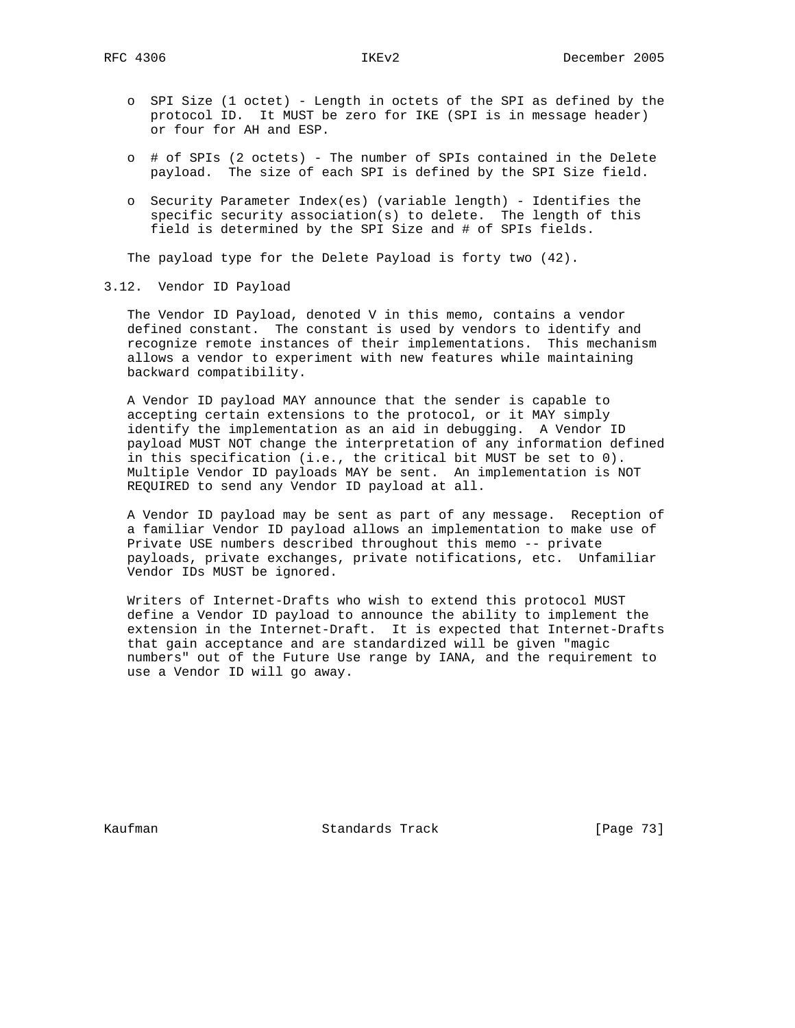- SPI Size (1 octet) - Length in octets of the SPI as defined by the protocol ID. It MUST be zero for IKE (SPI is in message header) or four for AH and ESP.

- # of SPIs (2 octets) - The number of SPIs contained in the Delete payload. The size of each SPI is defined by the SPI Size field.

- Security Parameter Index(es) (variable length) - Identifies the specific security association(s) to delete. The length of this field is determined by the SPI Size and # of SPIs fields.

The payload type for the Delete Payload is forty two (42).

## 3.12. Vendor ID Payload

The Vendor ID Payload, denoted V in this memo, contains a vendor defined constant. The constant is used by vendors to identify and recognize remote instances of their implementations. This mechanism allows a vendor to experiment with new features while maintaining backward compatibility.

A Vendor ID payload MAY announce that the sender is capable to accepting certain extensions to the protocol, or it MAY simply identify the implementation as an aid in debugging. A Vendor ID payload MUST NOT change the interpretation of any information defined in this specification (i.e., the critical bit MUST be set to 0). Multiple Vendor ID payloads MAY be sent. An implementation is NOT REQUIRED to send any Vendor ID payload at all.

A Vendor ID payload may be sent as part of any message. Reception of a familiar Vendor ID payload allows an implementation to make use of Private USE numbers described throughout this memo -- private payloads, private exchanges, private notifications, etc. Unfamiliar Vendor IDs MUST be ignored.

Writers of Internet-Drafts who wish to extend this protocol MUST define a Vendor ID payload to announce the ability to implement the extension in the Internet-Draft. It is expected that Internet-Drafts that gain acceptance and are standardized will be given "magic numbers" out of the Future Use range by IANA, and the requirement to use a Vendor ID will go away.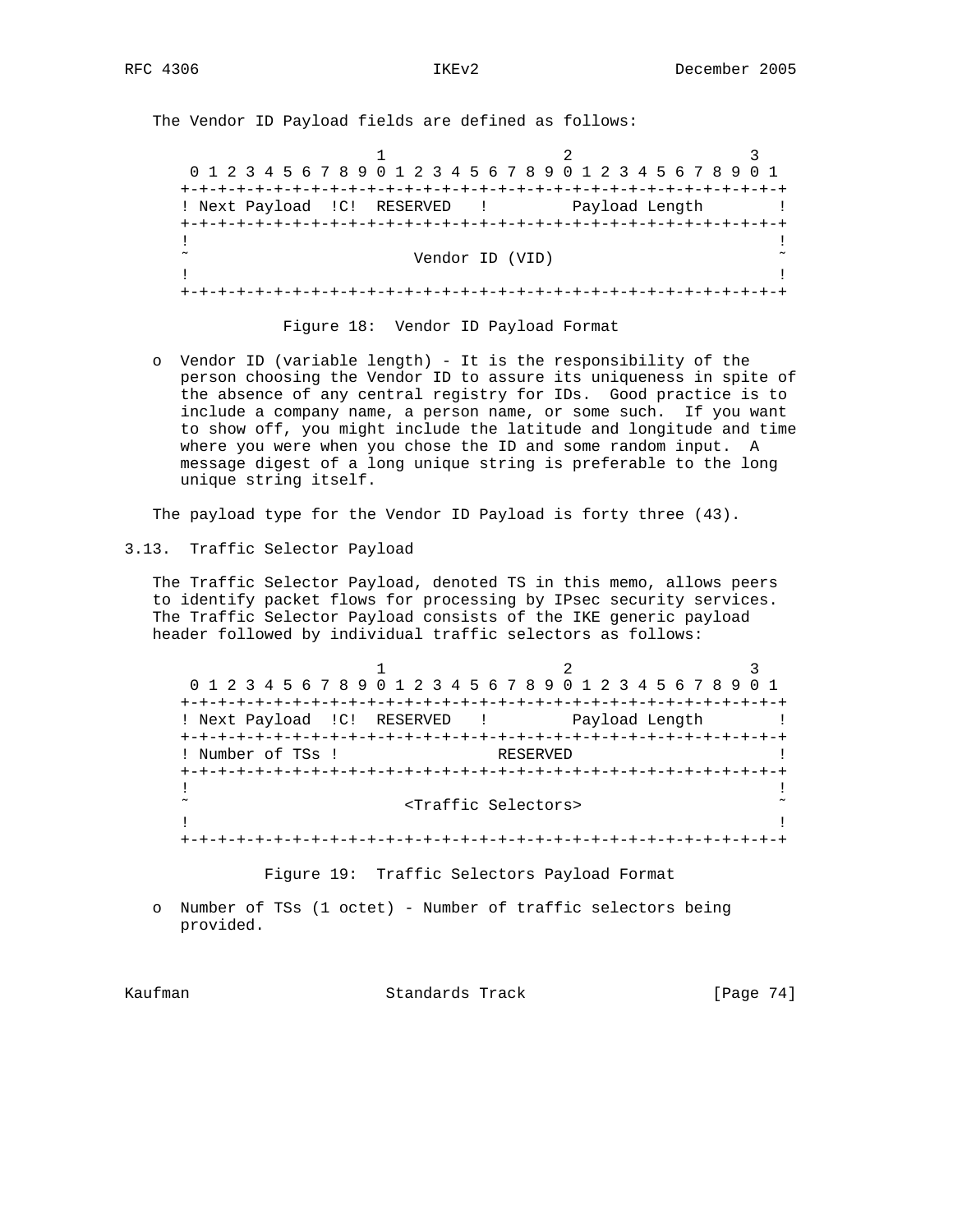The Vendor ID Payload fields are defined as follows:

```
                     1                   2                   3
 0 1 2 3 4 5 6 7 8 9 0 1 2 3 4 5 6 7 8 9 0 1 2 3 4 5 6 7 8 9 0 1
+-+-+-+-+-+-+-+-+-+-+-+-+-+-+-+-+-+-+-+-+-+-+-+-+-+-+-+-+-+-+-+-+
! Next Payload  !C!  RESERVED   !         Payload Length        !
+-+-+-+-+-+-+-+-+-+-+-+-+-+-+-+-+-+-+-+-+-+-+-+-+-+-+-+-+-+-+-+-+
!                                                               !
~                        Vendor ID (VID)                        ~
!                                                               !
+-+-+-+-+-+-+-+-+-+-+-+-+-+-+-+-+-+-+-+-+-+-+-+-+-+-+-+-+-+-+-+-+
```

Figure 18: Vendor ID Payload Format

- Vendor ID (variable length) - It is the responsibility of the person choosing the Vendor ID to assure its uniqueness in spite of the absence of any central registry for IDs. Good practice is to include a company name, a person name, or some such. If you want to show off, you might include the latitude and longitude and time where you were when you chose the ID and some random input. A message digest of a long unique string is preferable to the long unique string itself.

The payload type for the Vendor ID Payload is forty three (43).

## 3.13. Traffic Selector Payload

The Traffic Selector Payload, denoted TS in this memo, allows peers to identify packet flows for processing by IPsec security services. The Traffic Selector Payload consists of the IKE generic payload header followed by individual traffic selectors as follows:

```
                     1                   2                   3
 0 1 2 3 4 5 6 7 8 9 0 1 2 3 4 5 6 7 8 9 0 1 2 3 4 5 6 7 8 9 0 1
+-+-+-+-+-+-+-+-+-+-+-+-+-+-+-+-+-+-+-+-+-+-+-+-+-+-+-+-+-+-+-+-+
! Next Payload  !C!  RESERVED   !         Payload Length        !
+-+-+-+-+-+-+-+-+-+-+-+-+-+-+-+-+-+-+-+-+-+-+-+-+-+-+-+-+-+-+-+-+
! Number of TSs !                 RESERVED                      !
+-+-+-+-+-+-+-+-+-+-+-+-+-+-+-+-+-+-+-+-+-+-+-+-+-+-+-+-+-+-+-+-+
!                                                               !
~                       <Traffic Selectors>                     ~
!                                                               !
+-+-+-+-+-+-+-+-+-+-+-+-+-+-+-+-+-+-+-+-+-+-+-+-+-+-+-+-+-+-+-+-+
```

Figure 19: Traffic Selectors Payload Format

- Number of TSs (1 octet) - Number of traffic selectors being provided.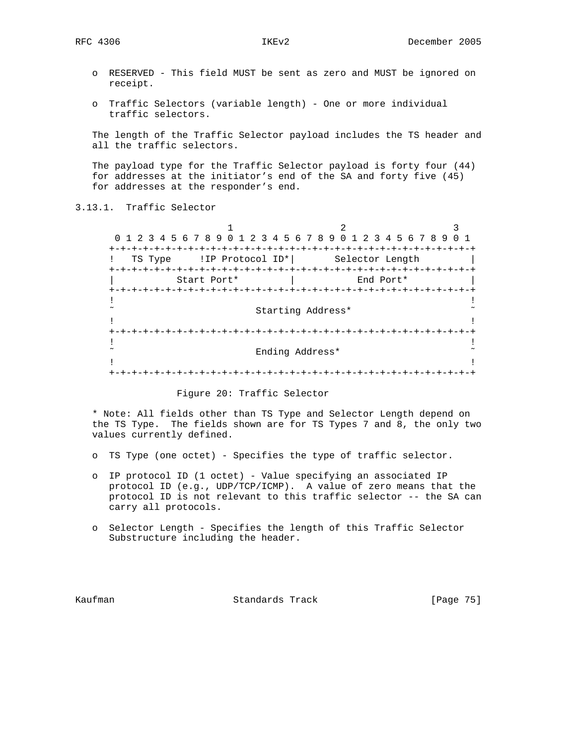- RESERVED - This field MUST be sent as zero and MUST be ignored on receipt.

- Traffic Selectors (variable length) - One or more individual traffic selectors.

The length of the Traffic Selector payload includes the TS header and all the traffic selectors.

The payload type for the Traffic Selector payload is forty four (44) for addresses at the initiator's end of the SA and forty five (45) for addresses at the responder's end.

### 3.13.1. Traffic Selector

```
                     1                   2                   3
 0 1 2 3 4 5 6 7 8 9 0 1 2 3 4 5 6 7 8 9 0 1 2 3 4 5 6 7 8 9 0 1
+-+-+-+-+-+-+-+-+-+-+-+-+-+-+-+-+-+-+-+-+-+-+-+-+-+-+-+-+-+-+-+-+
!   TS Type     !IP Protocol ID*|       Selector Length         |
+-+-+-+-+-+-+-+-+-+-+-+-+-+-+-+-+-+-+-+-+-+-+-+-+-+-+-+-+-+-+-+-+
|           Start Port*         |           End Port*           |
+-+-+-+-+-+-+-+-+-+-+-+-+-+-+-+-+-+-+-+-+-+-+-+-+-+-+-+-+-+-+-+-+
!                                                               !
~                         Starting Address*                     ~
!                                                               !
+-+-+-+-+-+-+-+-+-+-+-+-+-+-+-+-+-+-+-+-+-+-+-+-+-+-+-+-+-+-+-+-+
!                                                               !
~                         Ending Address*                       ~
!                                                               !
+-+-+-+-+-+-+-+-+-+-+-+-+-+-+-+-+-+-+-+-+-+-+-+-+-+-+-+-+-+-+-+-+
```

Figure 20: Traffic Selector

\* Note: All fields other than TS Type and Selector Length depend on the TS Type. The fields shown are for TS Types 7 and 8, the only two values currently defined.

- TS Type (one octet) - Specifies the type of traffic selector.

- IP protocol ID (1 octet) - Value specifying an associated IP protocol ID (e.g., UDP/TCP/ICMP). A value of zero means that the protocol ID is not relevant to this traffic selector -- the SA can carry all protocols.

- Selector Length - Specifies the length of this Traffic Selector Substructure including the header.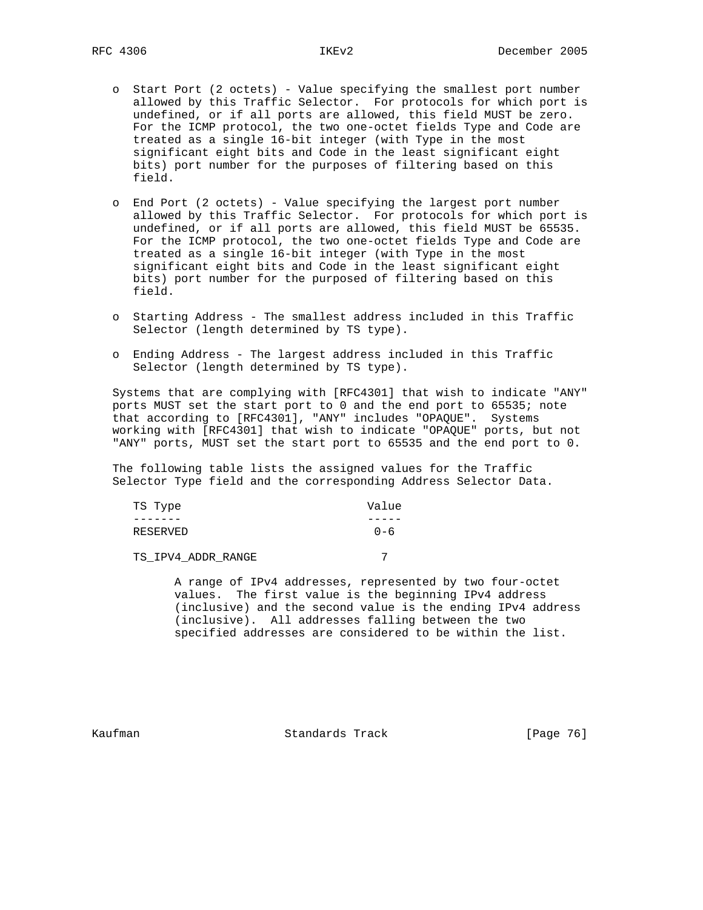- Start Port (2 octets) - Value specifying the smallest port number allowed by this Traffic Selector. For protocols for which port is undefined, or if all ports are allowed, this field MUST be zero. For the ICMP protocol, the two one-octet fields Type and Code are treated as a single 16-bit integer (with Type in the most significant eight bits and Code in the least significant eight bits) port number for the purposes of filtering based on this field.

- End Port (2 octets) - Value specifying the largest port number allowed by this Traffic Selector. For protocols for which port is undefined, or if all ports are allowed, this field MUST be 65535. For the ICMP protocol, the two one-octet fields Type and Code are treated as a single 16-bit integer (with Type in the most significant eight bits and Code in the least significant eight bits) port number for the purposed of filtering based on this field.

- Starting Address - The smallest address included in this Traffic Selector (length determined by TS type).

- Ending Address - The largest address included in this Traffic Selector (length determined by TS type).

Systems that are complying with [RFC4301] that wish to indicate "ANY" ports MUST set the start port to 0 and the end port to 65535; note that according to [RFC4301], "ANY" includes "OPAQUE". Systems working with [RFC4301] that wish to indicate "OPAQUE" ports, but not "ANY" ports, MUST set the start port to 65535 and the end port to 0.

The following table lists the assigned values for the Traffic Selector Type field and the corresponding Address Selector Data.

| TS Type | Value |
| --- | --- |
| RESERVED | 0-6 |
| TS_IPV4_ADDR_RANGE | 7 |

A range of IPv4 addresses, represented by two four-octet values. The first value is the beginning IPv4 address (inclusive) and the second value is the ending IPv4 address (inclusive). All addresses falling between the two specified addresses are considered to be within the list.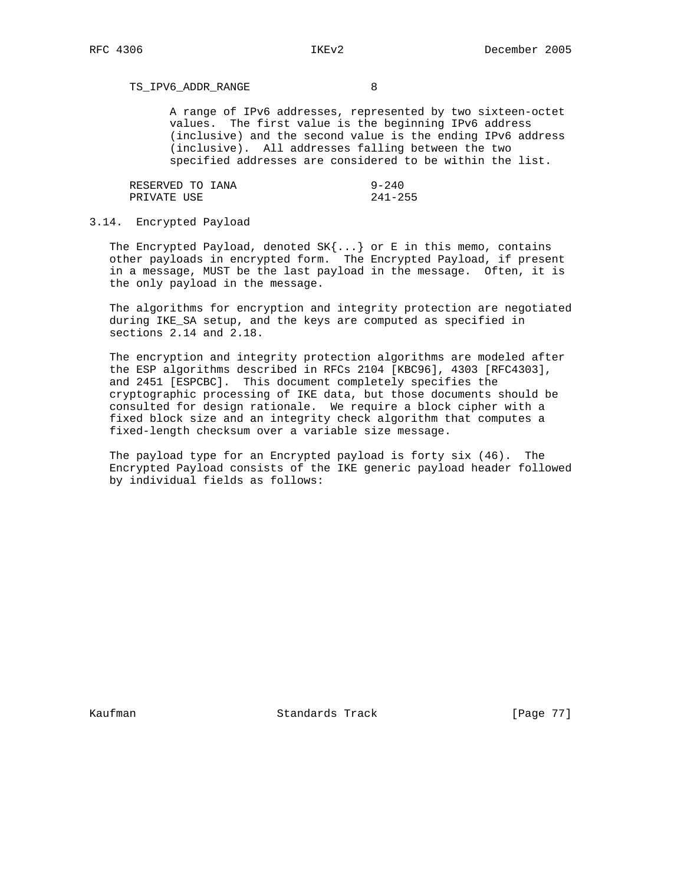TS_IPV6_ADDR_RANGE 8

A range of IPv6 addresses, represented by two sixteen-octet values. The first value is the beginning IPv6 address (inclusive) and the second value is the ending IPv6 address (inclusive). All addresses falling between the two specified addresses are considered to be within the list.

| | |
|---|---|
| RESERVED TO IANA | 9-240 |
| PRIVATE USE | 241-255 |

### 3.14. Encrypted Payload

The Encrypted Payload, denoted SK{...} or E in this memo, contains other payloads in encrypted form. The Encrypted Payload, if present in a message, MUST be the last payload in the message. Often, it is the only payload in the message.

The algorithms for encryption and integrity protection are negotiated during IKE_SA setup, and the keys are computed as specified in sections 2.14 and 2.18.

The encryption and integrity protection algorithms are modeled after the ESP algorithms described in RFCs 2104 [KBC96], 4303 [RFC4303], and 2451 [ESPCBC]. This document completely specifies the cryptographic processing of IKE data, but those documents should be consulted for design rationale. We require a block cipher with a fixed block size and an integrity check algorithm that computes a fixed-length checksum over a variable size message.

The payload type for an Encrypted payload is forty six (46). The Encrypted Payload consists of the IKE generic payload header followed by individual fields as follows: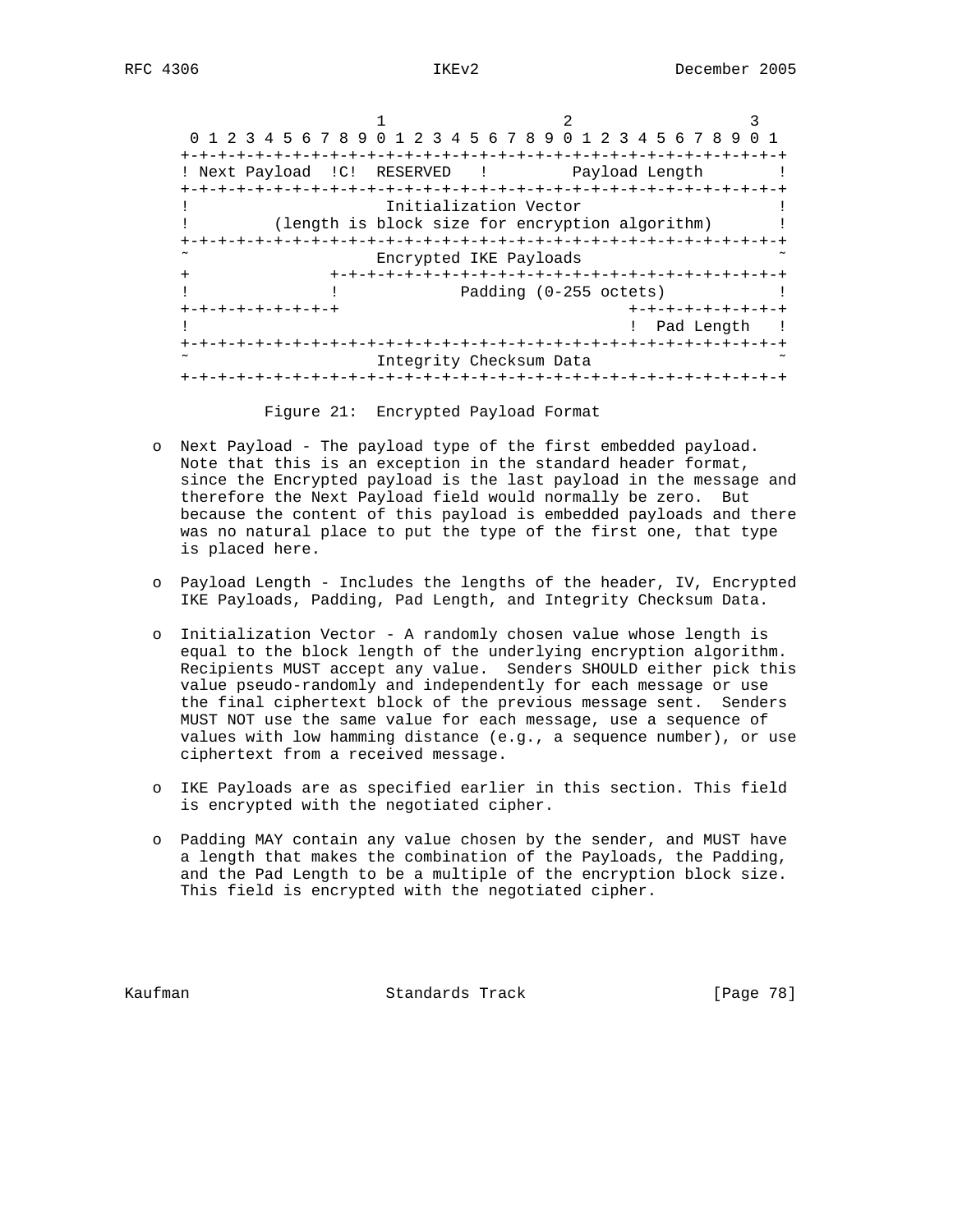```
                     1                   2                   3
 0 1 2 3 4 5 6 7 8 9 0 1 2 3 4 5 6 7 8 9 0 1 2 3 4 5 6 7 8 9 0 1
+-+-+-+-+-+-+-+-+-+-+-+-+-+-+-+-+-+-+-+-+-+-+-+-+-+-+-+-+-+-+-+-+
! Next Payload  !C!  RESERVED   !         Payload Length        !
+-+-+-+-+-+-+-+-+-+-+-+-+-+-+-+-+-+-+-+-+-+-+-+-+-+-+-+-+-+-+-+-+
!                     Initialization Vector                     !
!         (length is block size for encryption algorithm)       !
+-+-+-+-+-+-+-+-+-+-+-+-+-+-+-+-+-+-+-+-+-+-+-+-+-+-+-+-+-+-+-+-+
~                    Encrypted IKE Payloads                     ~
+               +-+-+-+-+-+-+-+-+-+-+-+-+-+-+-+-+-+-+-+-+-+-+-+-+
!               !             Padding (0-255 octets)            !
+-+-+-+-+-+-+-+-+                               +-+-+-+-+-+-+-+-+
!                                               !  Pad Length   !
+-+-+-+-+-+-+-+-+-+-+-+-+-+-+-+-+-+-+-+-+-+-+-+-+-+-+-+-+-+-+-+-+
~                    Integrity Checksum Data                    ~
+-+-+-+-+-+-+-+-+-+-+-+-+-+-+-+-+-+-+-+-+-+-+-+-+-+-+-+-+-+-+-+-+
```

Figure 21: Encrypted Payload Format

- Next Payload - The payload type of the first embedded payload. Note that this is an exception in the standard header format, since the Encrypted payload is the last payload in the message and therefore the Next Payload field would normally be zero. But because the content of this payload is embedded payloads and there was no natural place to put the type of the first one, that type is placed here.

- Payload Length - Includes the lengths of the header, IV, Encrypted IKE Payloads, Padding, Pad Length, and Integrity Checksum Data.

- Initialization Vector - A randomly chosen value whose length is equal to the block length of the underlying encryption algorithm. Recipients MUST accept any value. Senders SHOULD either pick this value pseudo-randomly and independently for each message or use the final ciphertext block of the previous message sent. Senders MUST NOT use the same value for each message, use a sequence of values with low hamming distance (e.g., a sequence number), or use ciphertext from a received message.

- IKE Payloads are as specified earlier in this section. This field is encrypted with the negotiated cipher.

- Padding MAY contain any value chosen by the sender, and MUST have a length that makes the combination of the Payloads, the Padding, and the Pad Length to be a multiple of the encryption block size. This field is encrypted with the negotiated cipher.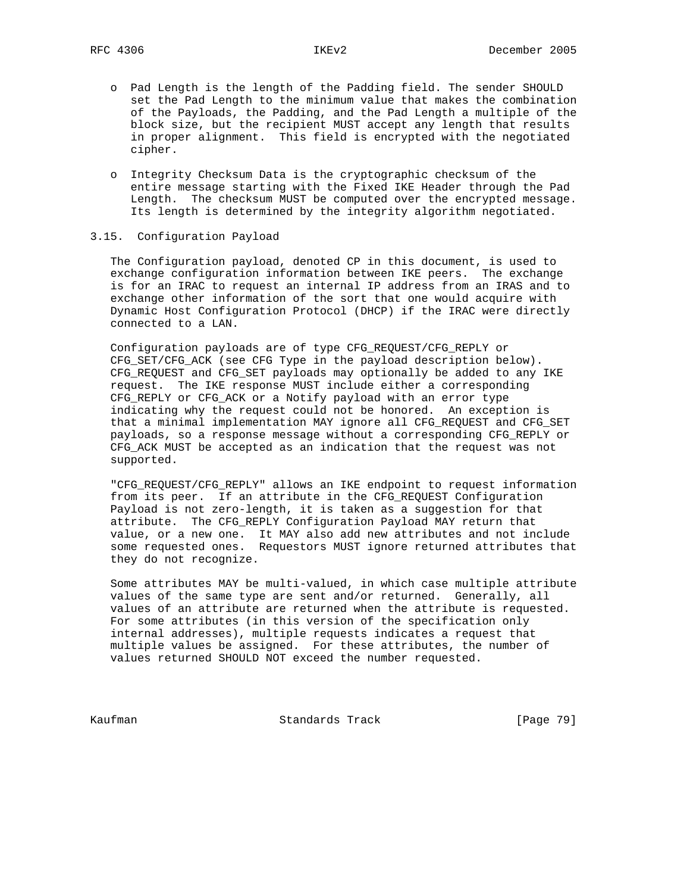- Pad Length is the length of the Padding field. The sender SHOULD set the Pad Length to the minimum value that makes the combination of the Payloads, the Padding, and the Pad Length a multiple of the block size, but the recipient MUST accept any length that results in proper alignment. This field is encrypted with the negotiated cipher.

- Integrity Checksum Data is the cryptographic checksum of the entire message starting with the Fixed IKE Header through the Pad Length. The checksum MUST be computed over the encrypted message. Its length is determined by the integrity algorithm negotiated.

## 3.15. Configuration Payload

The Configuration payload, denoted CP in this document, is used to exchange configuration information between IKE peers. The exchange is for an IRAC to request an internal IP address from an IRAS and to exchange other information of the sort that one would acquire with Dynamic Host Configuration Protocol (DHCP) if the IRAC were directly connected to a LAN.

Configuration payloads are of type CFG_REQUEST/CFG_REPLY or CFG_SET/CFG_ACK (see CFG Type in the payload description below). CFG_REQUEST and CFG_SET payloads may optionally be added to any IKE request. The IKE response MUST include either a corresponding CFG_REPLY or CFG_ACK or a Notify payload with an error type indicating why the request could not be honored. An exception is that a minimal implementation MAY ignore all CFG_REQUEST and CFG_SET payloads, so a response message without a corresponding CFG_REPLY or CFG_ACK MUST be accepted as an indication that the request was not supported.

"CFG_REQUEST/CFG_REPLY" allows an IKE endpoint to request information from its peer. If an attribute in the CFG_REQUEST Configuration Payload is not zero-length, it is taken as a suggestion for that attribute. The CFG_REPLY Configuration Payload MAY return that value, or a new one. It MAY also add new attributes and not include some requested ones. Requestors MUST ignore returned attributes that they do not recognize.

Some attributes MAY be multi-valued, in which case multiple attribute values of the same type are sent and/or returned. Generally, all values of an attribute are returned when the attribute is requested. For some attributes (in this version of the specification only internal addresses), multiple requests indicates a request that multiple values be assigned. For these attributes, the number of values returned SHOULD NOT exceed the number requested.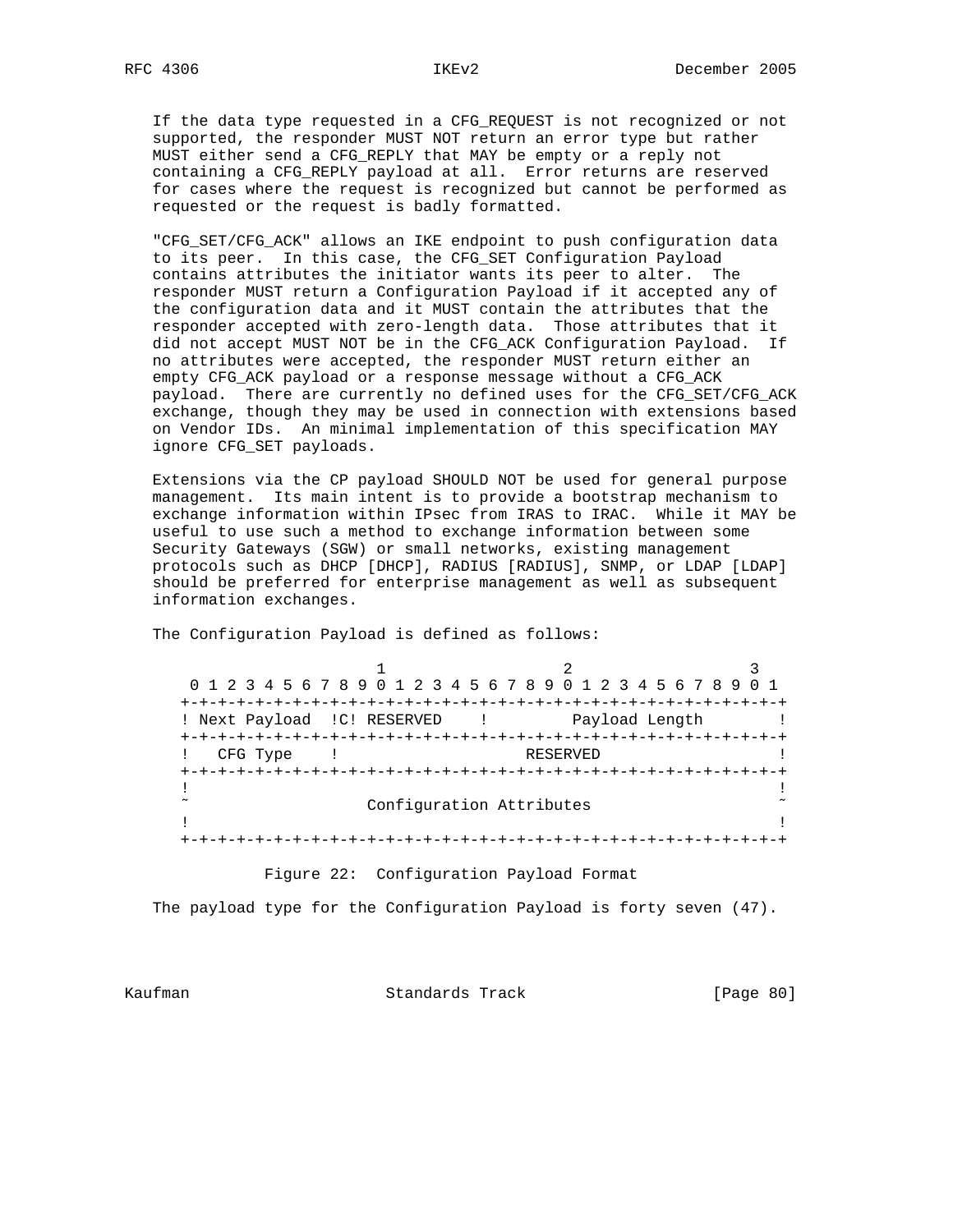If the data type requested in a CFG_REQUEST is not recognized or not supported, the responder MUST NOT return an error type but rather MUST either send a CFG_REPLY that MAY be empty or a reply not containing a CFG_REPLY payload at all. Error returns are reserved for cases where the request is recognized but cannot be performed as requested or the request is badly formatted.

"CFG_SET/CFG_ACK" allows an IKE endpoint to push configuration data to its peer. In this case, the CFG_SET Configuration Payload contains attributes the initiator wants its peer to alter. The responder MUST return a Configuration Payload if it accepted any of the configuration data and it MUST contain the attributes that the responder accepted with zero-length data. Those attributes that it did not accept MUST NOT be in the CFG_ACK Configuration Payload. If no attributes were accepted, the responder MUST return either an empty CFG_ACK payload or a response message without a CFG_ACK payload. There are currently no defined uses for the CFG_SET/CFG_ACK exchange, though they may be used in connection with extensions based on Vendor IDs. An minimal implementation of this specification MAY ignore CFG_SET payloads.

Extensions via the CP payload SHOULD NOT be used for general purpose management. Its main intent is to provide a bootstrap mechanism to exchange information within IPsec from IRAS to IRAC. While it MAY be useful to use such a method to exchange information between some Security Gateways (SGW) or small networks, existing management protocols such as DHCP [DHCP], RADIUS [RADIUS], SNMP, or LDAP [LDAP] should be preferred for enterprise management as well as subsequent information exchanges.

The Configuration Payload is defined as follows:

```
                     1                   2                   3
 0 1 2 3 4 5 6 7 8 9 0 1 2 3 4 5 6 7 8 9 0 1 2 3 4 5 6 7 8 9 0 1
+-+-+-+-+-+-+-+-+-+-+-+-+-+-+-+-+-+-+-+-+-+-+-+-+-+-+-+-+-+-+-+-+
! Next Payload  !C! RESERVED    !         Payload Length        !
+-+-+-+-+-+-+-+-+-+-+-+-+-+-+-+-+-+-+-+-+-+-+-+-+-+-+-+-+-+-+-+-+
!   CFG Type    !                    RESERVED                   !
+-+-+-+-+-+-+-+-+-+-+-+-+-+-+-+-+-+-+-+-+-+-+-+-+-+-+-+-+-+-+-+-+
!                                                               !
~                   Configuration Attributes                    ~
!                                                               !
+-+-+-+-+-+-+-+-+-+-+-+-+-+-+-+-+-+-+-+-+-+-+-+-+-+-+-+-+-+-+-+-+
```

Figure 22: Configuration Payload Format

The payload type for the Configuration Payload is forty seven (47).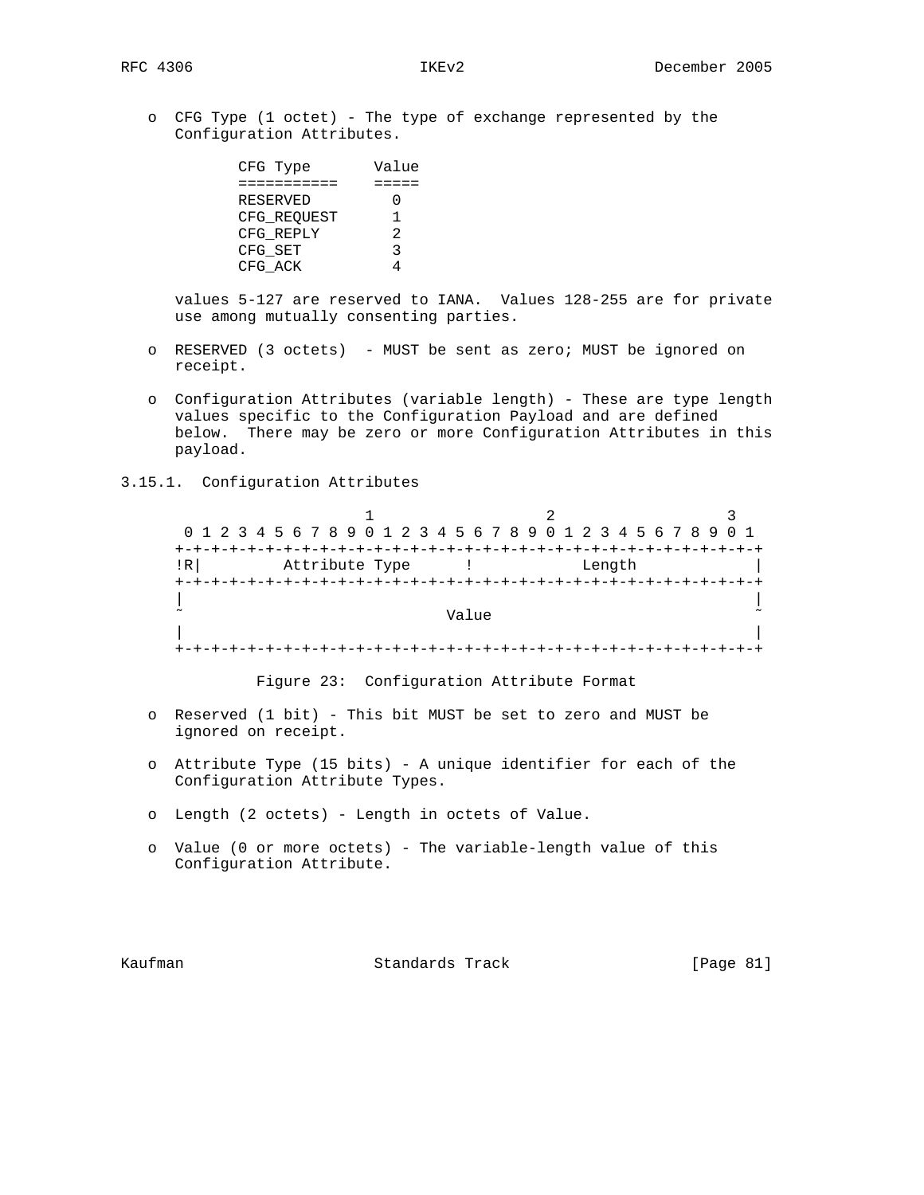o CFG Type (1 octet) - The type of exchange represented by the Configuration Attributes.

| CFG Type | Value |
|---|---|
| RESERVED | 0 |
| CFG_REQUEST | 1 |
| CFG_REPLY | 2 |
| CFG_SET | 3 |
| CFG_ACK | 4 |

values 5-127 are reserved to IANA. Values 128-255 are for private use among mutually consenting parties.

o RESERVED (3 octets) - MUST be sent as zero; MUST be ignored on receipt.

o Configuration Attributes (variable length) - These are type length values specific to the Configuration Payload and are defined below. There may be zero or more Configuration Attributes in this payload.

### 3.15.1. Configuration Attributes

```
                     1                   2                   3
 0 1 2 3 4 5 6 7 8 9 0 1 2 3 4 5 6 7 8 9 0 1 2 3 4 5 6 7 8 9 0 1
+-+-+-+-+-+-+-+-+-+-+-+-+-+-+-+-+-+-+-+-+-+-+-+-+-+-+-+-+-+-+-+-+
!R|         Attribute Type      !            Length             |
+-+-+-+-+-+-+-+-+-+-+-+-+-+-+-+-+-+-+-+-+-+-+-+-+-+-+-+-+-+-+-+-+
|                                                               |
~                             Value                             ~
|                                                               |
+-+-+-+-+-+-+-+-+-+-+-+-+-+-+-+-+-+-+-+-+-+-+-+-+-+-+-+-+-+-+-+-+
```

Figure 23: Configuration Attribute Format

o Reserved (1 bit) - This bit MUST be set to zero and MUST be ignored on receipt.

o Attribute Type (15 bits) - A unique identifier for each of the Configuration Attribute Types.

o Length (2 octets) - Length in octets of Value.

o Value (0 or more octets) - The variable-length value of this Configuration Attribute.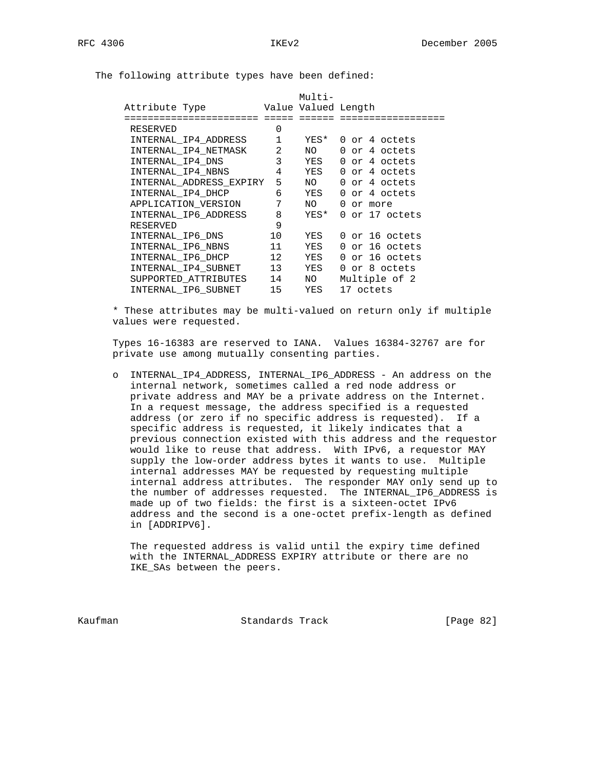The following attribute types have been defined:

| Attribute Type | Value | Multi-Valued | Length |
|---|---|---|---|
| RESERVED | 0 | | |
| INTERNAL_IP4_ADDRESS | 1 | YES* | 0 or 4 octets |
| INTERNAL_IP4_NETMASK | 2 | NO | 0 or 4 octets |
| INTERNAL_IP4_DNS | 3 | YES | 0 or 4 octets |
| INTERNAL_IP4_NBNS | 4 | YES | 0 or 4 octets |
| INTERNAL_ADDRESS_EXPIRY | 5 | NO | 0 or 4 octets |
| INTERNAL_IP4_DHCP | 6 | YES | 0 or 4 octets |
| APPLICATION_VERSION | 7 | NO | 0 or more |
| INTERNAL_IP6_ADDRESS | 8 | YES* | 0 or 17 octets |
| RESERVED | 9 | | |
| INTERNAL_IP6_DNS | 10 | YES | 0 or 16 octets |
| INTERNAL_IP6_NBNS | 11 | YES | 0 or 16 octets |
| INTERNAL_IP6_DHCP | 12 | YES | 0 or 16 octets |
| INTERNAL_IP4_SUBNET | 13 | YES | 0 or 8 octets |
| SUPPORTED_ATTRIBUTES | 14 | NO | Multiple of 2 |
| INTERNAL_IP6_SUBNET | 15 | YES | 17 octets |

* These attributes may be multi-valued on return only if multiple values were requested.

Types 16-16383 are reserved to IANA. Values 16384-32767 are for private use among mutually consenting parties.

- INTERNAL_IP4_ADDRESS, INTERNAL_IP6_ADDRESS - An address on the internal network, sometimes called a red node address or private address and MAY be a private address on the Internet. In a request message, the address specified is a requested address (or zero if no specific address is requested). If a specific address is requested, it likely indicates that a previous connection existed with this address and the requestor would like to reuse that address. With IPv6, a requestor MAY supply the low-order address bytes it wants to use. Multiple internal addresses MAY be requested by requesting multiple internal address attributes. The responder MAY only send up to the number of addresses requested. The INTERNAL_IP6_ADDRESS is made up of two fields: the first is a sixteen-octet IPv6 address and the second is a one-octet prefix-length as defined in [ADDRIPV6].

  The requested address is valid until the expiry time defined with the INTERNAL_ADDRESS EXPIRY attribute or there are no IKE_SAs between the peers.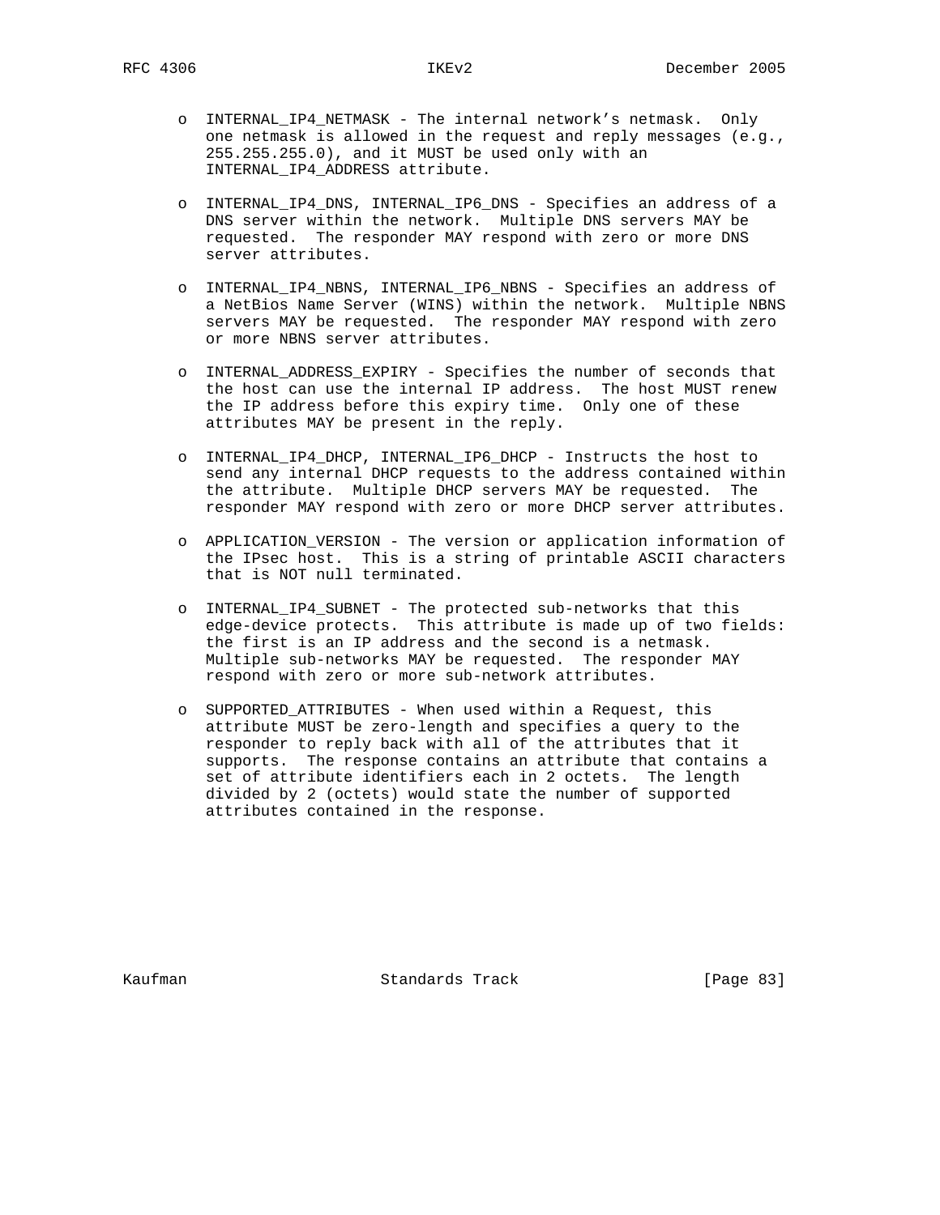- INTERNAL_IP4_NETMASK - The internal network's netmask. Only one netmask is allowed in the request and reply messages (e.g., 255.255.255.0), and it MUST be used only with an INTERNAL_IP4_ADDRESS attribute.

- INTERNAL_IP4_DNS, INTERNAL_IP6_DNS - Specifies an address of a DNS server within the network. Multiple DNS servers MAY be requested. The responder MAY respond with zero or more DNS server attributes.

- INTERNAL_IP4_NBNS, INTERNAL_IP6_NBNS - Specifies an address of a NetBios Name Server (WINS) within the network. Multiple NBNS servers MAY be requested. The responder MAY respond with zero or more NBNS server attributes.

- INTERNAL_ADDRESS_EXPIRY - Specifies the number of seconds that the host can use the internal IP address. The host MUST renew the IP address before this expiry time. Only one of these attributes MAY be present in the reply.

- INTERNAL_IP4_DHCP, INTERNAL_IP6_DHCP - Instructs the host to send any internal DHCP requests to the address contained within the attribute. Multiple DHCP servers MAY be requested. The responder MAY respond with zero or more DHCP server attributes.

- APPLICATION_VERSION - The version or application information of the IPsec host. This is a string of printable ASCII characters that is NOT null terminated.

- INTERNAL_IP4_SUBNET - The protected sub-networks that this edge-device protects. This attribute is made up of two fields: the first is an IP address and the second is a netmask. Multiple sub-networks MAY be requested. The responder MAY respond with zero or more sub-network attributes.

- SUPPORTED_ATTRIBUTES - When used within a Request, this attribute MUST be zero-length and specifies a query to the responder to reply back with all of the attributes that it supports. The response contains an attribute that contains a set of attribute identifiers each in 2 octets. The length divided by 2 (octets) would state the number of supported attributes contained in the response.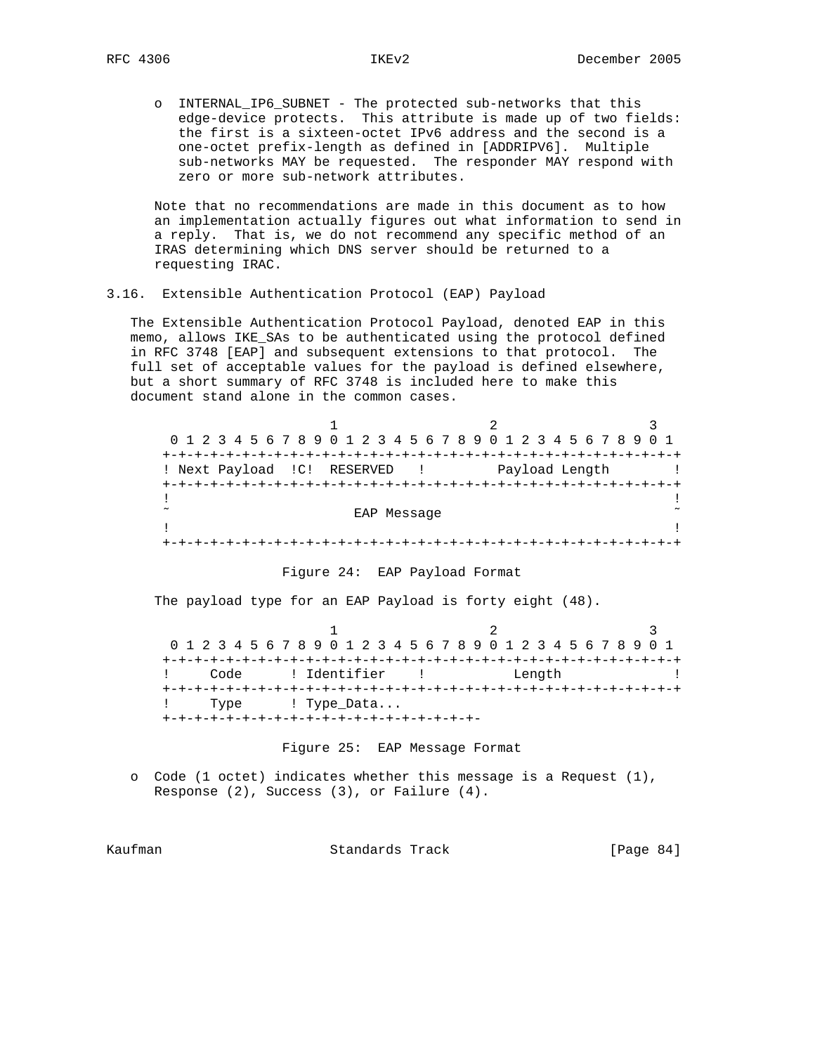- INTERNAL_IP6_SUBNET - The protected sub-networks that this edge-device protects. This attribute is made up of two fields: the first is a sixteen-octet IPv6 address and the second is a one-octet prefix-length as defined in [ADDRIPV6]. Multiple sub-networks MAY be requested. The responder MAY respond with zero or more sub-network attributes.

Note that no recommendations are made in this document as to how an implementation actually figures out what information to send in a reply. That is, we do not recommend any specific method of an IRAS determining which DNS server should be returned to a requesting IRAC.

### 3.16. Extensible Authentication Protocol (EAP) Payload

The Extensible Authentication Protocol Payload, denoted EAP in this memo, allows IKE_SAs to be authenticated using the protocol defined in RFC 3748 [EAP] and subsequent extensions to that protocol. The full set of acceptable values for the payload is defined elsewhere, but a short summary of RFC 3748 is included here to make this document stand alone in the common cases.

```
                     1                   2                   3
 0 1 2 3 4 5 6 7 8 9 0 1 2 3 4 5 6 7 8 9 0 1 2 3 4 5 6 7 8 9 0 1
+-+-+-+-+-+-+-+-+-+-+-+-+-+-+-+-+-+-+-+-+-+-+-+-+-+-+-+-+-+-+-+-+
! Next Payload  !C!  RESERVED   !         Payload Length        !
+-+-+-+-+-+-+-+-+-+-+-+-+-+-+-+-+-+-+-+-+-+-+-+-+-+-+-+-+-+-+-+-+
!                                                               !
~                       EAP Message                             ~
!                                                               !
+-+-+-+-+-+-+-+-+-+-+-+-+-+-+-+-+-+-+-+-+-+-+-+-+-+-+-+-+-+-+-+-+
```

Figure 24: EAP Payload Format

The payload type for an EAP Payload is forty eight (48).

```
                     1                   2                   3
 0 1 2 3 4 5 6 7 8 9 0 1 2 3 4 5 6 7 8 9 0 1 2 3 4 5 6 7 8 9 0 1
+-+-+-+-+-+-+-+-+-+-+-+-+-+-+-+-+-+-+-+-+-+-+-+-+-+-+-+-+-+-+-+-+
!     Code      ! Identifier    !           Length              !
+-+-+-+-+-+-+-+-+-+-+-+-+-+-+-+-+-+-+-+-+-+-+-+-+-+-+-+-+-+-+-+-+
!     Type      ! Type_Data...
+-+-+-+-+-+-+-+-+-+-+-+-+-+-+-+-+-+-+-+-+-+-+-+-+-+-+-+-+-+-+-+-+-
```

Figure 25: EAP Message Format

- Code (1 octet) indicates whether this message is a Request (1), Response (2), Success (3), or Failure (4).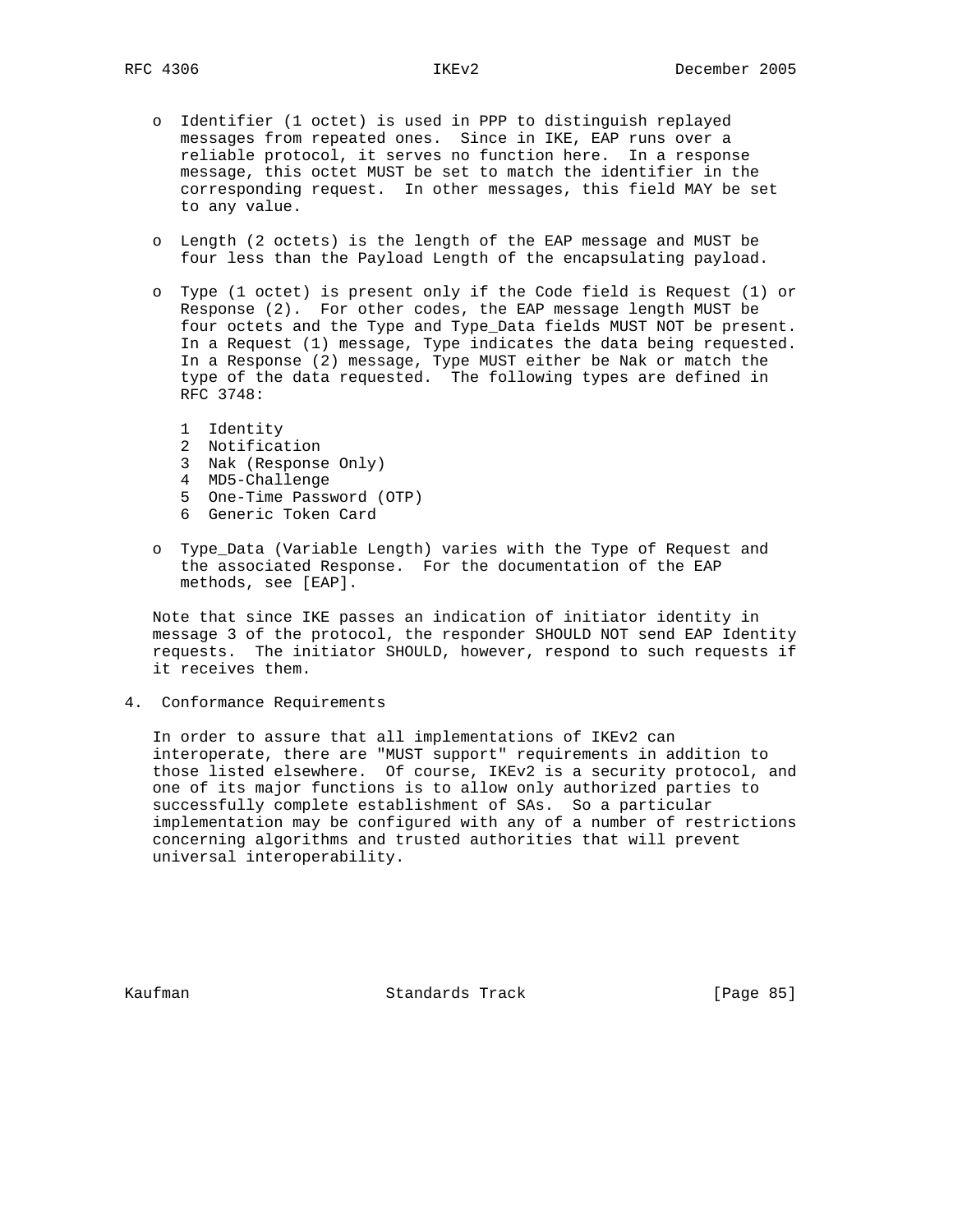- Identifier (1 octet) is used in PPP to distinguish replayed messages from repeated ones. Since in IKE, EAP runs over a reliable protocol, it serves no function here. In a response message, this octet MUST be set to match the identifier in the corresponding request. In other messages, this field MAY be set to any value.

- Length (2 octets) is the length of the EAP message and MUST be four less than the Payload Length of the encapsulating payload.

- Type (1 octet) is present only if the Code field is Request (1) or Response (2). For other codes, the EAP message length MUST be four octets and the Type and Type_Data fields MUST NOT be present. In a Request (1) message, Type indicates the data being requested. In a Response (2) message, Type MUST either be Nak or match the type of the data requested. The following types are defined in RFC 3748:

  1 Identity
  2 Notification
  3 Nak (Response Only)
  4 MD5-Challenge
  5 One-Time Password (OTP)
  6 Generic Token Card

- Type_Data (Variable Length) varies with the Type of Request and the associated Response. For the documentation of the EAP methods, see [EAP].

Note that since IKE passes an indication of initiator identity in message 3 of the protocol, the responder SHOULD NOT send EAP Identity requests. The initiator SHOULD, however, respond to such requests if it receives them.

## 4. Conformance Requirements

In order to assure that all implementations of IKEv2 can interoperate, there are "MUST support" requirements in addition to those listed elsewhere. Of course, IKEv2 is a security protocol, and one of its major functions is to allow only authorized parties to successfully complete establishment of SAs. So a particular implementation may be configured with any of a number of restrictions concerning algorithms and trusted authorities that will prevent universal interoperability.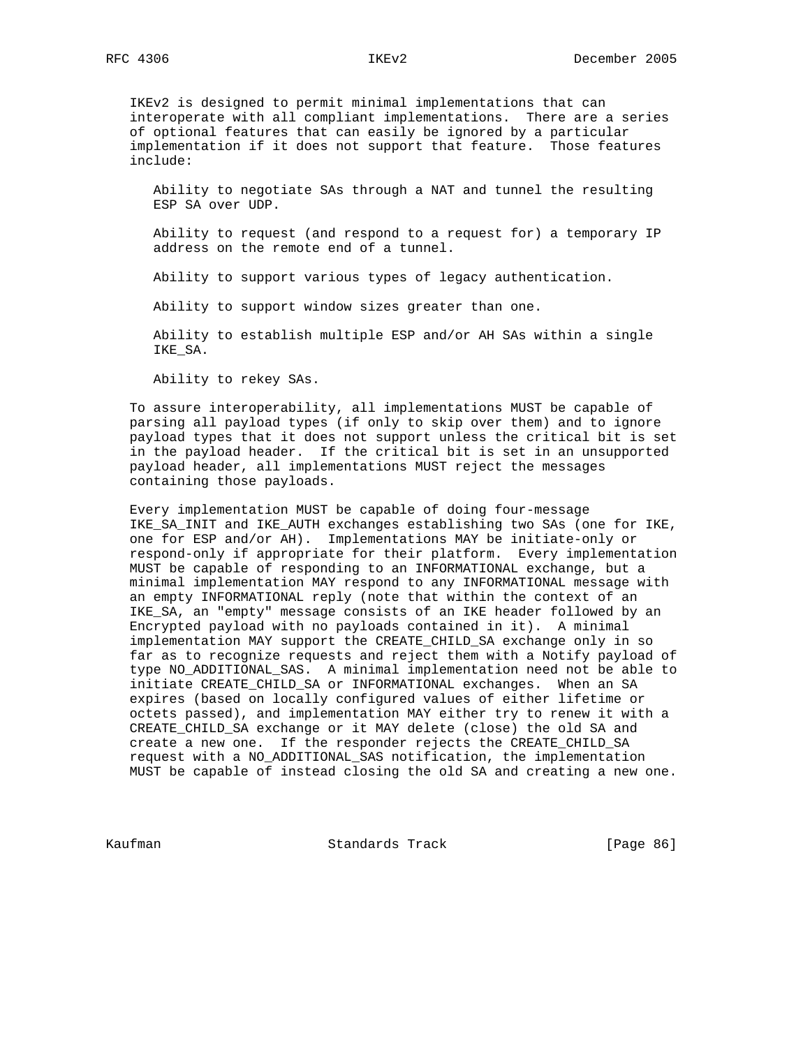IKEv2 is designed to permit minimal implementations that can interoperate with all compliant implementations. There are a series of optional features that can easily be ignored by a particular implementation if it does not support that feature. Those features include:

Ability to negotiate SAs through a NAT and tunnel the resulting ESP SA over UDP.

Ability to request (and respond to a request for) a temporary IP address on the remote end of a tunnel.

Ability to support various types of legacy authentication.

Ability to support window sizes greater than one.

Ability to establish multiple ESP and/or AH SAs within a single IKE_SA.

Ability to rekey SAs.

To assure interoperability, all implementations MUST be capable of parsing all payload types (if only to skip over them) and to ignore payload types that it does not support unless the critical bit is set in the payload header. If the critical bit is set in an unsupported payload header, all implementations MUST reject the messages containing those payloads.

Every implementation MUST be capable of doing four-message IKE_SA_INIT and IKE_AUTH exchanges establishing two SAs (one for IKE, one for ESP and/or AH). Implementations MAY be initiate-only or respond-only if appropriate for their platform. Every implementation MUST be capable of responding to an INFORMATIONAL exchange, but a minimal implementation MAY respond to any INFORMATIONAL message with an empty INFORMATIONAL reply (note that within the context of an IKE_SA, an "empty" message consists of an IKE header followed by an Encrypted payload with no payloads contained in it). A minimal implementation MAY support the CREATE_CHILD_SA exchange only in so far as to recognize requests and reject them with a Notify payload of type NO_ADDITIONAL_SAS. A minimal implementation need not be able to initiate CREATE_CHILD_SA or INFORMATIONAL exchanges. When an SA expires (based on locally configured values of either lifetime or octets passed), and implementation MAY either try to renew it with a CREATE_CHILD_SA exchange or it MAY delete (close) the old SA and create a new one. If the responder rejects the CREATE_CHILD_SA request with a NO_ADDITIONAL_SAS notification, the implementation MUST be capable of instead closing the old SA and creating a new one.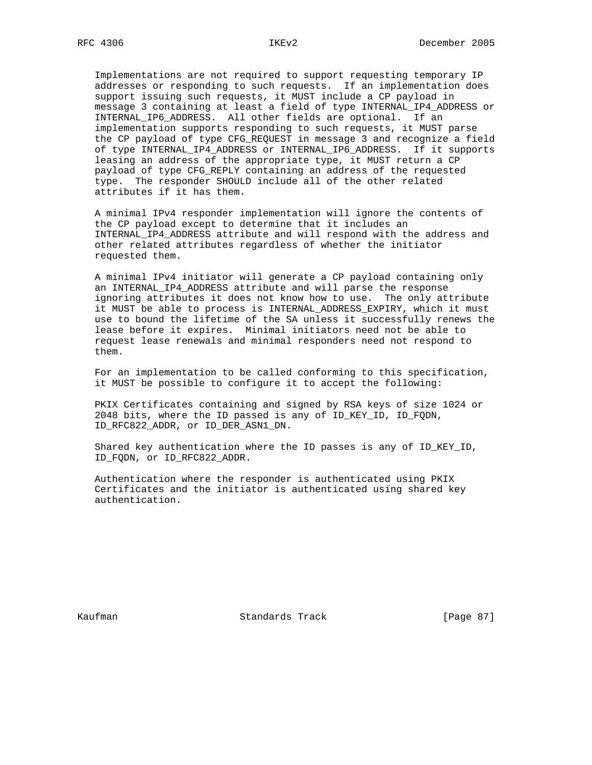Implementations are not required to support requesting temporary IP addresses or responding to such requests. If an implementation does support issuing such requests, it MUST include a CP payload in message 3 containing at least a field of type INTERNAL_IP4_ADDRESS or INTERNAL_IP6_ADDRESS. All other fields are optional. If an implementation supports responding to such requests, it MUST parse the CP payload of type CFG_REQUEST in message 3 and recognize a field of type INTERNAL_IP4_ADDRESS or INTERNAL_IP6_ADDRESS. If it supports leasing an address of the appropriate type, it MUST return a CP payload of type CFG_REPLY containing an address of the requested type. The responder SHOULD include all of the other related attributes if it has them.

A minimal IPv4 responder implementation will ignore the contents of the CP payload except to determine that it includes an INTERNAL_IP4_ADDRESS attribute and will respond with the address and other related attributes regardless of whether the initiator requested them.

A minimal IPv4 initiator will generate a CP payload containing only an INTERNAL_IP4_ADDRESS attribute and will parse the response ignoring attributes it does not know how to use. The only attribute it MUST be able to process is INTERNAL_ADDRESS_EXPIRY, which it must use to bound the lifetime of the SA unless it successfully renews the lease before it expires. Minimal initiators need not be able to request lease renewals and minimal responders need not respond to them.

For an implementation to be called conforming to this specification, it MUST be possible to configure it to accept the following:

PKIX Certificates containing and signed by RSA keys of size 1024 or 2048 bits, where the ID passed is any of ID_KEY_ID, ID_FQDN, ID_RFC822_ADDR, or ID_DER_ASN1_DN.

Shared key authentication where the ID passes is any of ID_KEY_ID, ID_FQDN, or ID_RFC822_ADDR.

Authentication where the responder is authenticated using PKIX Certificates and the initiator is authenticated using shared key authentication.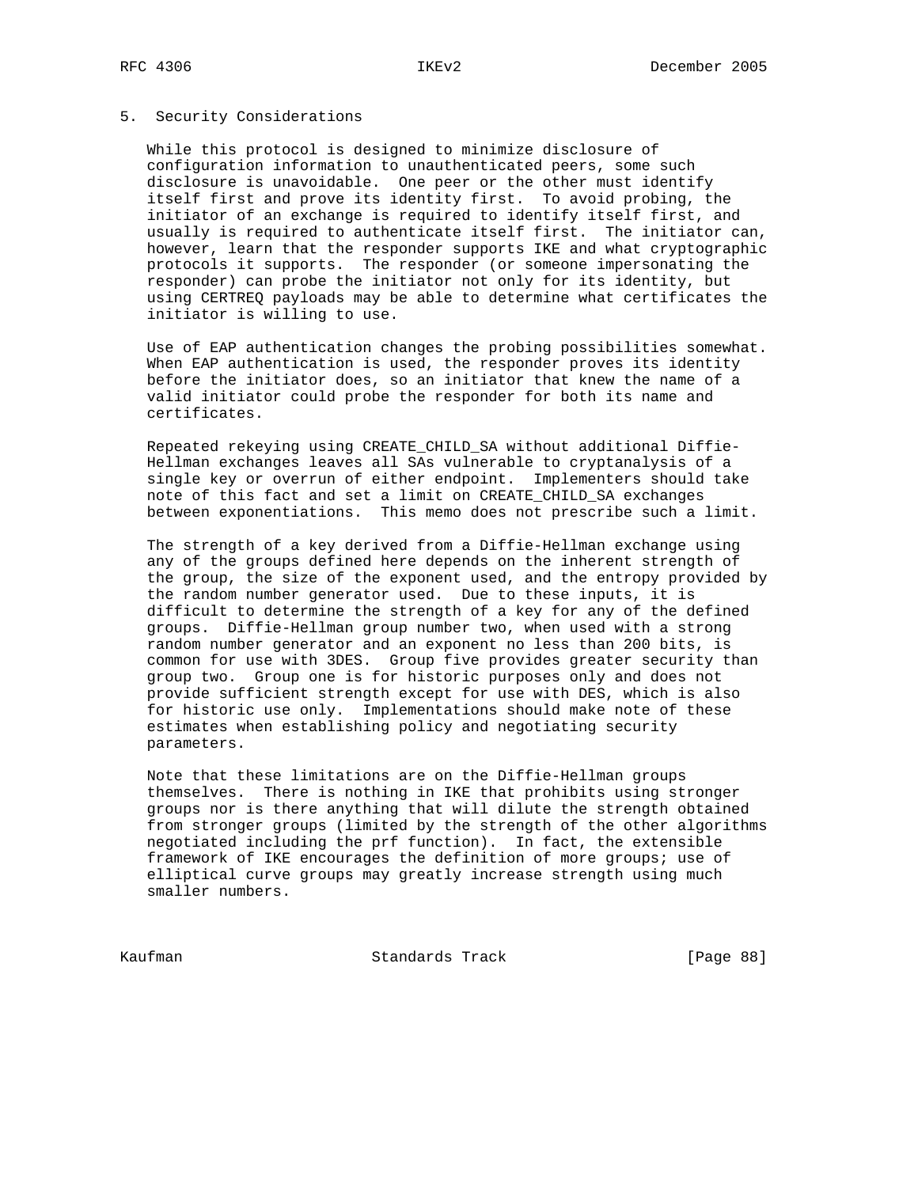## 5. Security Considerations

While this protocol is designed to minimize disclosure of configuration information to unauthenticated peers, some such disclosure is unavoidable. One peer or the other must identify itself first and prove its identity first. To avoid probing, the initiator of an exchange is required to identify itself first, and usually is required to authenticate itself first. The initiator can, however, learn that the responder supports IKE and what cryptographic protocols it supports. The responder (or someone impersonating the responder) can probe the initiator not only for its identity, but using CERTREQ payloads may be able to determine what certificates the initiator is willing to use.

Use of EAP authentication changes the probing possibilities somewhat. When EAP authentication is used, the responder proves its identity before the initiator does, so an initiator that knew the name of a valid initiator could probe the responder for both its name and certificates.

Repeated rekeying using CREATE_CHILD_SA without additional Diffie-Hellman exchanges leaves all SAs vulnerable to cryptanalysis of a single key or overrun of either endpoint. Implementers should take note of this fact and set a limit on CREATE_CHILD_SA exchanges between exponentiations. This memo does not prescribe such a limit.

The strength of a key derived from a Diffie-Hellman exchange using any of the groups defined here depends on the inherent strength of the group, the size of the exponent used, and the entropy provided by the random number generator used. Due to these inputs, it is difficult to determine the strength of a key for any of the defined groups. Diffie-Hellman group number two, when used with a strong random number generator and an exponent no less than 200 bits, is common for use with 3DES. Group five provides greater security than group two. Group one is for historic purposes only and does not provide sufficient strength except for use with DES, which is also for historic use only. Implementations should make note of these estimates when establishing policy and negotiating security parameters.

Note that these limitations are on the Diffie-Hellman groups themselves. There is nothing in IKE that prohibits using stronger groups nor is there anything that will dilute the strength obtained from stronger groups (limited by the strength of the other algorithms negotiated including the prf function). In fact, the extensible framework of IKE encourages the definition of more groups; use of elliptical curve groups may greatly increase strength using much smaller numbers.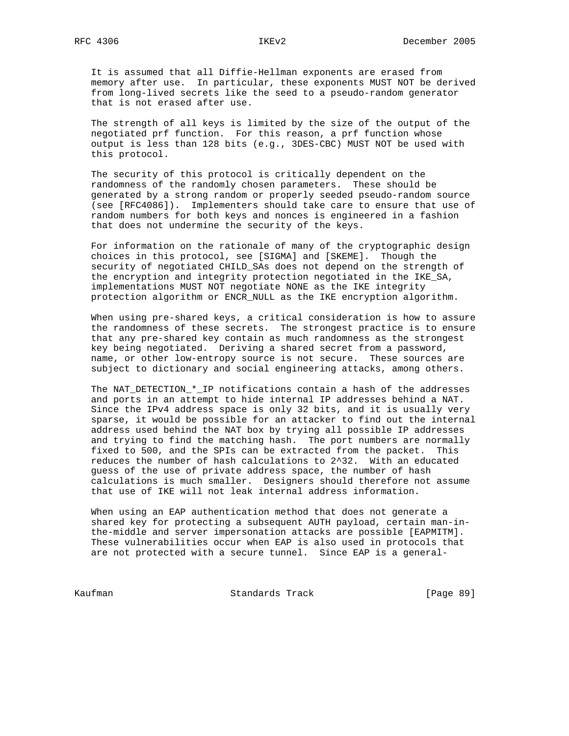It is assumed that all Diffie-Hellman exponents are erased from memory after use. In particular, these exponents MUST NOT be derived from long-lived secrets like the seed to a pseudo-random generator that is not erased after use.

The strength of all keys is limited by the size of the output of the negotiated prf function. For this reason, a prf function whose output is less than 128 bits (e.g., 3DES-CBC) MUST NOT be used with this protocol.

The security of this protocol is critically dependent on the randomness of the randomly chosen parameters. These should be generated by a strong random or properly seeded pseudo-random source (see [RFC4086]). Implementers should take care to ensure that use of random numbers for both keys and nonces is engineered in a fashion that does not undermine the security of the keys.

For information on the rationale of many of the cryptographic design choices in this protocol, see [SIGMA] and [SKEME]. Though the security of negotiated CHILD_SAs does not depend on the strength of the encryption and integrity protection negotiated in the IKE_SA, implementations MUST NOT negotiate NONE as the IKE integrity protection algorithm or ENCR_NULL as the IKE encryption algorithm.

When using pre-shared keys, a critical consideration is how to assure the randomness of these secrets. The strongest practice is to ensure that any pre-shared key contain as much randomness as the strongest key being negotiated. Deriving a shared secret from a password, name, or other low-entropy source is not secure. These sources are subject to dictionary and social engineering attacks, among others.

The NAT_DETECTION_*_IP notifications contain a hash of the addresses and ports in an attempt to hide internal IP addresses behind a NAT. Since the IPv4 address space is only 32 bits, and it is usually very sparse, it would be possible for an attacker to find out the internal address used behind the NAT box by trying all possible IP addresses and trying to find the matching hash. The port numbers are normally fixed to 500, and the SPIs can be extracted from the packet. This reduces the number of hash calculations to $2^{32}$. With an educated guess of the use of private address space, the number of hash calculations is much smaller. Designers should therefore not assume that use of IKE will not leak internal address information.

When using an EAP authentication method that does not generate a shared key for protecting a subsequent AUTH payload, certain man-in-the-middle and server impersonation attacks are possible [EAPMITM]. These vulnerabilities occur when EAP is also used in protocols that are not protected with a secure tunnel. Since EAP is a general-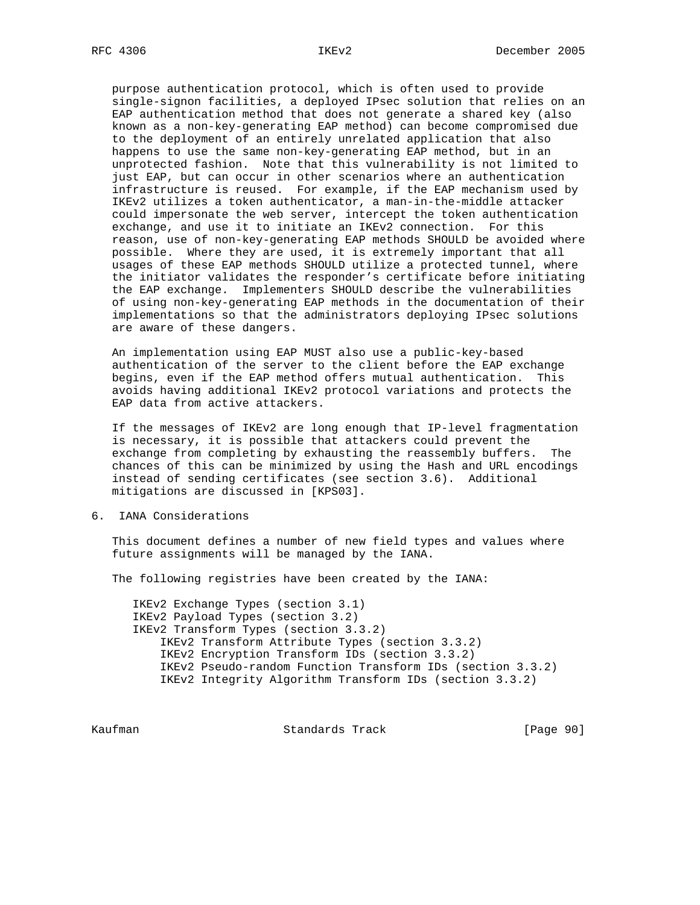purpose authentication protocol, which is often used to provide single-signon facilities, a deployed IPsec solution that relies on an EAP authentication method that does not generate a shared key (also known as a non-key-generating EAP method) can become compromised due to the deployment of an entirely unrelated application that also happens to use the same non-key-generating EAP method, but in an unprotected fashion. Note that this vulnerability is not limited to just EAP, but can occur in other scenarios where an authentication infrastructure is reused. For example, if the EAP mechanism used by IKEv2 utilizes a token authenticator, a man-in-the-middle attacker could impersonate the web server, intercept the token authentication exchange, and use it to initiate an IKEv2 connection. For this reason, use of non-key-generating EAP methods SHOULD be avoided where possible. Where they are used, it is extremely important that all usages of these EAP methods SHOULD utilize a protected tunnel, where the initiator validates the responder's certificate before initiating the EAP exchange. Implementers SHOULD describe the vulnerabilities of using non-key-generating EAP methods in the documentation of their implementations so that the administrators deploying IPsec solutions are aware of these dangers.

An implementation using EAP MUST also use a public-key-based authentication of the server to the client before the EAP exchange begins, even if the EAP method offers mutual authentication. This avoids having additional IKEv2 protocol variations and protects the EAP data from active attackers.

If the messages of IKEv2 are long enough that IP-level fragmentation is necessary, it is possible that attackers could prevent the exchange from completing by exhausting the reassembly buffers. The chances of this can be minimized by using the Hash and URL encodings instead of sending certificates (see section 3.6). Additional mitigations are discussed in [KPS03].

## 6. IANA Considerations

This document defines a number of new field types and values where future assignments will be managed by the IANA.

The following registries have been created by the IANA:

```
   IKEv2 Exchange Types (section 3.1)
   IKEv2 Payload Types (section 3.2)
   IKEv2 Transform Types (section 3.3.2)
       IKEv2 Transform Attribute Types (section 3.3.2)
       IKEv2 Encryption Transform IDs (section 3.3.2)
       IKEv2 Pseudo-random Function Transform IDs (section 3.3.2)
       IKEv2 Integrity Algorithm Transform IDs (section 3.3.2)
```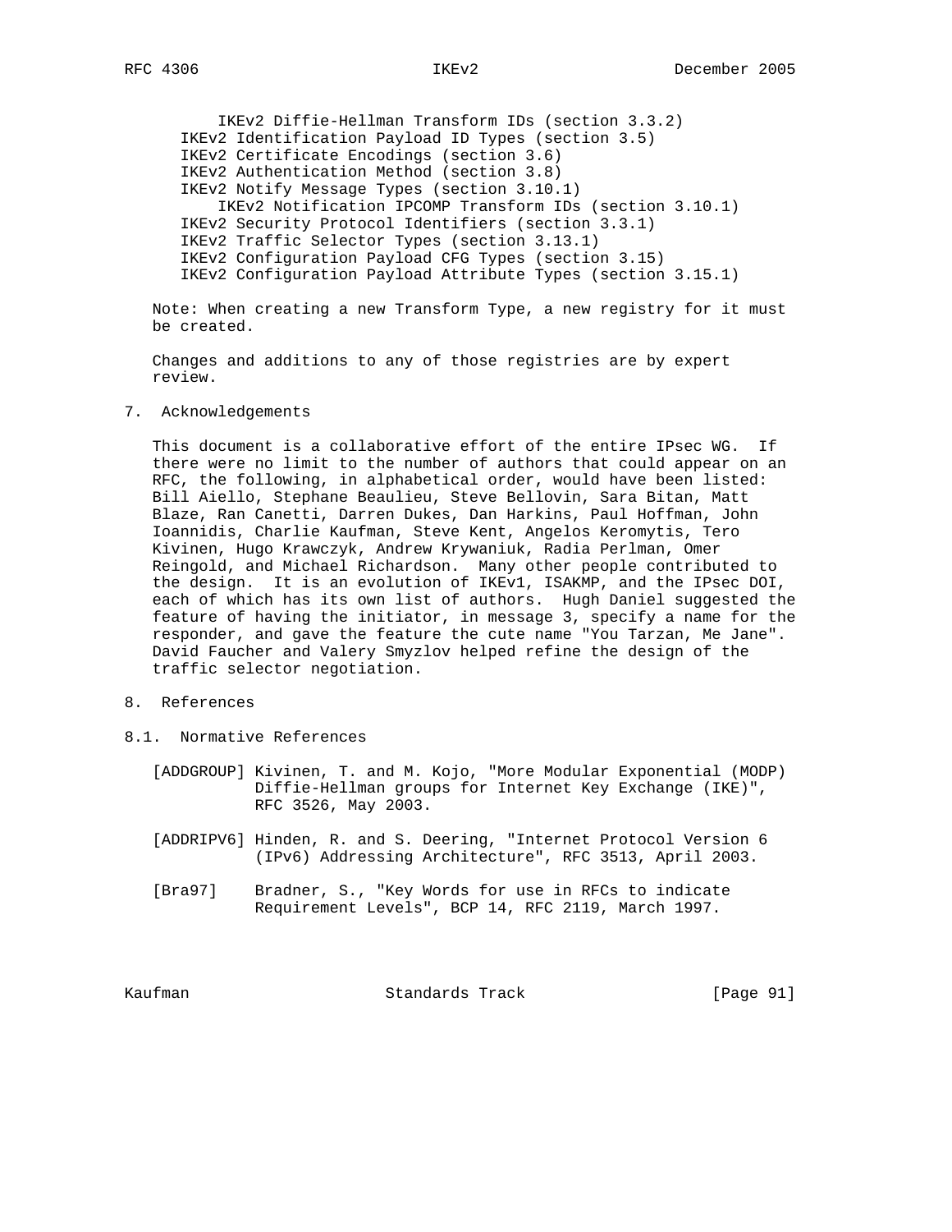- IKEv2 Diffie-Hellman Transform IDs (section 3.3.2)
- IKEv2 Identification Payload ID Types (section 3.5)
- IKEv2 Certificate Encodings (section 3.6)
- IKEv2 Authentication Method (section 3.8)
- IKEv2 Notify Message Types (section 3.10.1)
  - IKEv2 Notification IPCOMP Transform IDs (section 3.10.1)
- IKEv2 Security Protocol Identifiers (section 3.3.1)
- IKEv2 Traffic Selector Types (section 3.13.1)
- IKEv2 Configuration Payload CFG Types (section 3.15)
- IKEv2 Configuration Payload Attribute Types (section 3.15.1)

Note: When creating a new Transform Type, a new registry for it must be created.

Changes and additions to any of those registries are by expert review.

## 7. Acknowledgements

This document is a collaborative effort of the entire IPsec WG. If there were no limit to the number of authors that could appear on an RFC, the following, in alphabetical order, would have been listed: Bill Aiello, Stephane Beaulieu, Steve Bellovin, Sara Bitan, Matt Blaze, Ran Canetti, Darren Dukes, Dan Harkins, Paul Hoffman, John Ioannidis, Charlie Kaufman, Steve Kent, Angelos Keromytis, Tero Kivinen, Hugo Krawczyk, Andrew Krywaniuk, Radia Perlman, Omer Reingold, and Michael Richardson. Many other people contributed to the design. It is an evolution of IKEv1, ISAKMP, and the IPsec DOI, each of which has its own list of authors. Hugh Daniel suggested the feature of having the initiator, in message 3, specify a name for the responder, and gave the feature the cute name "You Tarzan, Me Jane". David Faucher and Valery Smyzlov helped refine the design of the traffic selector negotiation.

## 8. References

### 8.1. Normative References

[ADDGROUP] Kivinen, T. and M. Kojo, "More Modular Exponential (MODP) Diffie-Hellman groups for Internet Key Exchange (IKE)", RFC 3526, May 2003.

[ADDRIPV6] Hinden, R. and S. Deering, "Internet Protocol Version 6 (IPv6) Addressing Architecture", RFC 3513, April 2003.

[Bra97] Bradner, S., "Key Words for use in RFCs to indicate Requirement Levels", BCP 14, RFC 2119, March 1997.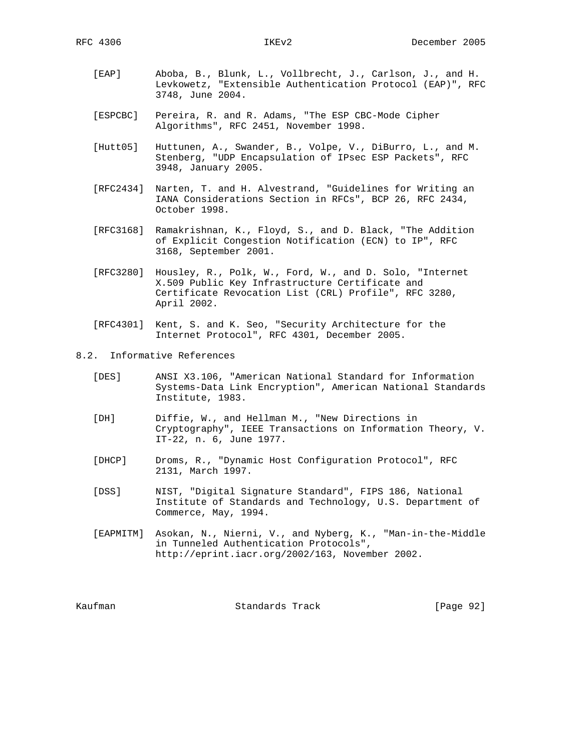[EAP] Aboba, B., Blunk, L., Vollbrecht, J., Carlson, J., and H. Levkowetz, "Extensible Authentication Protocol (EAP)", RFC 3748, June 2004.

[ESPCBC] Pereira, R. and R. Adams, "The ESP CBC-Mode Cipher Algorithms", RFC 2451, November 1998.

[Hutt05] Huttunen, A., Swander, B., Volpe, V., DiBurro, L., and M. Stenberg, "UDP Encapsulation of IPsec ESP Packets", RFC 3948, January 2005.

[RFC2434] Narten, T. and H. Alvestrand, "Guidelines for Writing an IANA Considerations Section in RFCs", BCP 26, RFC 2434, October 1998.

[RFC3168] Ramakrishnan, K., Floyd, S., and D. Black, "The Addition of Explicit Congestion Notification (ECN) to IP", RFC 3168, September 2001.

[RFC3280] Housley, R., Polk, W., Ford, W., and D. Solo, "Internet X.509 Public Key Infrastructure Certificate and Certificate Revocation List (CRL) Profile", RFC 3280, April 2002.

[RFC4301] Kent, S. and K. Seo, "Security Architecture for the Internet Protocol", RFC 4301, December 2005.

## 8.2. Informative References

[DES] ANSI X3.106, "American National Standard for Information Systems-Data Link Encryption", American National Standards Institute, 1983.

[DH] Diffie, W., and Hellman M., "New Directions in Cryptography", IEEE Transactions on Information Theory, V. IT-22, n. 6, June 1977.

[DHCP] Droms, R., "Dynamic Host Configuration Protocol", RFC 2131, March 1997.

[DSS] NIST, "Digital Signature Standard", FIPS 186, National Institute of Standards and Technology, U.S. Department of Commerce, May, 1994.

[EAPMITM] Asokan, N., Nierni, V., and Nyberg, K., "Man-in-the-Middle in Tunneled Authentication Protocols", http://eprint.iacr.org/2002/163, November 2002.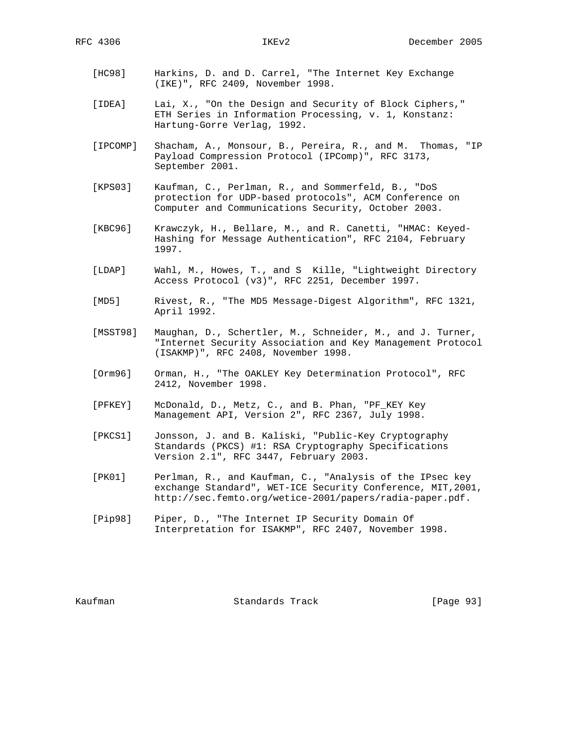[HC98] Harkins, D. and D. Carrel, "The Internet Key Exchange (IKE)", RFC 2409, November 1998.

[IDEA] Lai, X., "On the Design and Security of Block Ciphers," ETH Series in Information Processing, v. 1, Konstanz: Hartung-Gorre Verlag, 1992.

[IPCOMP] Shacham, A., Monsour, B., Pereira, R., and M. Thomas, "IP Payload Compression Protocol (IPComp)", RFC 3173, September 2001.

[KPS03] Kaufman, C., Perlman, R., and Sommerfeld, B., "DoS protection for UDP-based protocols", ACM Conference on Computer and Communications Security, October 2003.

[KBC96] Krawczyk, H., Bellare, M., and R. Canetti, "HMAC: Keyed-Hashing for Message Authentication", RFC 2104, February 1997.

[LDAP] Wahl, M., Howes, T., and S Kille, "Lightweight Directory Access Protocol (v3)", RFC 2251, December 1997.

[MD5] Rivest, R., "The MD5 Message-Digest Algorithm", RFC 1321, April 1992.

[MSST98] Maughan, D., Schertler, M., Schneider, M., and J. Turner, "Internet Security Association and Key Management Protocol (ISAKMP)", RFC 2408, November 1998.

[Orm96] Orman, H., "The OAKLEY Key Determination Protocol", RFC 2412, November 1998.

[PFKEY] McDonald, D., Metz, C., and B. Phan, "PF_KEY Key Management API, Version 2", RFC 2367, July 1998.

[PKCS1] Jonsson, J. and B. Kaliski, "Public-Key Cryptography Standards (PKCS) #1: RSA Cryptography Specifications Version 2.1", RFC 3447, February 2003.

[PK01] Perlman, R., and Kaufman, C., "Analysis of the IPsec key exchange Standard", WET-ICE Security Conference, MIT,2001, http://sec.femto.org/wetice-2001/papers/radia-paper.pdf.

[Pip98] Piper, D., "The Internet IP Security Domain Of Interpretation for ISAKMP", RFC 2407, November 1998.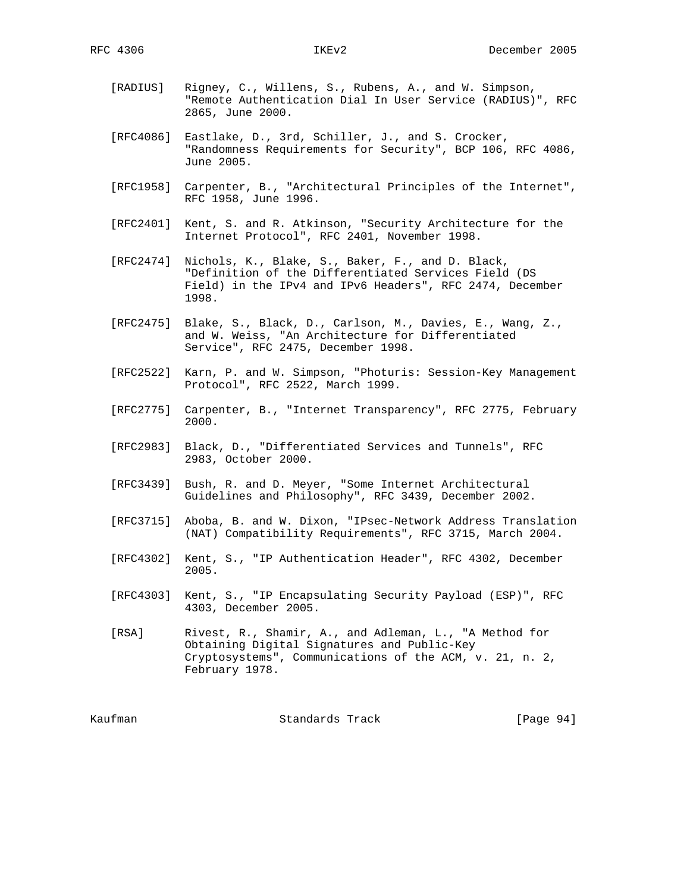[RADIUS] Rigney, C., Willens, S., Rubens, A., and W. Simpson, "Remote Authentication Dial In User Service (RADIUS)", RFC 2865, June 2000.

[RFC4086] Eastlake, D., 3rd, Schiller, J., and S. Crocker, "Randomness Requirements for Security", BCP 106, RFC 4086, June 2005.

[RFC1958] Carpenter, B., "Architectural Principles of the Internet", RFC 1958, June 1996.

[RFC2401] Kent, S. and R. Atkinson, "Security Architecture for the Internet Protocol", RFC 2401, November 1998.

[RFC2474] Nichols, K., Blake, S., Baker, F., and D. Black, "Definition of the Differentiated Services Field (DS Field) in the IPv4 and IPv6 Headers", RFC 2474, December 1998.

[RFC2475] Blake, S., Black, D., Carlson, M., Davies, E., Wang, Z., and W. Weiss, "An Architecture for Differentiated Service", RFC 2475, December 1998.

[RFC2522] Karn, P. and W. Simpson, "Photuris: Session-Key Management Protocol", RFC 2522, March 1999.

[RFC2775] Carpenter, B., "Internet Transparency", RFC 2775, February 2000.

[RFC2983] Black, D., "Differentiated Services and Tunnels", RFC 2983, October 2000.

[RFC3439] Bush, R. and D. Meyer, "Some Internet Architectural Guidelines and Philosophy", RFC 3439, December 2002.

[RFC3715] Aboba, B. and W. Dixon, "IPsec-Network Address Translation (NAT) Compatibility Requirements", RFC 3715, March 2004.

[RFC4302] Kent, S., "IP Authentication Header", RFC 4302, December 2005.

[RFC4303] Kent, S., "IP Encapsulating Security Payload (ESP)", RFC 4303, December 2005.

[RSA] Rivest, R., Shamir, A., and Adleman, L., "A Method for Obtaining Digital Signatures and Public-Key Cryptosystems", Communications of the ACM, v. 21, n. 2, February 1978.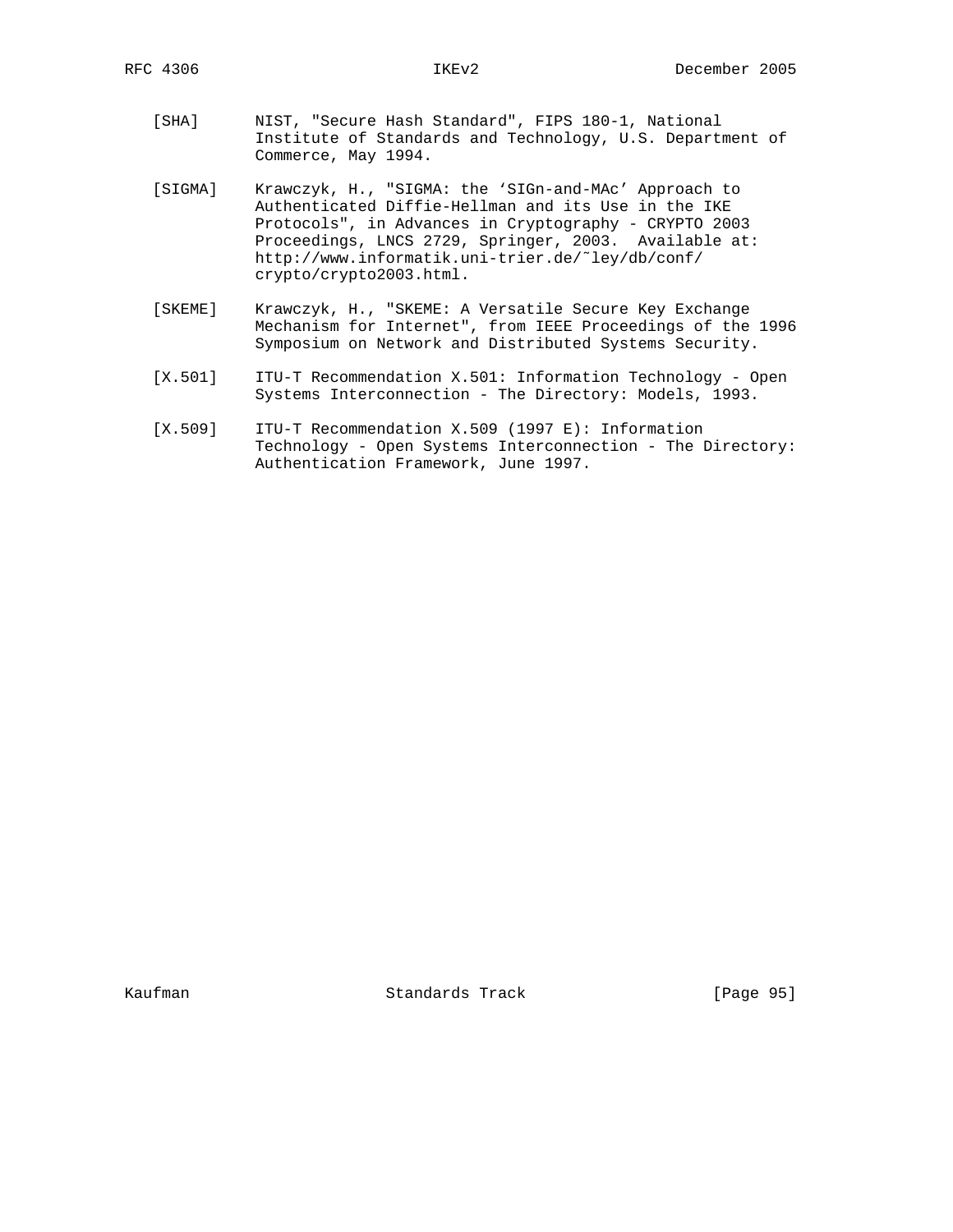[SHA] NIST, "Secure Hash Standard", FIPS 180-1, National Institute of Standards and Technology, U.S. Department of Commerce, May 1994.

[SIGMA] Krawczyk, H., "SIGMA: the 'SIGn-and-MAc' Approach to Authenticated Diffie-Hellman and its Use in the IKE Protocols", in Advances in Cryptography - CRYPTO 2003 Proceedings, LNCS 2729, Springer, 2003. Available at: http://www.informatik.uni-trier.de/˜ley/db/conf/crypto/crypto2003.html.

[SKEME] Krawczyk, H., "SKEME: A Versatile Secure Key Exchange Mechanism for Internet", from IEEE Proceedings of the 1996 Symposium on Network and Distributed Systems Security.

[X.501] ITU-T Recommendation X.501: Information Technology - Open Systems Interconnection - The Directory: Models, 1993.

[X.509] ITU-T Recommendation X.509 (1997 E): Information Technology - Open Systems Interconnection - The Directory: Authentication Framework, June 1997.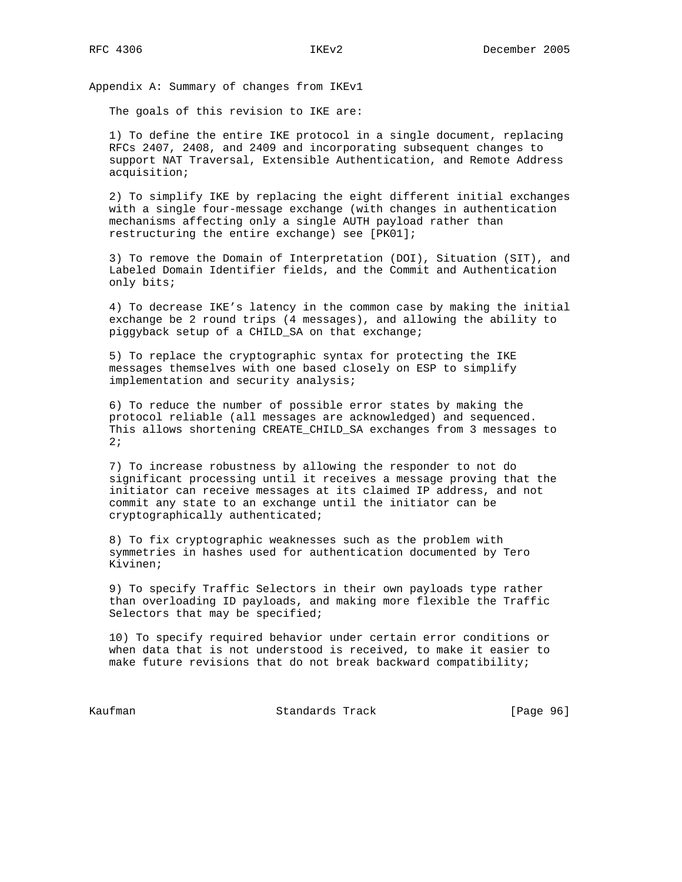## Appendix A: Summary of changes from IKEv1

The goals of this revision to IKE are:

1) To define the entire IKE protocol in a single document, replacing RFCs 2407, 2408, and 2409 and incorporating subsequent changes to support NAT Traversal, Extensible Authentication, and Remote Address acquisition;

2) To simplify IKE by replacing the eight different initial exchanges with a single four-message exchange (with changes in authentication mechanisms affecting only a single AUTH payload rather than restructuring the entire exchange) see [PK01];

3) To remove the Domain of Interpretation (DOI), Situation (SIT), and Labeled Domain Identifier fields, and the Commit and Authentication only bits;

4) To decrease IKE's latency in the common case by making the initial exchange be 2 round trips (4 messages), and allowing the ability to piggyback setup of a CHILD_SA on that exchange;

5) To replace the cryptographic syntax for protecting the IKE messages themselves with one based closely on ESP to simplify implementation and security analysis;

6) To reduce the number of possible error states by making the protocol reliable (all messages are acknowledged) and sequenced. This allows shortening CREATE_CHILD_SA exchanges from 3 messages to 2;

7) To increase robustness by allowing the responder to not do significant processing until it receives a message proving that the initiator can receive messages at its claimed IP address, and not commit any state to an exchange until the initiator can be cryptographically authenticated;

8) To fix cryptographic weaknesses such as the problem with symmetries in hashes used for authentication documented by Tero Kivinen;

9) To specify Traffic Selectors in their own payloads type rather than overloading ID payloads, and making more flexible the Traffic Selectors that may be specified;

10) To specify required behavior under certain error conditions or when data that is not understood is received, to make it easier to make future revisions that do not break backward compatibility;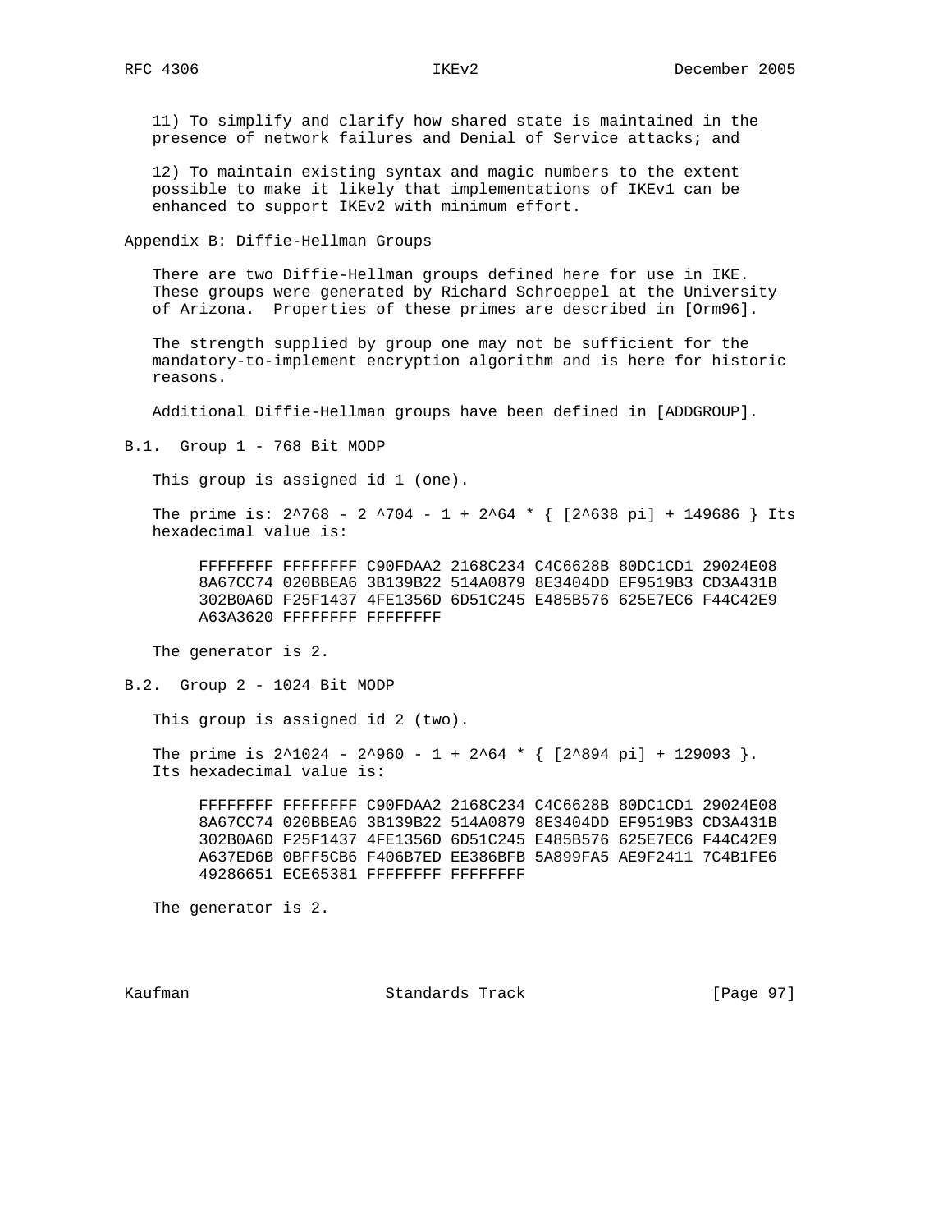11) To simplify and clarify how shared state is maintained in the presence of network failures and Denial of Service attacks; and

12) To maintain existing syntax and magic numbers to the extent possible to make it likely that implementations of IKEv1 can be enhanced to support IKEv2 with minimum effort.

## Appendix B: Diffie-Hellman Groups

There are two Diffie-Hellman groups defined here for use in IKE. These groups were generated by Richard Schroeppel at the University of Arizona. Properties of these primes are described in [Orm96].

The strength supplied by group one may not be sufficient for the mandatory-to-implement encryption algorithm and is here for historic reasons.

Additional Diffie-Hellman groups have been defined in [ADDGROUP].

### B.1. Group 1 - 768 Bit MODP

This group is assigned id 1 (one).

The prime is: $2^{768} - 2^{704} - 1 + 2^{64} * \{ [2^{638} \pi] + 149686 \}$ Its hexadecimal value is:

```
FFFFFFFF FFFFFFFF C90FDAA2 2168C234 C4C6628B 80DC1CD1 29024E08
8A67CC74 020BBEA6 3B139B22 514A0879 8E3404DD EF9519B3 CD3A431B
302B0A6D F25F1437 4FE1356D 6D51C245 E485B576 625E7EC6 F44C42E9
A63A3620 FFFFFFFF FFFFFFFF
```

The generator is 2.

### B.2. Group 2 - 1024 Bit MODP

This group is assigned id 2 (two).

The prime is $2^{1024} - 2^{960} - 1 + 2^{64} * \{ [2^{894} \pi] + 129093 \}$. Its hexadecimal value is:

```
FFFFFFFF FFFFFFFF C90FDAA2 2168C234 C4C6628B 80DC1CD1 29024E08
8A67CC74 020BBEA6 3B139B22 514A0879 8E3404DD EF9519B3 CD3A431B
302B0A6D F25F1437 4FE1356D 6D51C245 E485B576 625E7EC6 F44C42E9
A637ED6B 0BFF5CB6 F406B7ED EE386BFB 5A899FA5 AE9F2411 7C4B1FE6
49286651 ECE65381 FFFFFFFF FFFFFFFF
```

The generator is 2.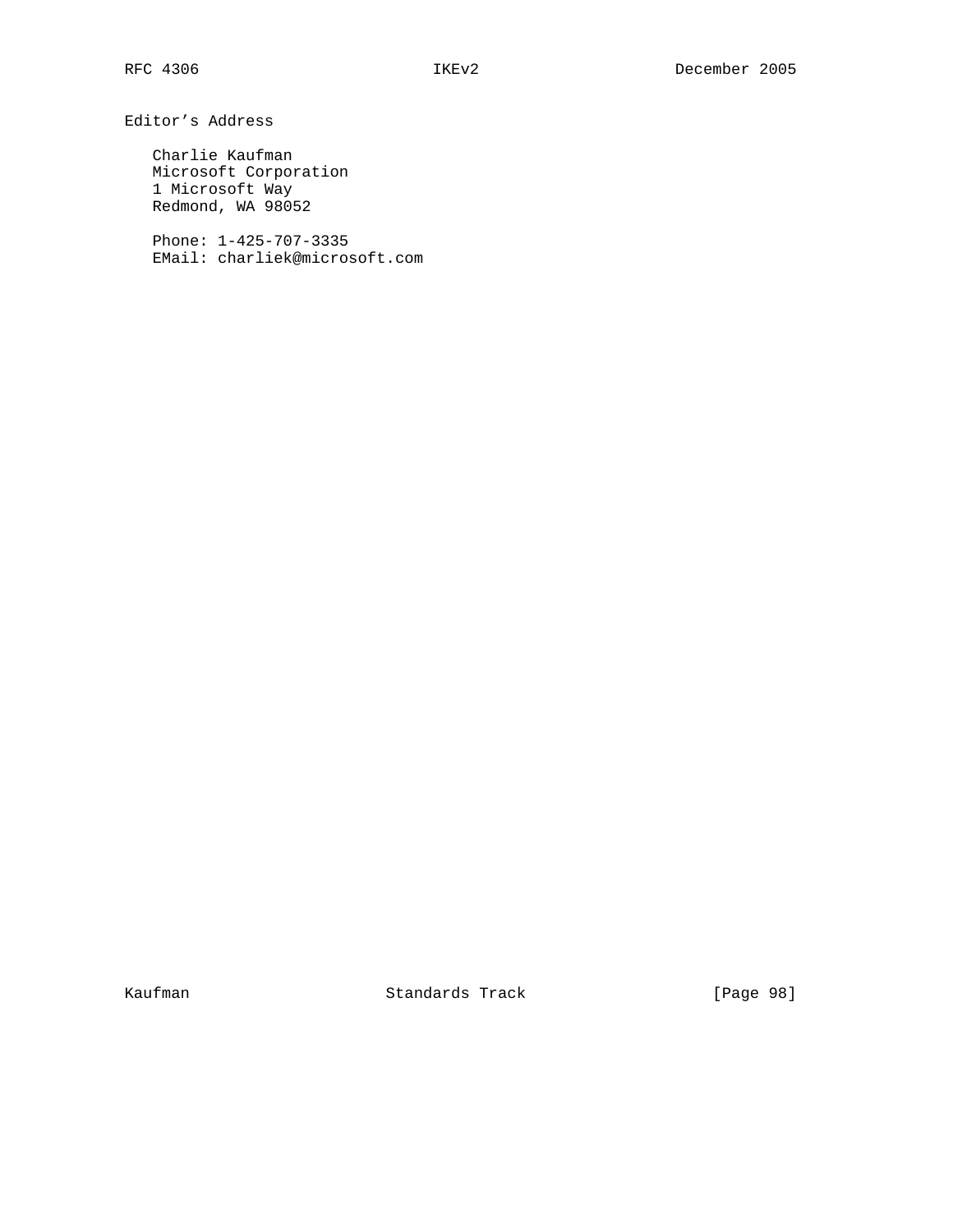## Editor's Address

Charlie Kaufman  
Microsoft Corporation  
1 Microsoft Way  
Redmond, WA 98052

Phone: 1-425-707-3335  
EMail: charliek@microsoft.com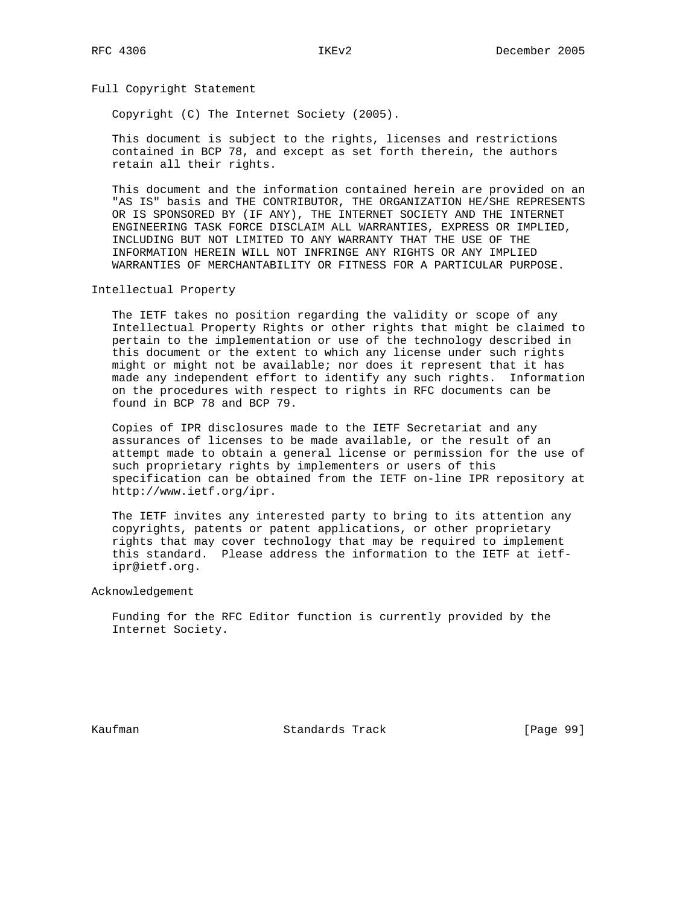## Full Copyright Statement

Copyright (C) The Internet Society (2005).

This document is subject to the rights, licenses and restrictions contained in BCP 78, and except as set forth therein, the authors retain all their rights.

This document and the information contained herein are provided on an "AS IS" basis and THE CONTRIBUTOR, THE ORGANIZATION HE/SHE REPRESENTS OR IS SPONSORED BY (IF ANY), THE INTERNET SOCIETY AND THE INTERNET ENGINEERING TASK FORCE DISCLAIM ALL WARRANTIES, EXPRESS OR IMPLIED, INCLUDING BUT NOT LIMITED TO ANY WARRANTY THAT THE USE OF THE INFORMATION HEREIN WILL NOT INFRINGE ANY RIGHTS OR ANY IMPLIED WARRANTIES OF MERCHANTABILITY OR FITNESS FOR A PARTICULAR PURPOSE.

## Intellectual Property

The IETF takes no position regarding the validity or scope of any Intellectual Property Rights or other rights that might be claimed to pertain to the implementation or use of the technology described in this document or the extent to which any license under such rights might or might not be available; nor does it represent that it has made any independent effort to identify any such rights. Information on the procedures with respect to rights in RFC documents can be found in BCP 78 and BCP 79.

Copies of IPR disclosures made to the IETF Secretariat and any assurances of licenses to be made available, or the result of an attempt made to obtain a general license or permission for the use of such proprietary rights by implementers or users of this specification can be obtained from the IETF on-line IPR repository at http://www.ietf.org/ipr.

The IETF invites any interested party to bring to its attention any copyrights, patents or patent applications, or other proprietary rights that may cover technology that may be required to implement this standard. Please address the information to the IETF at ietf-ipr@ietf.org.

## Acknowledgement

Funding for the RFC Editor function is currently provided by the Internet Society.